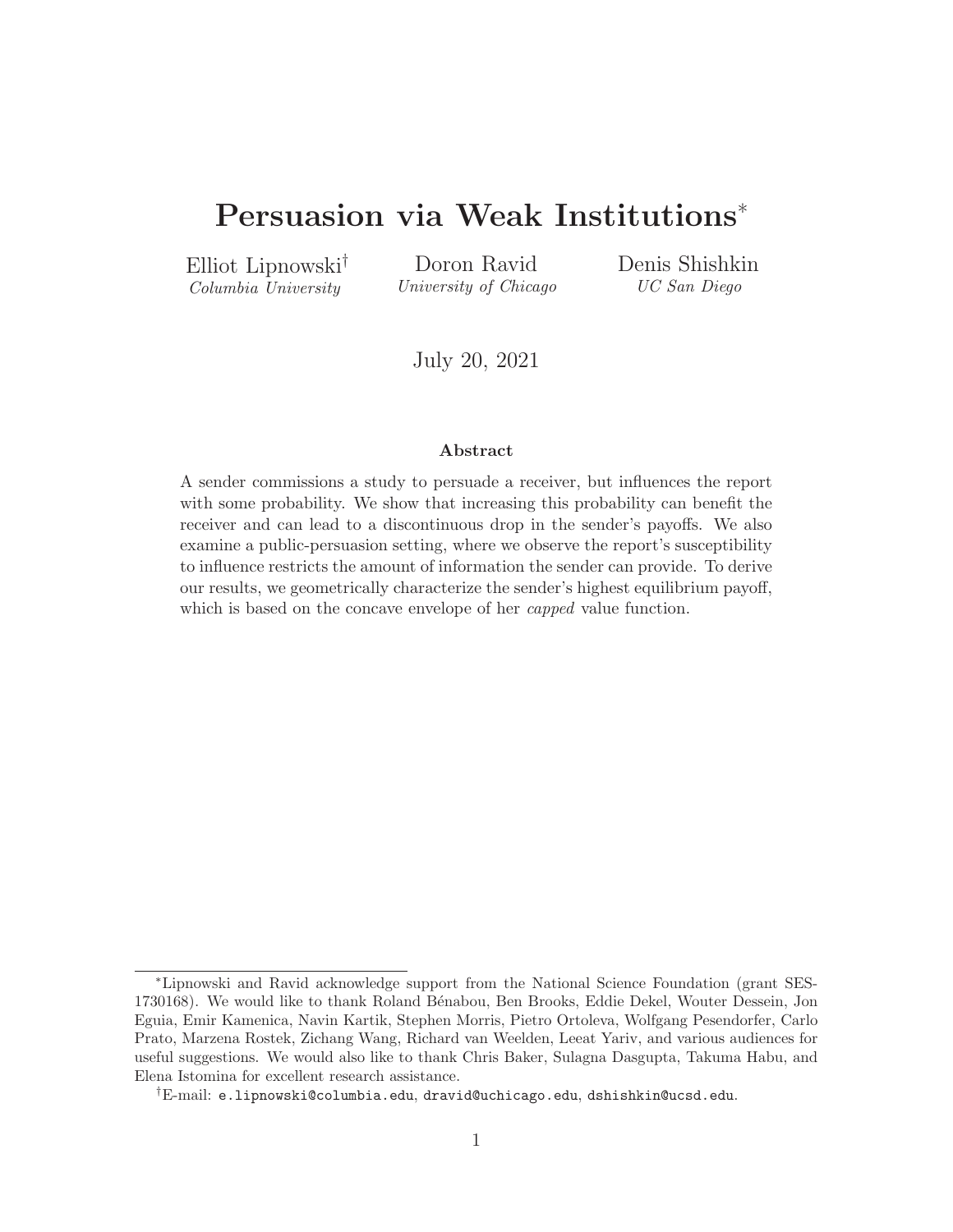# Persuasion via Weak Institutions[*]

Elliot Lipnowski[†]
*Columbia University*

Doron Ravid
*University of Chicago*

Denis Shishkin
*UC San Diego*

July 20, 2021

### Abstract

A sender commissions a study to persuade a receiver, but influences the report with some probability. We show that increasing this probability can benefit the receiver and can lead to a discontinuous drop in the sender's payoffs. We also examine a public-persuasion setting, where we observe the report's susceptibility to influence restricts the amount of information the sender can provide. To derive our results, we geometrically characterize the sender's highest equilibrium payoff, which is based on the concave envelope of her *capped* value function.

---

[*] Lipnowski and Ravid acknowledge support from the National Science Foundation (grant SES-1730168). We would like to thank Roland Bénabou, Ben Brooks, Eddie Dekel, Wouter Dessein, Jon Eguia, Emir Kamenica, Navin Kartik, Stephen Morris, Pietro Ortoleva, Wolfgang Pesendorfer, Carlo Prato, Marzena Rostek, Zichang Wang, Richard van Weelden, Leeat Yariv, and various audiences for useful suggestions. We would also like to thank Chris Baker, Sulagna Dasgupta, Takuma Habu, and Elena Istomina for excellent research assistance.

[†] E-mail: e.lipnowski@columbia.edu, dravid@uchicago.edu, dshishkin@ucsd.edu.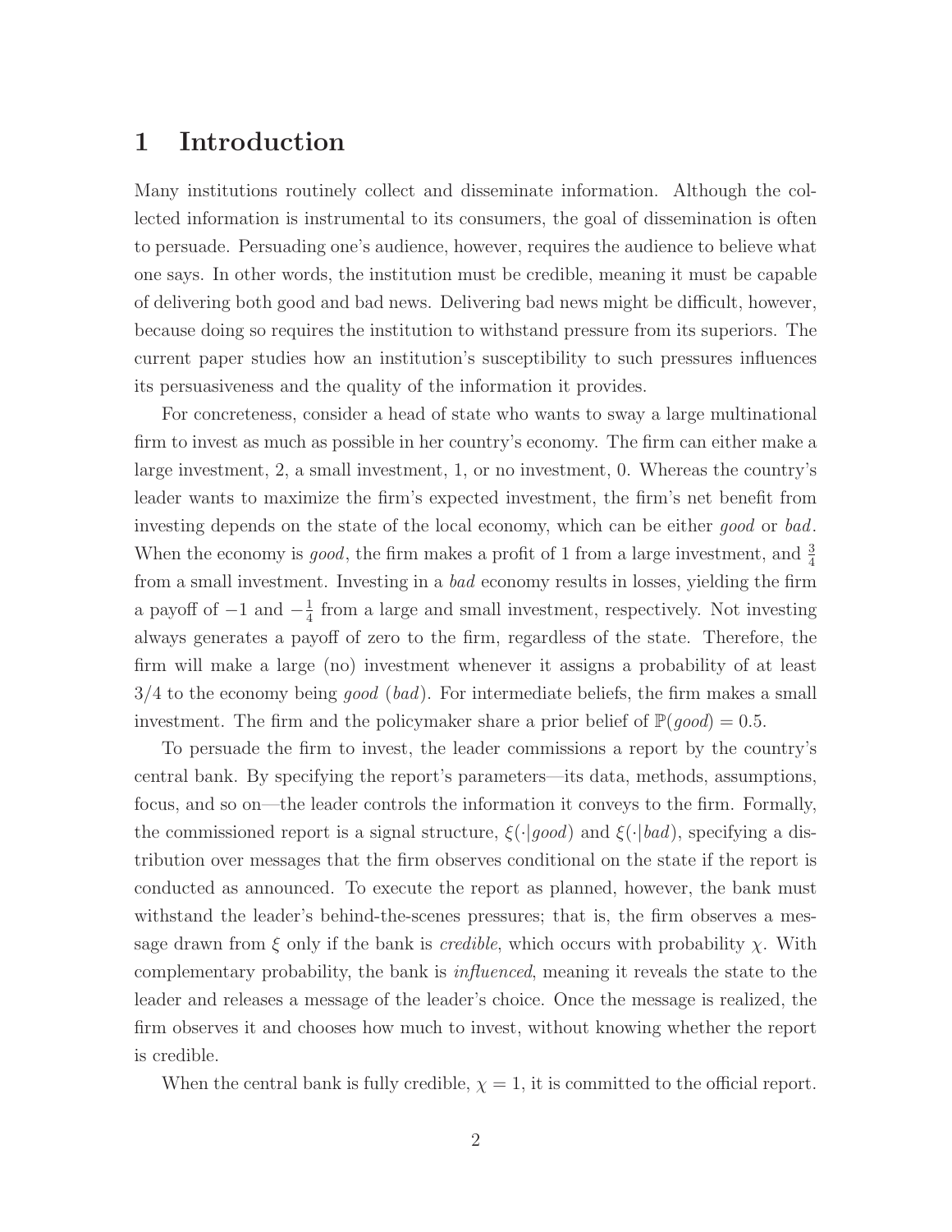# 1 Introduction

Many institutions routinely collect and disseminate information. Although the collected information is instrumental to its consumers, the goal of dissemination is often to persuade. Persuading one's audience, however, requires the audience to believe what one says. In other words, the institution must be credible, meaning it must be capable of delivering both good and bad news. Delivering bad news might be difficult, however, because doing so requires the institution to withstand pressure from its superiors. The current paper studies how an institution's susceptibility to such pressures influences its persuasiveness and the quality of the information it provides.

For concreteness, consider a head of state who wants to sway a large multinational firm to invest as much as possible in her country's economy. The firm can either make a large investment, 2, a small investment, 1, or no investment, 0. Whereas the country's leader wants to maximize the firm's expected investment, the firm's net benefit from investing depends on the state of the local economy, which can be either *good* or *bad*. When the economy is *good*, the firm makes a profit of 1 from a large investment, and $\frac{3}{4}$ from a small investment. Investing in a *bad* economy results in losses, yielding the firm a payoff of $-1$ and $-\frac{1}{4}$ from a large and small investment, respectively. Not investing always generates a payoff of zero to the firm, regardless of the state. Therefore, the firm will make a large (no) investment whenever it assigns a probability of at least $3/4$ to the economy being *good* (*bad*). For intermediate beliefs, the firm makes a small investment. The firm and the policymaker share a prior belief of $\mathbb{P}(good) = 0.5$.

To persuade the firm to invest, the leader commissions a report by the country's central bank. By specifying the report's parameters—its data, methods, assumptions, focus, and so on—the leader controls the information it conveys to the firm. Formally, the commissioned report is a signal structure, $\xi(\cdot|good)$ and $\xi(\cdot|bad)$, specifying a distribution over messages that the firm observes conditional on the state if the report is conducted as announced. To execute the report as planned, however, the bank must withstand the leader's behind-the-scenes pressures; that is, the firm observes a message drawn from $\xi$ only if the bank is *credible*, which occurs with probability $\chi$. With complementary probability, the bank is *influenced*, meaning it reveals the state to the leader and releases a message of the leader's choice. Once the message is realized, the firm observes it and chooses how much to invest, without knowing whether the report is credible.

When the central bank is fully credible, $\chi = 1$, it is committed to the official report.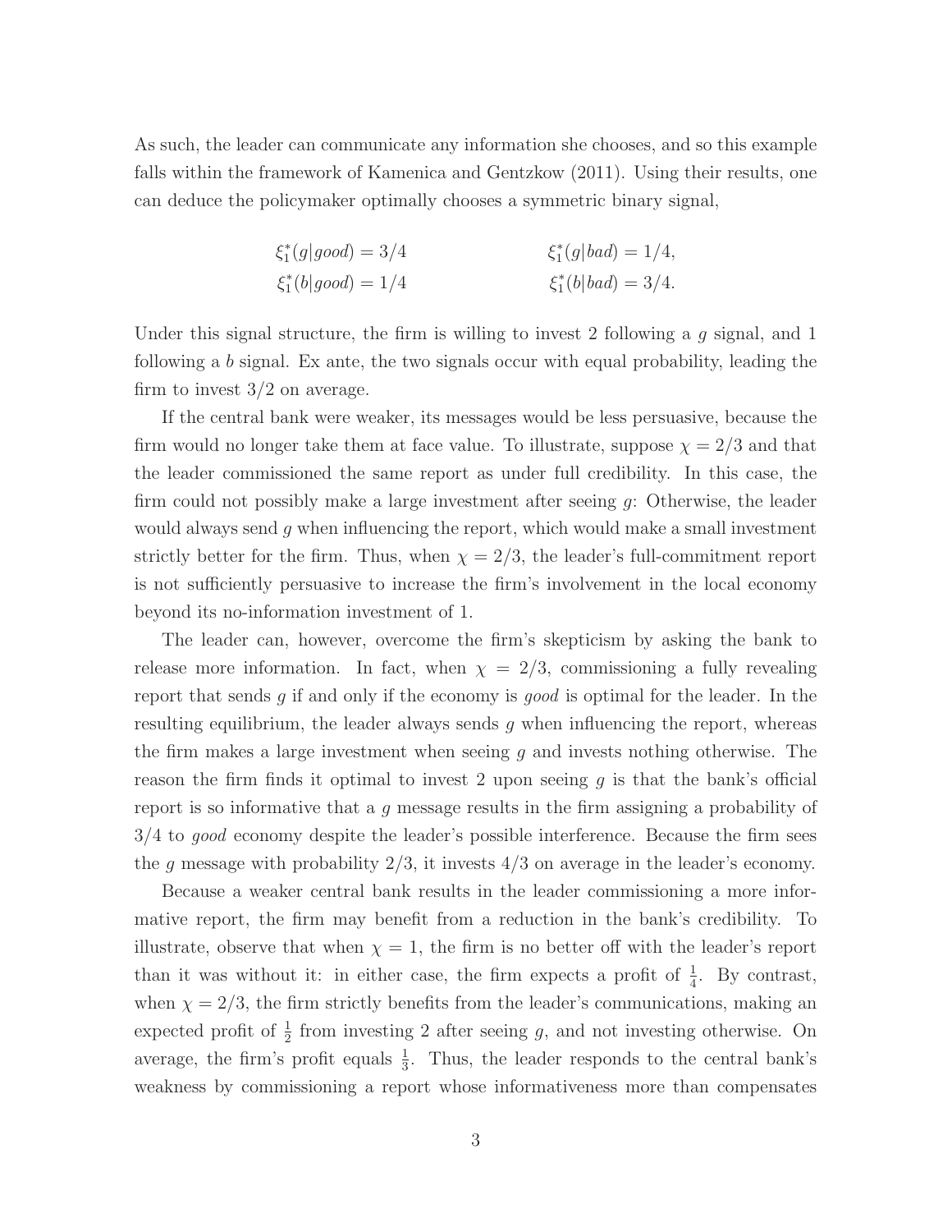As such, the leader can communicate any information she chooses, and so this example falls within the framework of Kamenica and Gentzkow (2011). Using their results, one can deduce the policymaker optimally chooses a symmetric binary signal,

$$
\begin{aligned}
\xi_1^*(g|good) &= 3/4 & \qquad \xi_1^*(g|bad) &= 1/4, \\
\xi_1^*(b|good) &= 1/4 & \qquad \xi_1^*(b|bad) &= 3/4.
\end{aligned}
$$

Under this signal structure, the firm is willing to invest 2 following a $g$ signal, and 1 following a $b$ signal. Ex ante, the two signals occur with equal probability, leading the firm to invest $3/2$ on average.

If the central bank were weaker, its messages would be less persuasive, because the firm would no longer take them at face value. To illustrate, suppose $\chi = 2/3$ and that the leader commissioned the same report as under full credibility. In this case, the firm could not possibly make a large investment after seeing $g$: Otherwise, the leader would always send $g$ when influencing the report, which would make a small investment strictly better for the firm. Thus, when $\chi = 2/3$, the leader's full-commitment report is not sufficiently persuasive to increase the firm's involvement in the local economy beyond its no-information investment of 1.

The leader can, however, overcome the firm's skepticism by asking the bank to release more information. In fact, when $\chi = 2/3$, commissioning a fully revealing report that sends $g$ if and only if the economy is *good* is optimal for the leader. In the resulting equilibrium, the leader always sends $g$ when influencing the report, whereas the firm makes a large investment when seeing $g$ and invests nothing otherwise. The reason the firm finds it optimal to invest 2 upon seeing $g$ is that the bank's official report is so informative that a $g$ message results in the firm assigning a probability of $3/4$ to *good* economy despite the leader's possible interference. Because the firm sees the $g$ message with probability $2/3$, it invests $4/3$ on average in the leader's economy.

Because a weaker central bank results in the leader commissioning a more informative report, the firm may benefit from a reduction in the bank's credibility. To illustrate, observe that when $\chi = 1$, the firm is no better off with the leader's report than it was without it: in either case, the firm expects a profit of $\frac{1}{4}$. By contrast, when $\chi = 2/3$, the firm strictly benefits from the leader's communications, making an expected profit of $\frac{1}{2}$ from investing 2 after seeing $g$, and not investing otherwise. On average, the firm's profit equals $\frac{1}{3}$. Thus, the leader responds to the central bank's weakness by commissioning a report whose informativeness more than compensates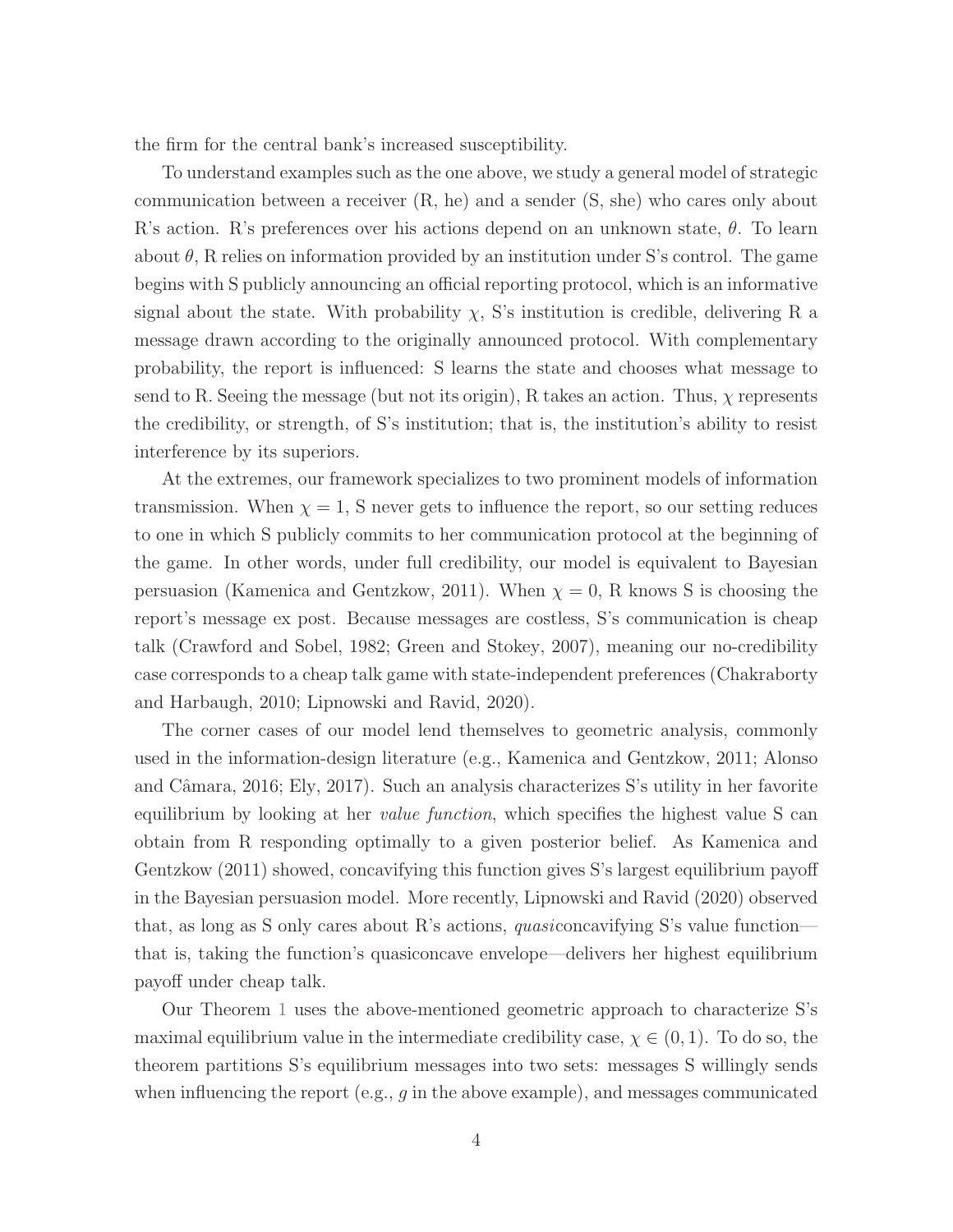the firm for the central bank's increased susceptibility.

To understand examples such as the one above, we study a general model of strategic communication between a receiver (R, he) and a sender (S, she) who cares only about R's action. R's preferences over his actions depend on an unknown state, $\theta$. To learn about $\theta$, R relies on information provided by an institution under S's control. The game begins with S publicly announcing an official reporting protocol, which is an informative signal about the state. With probability $\chi$, S's institution is credible, delivering R a message drawn according to the originally announced protocol. With complementary probability, the report is influenced: S learns the state and chooses what message to send to R. Seeing the message (but not its origin), R takes an action. Thus, $\chi$ represents the credibility, or strength, of S's institution; that is, the institution's ability to resist interference by its superiors.

At the extremes, our framework specializes to two prominent models of information transmission. When $\chi = 1$, S never gets to influence the report, so our setting reduces to one in which S publicly commits to her communication protocol at the beginning of the game. In other words, under full credibility, our model is equivalent to Bayesian persuasion (Kamenica and Gentzkow, 2011). When $\chi = 0$, R knows S is choosing the report's message ex post. Because messages are costless, S's communication is cheap talk (Crawford and Sobel, 1982; Green and Stokey, 2007), meaning our no-credibility case corresponds to a cheap talk game with state-independent preferences (Chakraborty and Harbaugh, 2010; Lipnowski and Ravid, 2020).

The corner cases of our model lend themselves to geometric analysis, commonly used in the information-design literature (e.g., Kamenica and Gentzkow, 2011; Alonso and Câmara, 2016; Ely, 2017). Such an analysis characterizes S's utility in her favorite equilibrium by looking at her *value function*, which specifies the highest value S can obtain from R responding optimally to a given posterior belief. As Kamenica and Gentzkow (2011) showed, concavifying this function gives S's largest equilibrium payoff in the Bayesian persuasion model. More recently, Lipnowski and Ravid (2020) observed that, as long as S only cares about R's actions, *quasi*concavifying S's value function—that is, taking the function's quasiconcave envelope—delivers her highest equilibrium payoff under cheap talk.

Our Theorem 1 uses the above-mentioned geometric approach to characterize S's maximal equilibrium value in the intermediate credibility case, $\chi \in (0, 1)$. To do so, the theorem partitions S's equilibrium messages into two sets: messages S willingly sends when influencing the report (e.g., $g$ in the above example), and messages communicated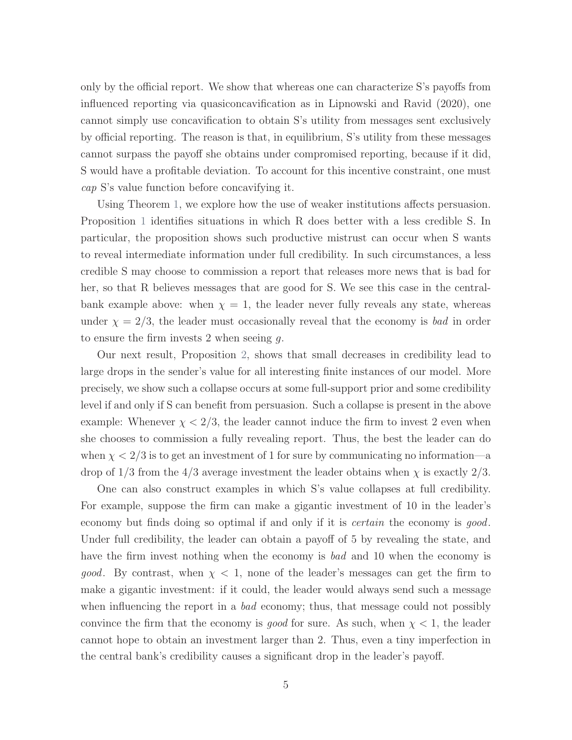only by the official report. We show that whereas one can characterize S's payoffs from influenced reporting via quasiconcavification as in Lipnowski and Ravid (2020), one cannot simply use concavification to obtain S's utility from messages sent exclusively by official reporting. The reason is that, in equilibrium, S's utility from these messages cannot surpass the payoff she obtains under compromised reporting, because if it did, S would have a profitable deviation. To account for this incentive constraint, one must *cap* S's value function before concavifying it.

Using Theorem 1, we explore how the use of weaker institutions affects persuasion. Proposition 1 identifies situations in which R does better with a less credible S. In particular, the proposition shows such productive mistrust can occur when S wants to reveal intermediate information under full credibility. In such circumstances, a less credible S may choose to commission a report that releases more news that is bad for her, so that R believes messages that are good for S. We see this case in the central-bank example above: when $\chi = 1$, the leader never fully reveals any state, whereas under $\chi = 2/3$, the leader must occasionally reveal that the economy is *bad* in order to ensure the firm invests 2 when seeing $g$.

Our next result, Proposition 2, shows that small decreases in credibility lead to large drops in the sender's value for all interesting finite instances of our model. More precisely, we show such a collapse occurs at some full-support prior and some credibility level if and only if S can benefit from persuasion. Such a collapse is present in the above example: Whenever $\chi < 2/3$, the leader cannot induce the firm to invest 2 even when she chooses to commission a fully revealing report. Thus, the best the leader can do when $\chi < 2/3$ is to get an investment of 1 for sure by communicating no information—a drop of 1/3 from the 4/3 average investment the leader obtains when $\chi$ is exactly 2/3.

One can also construct examples in which S's value collapses at full credibility. For example, suppose the firm can make a gigantic investment of 10 in the leader's economy but finds doing so optimal if and only if it is *certain* the economy is *good*. Under full credibility, the leader can obtain a payoff of 5 by revealing the state, and have the firm invest nothing when the economy is *bad* and 10 when the economy is *good*. By contrast, when $\chi < 1$, none of the leader's messages can get the firm to make a gigantic investment: if it could, the leader would always send such a message when influencing the report in a *bad* economy; thus, that message could not possibly convince the firm that the economy is *good* for sure. As such, when $\chi < 1$, the leader cannot hope to obtain an investment larger than 2. Thus, even a tiny imperfection in the central bank's credibility causes a significant drop in the leader's payoff.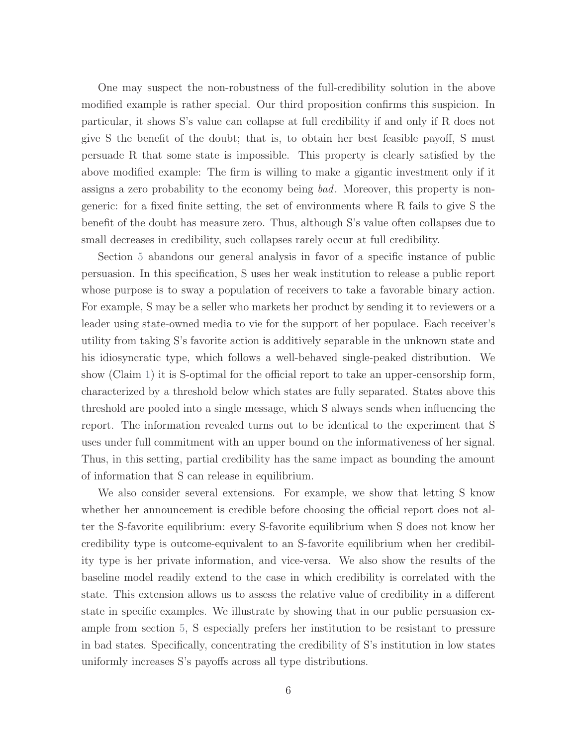One may suspect the non-robustness of the full-credibility solution in the above modified example is rather special. Our third proposition confirms this suspicion. In particular, it shows S's value can collapse at full credibility if and only if R does not give S the benefit of the doubt; that is, to obtain her best feasible payoff, S must persuade R that some state is impossible. This property is clearly satisfied by the above modified example: The firm is willing to make a gigantic investment only if it assigns a zero probability to the economy being *bad*. Moreover, this property is non-generic: for a fixed finite setting, the set of environments where R fails to give S the benefit of the doubt has measure zero. Thus, although S's value often collapses due to small decreases in credibility, such collapses rarely occur at full credibility.

Section 5 abandons our general analysis in favor of a specific instance of public persuasion. In this specification, S uses her weak institution to release a public report whose purpose is to sway a population of receivers to take a favorable binary action. For example, S may be a seller who markets her product by sending it to reviewers or a leader using state-owned media to vie for the support of her populace. Each receiver's utility from taking S's favorite action is additively separable in the unknown state and his idiosyncratic type, which follows a well-behaved single-peaked distribution. We show (Claim 1) it is S-optimal for the official report to take an upper-censorship form, characterized by a threshold below which states are fully separated. States above this threshold are pooled into a single message, which S always sends when influencing the report. The information revealed turns out to be identical to the experiment that S uses under full commitment with an upper bound on the informativeness of her signal. Thus, in this setting, partial credibility has the same impact as bounding the amount of information that S can release in equilibrium.

We also consider several extensions. For example, we show that letting S know whether her announcement is credible before choosing the official report does not alter the S-favorite equilibrium: every S-favorite equilibrium when S does not know her credibility type is outcome-equivalent to an S-favorite equilibrium when her credibility type is her private information, and vice-versa. We also show the results of the baseline model readily extend to the case in which credibility is correlated with the state. This extension allows us to assess the relative value of credibility in a different state in specific examples. We illustrate by showing that in our public persuasion example from section 5, S especially prefers her institution to be resistant to pressure in bad states. Specifically, concentrating the credibility of S's institution in low states uniformly increases S's payoffs across all type distributions.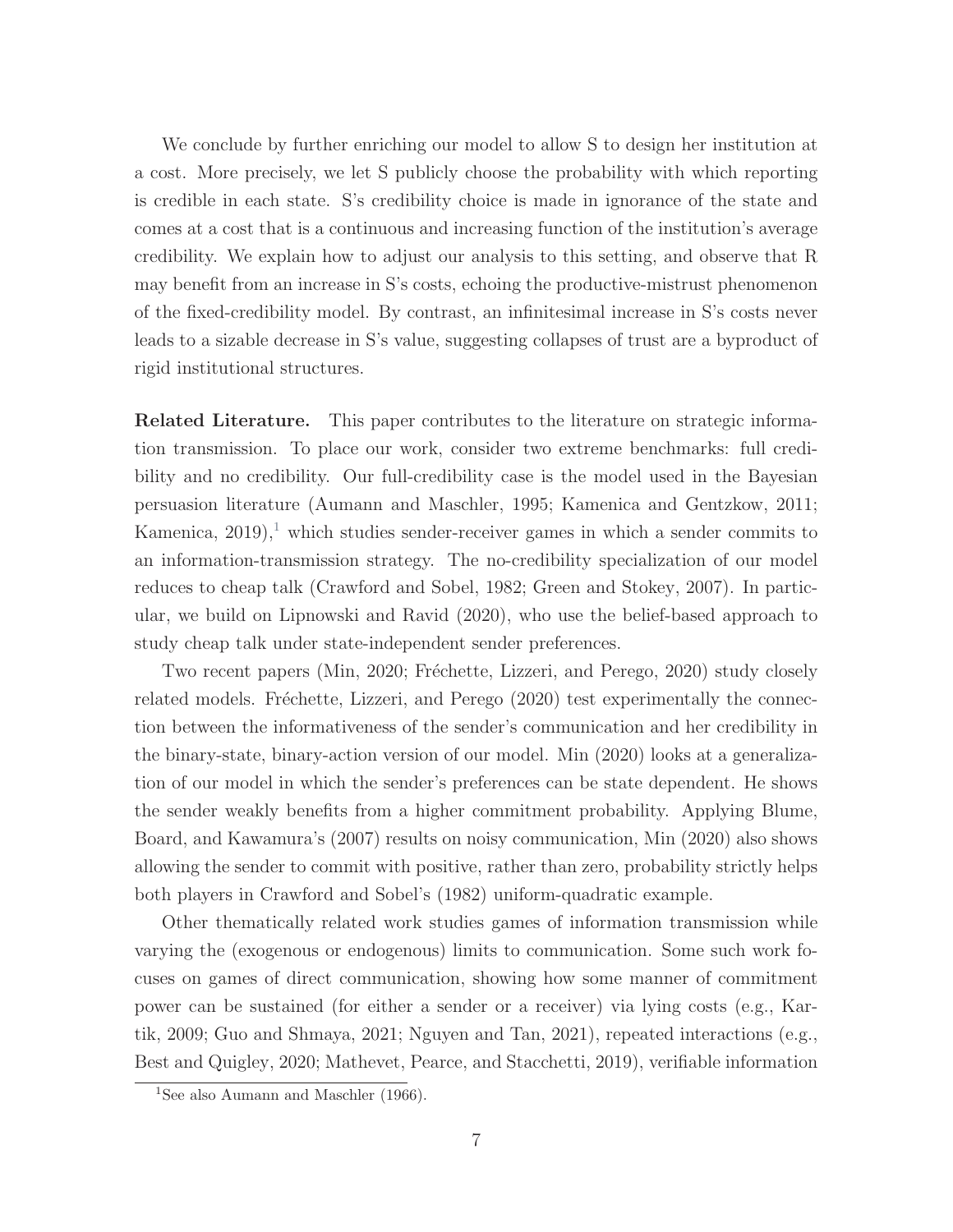We conclude by further enriching our model to allow S to design her institution at a cost. More precisely, we let S publicly choose the probability with which reporting is credible in each state. S's credibility choice is made in ignorance of the state and comes at a cost that is a continuous and increasing function of the institution's average credibility. We explain how to adjust our analysis to this setting, and observe that R may benefit from an increase in S's costs, echoing the productive-mistrust phenomenon of the fixed-credibility model. By contrast, an infinitesimal increase in S's costs never leads to a sizable decrease in S's value, suggesting collapses of trust are a byproduct of rigid institutional structures.

**Related Literature.** This paper contributes to the literature on strategic information transmission. To place our work, consider two extreme benchmarks: full credibility and no credibility. Our full-credibility case is the model used in the Bayesian persuasion literature (Aumann and Maschler, 1995; Kamenica and Gentzkow, 2011; Kamenica, 2019),[1] which studies sender-receiver games in which a sender commits to an information-transmission strategy. The no-credibility specialization of our model reduces to cheap talk (Crawford and Sobel, 1982; Green and Stokey, 2007). In particular, we build on Lipnowski and Ravid (2020), who use the belief-based approach to study cheap talk under state-independent sender preferences.

Two recent papers (Min, 2020; Fréchette, Lizzeri, and Perego, 2020) study closely related models. Fréchette, Lizzeri, and Perego (2020) test experimentally the connection between the informativeness of the sender's communication and her credibility in the binary-state, binary-action version of our model. Min (2020) looks at a generalization of our model in which the sender's preferences can be state dependent. He shows the sender weakly benefits from a higher commitment probability. Applying Blume, Board, and Kawamura's (2007) results on noisy communication, Min (2020) also shows allowing the sender to commit with positive, rather than zero, probability strictly helps both players in Crawford and Sobel's (1982) uniform-quadratic example.

Other thematically related work studies games of information transmission while varying the (exogenous or endogenous) limits to communication. Some such work focuses on games of direct communication, showing how some manner of commitment power can be sustained (for either a sender or a receiver) via lying costs (e.g., Kartik, 2009; Guo and Shmaya, 2021; Nguyen and Tan, 2021), repeated interactions (e.g., Best and Quigley, 2020; Mathevet, Pearce, and Stacchetti, 2019), verifiable information

[1] See also Aumann and Maschler (1966).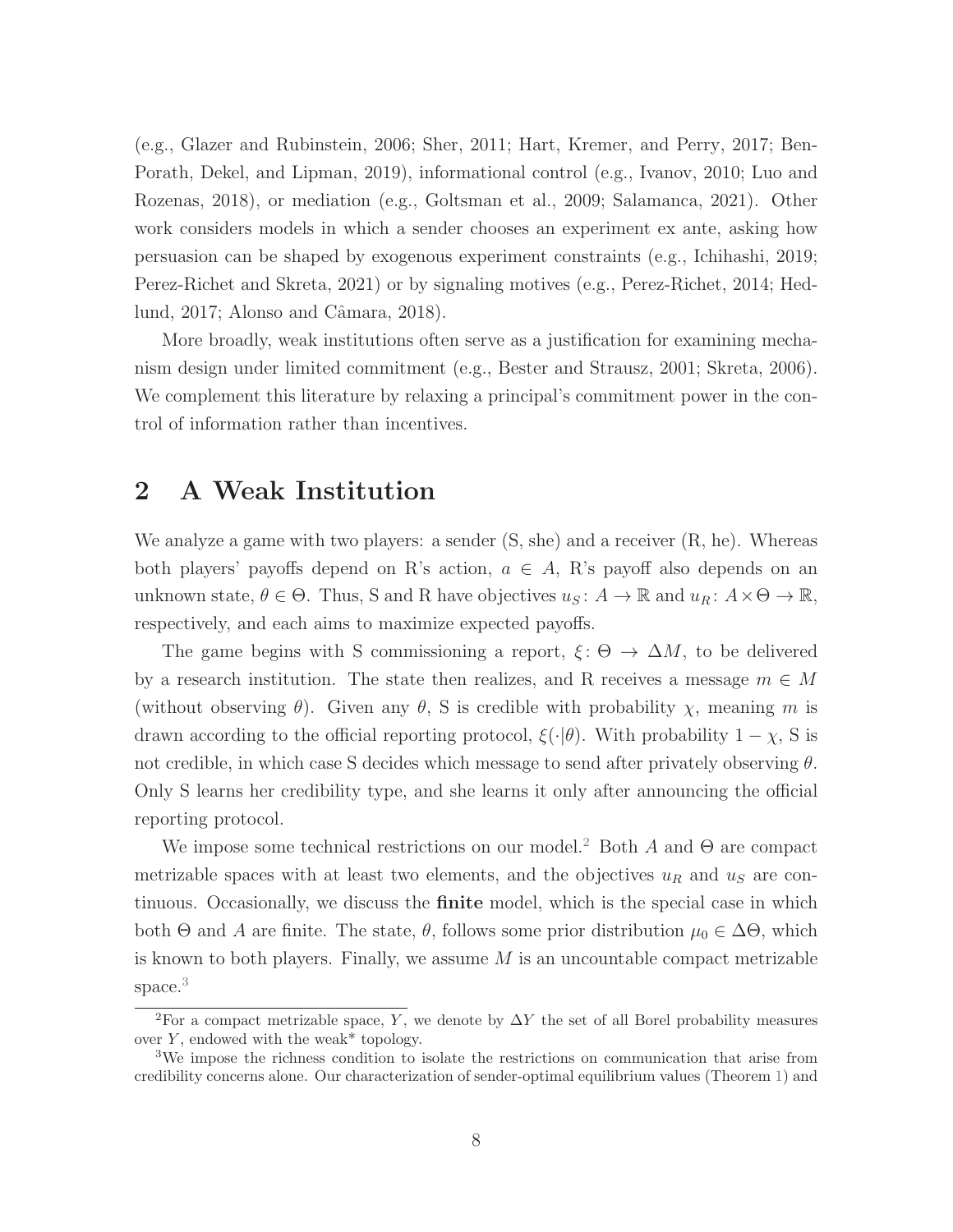(e.g., Glazer and Rubinstein, 2006; Sher, 2011; Hart, Kremer, and Perry, 2017; Ben-Porath, Dekel, and Lipman, 2019), informational control (e.g., Ivanov, 2010; Luo and Rozenas, 2018), or mediation (e.g., Goltsman et al., 2009; Salamanca, 2021). Other work considers models in which a sender chooses an experiment ex ante, asking how persuasion can be shaped by exogenous experiment constraints (e.g., Ichihashi, 2019; Perez-Richet and Skreta, 2021) or by signaling motives (e.g., Perez-Richet, 2014; Hedlund, 2017; Alonso and Câmara, 2018).

More broadly, weak institutions often serve as a justification for examining mechanism design under limited commitment (e.g., Bester and Strausz, 2001; Skreta, 2006). We complement this literature by relaxing a principal's commitment power in the control of information rather than incentives.

## 2 A Weak Institution

We analyze a game with two players: a sender (S, she) and a receiver (R, he). Whereas both players' payoffs depend on R's action, $a \in A$, R's payoff also depends on an unknown state, $\theta \in \Theta$. Thus, S and R have objectives $u_S\colon A \to \mathbb{R}$ and $u_R\colon A \times \Theta \to \mathbb{R}$, respectively, and each aims to maximize expected payoffs.

The game begins with S commissioning a report, $\xi\colon \Theta \to \Delta M$, to be delivered by a research institution. The state then realizes, and R receives a message $m \in M$ (without observing $\theta$). Given any $\theta$, S is credible with probability $\chi$, meaning $m$ is drawn according to the official reporting protocol, $\xi(\cdot|\theta)$. With probability $1 - \chi$, S is not credible, in which case S decides which message to send after privately observing $\theta$. Only S learns her credibility type, and she learns it only after announcing the official reporting protocol.

We impose some technical restrictions on our model.[2] Both $A$ and $\Theta$ are compact metrizable spaces with at least two elements, and the objectives $u_R$ and $u_S$ are continuous. Occasionally, we discuss the **finite** model, which is the special case in which both $\Theta$ and $A$ are finite. The state, $\theta$, follows some prior distribution $\mu_0 \in \Delta\Theta$, which is known to both players. Finally, we assume $M$ is an uncountable compact metrizable space.[3]

[2] For a compact metrizable space, $Y$, we denote by $\Delta Y$ the set of all Borel probability measures over $Y$, endowed with the weak* topology.

[3] We impose the richness condition to isolate the restrictions on communication that arise from credibility concerns alone. Our characterization of sender-optimal equilibrium values (Theorem 1) and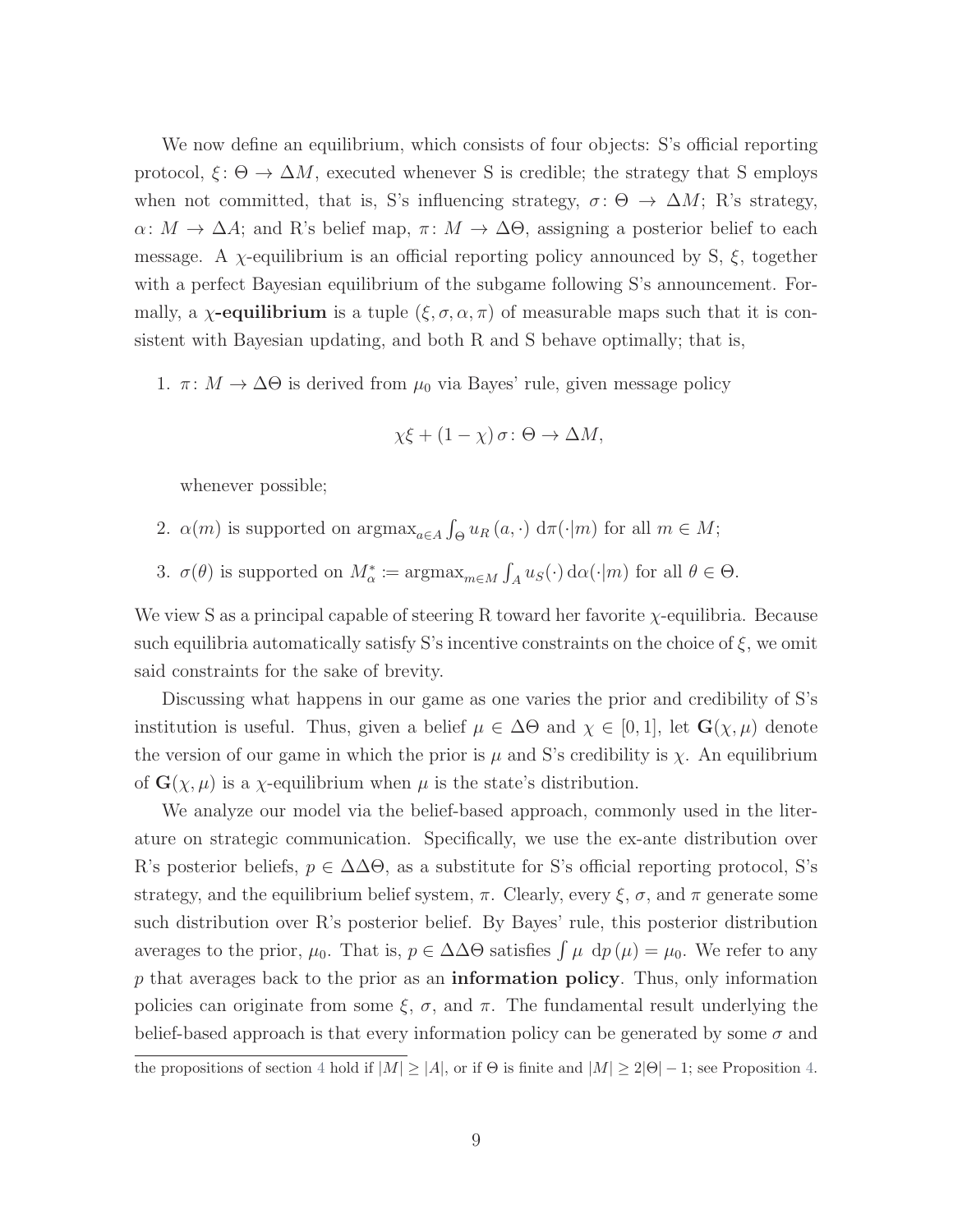We now define an equilibrium, which consists of four objects: S's official reporting protocol, $\xi\colon \Theta \to \Delta M$, executed whenever S is credible; the strategy that S employs when not committed, that is, S's influencing strategy, $\sigma\colon \Theta \to \Delta M$; R's strategy, $\alpha\colon M \to \Delta A$; and R's belief map, $\pi\colon M \to \Delta\Theta$, assigning a posterior belief to each message. A $\chi$-equilibrium is an official reporting policy announced by S, $\xi$, together with a perfect Bayesian equilibrium of the subgame following S's announcement. Formally, a **$\chi$-equilibrium** is a tuple $(\xi, \sigma, \alpha, \pi)$ of measurable maps such that it is consistent with Bayesian updating, and both R and S behave optimally; that is,

1. $\pi\colon M \to \Delta\Theta$ is derived from $\mu_0$ via Bayes' rule, given message policy

$$\chi\xi + (1-\chi)\,\sigma\colon \Theta \to \Delta M,$$

whenever possible;

2. $\alpha(m)$ is supported on $\text{argmax}_{a\in A} \int_\Theta u_R\,(a,\cdot)\;\mathrm{d}\pi(\cdot|m)$ for all $m \in M$;

3. $\sigma(\theta)$ is supported on $M^*_\alpha := \text{argmax}_{m\in M} \int_A u_S(\cdot)\,\mathrm{d}\alpha(\cdot|m)$ for all $\theta \in \Theta$.

We view S as a principal capable of steering R toward her favorite $\chi$-equilibria. Because such equilibria automatically satisfy S's incentive constraints on the choice of $\xi$, we omit said constraints for the sake of brevity.

Discussing what happens in our game as one varies the prior and credibility of S's institution is useful. Thus, given a belief $\mu \in \Delta\Theta$ and $\chi \in [0,1]$, let $\mathbf{G}(\chi,\mu)$ denote the version of our game in which the prior is $\mu$ and S's credibility is $\chi$. An equilibrium of $\mathbf{G}(\chi,\mu)$ is a $\chi$-equilibrium when $\mu$ is the state's distribution.

We analyze our model via the belief-based approach, commonly used in the literature on strategic communication. Specifically, we use the ex-ante distribution over R's posterior beliefs, $p \in \Delta\Delta\Theta$, as a substitute for S's official reporting protocol, S's strategy, and the equilibrium belief system, $\pi$. Clearly, every $\xi$, $\sigma$, and $\pi$ generate some such distribution over R's posterior belief. By Bayes' rule, this posterior distribution averages to the prior, $\mu_0$. That is, $p \in \Delta\Delta\Theta$ satisfies $\int \mu \;\mathrm{d}p\,(\mu) = \mu_0$. We refer to any $p$ that averages back to the prior as an **information policy**. Thus, only information policies can originate from some $\xi$, $\sigma$, and $\pi$. The fundamental result underlying the belief-based approach is that every information policy can be generated by some $\sigma$ and

the propositions of section 4 hold if $|M| \geq |A|$, or if $\Theta$ is finite and $|M| \geq 2|\Theta| - 1$; see Proposition 4.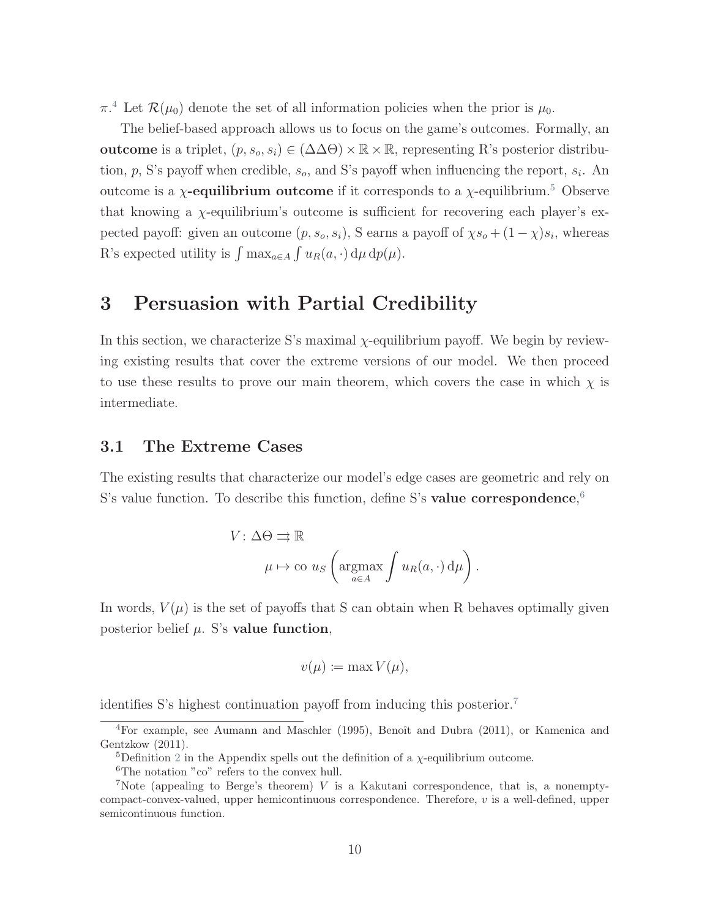$\pi$.[4] Let $\mathcal{R}(\mu_0)$ denote the set of all information policies when the prior is $\mu_0$.

The belief-based approach allows us to focus on the game's outcomes. Formally, an **outcome** is a triplet, $(p, s_o, s_i) \in (\Delta\Delta\Theta) \times \mathbb{R} \times \mathbb{R}$, representing R's posterior distribution, $p$, S's payoff when credible, $s_o$, and S's payoff when influencing the report, $s_i$. An outcome is a **$\chi$-equilibrium outcome** if it corresponds to a $\chi$-equilibrium.[5] Observe that knowing a $\chi$-equilibrium's outcome is sufficient for recovering each player's expected payoff: given an outcome $(p, s_o, s_i)$, S earns a payoff of $\chi s_o + (1-\chi)s_i$, whereas R's expected utility is $\int \max_{a \in A} \int u_R(a, \cdot)\,\mathrm{d}\mu\,\mathrm{d}p(\mu)$.

# 3 Persuasion with Partial Credibility

In this section, we characterize S's maximal $\chi$-equilibrium payoff. We begin by reviewing existing results that cover the extreme versions of our model. We then proceed to use these results to prove our main theorem, which covers the case in which $\chi$ is intermediate.

## 3.1 The Extreme Cases

The existing results that characterize our model's edge cases are geometric and rely on S's value function. To describe this function, define S's **value correspondence**,[6]

$$
\begin{aligned}
V \colon \Delta\Theta &\rightrightarrows \mathbb{R} \\
\mu &\mapsto \text{co } u_S\left(\underset{a \in A}{\operatorname{argmax}} \int u_R(a, \cdot)\,\mathrm{d}\mu\right).
\end{aligned}
$$

In words, $V(\mu)$ is the set of payoffs that S can obtain when R behaves optimally given posterior belief $\mu$. S's **value function**,

$$
v(\mu) \coloneqq \max V(\mu),
$$

identifies S's highest continuation payoff from inducing this posterior.[7]

---

[4] For example, see Aumann and Maschler (1995), Benoît and Dubra (2011), or Kamenica and Gentzkow (2011).

[5] Definition 2 in the Appendix spells out the definition of a $\chi$-equilibrium outcome.

[6] The notation "co" refers to the convex hull.

[7] Note (appealing to Berge's theorem) $V$ is a Kakutani correspondence, that is, a nonempty-compact-convex-valued, upper hemicontinuous correspondence. Therefore, $v$ is a well-defined, upper semicontinuous function.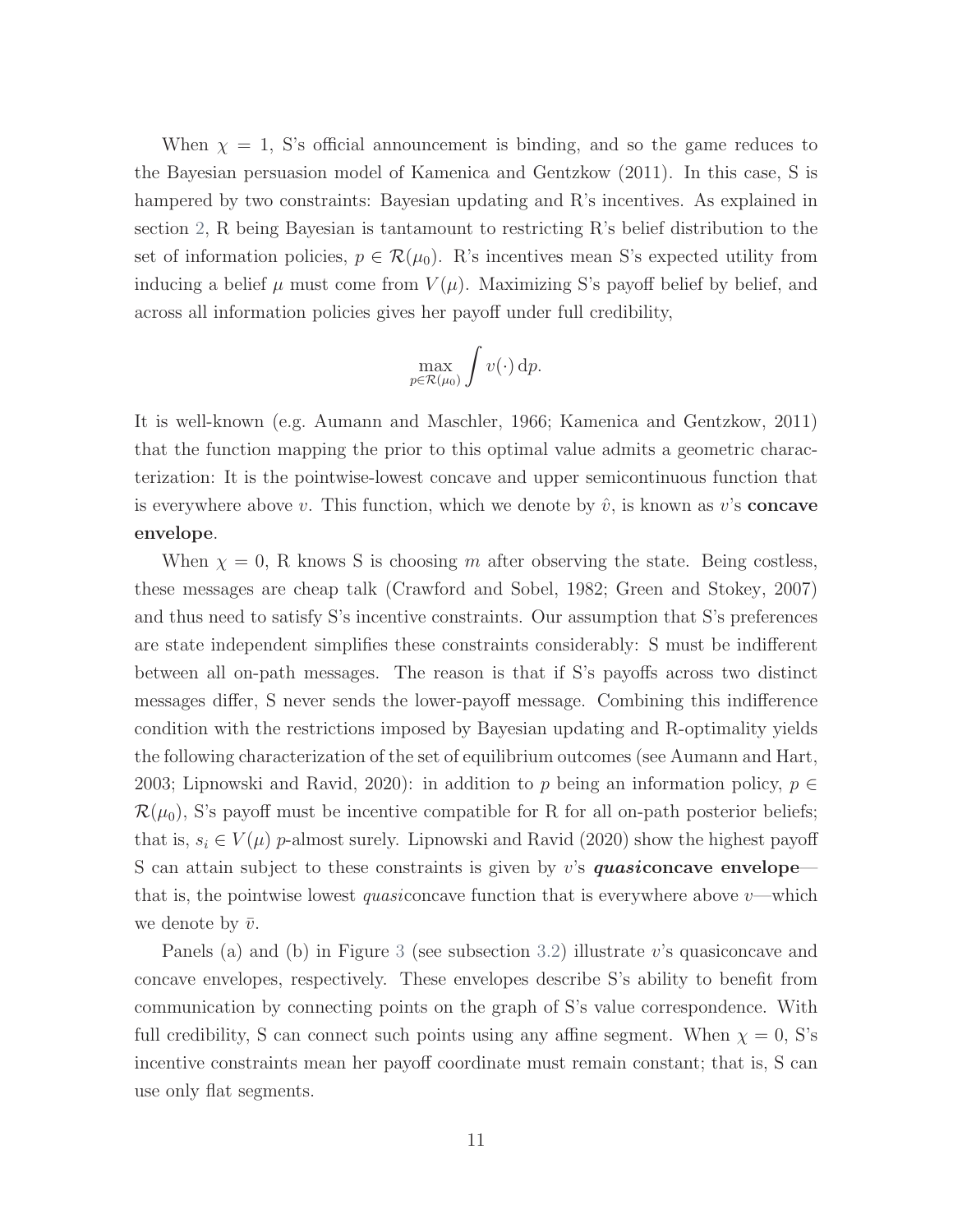When $\chi = 1$, S's official announcement is binding, and so the game reduces to the Bayesian persuasion model of Kamenica and Gentzkow (2011). In this case, S is hampered by two constraints: Bayesian updating and R's incentives. As explained in section 2, R being Bayesian is tantamount to restricting R's belief distribution to the set of information policies, $p \in \mathcal{R}(\mu_0)$. R's incentives mean S's expected utility from inducing a belief $\mu$ must come from $V(\mu)$. Maximizing S's payoff belief by belief, and across all information policies gives her payoff under full credibility,

$$\max_{p \in \mathcal{R}(\mu_0)} \int v(\cdot) \, \mathrm{d}p.$$

It is well-known (e.g. Aumann and Maschler, 1966; Kamenica and Gentzkow, 2011) that the function mapping the prior to this optimal value admits a geometric characterization: It is the pointwise-lowest concave and upper semicontinuous function that is everywhere above $v$. This function, which we denote by $\hat{v}$, is known as $v$'s **concave envelope**.

When $\chi = 0$, R knows S is choosing $m$ after observing the state. Being costless, these messages are cheap talk (Crawford and Sobel, 1982; Green and Stokey, 2007) and thus need to satisfy S's incentive constraints. Our assumption that S's preferences are state independent simplifies these constraints considerably: S must be indifferent between all on-path messages. The reason is that if S's payoffs across two distinct messages differ, S never sends the lower-payoff message. Combining this indifference condition with the restrictions imposed by Bayesian updating and R-optimality yields the following characterization of the set of equilibrium outcomes (see Aumann and Hart, 2003; Lipnowski and Ravid, 2020): in addition to $p$ being an information policy, $p \in \mathcal{R}(\mu_0)$, S's payoff must be incentive compatible for R for all on-path posterior beliefs; that is, $s_i \in V(\mu)$ $p$-almost surely. Lipnowski and Ravid (2020) show the highest payoff S can attain subject to these constraints is given by $v$'s ***quasi*concave envelope**—that is, the pointwise lowest *quasi*concave function that is everywhere above $v$—which we denote by $\bar{v}$.

Panels (a) and (b) in Figure 3 (see subsection 3.2) illustrate $v$'s quasiconcave and concave envelopes, respectively. These envelopes describe S's ability to benefit from communication by connecting points on the graph of S's value correspondence. With full credibility, S can connect such points using any affine segment. When $\chi = 0$, S's incentive constraints mean her payoff coordinate must remain constant; that is, S can use only flat segments.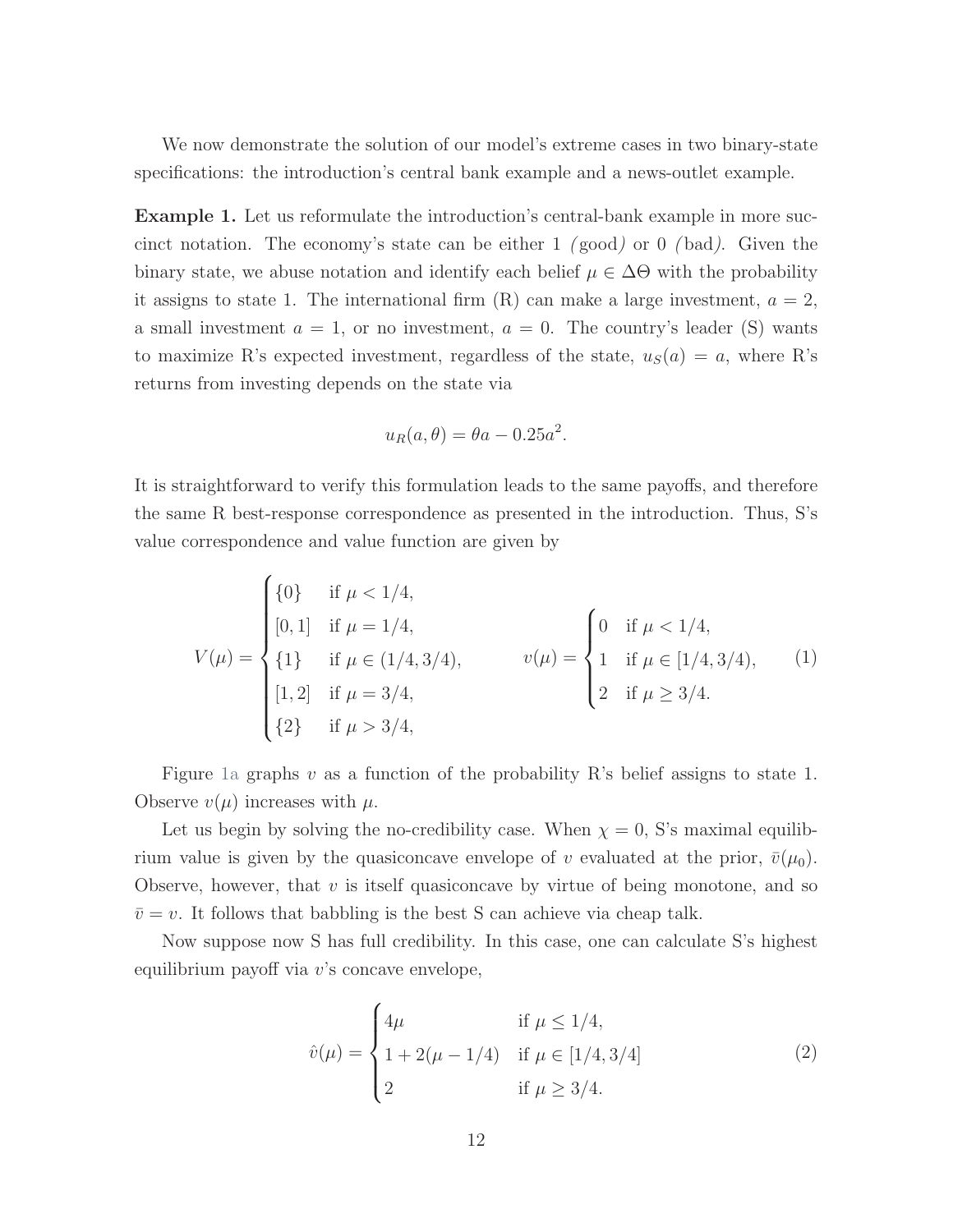We now demonstrate the solution of our model's extreme cases in two binary-state specifications: the introduction's central bank example and a news-outlet example.

**Example 1.** Let us reformulate the introduction's central-bank example in more succinct notation. The economy's state can be either 1 *(*good*)* or 0 *(*bad*)*. Given the binary state, we abuse notation and identify each belief $\mu \in \Delta\Theta$ with the probability it assigns to state 1. The international firm (R) can make a large investment, $a = 2$, a small investment $a = 1$, or no investment, $a = 0$. The country's leader (S) wants to maximize R's expected investment, regardless of the state, $u_S(a) = a$, where R's returns from investing depends on the state via

$$u_R(a, \theta) = \theta a - 0.25a^2.$$

It is straightforward to verify this formulation leads to the same payoffs, and therefore the same R best-response correspondence as presented in the introduction. Thus, S's value correspondence and value function are given by

$$V(\mu) = \begin{cases} \{0\} & \text{if } \mu < 1/4, \\ [0, 1] & \text{if } \mu = 1/4, \\ \{1\} & \text{if } \mu \in (1/4, 3/4), \\ [1, 2] & \text{if } \mu = 3/4, \\ \{2\} & \text{if } \mu > 3/4, \end{cases} \qquad v(\mu) = \begin{cases} 0 & \text{if } \mu < 1/4, \\ 1 & \text{if } \mu \in [1/4, 3/4), \\ 2 & \text{if } \mu \geq 3/4. \end{cases} \tag{1}$$

Figure 1a graphs $v$ as a function of the probability R's belief assigns to state 1. Observe $v(\mu)$ increases with $\mu$.

Let us begin by solving the no-credibility case. When $\chi = 0$, S's maximal equilibrium value is given by the quasiconcave envelope of $v$ evaluated at the prior, $\bar{v}(\mu_0)$. Observe, however, that $v$ is itself quasiconcave by virtue of being monotone, and so $\bar{v} = v$. It follows that babbling is the best S can achieve via cheap talk.

Now suppose now S has full credibility. In this case, one can calculate S's highest equilibrium payoff via $v$'s concave envelope,

$$\hat{v}(\mu) = \begin{cases} 4\mu & \text{if } \mu \leq 1/4, \\ 1 + 2(\mu - 1/4) & \text{if } \mu \in [1/4, 3/4] \\ 2 & \text{if } \mu \geq 3/4. \end{cases} \tag{2}$$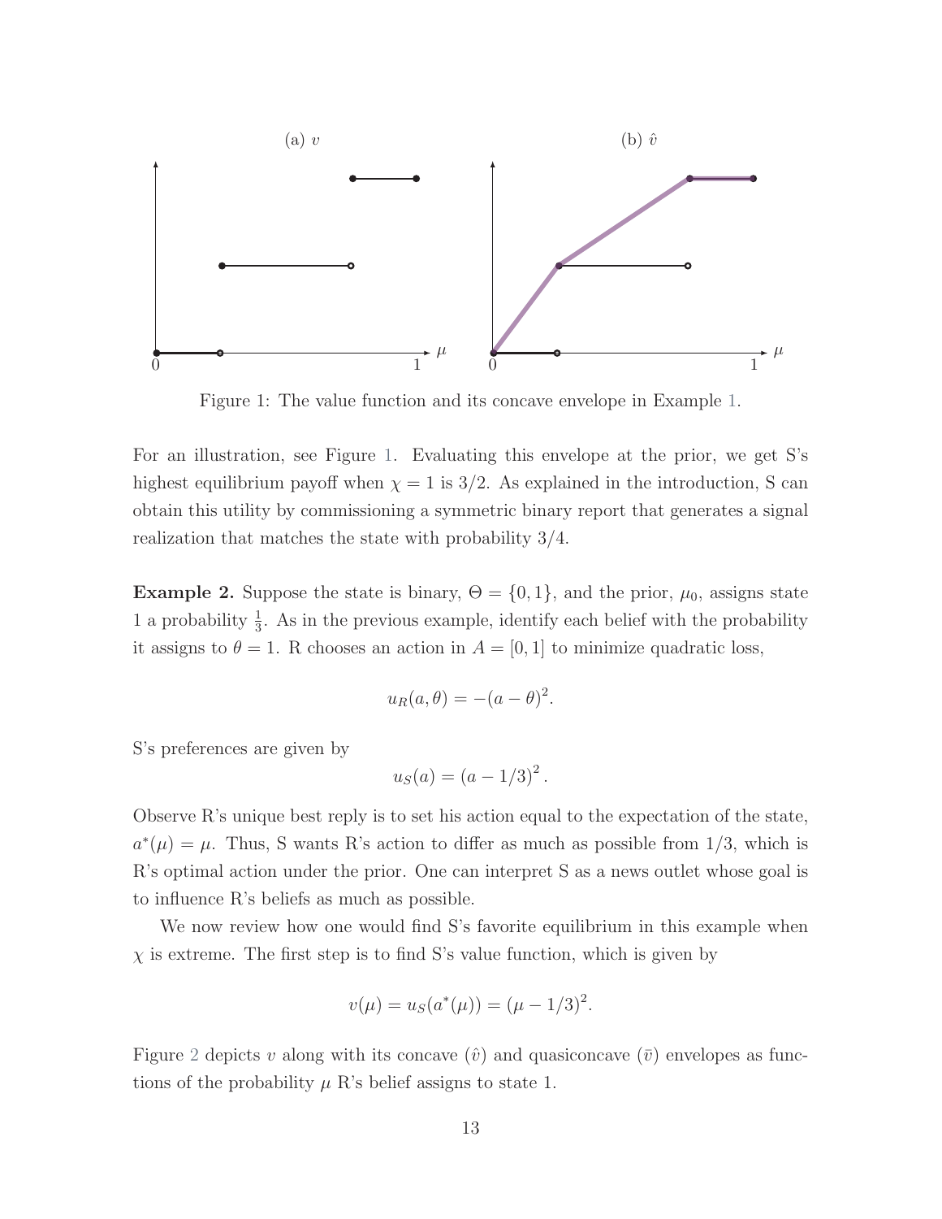Figure 1: The value function and its concave envelope in Example 1.

For an illustration, see Figure 1. Evaluating this envelope at the prior, we get S's highest equilibrium payoff when $\chi = 1$ is $3/2$. As explained in the introduction, S can obtain this utility by commissioning a symmetric binary report that generates a signal realization that matches the state with probability $3/4$.

**Example 2.** Suppose the state is binary, $\Theta = \{0, 1\}$, and the prior, $\mu_0$, assigns state 1 a probability $\frac{1}{3}$. As in the previous example, identify each belief with the probability it assigns to $\theta = 1$. R chooses an action in $A = [0, 1]$ to minimize quadratic loss,

$$u_R(a, \theta) = -(a - \theta)^2.$$

S's preferences are given by

$$u_S(a) = (a - 1/3)^2.$$

Observe R's unique best reply is to set his action equal to the expectation of the state, $a^*(\mu) = \mu$. Thus, S wants R's action to differ as much as possible from $1/3$, which is R's optimal action under the prior. One can interpret S as a news outlet whose goal is to influence R's beliefs as much as possible.

We now review how one would find S's favorite equilibrium in this example when $\chi$ is extreme. The first step is to find S's value function, which is given by

$$v(\mu) = u_S(a^*(\mu)) = (\mu - 1/3)^2.$$

Figure 2 depicts $v$ along with its concave ($\hat{v}$) and quasiconcave ($\bar{v}$) envelopes as functions of the probability $\mu$ R's belief assigns to state 1.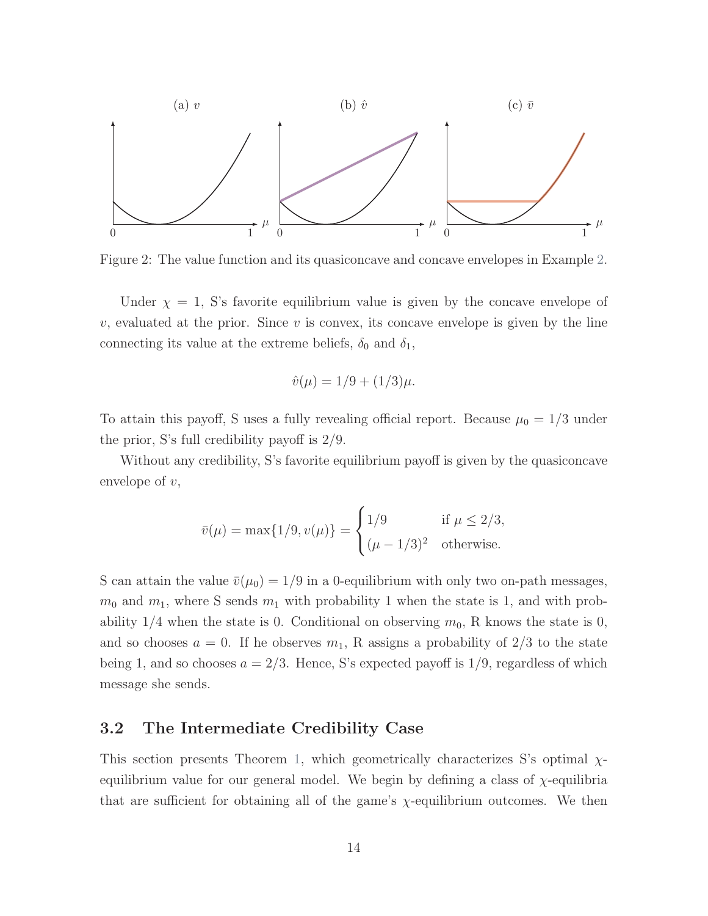Figure 2: The value function and its quasiconcave and concave envelopes in Example 2.

Under $\chi = 1$, S's favorite equilibrium value is given by the concave envelope of $v$, evaluated at the prior. Since $v$ is convex, its concave envelope is given by the line connecting its value at the extreme beliefs, $\delta_0$ and $\delta_1$,

$$\hat{v}(\mu) = 1/9 + (1/3)\mu.$$

To attain this payoff, S uses a fully revealing official report. Because $\mu_0 = 1/3$ under the prior, S's full credibility payoff is $2/9$.

Without any credibility, S's favorite equilibrium payoff is given by the quasiconcave envelope of $v$,

$$\bar{v}(\mu) = \max\{1/9, v(\mu)\} = \begin{cases} 1/9 & \text{if } \mu \leq 2/3, \\ (\mu - 1/3)^2 & \text{otherwise.} \end{cases}$$

S can attain the value $\bar{v}(\mu_0) = 1/9$ in a 0-equilibrium with only two on-path messages, $m_0$ and $m_1$, where S sends $m_1$ with probability 1 when the state is 1, and with probability $1/4$ when the state is 0. Conditional on observing $m_0$, R knows the state is 0, and so chooses $a = 0$. If he observes $m_1$, R assigns a probability of $2/3$ to the state being 1, and so chooses $a = 2/3$. Hence, S's expected payoff is $1/9$, regardless of which message she sends.

## 3.2 The Intermediate Credibility Case

This section presents Theorem 1, which geometrically characterizes S's optimal $\chi$-equilibrium value for our general model. We begin by defining a class of $\chi$-equilibria that are sufficient for obtaining all of the game's $\chi$-equilibrium outcomes. We then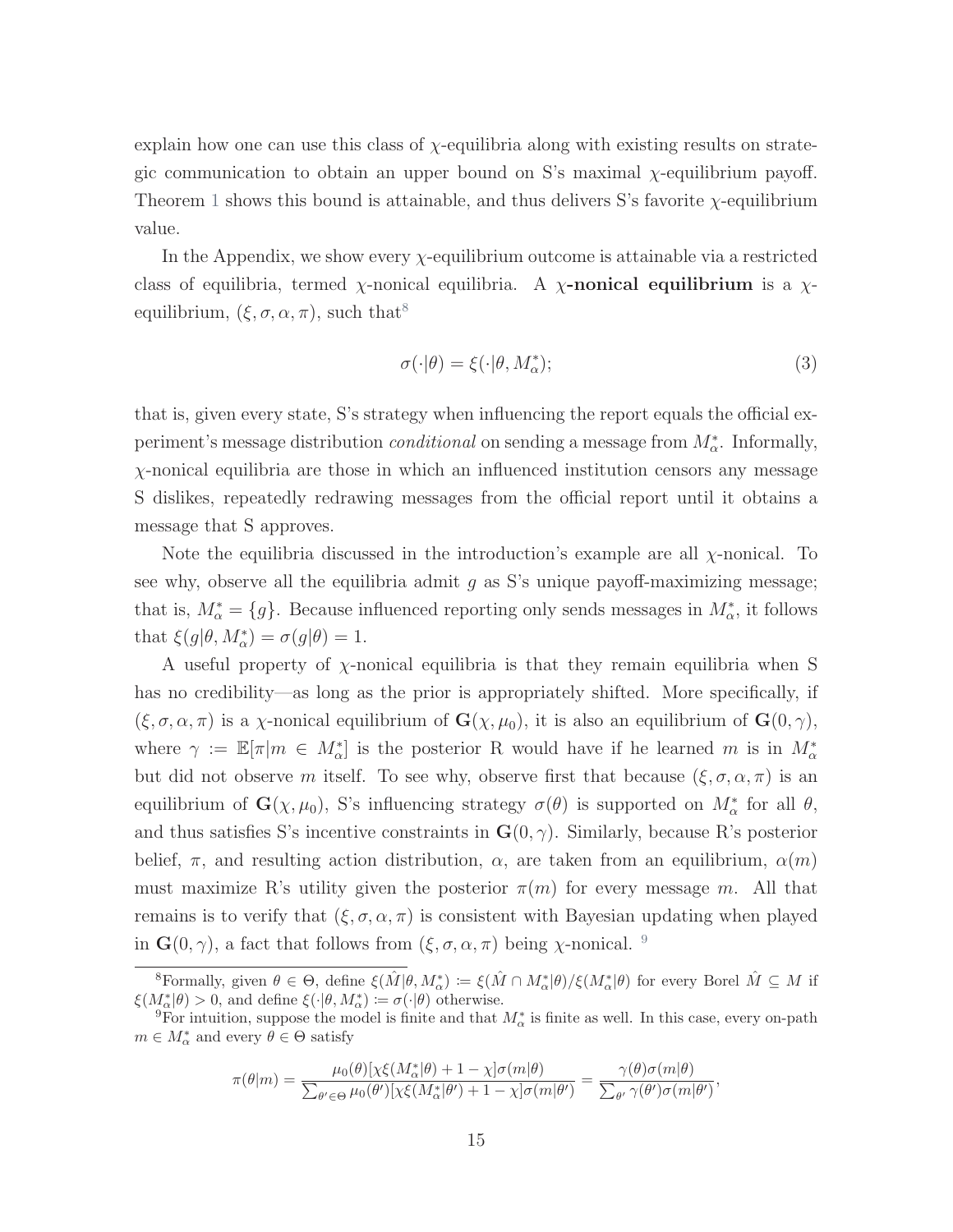explain how one can use this class of $\chi$-equilibria along with existing results on strategic communication to obtain an upper bound on S's maximal $\chi$-equilibrium payoff. Theorem 1 shows this bound is attainable, and thus delivers S's favorite $\chi$-equilibrium value.

In the Appendix, we show every $\chi$-equilibrium outcome is attainable via a restricted class of equilibria, termed $\chi$-nonical equilibria. A **$\chi$-nonical equilibrium** is a $\chi$-equilibrium, $(\xi, \sigma, \alpha, \pi)$, such that[8]

$$\sigma(\cdot|\theta) = \xi(\cdot|\theta, M^*_\alpha); \tag{3}$$

that is, given every state, S's strategy when influencing the report equals the official experiment's message distribution *conditional* on sending a message from $M^*_\alpha$. Informally, $\chi$-nonical equilibria are those in which an influenced institution censors any message S dislikes, repeatedly redrawing messages from the official report until it obtains a message that S approves.

Note the equilibria discussed in the introduction's example are all $\chi$-nonical. To see why, observe all the equilibria admit $g$ as S's unique payoff-maximizing message; that is, $M^*_\alpha = \{g\}$. Because influenced reporting only sends messages in $M^*_\alpha$, it follows that $\xi(g|\theta, M^*_\alpha) = \sigma(g|\theta) = 1$.

A useful property of $\chi$-nonical equilibria is that they remain equilibria when S has no credibility—as long as the prior is appropriately shifted. More specifically, if $(\xi, \sigma, \alpha, \pi)$ is a $\chi$-nonical equilibrium of $\mathbf{G}(\chi, \mu_0)$, it is also an equilibrium of $\mathbf{G}(0, \gamma)$, where $\gamma := \mathbb{E}[\pi|m \in M^*_\alpha]$ is the posterior R would have if he learned $m$ is in $M^*_\alpha$ but did not observe $m$ itself. To see why, observe first that because $(\xi, \sigma, \alpha, \pi)$ is an equilibrium of $\mathbf{G}(\chi, \mu_0)$, S's influencing strategy $\sigma(\theta)$ is supported on $M^*_\alpha$ for all $\theta$, and thus satisfies S's incentive constraints in $\mathbf{G}(0, \gamma)$. Similarly, because R's posterior belief, $\pi$, and resulting action distribution, $\alpha$, are taken from an equilibrium, $\alpha(m)$ must maximize R's utility given the posterior $\pi(m)$ for every message $m$. All that remains is to verify that $(\xi, \sigma, \alpha, \pi)$ is consistent with Bayesian updating when played in $\mathbf{G}(0, \gamma)$, a fact that follows from $(\xi, \sigma, \alpha, \pi)$ being $\chi$-nonical.[9]

---

[8] Formally, given $\theta \in \Theta$, define $\xi(\hat{M}|\theta, M^*_\alpha) := \xi(\hat{M} \cap M^*_\alpha|\theta)/\xi(M^*_\alpha|\theta)$ for every Borel $\hat{M} \subseteq M$ if $\xi(M^*_\alpha|\theta) > 0$, and define $\xi(\cdot|\theta, M^*_\alpha) := \sigma(\cdot|\theta)$ otherwise.

[9] For intuition, suppose the model is finite and that $M^*_\alpha$ is finite as well. In this case, every on-path $m \in M^*_\alpha$ and every $\theta \in \Theta$ satisfy

$$\pi(\theta|m) = \frac{\mu_0(\theta)[\chi\xi(M^*_\alpha|\theta) + 1 - \chi]\sigma(m|\theta)}{\sum_{\theta' \in \Theta} \mu_0(\theta')[\chi\xi(M^*_\alpha|\theta') + 1 - \chi]\sigma(m|\theta')} = \frac{\gamma(\theta)\sigma(m|\theta)}{\sum_{\theta'} \gamma(\theta')\sigma(m|\theta')},$$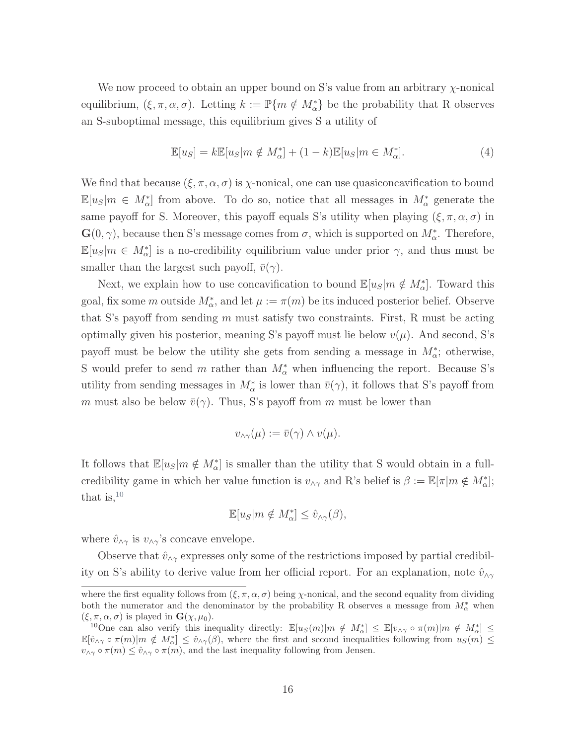We now proceed to obtain an upper bound on S's value from an arbitrary $\chi$-nonical equilibrium, $(\xi, \pi, \alpha, \sigma)$. Letting $k := \mathbb{P}\{m \notin M_\alpha^*\}$ be the probability that R observes an S-suboptimal message, this equilibrium gives S a utility of

$$\mathbb{E}[u_S] = k\mathbb{E}[u_S|m \notin M_\alpha^*] + (1-k)\mathbb{E}[u_S|m \in M_\alpha^*]. \tag{4}$$

We find that because $(\xi, \pi, \alpha, \sigma)$ is $\chi$-nonical, one can use quasiconcavification to bound $\mathbb{E}[u_S|m \in M_\alpha^*]$ from above. To do so, notice that all messages in $M_\alpha^*$ generate the same payoff for S. Moreover, this payoff equals S's utility when playing $(\xi, \pi, \alpha, \sigma)$ in $\mathbf{G}(0, \gamma)$, because then S's message comes from $\sigma$, which is supported on $M_\alpha^*$. Therefore, $\mathbb{E}[u_S|m \in M_\alpha^*]$ is a no-credibility equilibrium value under prior $\gamma$, and thus must be smaller than the largest such payoff, $\bar{v}(\gamma)$.

Next, we explain how to use concavification to bound $\mathbb{E}[u_S|m \notin M_\alpha^*]$. Toward this goal, fix some $m$ outside $M_\alpha^*$, and let $\mu := \pi(m)$ be its induced posterior belief. Observe that S's payoff from sending $m$ must satisfy two constraints. First, R must be acting optimally given his posterior, meaning S's payoff must lie below $v(\mu)$. And second, S's payoff must be below the utility she gets from sending a message in $M_\alpha^*$; otherwise, S would prefer to send $m$ rather than $M_\alpha^*$ when influencing the report. Because S's utility from sending messages in $M_\alpha^*$ is lower than $\bar{v}(\gamma)$, it follows that S's payoff from $m$ must also be below $\bar{v}(\gamma)$. Thus, S's payoff from $m$ must be lower than

$$v_{\wedge\gamma}(\mu) := \bar{v}(\gamma) \wedge v(\mu).$$

It follows that $\mathbb{E}[u_S|m \notin M_\alpha^*]$ is smaller than the utility that S would obtain in a full-credibility game in which her value function is $v_{\wedge\gamma}$ and R's belief is $\beta := \mathbb{E}[\pi|m \notin M_\alpha^*]$; that is,[10]

$$\mathbb{E}[u_S|m \notin M_\alpha^*] \leq \hat{v}_{\wedge\gamma}(\beta),$$

where $\hat{v}_{\wedge\gamma}$ is $v_{\wedge\gamma}$'s concave envelope.

Observe that $\hat{v}_{\wedge\gamma}$ expresses only some of the restrictions imposed by partial credibility on S's ability to derive value from her official report. For an explanation, note $\hat{v}_{\wedge\gamma}$

---

where the first equality follows from $(\xi, \pi, \alpha, \sigma)$ being $\chi$-nonical, and the second equality from dividing both the numerator and the denominator by the probability R observes a message from $M_\alpha^*$ when $(\xi, \pi, \alpha, \sigma)$ is played in $\mathbf{G}(\chi, \mu_0)$.

[10] One can also verify this inequality directly: $\mathbb{E}[u_S(m)|m \notin M_\alpha^*] \leq \mathbb{E}[v_{\wedge\gamma} \circ \pi(m)|m \notin M_\alpha^*] \leq \mathbb{E}[\hat{v}_{\wedge\gamma} \circ \pi(m)|m \notin M_\alpha^*] \leq \hat{v}_{\wedge\gamma}(\beta)$, where the first and second inequalities following from $u_S(m) \leq v_{\wedge\gamma} \circ \pi(m) \leq \hat{v}_{\wedge\gamma} \circ \pi(m)$, and the last inequality following from Jensen.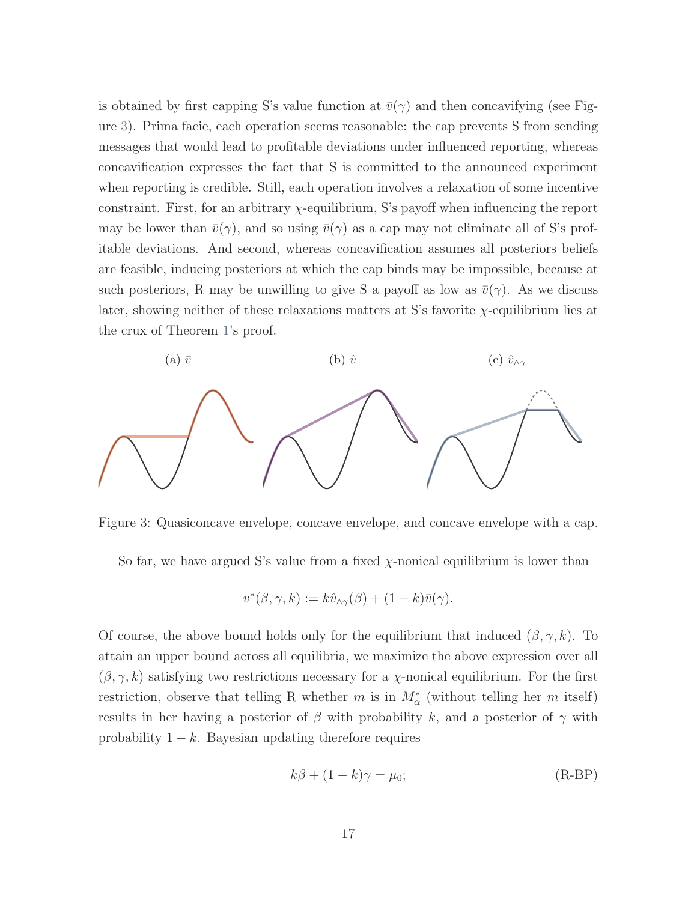is obtained by first capping S's value function at $\bar{v}(\gamma)$ and then concavifying (see Figure 3). Prima facie, each operation seems reasonable: the cap prevents S from sending messages that would lead to profitable deviations under influenced reporting, whereas concavification expresses the fact that S is committed to the announced experiment when reporting is credible. Still, each operation involves a relaxation of some incentive constraint. First, for an arbitrary $\chi$-equilibrium, S's payoff when influencing the report may be lower than $\bar{v}(\gamma)$, and so using $\bar{v}(\gamma)$ as a cap may not eliminate all of S's profitable deviations. And second, whereas concavification assumes all posteriors beliefs are feasible, inducing posteriors at which the cap binds may be impossible, because at such posteriors, R may be unwilling to give S a payoff as low as $\bar{v}(\gamma)$. As we discuss later, showing neither of these relaxations matters at S's favorite $\chi$-equilibrium lies at the crux of Theorem 1's proof.

(a) $\bar{v}$ (b) $\hat{v}$ (c) $\hat{v}_{\wedge\gamma}$

Figure 3: Quasiconcave envelope, concave envelope, and concave envelope with a cap.

So far, we have argued S's value from a fixed $\chi$-nonical equilibrium is lower than

$$v^*(\beta, \gamma, k) := k\hat{v}_{\wedge\gamma}(\beta) + (1-k)\bar{v}(\gamma).$$

Of course, the above bound holds only for the equilibrium that induced $(\beta, \gamma, k)$. To attain an upper bound across all equilibria, we maximize the above expression over all $(\beta, \gamma, k)$ satisfying two restrictions necessary for a $\chi$-nonical equilibrium. For the first restriction, observe that telling R whether $m$ is in $M^*_\alpha$ (without telling her $m$ itself) results in her having a posterior of $\beta$ with probability $k$, and a posterior of $\gamma$ with probability $1-k$. Bayesian updating therefore requires

$$k\beta + (1-k)\gamma = \mu_0; \tag{R-BP}$$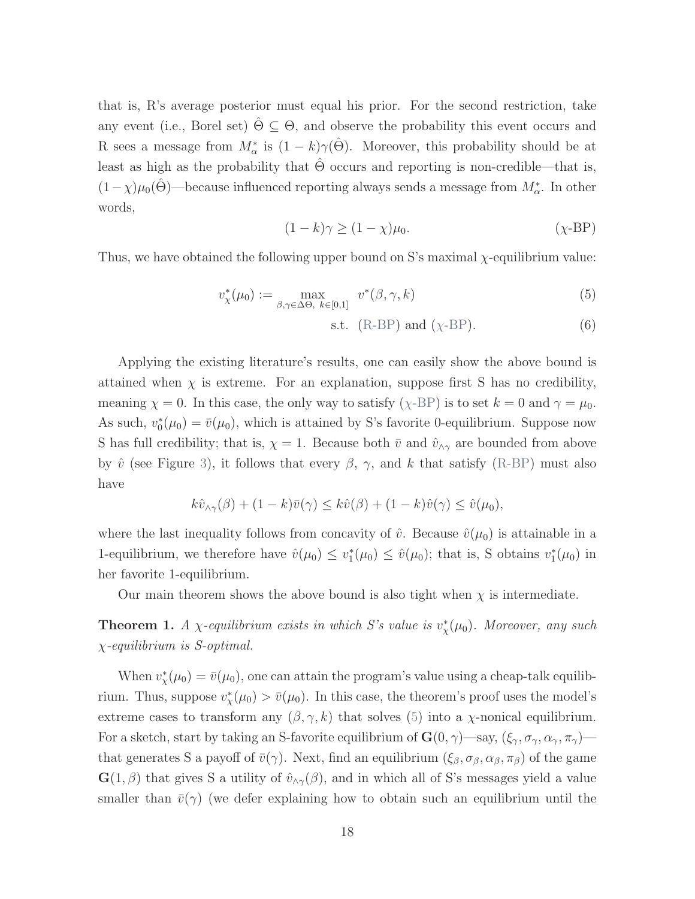that is, R's average posterior must equal his prior. For the second restriction, take any event (i.e., Borel set) $\hat{\Theta} \subseteq \Theta$, and observe the probability this event occurs and R sees a message from $M^*_\alpha$ is $(1-k)\gamma(\hat{\Theta})$. Moreover, this probability should be at least as high as the probability that $\hat{\Theta}$ occurs and reporting is non-credible—that is, $(1-\chi)\mu_0(\hat{\Theta})$—because influenced reporting always sends a message from $M^*_\alpha$. In other words,

$$(1-k)\gamma \geq (1-\chi)\mu_0. \tag{$\chi$-BP}$$

Thus, we have obtained the following upper bound on S's maximal $\chi$-equilibrium value:

$$v^*_\chi(\mu_0) := \max_{\beta,\gamma \in \Delta\Theta,\ k \in [0,1]} \quad v^*(\beta, \gamma, k) \tag{5}$$

$$\text{s.t. (R-BP) and ($\chi$-BP).} \tag{6}$$

Applying the existing literature's results, one can easily show the above bound is attained when $\chi$ is extreme. For an explanation, suppose first S has no credibility, meaning $\chi = 0$. In this case, the only way to satisfy ($\chi$-BP) is to set $k = 0$ and $\gamma = \mu_0$. As such, $v^*_0(\mu_0) = \bar{v}(\mu_0)$, which is attained by S's favorite 0-equilibrium. Suppose now S has full credibility; that is, $\chi = 1$. Because both $\bar{v}$ and $\hat{v}_{\wedge\gamma}$ are bounded from above by $\hat{v}$ (see Figure 3), it follows that every $\beta$, $\gamma$, and $k$ that satisfy (R-BP) must also have

$$k\hat{v}_{\wedge\gamma}(\beta) + (1-k)\bar{v}(\gamma) \leq k\hat{v}(\beta) + (1-k)\hat{v}(\gamma) \leq \hat{v}(\mu_0),$$

where the last inequality follows from concavity of $\hat{v}$. Because $\hat{v}(\mu_0)$ is attainable in a 1-equilibrium, we therefore have $\hat{v}(\mu_0) \leq v^*_1(\mu_0) \leq \hat{v}(\mu_0)$; that is, S obtains $v^*_1(\mu_0)$ in her favorite 1-equilibrium.

Our main theorem shows the above bound is also tight when $\chi$ is intermediate.

**Theorem 1.** *A $\chi$-equilibrium exists in which S's value is $v^*_\chi(\mu_0)$. Moreover, any such $\chi$-equilibrium is S-optimal.*

When $v^*_\chi(\mu_0) = \bar{v}(\mu_0)$, one can attain the program's value using a cheap-talk equilibrium. Thus, suppose $v^*_\chi(\mu_0) > \bar{v}(\mu_0)$. In this case, the theorem's proof uses the model's extreme cases to transform any $(\beta, \gamma, k)$ that solves (5) into a $\chi$-nonical equilibrium. For a sketch, start by taking an S-favorite equilibrium of $\mathbf{G}(0, \gamma)$—say, $(\xi_\gamma, \sigma_\gamma, \alpha_\gamma, \pi_\gamma)$—that generates S a payoff of $\bar{v}(\gamma)$. Next, find an equilibrium $(\xi_\beta, \sigma_\beta, \alpha_\beta, \pi_\beta)$ of the game $\mathbf{G}(1, \beta)$ that gives S a utility of $\hat{v}_{\wedge\gamma}(\beta)$, and in which all of S's messages yield a value smaller than $\bar{v}(\gamma)$ (we defer explaining how to obtain such an equilibrium until the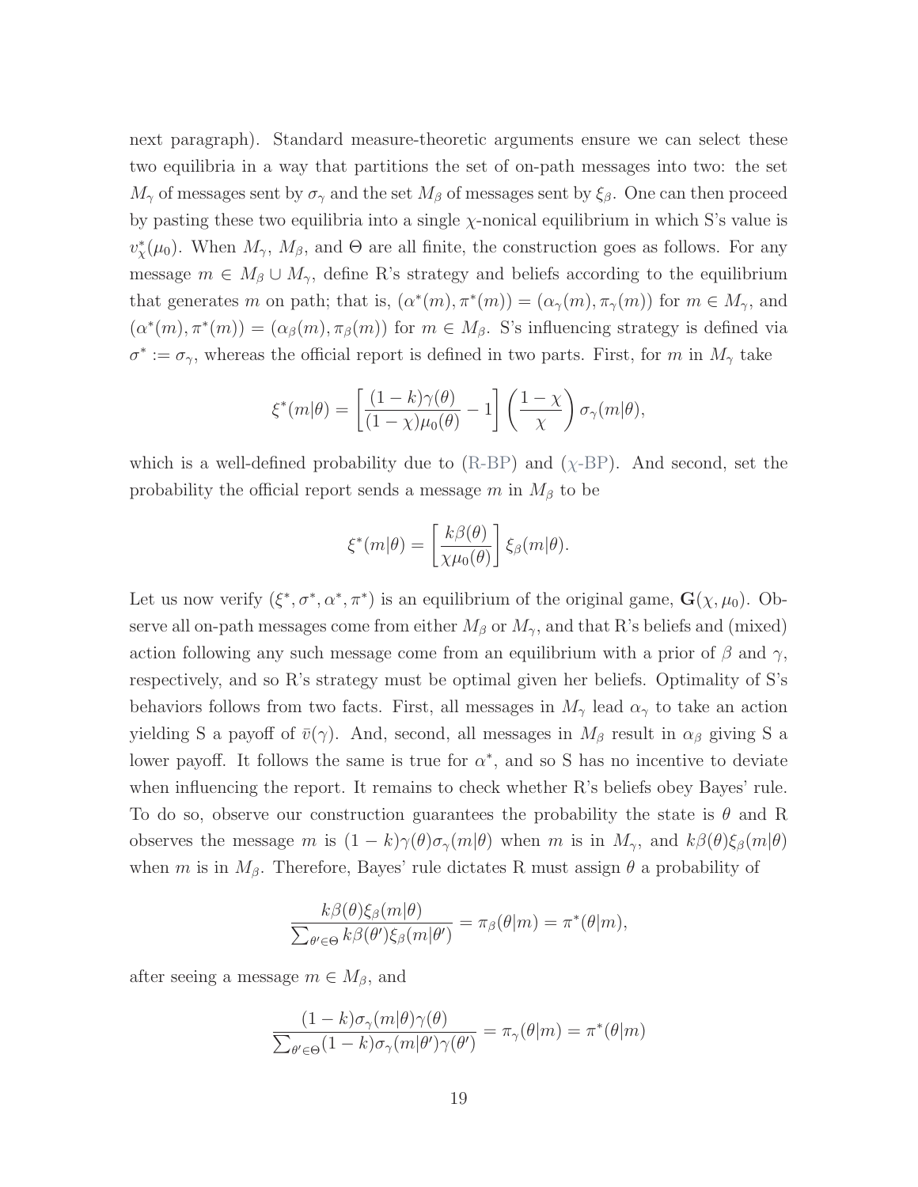next paragraph). Standard measure-theoretic arguments ensure we can select these two equilibria in a way that partitions the set of on-path messages into two: the set $M_\gamma$ of messages sent by $\sigma_\gamma$ and the set $M_\beta$ of messages sent by $\xi_\beta$. One can then proceed by pasting these two equilibria into a single $\chi$-nonical equilibrium in which S's value is $v^*_\chi(\mu_0)$. When $M_\gamma$, $M_\beta$, and $\Theta$ are all finite, the construction goes as follows. For any message $m \in M_\beta \cup M_\gamma$, define R's strategy and beliefs according to the equilibrium that generates $m$ on path; that is, $(\alpha^*(m), \pi^*(m)) = (\alpha_\gamma(m), \pi_\gamma(m))$ for $m \in M_\gamma$, and $(\alpha^*(m), \pi^*(m)) = (\alpha_\beta(m), \pi_\beta(m))$ for $m \in M_\beta$. S's influencing strategy is defined via $\sigma^* := \sigma_\gamma$, whereas the official report is defined in two parts. First, for $m$ in $M_\gamma$ take

$$\xi^*(m|\theta) = \left[\frac{(1-k)\gamma(\theta)}{(1-\chi)\mu_0(\theta)} - 1\right]\left(\frac{1-\chi}{\chi}\right)\sigma_\gamma(m|\theta),$$

which is a well-defined probability due to (R-BP) and ($\chi$-BP). And second, set the probability the official report sends a message $m$ in $M_\beta$ to be

$$\xi^*(m|\theta) = \left[\frac{k\beta(\theta)}{\chi\mu_0(\theta)}\right]\xi_\beta(m|\theta).$$

Let us now verify $(\xi^*, \sigma^*, \alpha^*, \pi^*)$ is an equilibrium of the original game, $\mathbf{G}(\chi, \mu_0)$. Observe all on-path messages come from either $M_\beta$ or $M_\gamma$, and that R's beliefs and (mixed) action following any such message come from an equilibrium with a prior of $\beta$ and $\gamma$, respectively, and so R's strategy must be optimal given her beliefs. Optimality of S's behaviors follows from two facts. First, all messages in $M_\gamma$ lead $\alpha_\gamma$ to take an action yielding S a payoff of $\bar{v}(\gamma)$. And, second, all messages in $M_\beta$ result in $\alpha_\beta$ giving S a lower payoff. It follows the same is true for $\alpha^*$, and so S has no incentive to deviate when influencing the report. It remains to check whether R's beliefs obey Bayes' rule. To do so, observe our construction guarantees the probability the state is $\theta$ and R observes the message $m$ is $(1-k)\gamma(\theta)\sigma_\gamma(m|\theta)$ when $m$ is in $M_\gamma$, and $k\beta(\theta)\xi_\beta(m|\theta)$ when $m$ is in $M_\beta$. Therefore, Bayes' rule dictates R must assign $\theta$ a probability of

$$\frac{k\beta(\theta)\xi_\beta(m|\theta)}{\sum_{\theta' \in \Theta} k\beta(\theta')\xi_\beta(m|\theta')} = \pi_\beta(\theta|m) = \pi^*(\theta|m),$$

after seeing a message $m \in M_\beta$, and

$$\frac{(1-k)\sigma_\gamma(m|\theta)\gamma(\theta)}{\sum_{\theta' \in \Theta}(1-k)\sigma_\gamma(m|\theta')\gamma(\theta')} = \pi_\gamma(\theta|m) = \pi^*(\theta|m)$$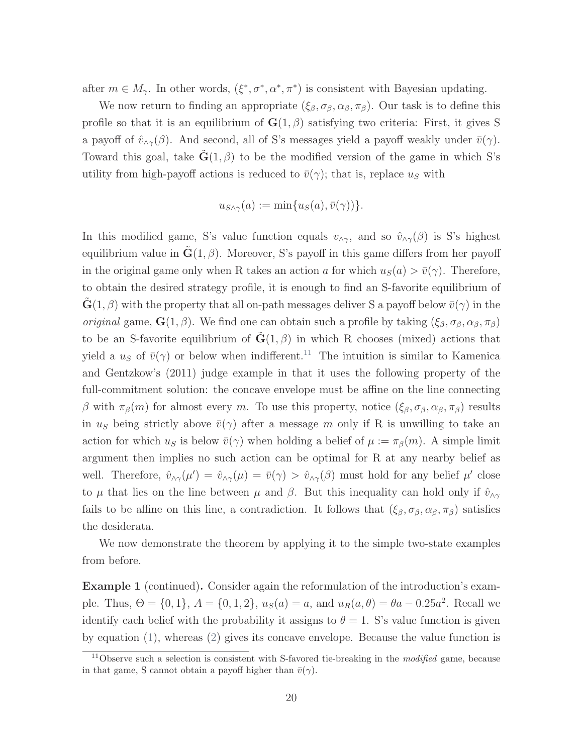after $m \in M_\gamma$. In other words, $(\xi^*, \sigma^*, \alpha^*, \pi^*)$ is consistent with Bayesian updating.

We now return to finding an appropriate $(\xi_\beta, \sigma_\beta, \alpha_\beta, \pi_\beta)$. Our task is to define this profile so that it is an equilibrium of $\mathbf{G}(1, \beta)$ satisfying two criteria: First, it gives S a payoff of $\hat{v}_{\wedge\gamma}(\beta)$. And second, all of S's messages yield a payoff weakly under $\bar{v}(\gamma)$. Toward this goal, take $\tilde{\mathbf{G}}(1, \beta)$ to be the modified version of the game in which S's utility from high-payoff actions is reduced to $\bar{v}(\gamma)$; that is, replace $u_S$ with

$$u_{S\wedge\gamma}(a) := \min\{u_S(a), \bar{v}(\gamma))\}.$$

In this modified game, S's value function equals $v_{\wedge\gamma}$, and so $\hat{v}_{\wedge\gamma}(\beta)$ is S's highest equilibrium value in $\tilde{\mathbf{G}}(1, \beta)$. Moreover, S's payoff in this game differs from her payoff in the original game only when R takes an action $a$ for which $u_S(a) > \bar{v}(\gamma)$. Therefore, to obtain the desired strategy profile, it is enough to find an S-favorite equilibrium of $\tilde{\mathbf{G}}(1, \beta)$ with the property that all on-path messages deliver S a payoff below $\bar{v}(\gamma)$ in the *original* game, $\mathbf{G}(1, \beta)$. We find one can obtain such a profile by taking $(\xi_\beta, \sigma_\beta, \alpha_\beta, \pi_\beta)$ to be an S-favorite equilibrium of $\tilde{\mathbf{G}}(1, \beta)$ in which R chooses (mixed) actions that yield a $u_S$ of $\bar{v}(\gamma)$ or below when indifferent.[11] The intuition is similar to Kamenica and Gentzkow's (2011) judge example in that it uses the following property of the full-commitment solution: the concave envelope must be affine on the line connecting $\beta$ with $\pi_\beta(m)$ for almost every $m$. To use this property, notice $(\xi_\beta, \sigma_\beta, \alpha_\beta, \pi_\beta)$ results in $u_S$ being strictly above $\bar{v}(\gamma)$ after a message $m$ only if R is unwilling to take an action for which $u_S$ is below $\bar{v}(\gamma)$ when holding a belief of $\mu := \pi_\beta(m)$. A simple limit argument then implies no such action can be optimal for R at any nearby belief as well. Therefore, $\hat{v}_{\wedge\gamma}(\mu') = \hat{v}_{\wedge\gamma}(\mu) = \bar{v}(\gamma) > \hat{v}_{\wedge\gamma}(\beta)$ must hold for any belief $\mu'$ close to $\mu$ that lies on the line between $\mu$ and $\beta$. But this inequality can hold only if $\hat{v}_{\wedge\gamma}$ fails to be affine on this line, a contradiction. It follows that $(\xi_\beta, \sigma_\beta, \alpha_\beta, \pi_\beta)$ satisfies the desiderata.

We now demonstrate the theorem by applying it to the simple two-state examples from before.

**Example 1** (continued)**.** Consider again the reformulation of the introduction's example. Thus, $\Theta = \{0, 1\}$, $A = \{0, 1, 2\}$, $u_S(a) = a$, and $u_R(a, \theta) = \theta a - 0.25a^2$. Recall we identify each belief with the probability it assigns to $\theta = 1$. S's value function is given by equation (1), whereas (2) gives its concave envelope. Because the value function is

[11] Observe such a selection is consistent with S-favored tie-breaking in the *modified* game, because in that game, S cannot obtain a payoff higher than $\bar{v}(\gamma)$.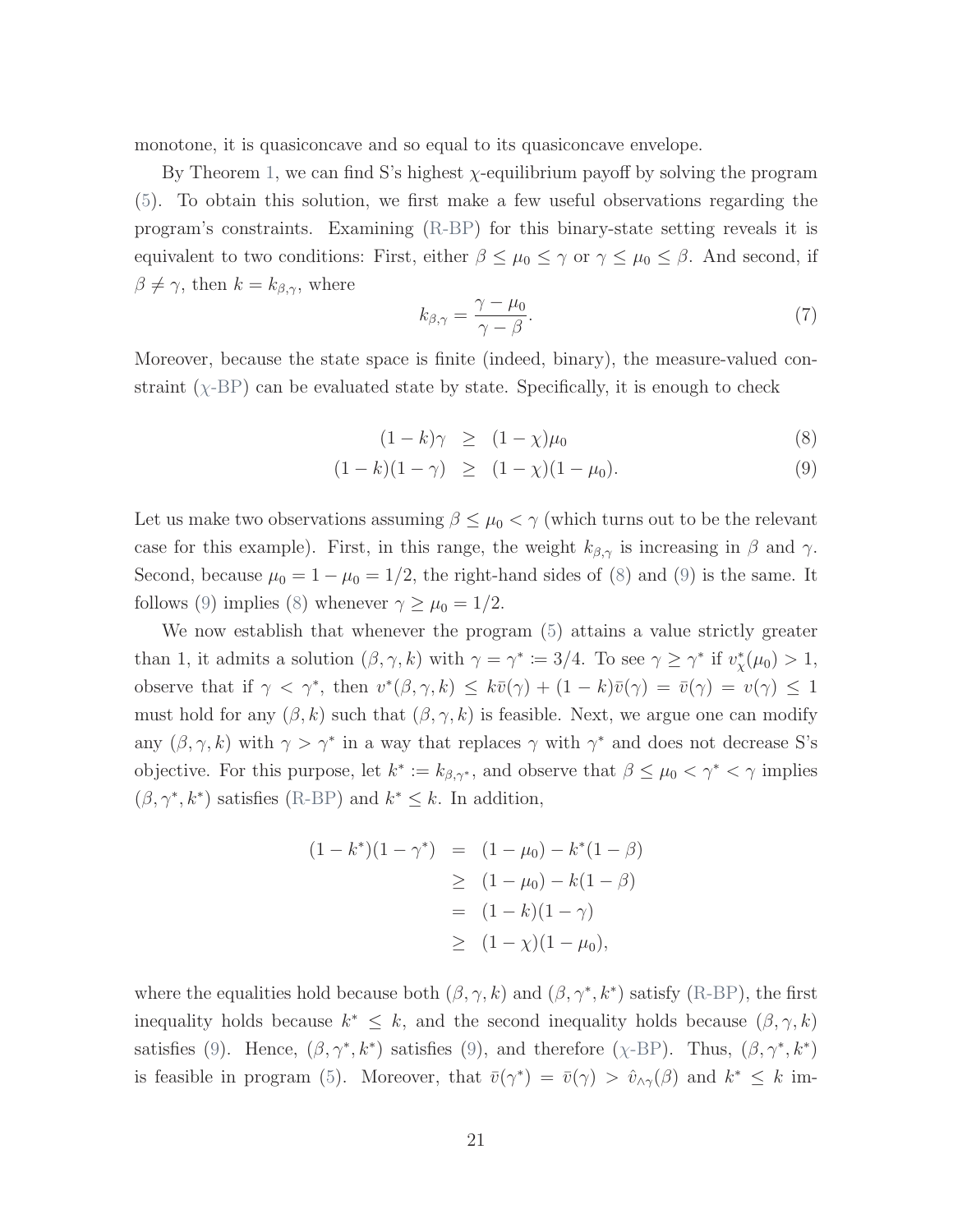monotone, it is quasiconcave and so equal to its quasiconcave envelope.

By Theorem 1, we can find S's highest $\chi$-equilibrium payoff by solving the program (5). To obtain this solution, we first make a few useful observations regarding the program's constraints. Examining (R-BP) for this binary-state setting reveals it is equivalent to two conditions: First, either $\beta \leq \mu_0 \leq \gamma$ or $\gamma \leq \mu_0 \leq \beta$. And second, if $\beta \neq \gamma$, then $k = k_{\beta,\gamma}$, where

$$k_{\beta,\gamma} = \frac{\gamma - \mu_0}{\gamma - \beta}. \tag{7}$$

Moreover, because the state space is finite (indeed, binary), the measure-valued constraint ($\chi$-BP) can be evaluated state by state. Specifically, it is enough to check

$$(1-k)\gamma \geq (1-\chi)\mu_0 \tag{8}$$

$$(1-k)(1-\gamma) \geq (1-\chi)(1-\mu_0). \tag{9}$$

Let us make two observations assuming $\beta \leq \mu_0 < \gamma$ (which turns out to be the relevant case for this example). First, in this range, the weight $k_{\beta,\gamma}$ is increasing in $\beta$ and $\gamma$. Second, because $\mu_0 = 1 - \mu_0 = 1/2$, the right-hand sides of (8) and (9) is the same. It follows (9) implies (8) whenever $\gamma \geq \mu_0 = 1/2$.

We now establish that whenever the program (5) attains a value strictly greater than 1, it admits a solution $(\beta, \gamma, k)$ with $\gamma = \gamma^* := 3/4$. To see $\gamma \geq \gamma^*$ if $v^*_\chi(\mu_0) > 1$, observe that if $\gamma < \gamma^*$, then $v^*(\beta, \gamma, k) \leq k\bar{v}(\gamma) + (1-k)\bar{v}(\gamma) = \bar{v}(\gamma) = v(\gamma) \leq 1$ must hold for any $(\beta, k)$ such that $(\beta, \gamma, k)$ is feasible. Next, we argue one can modify any $(\beta, \gamma, k)$ with $\gamma > \gamma^*$ in a way that replaces $\gamma$ with $\gamma^*$ and does not decrease S's objective. For this purpose, let $k^* := k_{\beta,\gamma^*}$, and observe that $\beta \leq \mu_0 < \gamma^* < \gamma$ implies $(\beta, \gamma^*, k^*)$ satisfies (R-BP) and $k^* \leq k$. In addition,

$$\begin{aligned}
(1-k^*)(1-\gamma^*) &= (1-\mu_0) - k^*(1-\beta) \\
&\geq (1-\mu_0) - k(1-\beta) \\
&= (1-k)(1-\gamma) \\
&\geq (1-\chi)(1-\mu_0),
\end{aligned}$$

where the equalities hold because both $(\beta, \gamma, k)$ and $(\beta, \gamma^*, k^*)$ satisfy (R-BP), the first inequality holds because $k^* \leq k$, and the second inequality holds because $(\beta, \gamma, k)$ satisfies (9). Hence, $(\beta, \gamma^*, k^*)$ satisfies (9), and therefore ($\chi$-BP). Thus, $(\beta, \gamma^*, k^*)$ is feasible in program (5). Moreover, that $\bar{v}(\gamma^*) = \bar{v}(\gamma) > \hat{v}_{\wedge\gamma}(\beta)$ and $k^* \leq k$ im-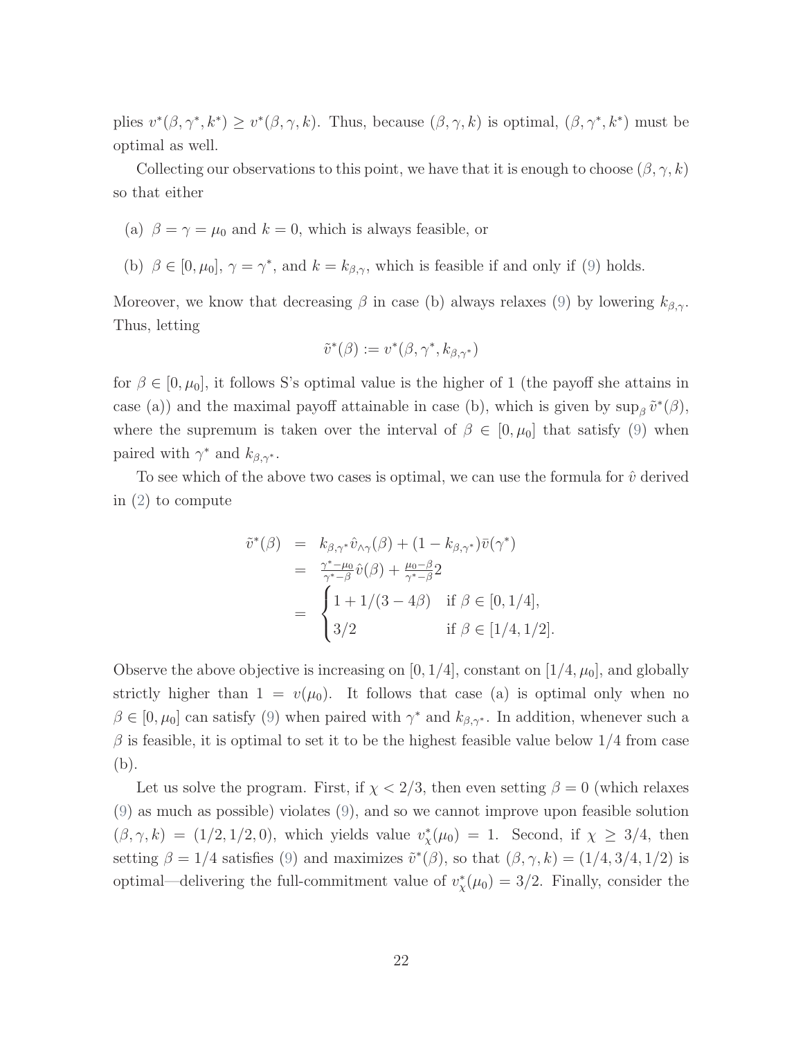plies $v^*(\beta, \gamma^*, k^*) \geq v^*(\beta, \gamma, k)$. Thus, because $(\beta, \gamma, k)$ is optimal, $(\beta, \gamma^*, k^*)$ must be optimal as well.

Collecting our observations to this point, we have that it is enough to choose $(\beta, \gamma, k)$ so that either

(a) $\beta = \gamma = \mu_0$ and $k = 0$, which is always feasible, or

(b) $\beta \in [0, \mu_0]$, $\gamma = \gamma^*$, and $k = k_{\beta,\gamma}$, which is feasible if and only if (9) holds.

Moreover, we know that decreasing $\beta$ in case (b) always relaxes (9) by lowering $k_{\beta,\gamma}$. Thus, letting

$$\tilde{v}^*(\beta) := v^*(\beta, \gamma^*, k_{\beta,\gamma^*})$$

for $\beta \in [0, \mu_0]$, it follows S's optimal value is the higher of 1 (the payoff she attains in case (a)) and the maximal payoff attainable in case (b), which is given by $\sup_\beta \tilde{v}^*(\beta)$, where the supremum is taken over the interval of $\beta \in [0, \mu_0]$ that satisfy (9) when paired with $\gamma^*$ and $k_{\beta,\gamma^*}$.

To see which of the above two cases is optimal, we can use the formula for $\hat{v}$ derived in (2) to compute

$$\begin{aligned}
\tilde{v}^*(\beta) &= k_{\beta,\gamma^*} \hat{v}_{\wedge\gamma}(\beta) + (1 - k_{\beta,\gamma^*}) \bar{v}(\gamma^*) \\
&= \tfrac{\gamma^* - \mu_0}{\gamma^* - \beta} \hat{v}(\beta) + \tfrac{\mu_0 - \beta}{\gamma^* - \beta} 2 \\
&= \begin{cases} 1 + 1/(3 - 4\beta) & \text{if } \beta \in [0, 1/4], \\ 3/2 & \text{if } \beta \in [1/4, 1/2]. \end{cases}
\end{aligned}$$

Observe the above objective is increasing on $[0, 1/4]$, constant on $[1/4, \mu_0]$, and globally strictly higher than $1 = v(\mu_0)$. It follows that case (a) is optimal only when no $\beta \in [0, \mu_0]$ can satisfy (9) when paired with $\gamma^*$ and $k_{\beta,\gamma^*}$. In addition, whenever such a $\beta$ is feasible, it is optimal to set it to be the highest feasible value below $1/4$ from case (b).

Let us solve the program. First, if $\chi < 2/3$, then even setting $\beta = 0$ (which relaxes (9) as much as possible) violates (9), and so we cannot improve upon feasible solution $(\beta, \gamma, k) = (1/2, 1/2, 0)$, which yields value $v^*_\chi(\mu_0) = 1$. Second, if $\chi \geq 3/4$, then setting $\beta = 1/4$ satisfies (9) and maximizes $\tilde{v}^*(\beta)$, so that $(\beta, \gamma, k) = (1/4, 3/4, 1/2)$ is optimal—delivering the full-commitment value of $v^*_\chi(\mu_0) = 3/2$. Finally, consider the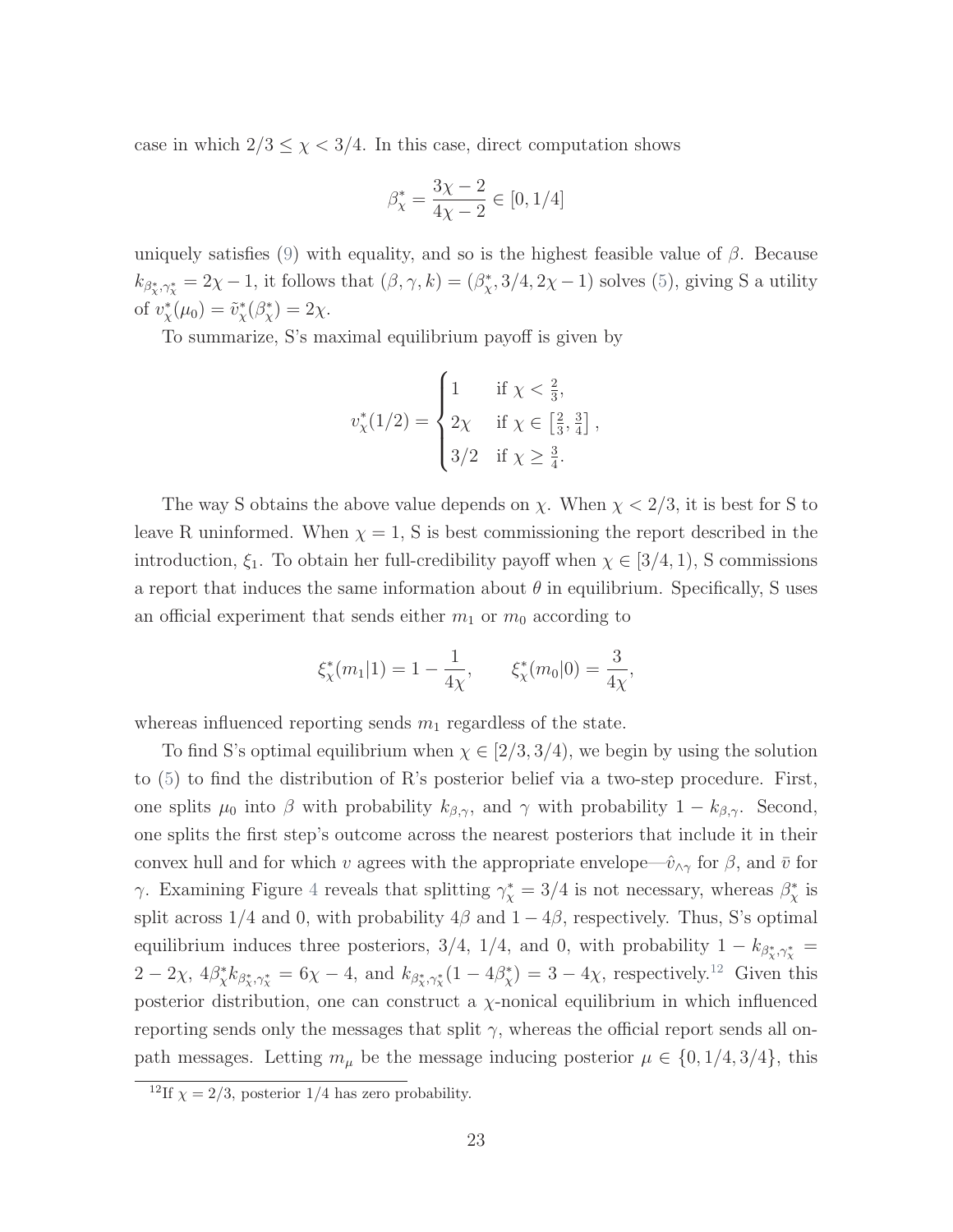case in which $2/3 \leq \chi < 3/4$. In this case, direct computation shows

$$\beta^*_\chi = \frac{3\chi - 2}{4\chi - 2} \in [0, 1/4]$$

uniquely satisfies (9) with equality, and so is the highest feasible value of $\beta$. Because $k_{\beta^*_\chi, \gamma^*_\chi} = 2\chi - 1$, it follows that $(\beta, \gamma, k) = (\beta^*_\chi, 3/4, 2\chi - 1)$ solves (5), giving S a utility of $v^*_\chi(\mu_0) = \tilde{v}^*_\chi(\beta^*_\chi) = 2\chi$.

To summarize, S's maximal equilibrium payoff is given by

$$v^*_\chi(1/2) = \begin{cases} 1 & \text{if } \chi < \frac{2}{3}, \\ 2\chi & \text{if } \chi \in \left[\frac{2}{3}, \frac{3}{4}\right], \\ 3/2 & \text{if } \chi \geq \frac{3}{4}. \end{cases}$$

The way S obtains the above value depends on $\chi$. When $\chi < 2/3$, it is best for S to leave R uninformed. When $\chi = 1$, S is best commissioning the report described in the introduction, $\xi_1$. To obtain her full-credibility payoff when $\chi \in [3/4, 1)$, S commissions a report that induces the same information about $\theta$ in equilibrium. Specifically, S uses an official experiment that sends either $m_1$ or $m_0$ according to

$$\xi^*_\chi(m_1|1) = 1 - \frac{1}{4\chi}, \qquad \xi^*_\chi(m_0|0) = \frac{3}{4\chi},$$

whereas influenced reporting sends $m_1$ regardless of the state.

To find S's optimal equilibrium when $\chi \in [2/3, 3/4)$, we begin by using the solution to (5) to find the distribution of R's posterior belief via a two-step procedure. First, one splits $\mu_0$ into $\beta$ with probability $k_{\beta,\gamma}$, and $\gamma$ with probability $1 - k_{\beta,\gamma}$. Second, one splits the first step's outcome across the nearest posteriors that include it in their convex hull and for which $v$ agrees with the appropriate envelope—$\hat{v}_{\wedge\gamma}$ for $\beta$, and $\bar{v}$ for $\gamma$. Examining Figure 4 reveals that splitting $\gamma^*_\chi = 3/4$ is not necessary, whereas $\beta^*_\chi$ is split across $1/4$ and $0$, with probability $4\beta$ and $1 - 4\beta$, respectively. Thus, S's optimal equilibrium induces three posteriors, $3/4$, $1/4$, and $0$, with probability $1 - k_{\beta^*_\chi, \gamma^*_\chi} = 2 - 2\chi$, $4\beta^*_\chi k_{\beta^*_\chi, \gamma^*_\chi} = 6\chi - 4$, and $k_{\beta^*_\chi, \gamma^*_\chi}(1 - 4\beta^*_\chi) = 3 - 4\chi$, respectively.[12] Given this posterior distribution, one can construct a $\chi$-nonical equilibrium in which influenced reporting sends only the messages that split $\gamma$, whereas the official report sends all on-path messages. Letting $m_\mu$ be the message inducing posterior $\mu \in \{0, 1/4, 3/4\}$, this

[12] If $\chi = 2/3$, posterior $1/4$ has zero probability.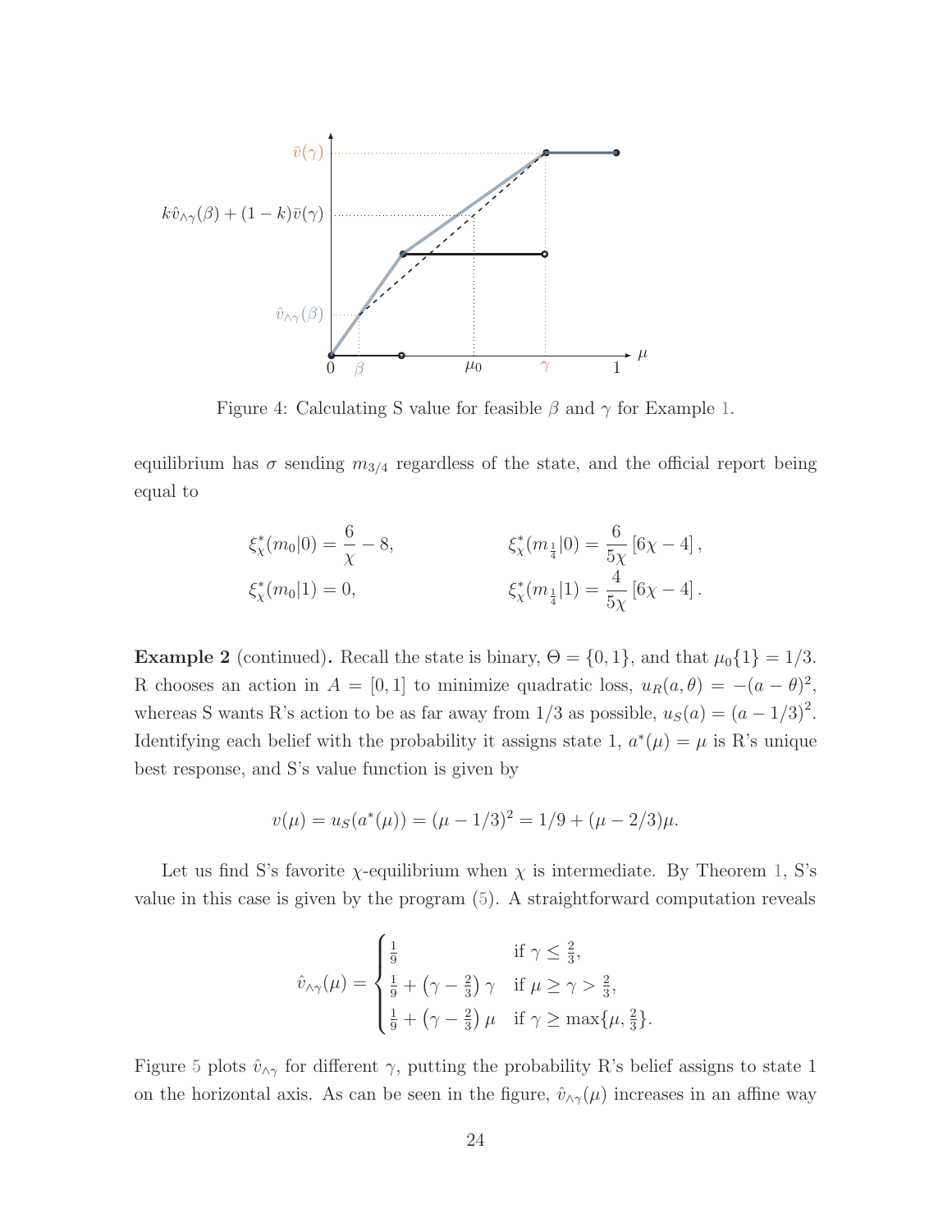Figure 4: Calculating S value for feasible $\beta$ and $\gamma$ for Example 1.

equilibrium has $\sigma$ sending $m_{3/4}$ regardless of the state, and the official report being equal to

$$\xi^*_\chi(m_0|0) = \frac{6}{\chi} - 8, \qquad \xi^*_\chi(m_{\frac{1}{4}}|0) = \frac{6}{5\chi}\left[6\chi - 4\right],$$
$$\xi^*_\chi(m_0|1) = 0, \qquad \xi^*_\chi(m_{\frac{1}{4}}|1) = \frac{4}{5\chi}\left[6\chi - 4\right].$$

**Example 2** (continued)**.** Recall the state is binary, $\Theta = \{0, 1\}$, and that $\mu_0\{1\} = 1/3$. R chooses an action in $A = [0, 1]$ to minimize quadratic loss, $u_R(a, \theta) = -(a - \theta)^2$, whereas S wants R's action to be as far away from $1/3$ as possible, $u_S(a) = (a - 1/3)^2$. Identifying each belief with the probability it assigns state 1, $a^*(\mu) = \mu$ is R's unique best response, and S's value function is given by

$$v(\mu) = u_S(a^*(\mu)) = (\mu - 1/3)^2 = 1/9 + (\mu - 2/3)\mu.$$

Let us find S's favorite $\chi$-equilibrium when $\chi$ is intermediate. By Theorem 1, S's value in this case is given by the program (5). A straightforward computation reveals

$$\hat{v}_{\wedge\gamma}(\mu) = \begin{cases} \frac{1}{9} & \text{if } \gamma \leq \frac{2}{3}, \\ \frac{1}{9} + \left(\gamma - \frac{2}{3}\right)\gamma & \text{if } \mu \geq \gamma > \frac{2}{3}, \\ \frac{1}{9} + \left(\gamma - \frac{2}{3}\right)\mu & \text{if } \gamma \geq \max\{\mu, \frac{2}{3}\}. \end{cases}$$

Figure 5 plots $\hat{v}_{\wedge\gamma}$ for different $\gamma$, putting the probability R's belief assigns to state 1 on the horizontal axis. As can be seen in the figure, $\hat{v}_{\wedge\gamma}(\mu)$ increases in an affine way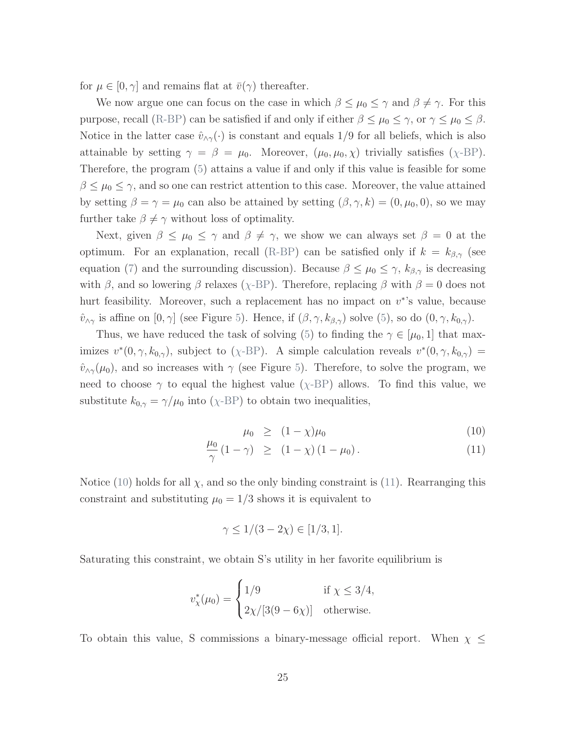for $\mu \in [0, \gamma]$ and remains flat at $\bar{v}(\gamma)$ thereafter.

We now argue one can focus on the case in which $\beta \leq \mu_0 \leq \gamma$ and $\beta \neq \gamma$. For this purpose, recall (R-BP) can be satisfied if and only if either $\beta \leq \mu_0 \leq \gamma$, or $\gamma \leq \mu_0 \leq \beta$. Notice in the latter case $\hat{v}_{\wedge\gamma}(\cdot)$ is constant and equals $1/9$ for all beliefs, which is also attainable by setting $\gamma = \beta = \mu_0$. Moreover, $(\mu_0, \mu_0, \chi)$ trivially satisfies ($\chi$-BP). Therefore, the program (5) attains a value if and only if this value is feasible for some $\beta \leq \mu_0 \leq \gamma$, and so one can restrict attention to this case. Moreover, the value attained by setting $\beta = \gamma = \mu_0$ can also be attained by setting $(\beta, \gamma, k) = (0, \mu_0, 0)$, so we may further take $\beta \neq \gamma$ without loss of optimality.

Next, given $\beta \leq \mu_0 \leq \gamma$ and $\beta \neq \gamma$, we show we can always set $\beta = 0$ at the optimum. For an explanation, recall (R-BP) can be satisfied only if $k = k_{\beta,\gamma}$ (see equation (7) and the surrounding discussion). Because $\beta \leq \mu_0 \leq \gamma$, $k_{\beta,\gamma}$ is decreasing with $\beta$, and so lowering $\beta$ relaxes ($\chi$-BP). Therefore, replacing $\beta$ with $\beta = 0$ does not hurt feasibility. Moreover, such a replacement has no impact on $v^*$'s value, because $\hat{v}_{\wedge\gamma}$ is affine on $[0, \gamma]$ (see Figure 5). Hence, if $(\beta, \gamma, k_{\beta,\gamma})$ solve (5), so do $(0, \gamma, k_{0,\gamma})$.

Thus, we have reduced the task of solving (5) to finding the $\gamma \in [\mu_0, 1]$ that maximizes $v^*(0, \gamma, k_{0,\gamma})$, subject to ($\chi$-BP). A simple calculation reveals $v^*(0, \gamma, k_{0,\gamma}) = \hat{v}_{\wedge\gamma}(\mu_0)$, and so increases with $\gamma$ (see Figure 5). Therefore, to solve the program, we need to choose $\gamma$ to equal the highest value ($\chi$-BP) allows. To find this value, we substitute $k_{0,\gamma} = \gamma/\mu_0$ into ($\chi$-BP) to obtain two inequalities,

$$\mu_0 \geq (1 - \chi)\mu_0 \tag{10}$$

$$\frac{\mu_0}{\gamma}(1 - \gamma) \geq (1 - \chi)(1 - \mu_0). \tag{11}$$

Notice (10) holds for all $\chi$, and so the only binding constraint is (11). Rearranging this constraint and substituting $\mu_0 = 1/3$ shows it is equivalent to

$$\gamma \leq 1/(3 - 2\chi) \in [1/3, 1].$$

Saturating this constraint, we obtain S's utility in her favorite equilibrium is

$$v^*_\chi(\mu_0) = \begin{cases} 1/9 & \text{if } \chi \leq 3/4, \\ 2\chi/[3(9 - 6\chi)] & \text{otherwise.} \end{cases}$$

To obtain this value, S commissions a binary-message official report. When $\chi \leq$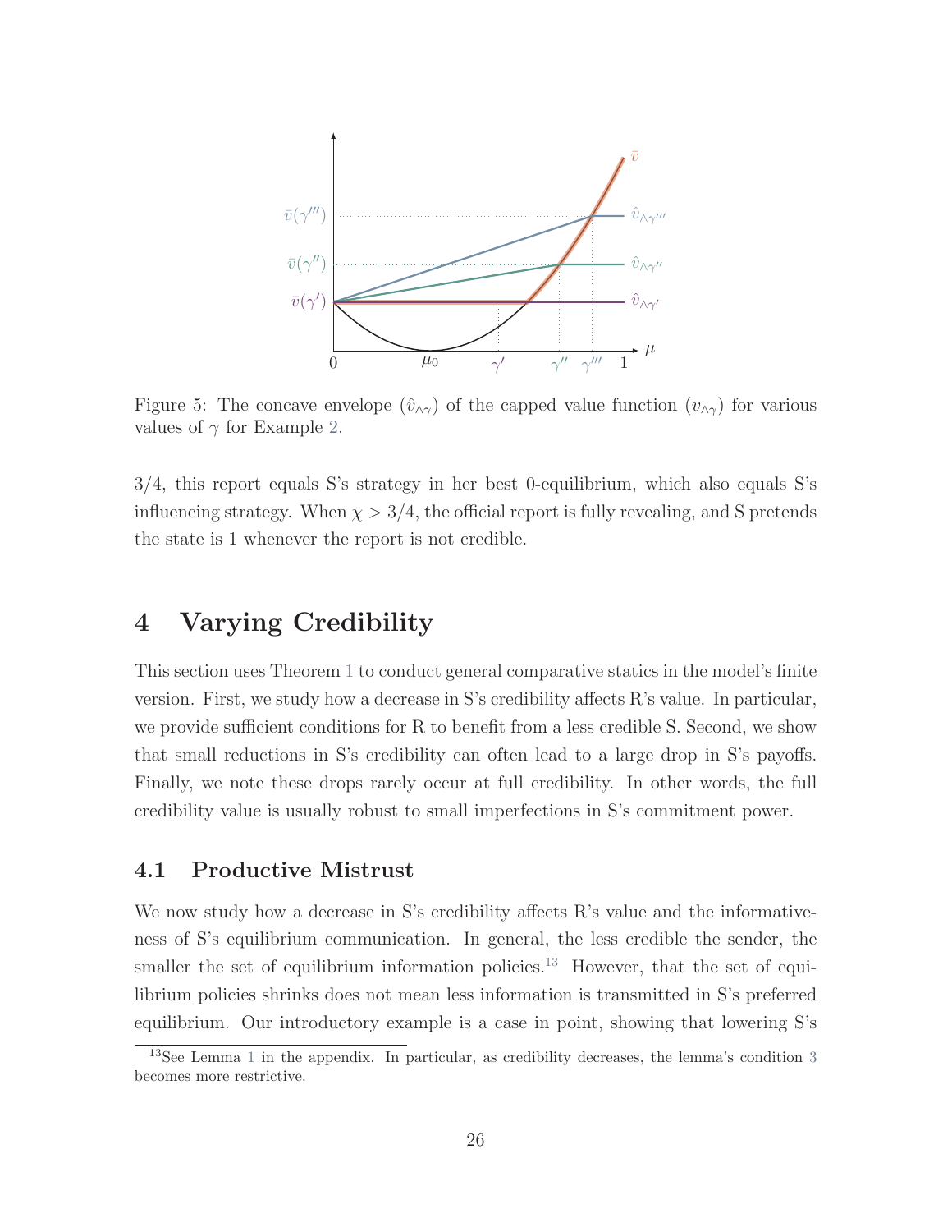Figure 5: The concave envelope ($\hat{v}_{\wedge\gamma}$) of the capped value function ($v_{\wedge\gamma}$) for various values of $\gamma$ for Example 2.

3/4, this report equals S's strategy in her best 0-equilibrium, which also equals S's influencing strategy. When $\chi > 3/4$, the official report is fully revealing, and S pretends the state is 1 whenever the report is not credible.

# 4 Varying Credibility

This section uses Theorem 1 to conduct general comparative statics in the model's finite version. First, we study how a decrease in S's credibility affects R's value. In particular, we provide sufficient conditions for R to benefit from a less credible S. Second, we show that small reductions in S's credibility can often lead to a large drop in S's payoffs. Finally, we note these drops rarely occur at full credibility. In other words, the full credibility value is usually robust to small imperfections in S's commitment power.

## 4.1 Productive Mistrust

We now study how a decrease in S's credibility affects R's value and the informativeness of S's equilibrium communication. In general, the less credible the sender, the smaller the set of equilibrium information policies.[13] However, that the set of equilibrium policies shrinks does not mean less information is transmitted in S's preferred equilibrium. Our introductory example is a case in point, showing that lowering S's

[13]See Lemma 1 in the appendix. In particular, as credibility decreases, the lemma's condition 3 becomes more restrictive.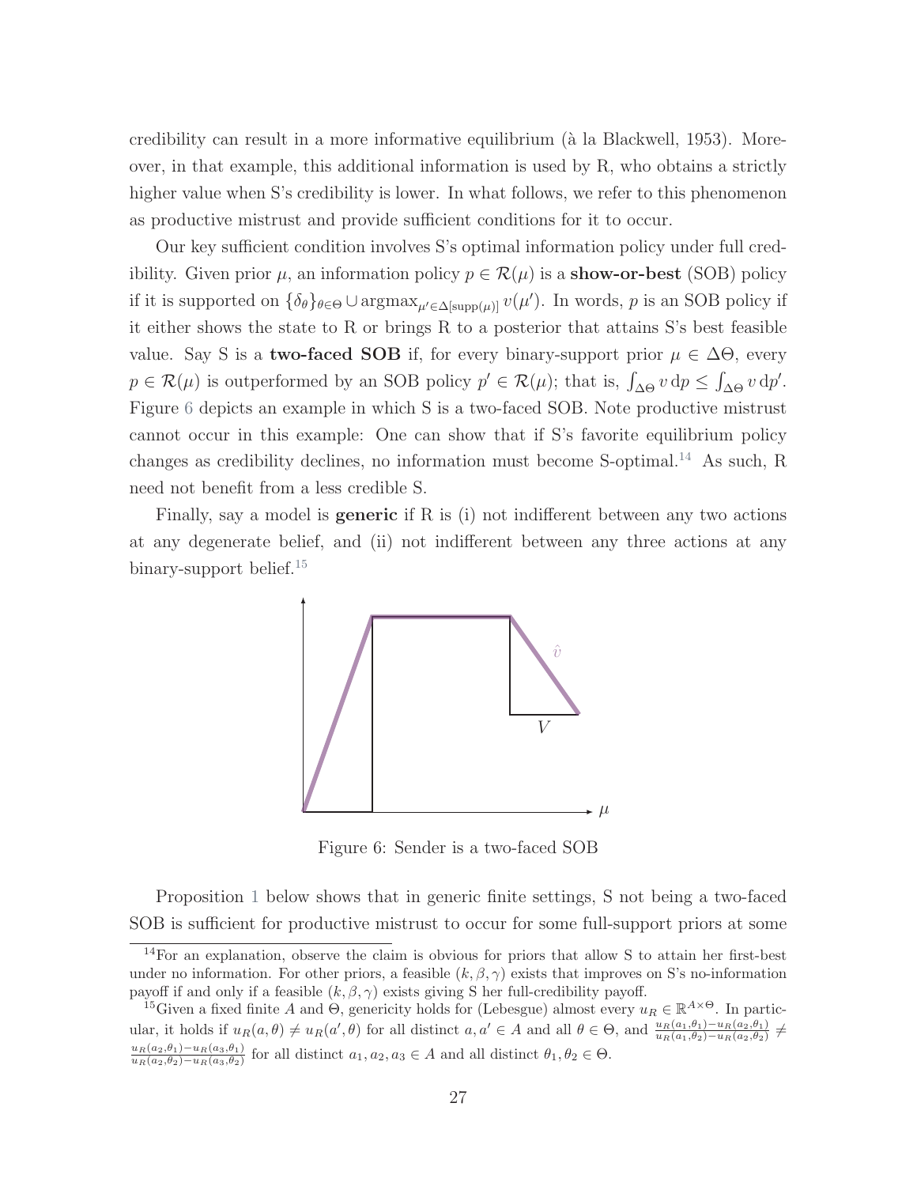credibility can result in a more informative equilibrium (à la Blackwell, 1953). Moreover, in that example, this additional information is used by R, who obtains a strictly higher value when S's credibility is lower. In what follows, we refer to this phenomenon as productive mistrust and provide sufficient conditions for it to occur.

Our key sufficient condition involves S's optimal information policy under full credibility. Given prior $\mu$, an information policy $p \in \mathcal{R}(\mu)$ is a **show-or-best** (SOB) policy if it is supported on $\{\delta_\theta\}_{\theta \in \Theta} \cup \operatorname{argmax}_{\mu' \in \Delta[\operatorname{supp}(\mu)]} v(\mu')$. In words, $p$ is an SOB policy if it either shows the state to R or brings R to a posterior that attains S's best feasible value. Say S is a **two-faced SOB** if, for every binary-support prior $\mu \in \Delta\Theta$, every $p \in \mathcal{R}(\mu)$ is outperformed by an SOB policy $p' \in \mathcal{R}(\mu)$; that is, $\int_{\Delta\Theta} v \,\mathrm{d}p \leq \int_{\Delta\Theta} v \,\mathrm{d}p'$. Figure 6 depicts an example in which S is a two-faced SOB. Note productive mistrust cannot occur in this example: One can show that if S's favorite equilibrium policy changes as credibility declines, no information must become S-optimal.[14] As such, R need not benefit from a less credible S.

Finally, say a model is **generic** if R is (i) not indifferent between any two actions at any degenerate belief, and (ii) not indifferent between any three actions at any binary-support belief.[15]

Figure 6: Sender is a two-faced SOB

Proposition 1 below shows that in generic finite settings, S not being a two-faced SOB is sufficient for productive mistrust to occur for some full-support priors at some

[14]For an explanation, observe the claim is obvious for priors that allow S to attain her first-best under no information. For other priors, a feasible $(k, \beta, \gamma)$ exists that improves on S's no-information payoff if and only if a feasible $(k, \beta, \gamma)$ exists giving S her full-credibility payoff.

[15]Given a fixed finite $A$ and $\Theta$, genericity holds for (Lebesgue) almost every $u_R \in \mathbb{R}^{A \times \Theta}$. In particular, it holds if $u_R(a, \theta) \neq u_R(a', \theta)$ for all distinct $a, a' \in A$ and all $\theta \in \Theta$, and $\frac{u_R(a_1,\theta_1) - u_R(a_2,\theta_1)}{u_R(a_1,\theta_2) - u_R(a_2,\theta_2)} \neq \frac{u_R(a_2,\theta_1) - u_R(a_3,\theta_1)}{u_R(a_2,\theta_2) - u_R(a_3,\theta_2)}$ for all distinct $a_1, a_2, a_3 \in A$ and all distinct $\theta_1, \theta_2 \in \Theta$.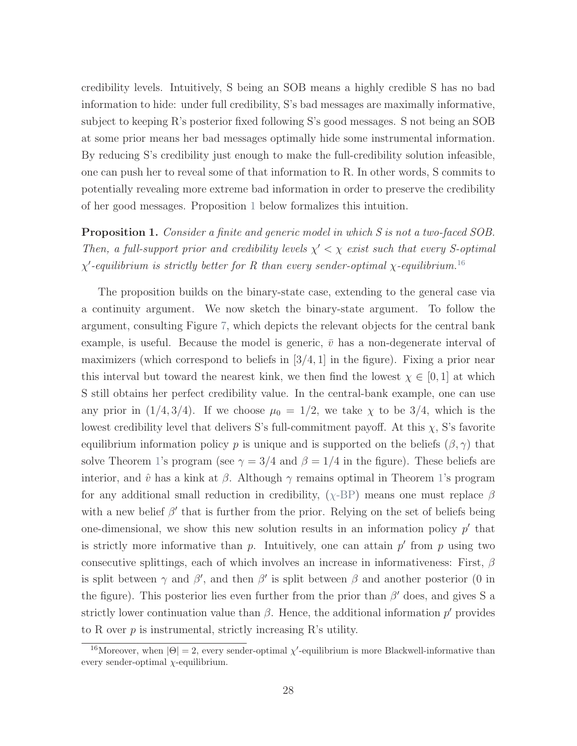credibility levels. Intuitively, S being an SOB means a highly credible S has no bad information to hide: under full credibility, S's bad messages are maximally informative, subject to keeping R's posterior fixed following S's good messages. S not being an SOB at some prior means her bad messages optimally hide some instrumental information. By reducing S's credibility just enough to make the full-credibility solution infeasible, one can push her to reveal some of that information to R. In other words, S commits to potentially revealing more extreme bad information in order to preserve the credibility of her good messages. Proposition 1 below formalizes this intuition.

**Proposition 1.** *Consider a finite and generic model in which S is not a two-faced SOB. Then, a full-support prior and credibility levels $\chi' < \chi$ exist such that every S-optimal $\chi'$-equilibrium is strictly better for R than every sender-optimal $\chi$-equilibrium.*[16]

The proposition builds on the binary-state case, extending to the general case via a continuity argument. We now sketch the binary-state argument. To follow the argument, consulting Figure 7, which depicts the relevant objects for the central bank example, is useful. Because the model is generic, $\bar{v}$ has a non-degenerate interval of maximizers (which correspond to beliefs in $[3/4, 1]$ in the figure). Fixing a prior near this interval but toward the nearest kink, we then find the lowest $\chi \in [0, 1]$ at which S still obtains her perfect credibility value. In the central-bank example, one can use any prior in $(1/4, 3/4)$. If we choose $\mu_0 = 1/2$, we take $\chi$ to be $3/4$, which is the lowest credibility level that delivers S's full-commitment payoff. At this $\chi$, S's favorite equilibrium information policy $p$ is unique and is supported on the beliefs $(\beta, \gamma)$ that solve Theorem 1's program (see $\gamma = 3/4$ and $\beta = 1/4$ in the figure). These beliefs are interior, and $\hat{v}$ has a kink at $\beta$. Although $\gamma$ remains optimal in Theorem 1's program for any additional small reduction in credibility, ($\chi$-BP) means one must replace $\beta$ with a new belief $\beta'$ that is further from the prior. Relying on the set of beliefs being one-dimensional, we show this new solution results in an information policy $p'$ that is strictly more informative than $p$. Intuitively, one can attain $p'$ from $p$ using two consecutive splittings, each of which involves an increase in informativeness: First, $\beta$ is split between $\gamma$ and $\beta'$, and then $\beta'$ is split between $\beta$ and another posterior (0 in the figure). This posterior lies even further from the prior than $\beta'$ does, and gives S a strictly lower continuation value than $\beta$. Hence, the additional information $p'$ provides to R over $p$ is instrumental, strictly increasing R's utility.

[16] Moreover, when $|\Theta| = 2$, every sender-optimal $\chi'$-equilibrium is more Blackwell-informative than every sender-optimal $\chi$-equilibrium.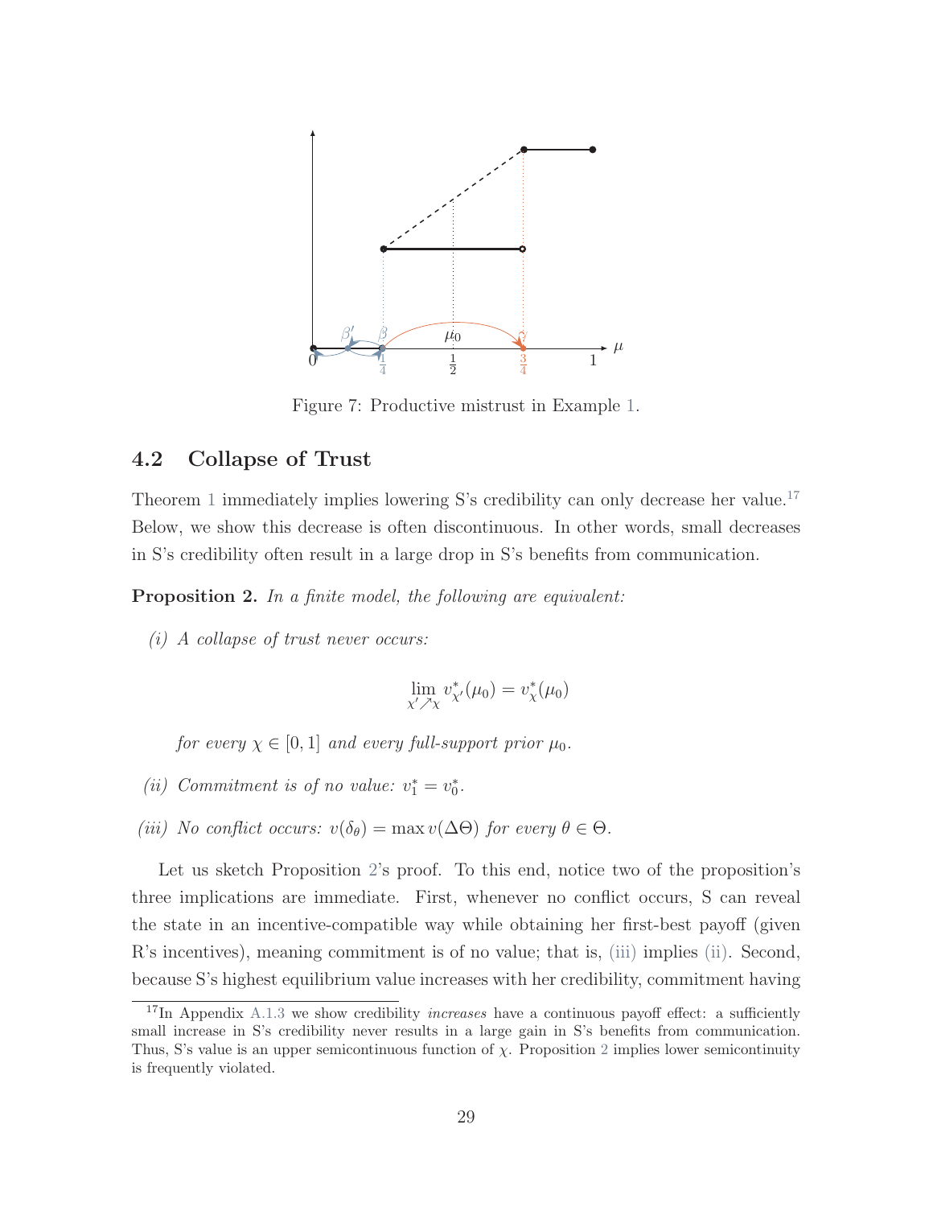Figure 7: Productive mistrust in Example 1.

## 4.2 Collapse of Trust

Theorem 1 immediately implies lowering S's credibility can only decrease her value.[17] Below, we show this decrease is often discontinuous. In other words, small decreases in S's credibility often result in a large drop in S's benefits from communication.

**Proposition 2.** *In a finite model, the following are equivalent:*

*(i) A collapse of trust never occurs:*

$$\lim_{\chi' \nearrow \chi} v^*_{\chi'}(\mu_0) = v^*_\chi(\mu_0)$$

*for every $\chi \in [0, 1]$ and every full-support prior $\mu_0$.*

*(ii) Commitment is of no value: $v^*_1 = v^*_0$.*

*(iii) No conflict occurs: $v(\delta_\theta) = \max v(\Delta\Theta)$ for every $\theta \in \Theta$.*

Let us sketch Proposition 2's proof. To this end, notice two of the proposition's three implications are immediate. First, whenever no conflict occurs, S can reveal the state in an incentive-compatible way while obtaining her first-best payoff (given R's incentives), meaning commitment is of no value; that is, (iii) implies (ii). Second, because S's highest equilibrium value increases with her credibility, commitment having

[17] In Appendix A.1.3 we show credibility *increases* have a continuous payoff effect: a sufficiently small increase in S's credibility never results in a large gain in S's benefits from communication. Thus, S's value is an upper semicontinuous function of $\chi$. Proposition 2 implies lower semicontinuity is frequently violated.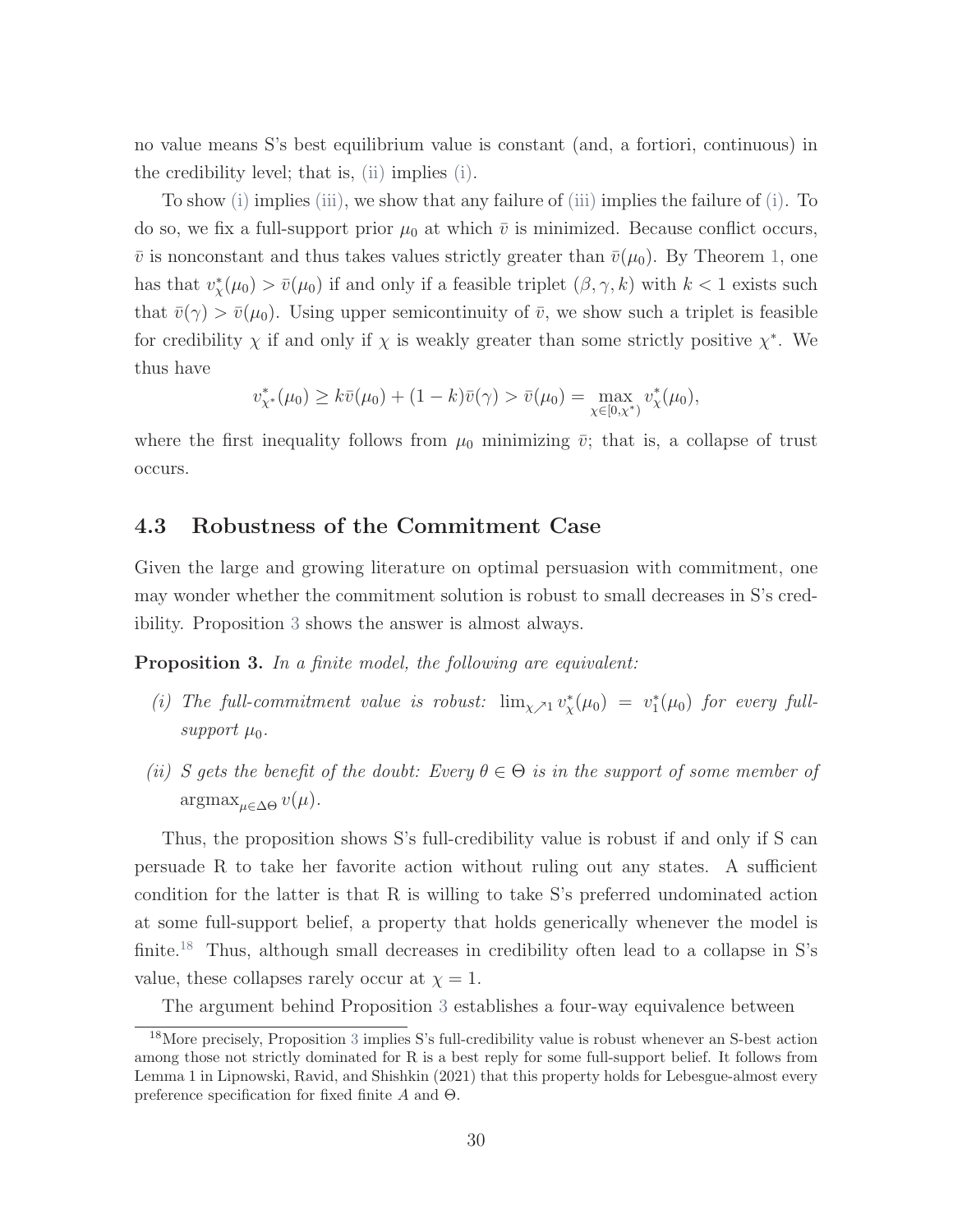no value means S's best equilibrium value is constant (and, a fortiori, continuous) in the credibility level; that is, (ii) implies (i).

To show (i) implies (iii), we show that any failure of (iii) implies the failure of (i). To do so, we fix a full-support prior $\mu_0$ at which $\bar{v}$ is minimized. Because conflict occurs, $\bar{v}$ is nonconstant and thus takes values strictly greater than $\bar{v}(\mu_0)$. By Theorem 1, one has that $v^*_\chi(\mu_0) > \bar{v}(\mu_0)$ if and only if a feasible triplet $(\beta, \gamma, k)$ with $k < 1$ exists such that $\bar{v}(\gamma) > \bar{v}(\mu_0)$. Using upper semicontinuity of $\bar{v}$, we show such a triplet is feasible for credibility $\chi$ if and only if $\chi$ is weakly greater than some strictly positive $\chi^*$. We thus have

$$v^*_{\chi^*}(\mu_0) \geq k\bar{v}(\mu_0) + (1-k)\bar{v}(\gamma) > \bar{v}(\mu_0) = \max_{\chi \in [0, \chi^*)} v^*_\chi(\mu_0),$$

where the first inequality follows from $\mu_0$ minimizing $\bar{v}$; that is, a collapse of trust occurs.

## 4.3 Robustness of the Commitment Case

Given the large and growing literature on optimal persuasion with commitment, one may wonder whether the commitment solution is robust to small decreases in S's credibility. Proposition 3 shows the answer is almost always.

**Proposition 3.** *In a finite model, the following are equivalent:*

*(i) The full-commitment value is robust: $\lim_{\chi \nearrow 1} v^*_\chi(\mu_0) = v^*_1(\mu_0)$ for every full-support $\mu_0$.*

*(ii) S gets the benefit of the doubt: Every $\theta \in \Theta$ is in the support of some member of $\mathrm{argmax}_{\mu \in \Delta\Theta}\, v(\mu)$.*

Thus, the proposition shows S's full-credibility value is robust if and only if S can persuade R to take her favorite action without ruling out any states. A sufficient condition for the latter is that R is willing to take S's preferred undominated action at some full-support belief, a property that holds generically whenever the model is finite.[18] Thus, although small decreases in credibility often lead to a collapse in S's value, these collapses rarely occur at $\chi = 1$.

The argument behind Proposition 3 establishes a four-way equivalence between

[18] More precisely, Proposition 3 implies S's full-credibility value is robust whenever an S-best action among those not strictly dominated for R is a best reply for some full-support belief. It follows from Lemma 1 in Lipnowski, Ravid, and Shishkin (2021) that this property holds for Lebesgue-almost every preference specification for fixed finite $A$ and $\Theta$.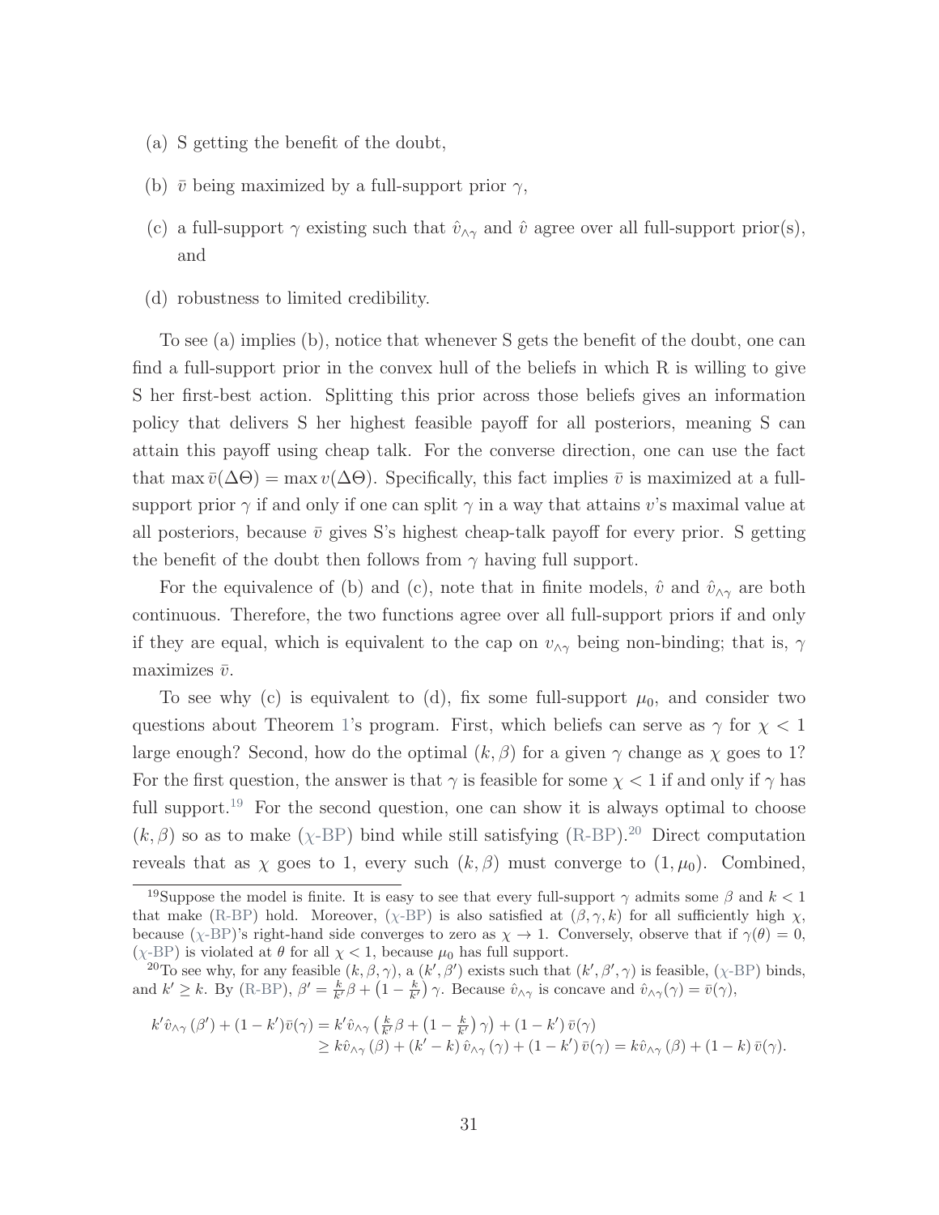(a) S getting the benefit of the doubt,

(b) $\bar{v}$ being maximized by a full-support prior $\gamma$,

(c) a full-support $\gamma$ existing such that $\hat{v}_{\wedge\gamma}$ and $\hat{v}$ agree over all full-support prior(s), and

(d) robustness to limited credibility.

To see (a) implies (b), notice that whenever S gets the benefit of the doubt, one can find a full-support prior in the convex hull of the beliefs in which R is willing to give S her first-best action. Splitting this prior across those beliefs gives an information policy that delivers S her highest feasible payoff for all posteriors, meaning S can attain this payoff using cheap talk. For the converse direction, one can use the fact that $\max \bar{v}(\Delta\Theta) = \max v(\Delta\Theta)$. Specifically, this fact implies $\bar{v}$ is maximized at a full-support prior $\gamma$ if and only if one can split $\gamma$ in a way that attains $v$'s maximal value at all posteriors, because $\bar{v}$ gives S's highest cheap-talk payoff for every prior. S getting the benefit of the doubt then follows from $\gamma$ having full support.

For the equivalence of (b) and (c), note that in finite models, $\hat{v}$ and $\hat{v}_{\wedge\gamma}$ are both continuous. Therefore, the two functions agree over all full-support priors if and only if they are equal, which is equivalent to the cap on $v_{\wedge\gamma}$ being non-binding; that is, $\gamma$ maximizes $\bar{v}$.

To see why (c) is equivalent to (d), fix some full-support $\mu_0$, and consider two questions about Theorem 1's program. First, which beliefs can serve as $\gamma$ for $\chi < 1$ large enough? Second, how do the optimal $(k, \beta)$ for a given $\gamma$ change as $\chi$ goes to 1? For the first question, the answer is that $\gamma$ is feasible for some $\chi < 1$ if and only if $\gamma$ has full support.[19] For the second question, one can show it is always optimal to choose $(k, \beta)$ so as to make ($\chi$-BP) bind while still satisfying (R-BP).[20] Direct computation reveals that as $\chi$ goes to 1, every such $(k, \beta)$ must converge to $(1, \mu_0)$. Combined,

[19] Suppose the model is finite. It is easy to see that every full-support $\gamma$ admits some $\beta$ and $k < 1$ that make (R-BP) hold. Moreover, ($\chi$-BP) is also satisfied at $(\beta, \gamma, k)$ for all sufficiently high $\chi$, because ($\chi$-BP)'s right-hand side converges to zero as $\chi \to 1$. Conversely, observe that if $\gamma(\theta) = 0$, ($\chi$-BP) is violated at $\theta$ for all $\chi < 1$, because $\mu_0$ has full support.

[20] To see why, for any feasible $(k, \beta, \gamma)$, a $(k', \beta')$ exists such that $(k', \beta', \gamma)$ is feasible, ($\chi$-BP) binds, and $k' \geq k$. By (R-BP), $\beta' = \frac{k}{k'}\beta + \left(1 - \frac{k}{k'}\right)\gamma$. Because $\hat{v}_{\wedge\gamma}$ is concave and $\hat{v}_{\wedge\gamma}(\gamma) = \bar{v}(\gamma)$,

$$
\begin{aligned}
k'\hat{v}_{\wedge\gamma}(\beta') + (1-k')\bar{v}(\gamma) &= k'\hat{v}_{\wedge\gamma}\left(\tfrac{k}{k'}\beta + \left(1 - \tfrac{k}{k'}\right)\gamma\right) + (1-k')\,\bar{v}(\gamma) \\
&\geq k\hat{v}_{\wedge\gamma}(\beta) + (k'-k)\,\hat{v}_{\wedge\gamma}(\gamma) + (1-k')\,\bar{v}(\gamma) = k\hat{v}_{\wedge\gamma}(\beta) + (1-k)\,\bar{v}(\gamma).
\end{aligned}
$$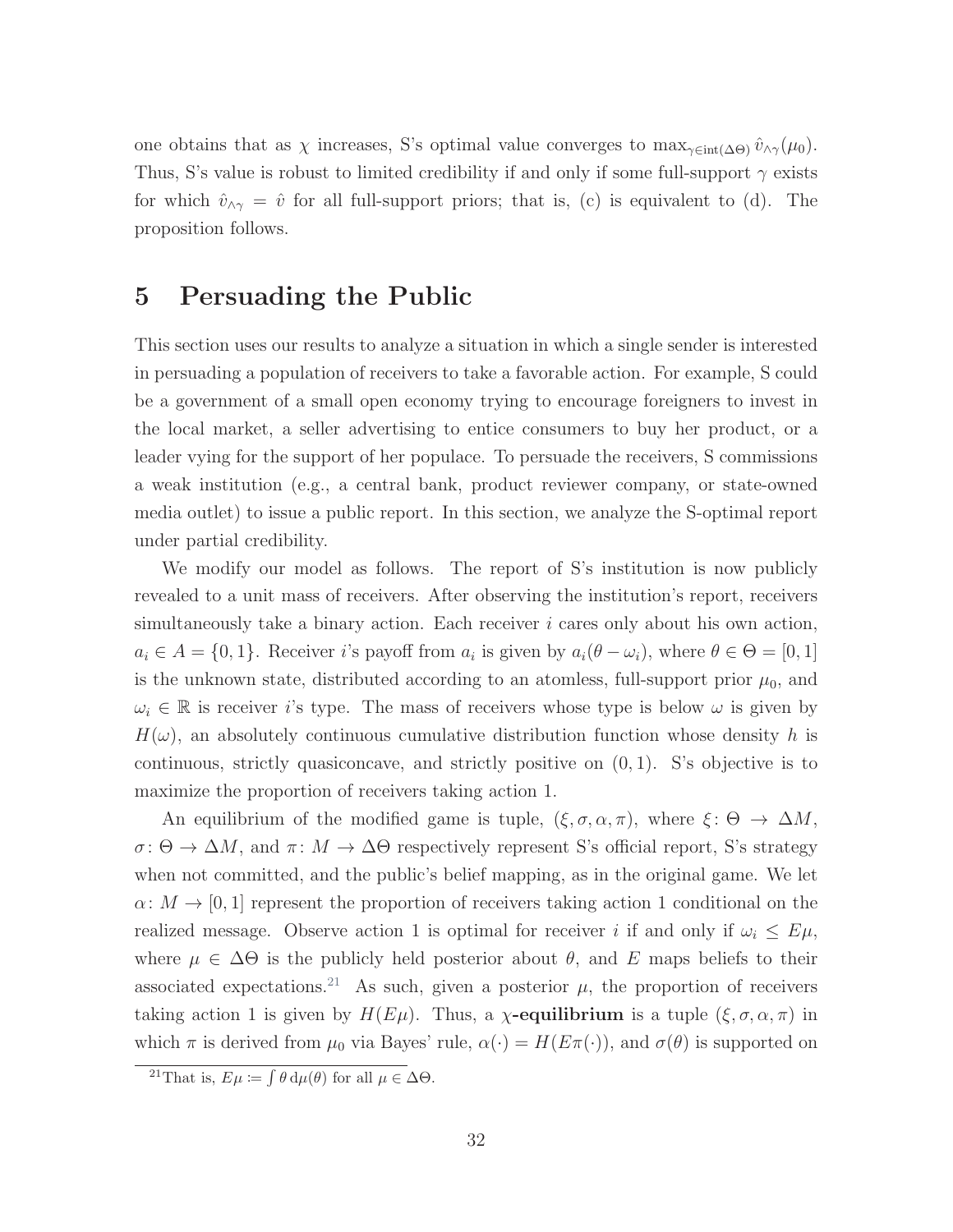one obtains that as $\chi$ increases, S's optimal value converges to $\max_{\gamma \in \text{int}(\Delta\Theta)} \hat{v}_{\wedge\gamma}(\mu_0)$. Thus, S's value is robust to limited credibility if and only if some full-support $\gamma$ exists for which $\hat{v}_{\wedge\gamma} = \hat{v}$ for all full-support priors; that is, (c) is equivalent to (d). The proposition follows.

# 5 Persuading the Public

This section uses our results to analyze a situation in which a single sender is interested in persuading a population of receivers to take a favorable action. For example, S could be a government of a small open economy trying to encourage foreigners to invest in the local market, a seller advertising to entice consumers to buy her product, or a leader vying for the support of her populace. To persuade the receivers, S commissions a weak institution (e.g., a central bank, product reviewer company, or state-owned media outlet) to issue a public report. In this section, we analyze the S-optimal report under partial credibility.

We modify our model as follows. The report of S's institution is now publicly revealed to a unit mass of receivers. After observing the institution's report, receivers simultaneously take a binary action. Each receiver $i$ cares only about his own action, $a_i \in A = \{0, 1\}$. Receiver $i$'s payoff from $a_i$ is given by $a_i(\theta - \omega_i)$, where $\theta \in \Theta = [0, 1]$ is the unknown state, distributed according to an atomless, full-support prior $\mu_0$, and $\omega_i \in \mathbb{R}$ is receiver $i$'s type. The mass of receivers whose type is below $\omega$ is given by $H(\omega)$, an absolutely continuous cumulative distribution function whose density $h$ is continuous, strictly quasiconcave, and strictly positive on $(0, 1)$. S's objective is to maximize the proportion of receivers taking action 1.

An equilibrium of the modified game is tuple, $(\xi, \sigma, \alpha, \pi)$, where $\xi \colon \Theta \to \Delta M$, $\sigma \colon \Theta \to \Delta M$, and $\pi \colon M \to \Delta\Theta$ respectively represent S's official report, S's strategy when not committed, and the public's belief mapping, as in the original game. We let $\alpha \colon M \to [0, 1]$ represent the proportion of receivers taking action 1 conditional on the realized message. Observe action 1 is optimal for receiver $i$ if and only if $\omega_i \leq E\mu$, where $\mu \in \Delta\Theta$ is the publicly held posterior about $\theta$, and $E$ maps beliefs to their associated expectations.[21] As such, given a posterior $\mu$, the proportion of receivers taking action 1 is given by $H(E\mu)$. Thus, a **$\chi$-equilibrium** is a tuple $(\xi, \sigma, \alpha, \pi)$ in which $\pi$ is derived from $\mu_0$ via Bayes' rule, $\alpha(\cdot) = H(E\pi(\cdot))$, and $\sigma(\theta)$ is supported on

[21] That is, $E\mu := \int \theta \, \mathrm{d}\mu(\theta)$ for all $\mu \in \Delta\Theta$.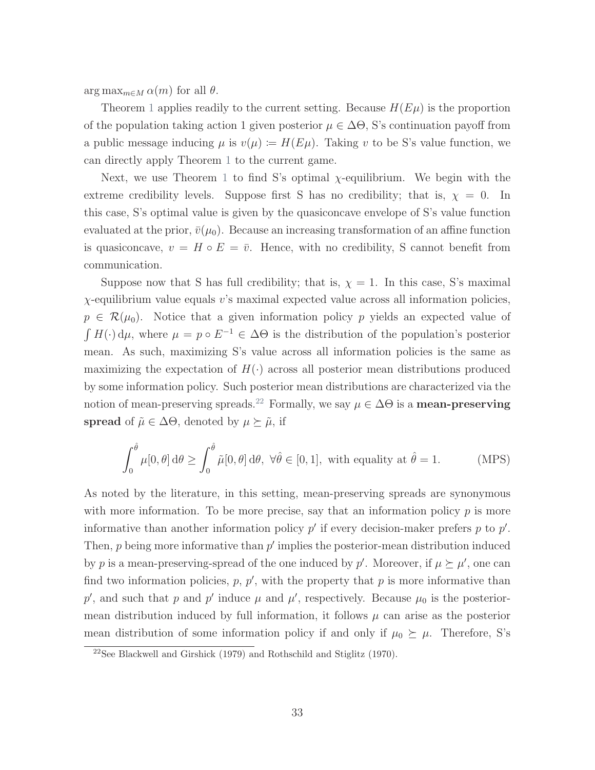$\arg\max_{m \in M} \alpha(m)$ for all $\theta$.

Theorem 1 applies readily to the current setting. Because $H(E\mu)$ is the proportion of the population taking action 1 given posterior $\mu \in \Delta\Theta$, S's continuation payoff from a public message inducing $\mu$ is $v(\mu) := H(E\mu)$. Taking $v$ to be S's value function, we can directly apply Theorem 1 to the current game.

Next, we use Theorem 1 to find S's optimal $\chi$-equilibrium. We begin with the extreme credibility levels. Suppose first S has no credibility; that is, $\chi = 0$. In this case, S's optimal value is given by the quasiconcave envelope of S's value function evaluated at the prior, $\bar{v}(\mu_0)$. Because an increasing transformation of an affine function is quasiconcave, $v = H \circ E = \bar{v}$. Hence, with no credibility, S cannot benefit from communication.

Suppose now that S has full credibility; that is, $\chi = 1$. In this case, S's maximal $\chi$-equilibrium value equals $v$'s maximal expected value across all information policies, $p \in \mathcal{R}(\mu_0)$. Notice that a given information policy $p$ yields an expected value of $\int H(\cdot)\, \mathrm{d}\mu$, where $\mu = p \circ E^{-1} \in \Delta\Theta$ is the distribution of the population's posterior mean. As such, maximizing S's value across all information policies is the same as maximizing the expectation of $H(\cdot)$ across all posterior mean distributions produced by some information policy. Such posterior mean distributions are characterized via the notion of mean-preserving spreads.[22] Formally, we say $\mu \in \Delta\Theta$ is a **mean-preserving spread** of $\tilde{\mu} \in \Delta\Theta$, denoted by $\mu \succeq \tilde{\mu}$, if

$$\int_0^{\hat{\theta}} \mu[0,\theta]\, \mathrm{d}\theta \geq \int_0^{\hat{\theta}} \tilde{\mu}[0,\theta]\, \mathrm{d}\theta, \ \forall \hat{\theta} \in [0,1], \text{ with equality at } \hat{\theta} = 1. \qquad \text{(MPS)}$$

As noted by the literature, in this setting, mean-preserving spreads are synonymous with more information. To be more precise, say that an information policy $p$ is more informative than another information policy $p'$ if every decision-maker prefers $p$ to $p'$. Then, $p$ being more informative than $p'$ implies the posterior-mean distribution induced by $p$ is a mean-preserving-spread of the one induced by $p'$. Moreover, if $\mu \succeq \mu'$, one can find two information policies, $p$, $p'$, with the property that $p$ is more informative than $p'$, and such that $p$ and $p'$ induce $\mu$ and $\mu'$, respectively. Because $\mu_0$ is the posterior-mean distribution induced by full information, it follows $\mu$ can arise as the posterior mean distribution of some information policy if and only if $\mu_0 \succeq \mu$. Therefore, S's

[22] See Blackwell and Girshick (1979) and Rothschild and Stiglitz (1970).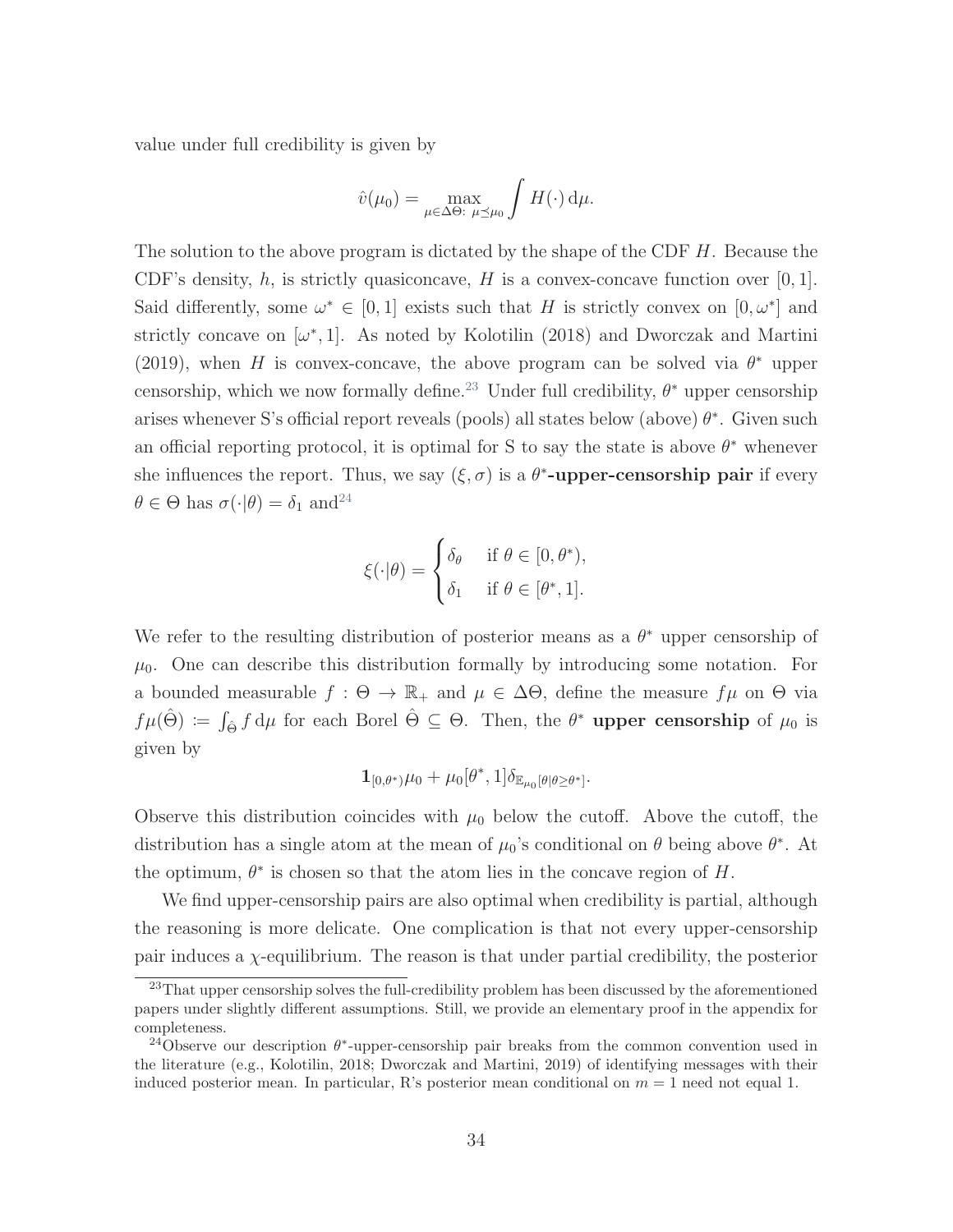value under full credibility is given by

$$\hat{v}(\mu_0) = \max_{\mu \in \Delta\Theta:\ \mu \preceq \mu_0} \int H(\cdot)\, \mathrm{d}\mu.$$

The solution to the above program is dictated by the shape of the CDF $H$. Because the CDF's density, $h$, is strictly quasiconcave, $H$ is a convex-concave function over $[0, 1]$. Said differently, some $\omega^* \in [0, 1]$ exists such that $H$ is strictly convex on $[0, \omega^*]$ and strictly concave on $[\omega^*, 1]$. As noted by Kolotilin (2018) and Dworczak and Martini (2019), when $H$ is convex-concave, the above program can be solved via $\theta^*$ upper censorship, which we now formally define.[23] Under full credibility, $\theta^*$ upper censorship arises whenever S's official report reveals (pools) all states below (above) $\theta^*$. Given such an official reporting protocol, it is optimal for S to say the state is above $\theta^*$ whenever she influences the report. Thus, we say $(\xi, \sigma)$ is a **$\theta^*$-upper-censorship pair** if every $\theta \in \Theta$ has $\sigma(\cdot|\theta) = \delta_1$ and[24]

$$\xi(\cdot|\theta) = \begin{cases} \delta_\theta & \text{if } \theta \in [0, \theta^*), \\ \delta_1 & \text{if } \theta \in [\theta^*, 1]. \end{cases}$$

We refer to the resulting distribution of posterior means as a $\theta^*$ upper censorship of $\mu_0$. One can describe this distribution formally by introducing some notation. For a bounded measurable $f : \Theta \to \mathbb{R}_+$ and $\mu \in \Delta\Theta$, define the measure $f\mu$ on $\Theta$ via $f\mu(\hat{\Theta}) := \int_{\hat{\Theta}} f \, \mathrm{d}\mu$ for each Borel $\hat{\Theta} \subseteq \Theta$. Then, the $\theta^*$ **upper censorship** of $\mu_0$ is given by

$$\mathbf{1}_{[0,\theta^*)}\mu_0 + \mu_0[\theta^*, 1]\delta_{\mathbb{E}_{\mu_0}[\theta|\theta \geq \theta^*]}.$$

Observe this distribution coincides with $\mu_0$ below the cutoff. Above the cutoff, the distribution has a single atom at the mean of $\mu_0$'s conditional on $\theta$ being above $\theta^*$. At the optimum, $\theta^*$ is chosen so that the atom lies in the concave region of $H$.

We find upper-censorship pairs are also optimal when credibility is partial, although the reasoning is more delicate. One complication is that not every upper-censorship pair induces a $\chi$-equilibrium. The reason is that under partial credibility, the posterior

[23] That upper censorship solves the full-credibility problem has been discussed by the aforementioned papers under slightly different assumptions. Still, we provide an elementary proof in the appendix for completeness.

[24] Observe our description $\theta^*$-upper-censorship pair breaks from the common convention used in the literature (e.g., Kolotilin, 2018; Dworczak and Martini, 2019) of identifying messages with their induced posterior mean. In particular, R's posterior mean conditional on $m = 1$ need not equal 1.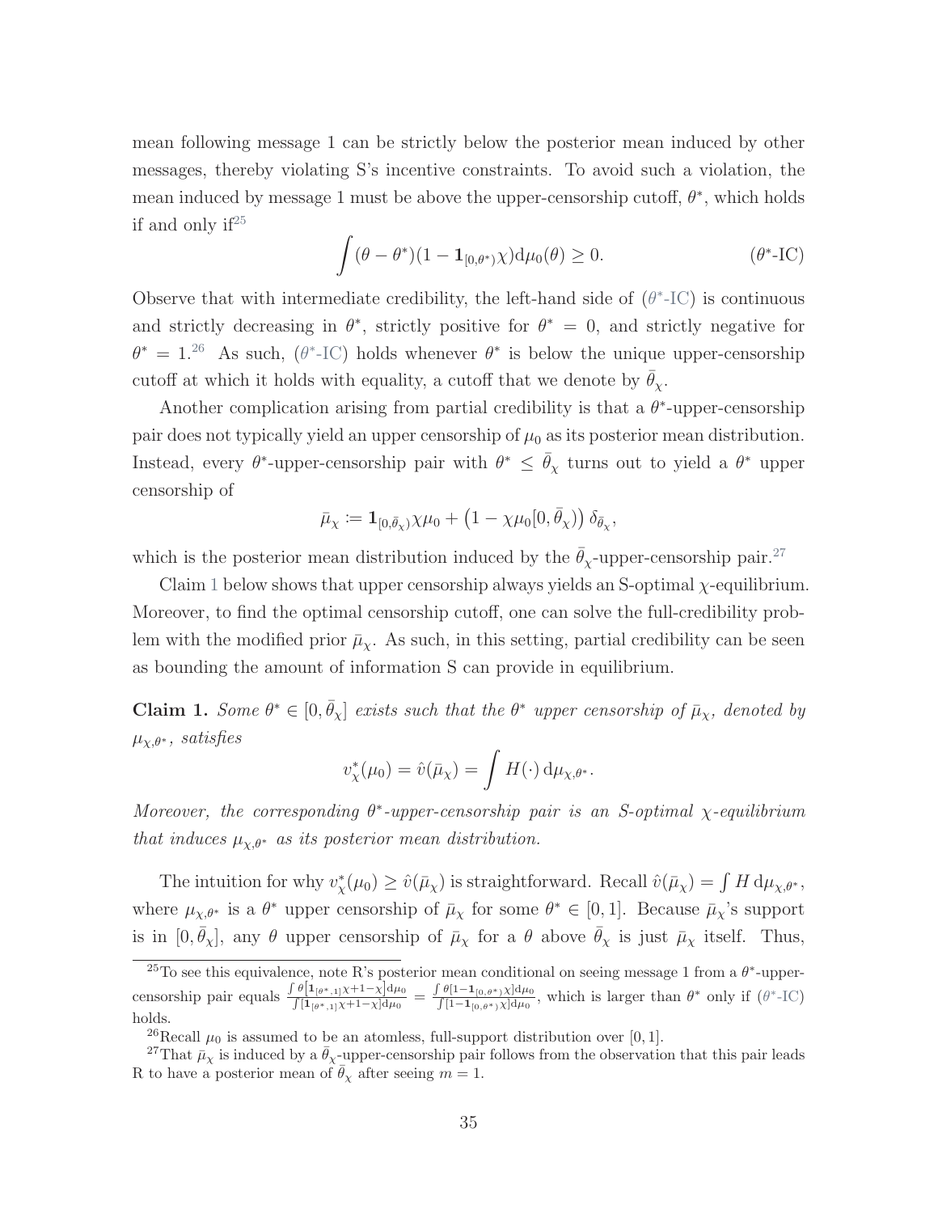mean following message 1 can be strictly below the posterior mean induced by other messages, thereby violating S's incentive constraints. To avoid such a violation, the mean induced by message 1 must be above the upper-censorship cutoff, $\theta^*$, which holds if and only if[25]

$$\int (\theta - \theta^*)(1 - \mathbf{1}_{[0,\theta^*)}\chi) \mathrm{d}\mu_0(\theta) \geq 0. \qquad (\theta^*\text{-IC})$$

Observe that with intermediate credibility, the left-hand side of ($\theta^*$-IC) is continuous and strictly decreasing in $\theta^*$, strictly positive for $\theta^* = 0$, and strictly negative for $\theta^* = 1$.[26] As such, ($\theta^*$-IC) holds whenever $\theta^*$ is below the unique upper-censorship cutoff at which it holds with equality, a cutoff that we denote by $\bar{\theta}_\chi$.

Another complication arising from partial credibility is that a $\theta^*$-upper-censorship pair does not typically yield an upper censorship of $\mu_0$ as its posterior mean distribution. Instead, every $\theta^*$-upper-censorship pair with $\theta^* \leq \bar{\theta}_\chi$ turns out to yield a $\theta^*$ upper censorship of

$$\bar{\mu}_\chi := \mathbf{1}_{[0,\bar{\theta}_\chi)}\chi\mu_0 + \left(1 - \chi\mu_0[0, \bar{\theta}_\chi)\right)\delta_{\bar{\theta}_\chi},$$

which is the posterior mean distribution induced by the $\bar{\theta}_\chi$-upper-censorship pair.[27]

Claim 1 below shows that upper censorship always yields an S-optimal $\chi$-equilibrium. Moreover, to find the optimal censorship cutoff, one can solve the full-credibility problem with the modified prior $\bar{\mu}_\chi$. As such, in this setting, partial credibility can be seen as bounding the amount of information S can provide in equilibrium.

**Claim 1.** *Some $\theta^* \in [0, \bar{\theta}_\chi]$ exists such that the $\theta^*$ upper censorship of $\bar{\mu}_\chi$, denoted by $\mu_{\chi,\theta^*}$, satisfies*

$$v^*_\chi(\mu_0) = \hat{v}(\bar{\mu}_\chi) = \int H(\cdot)\,\mathrm{d}\mu_{\chi,\theta^*}.$$

*Moreover, the corresponding $\theta^*$-upper-censorship pair is an S-optimal $\chi$-equilibrium that induces $\mu_{\chi,\theta^*}$ as its posterior mean distribution.*

The intuition for why $v^*_\chi(\mu_0) \geq \hat{v}(\bar{\mu}_\chi)$ is straightforward. Recall $\hat{v}(\bar{\mu}_\chi) = \int H\,\mathrm{d}\mu_{\chi,\theta^*}$, where $\mu_{\chi,\theta^*}$ is a $\theta^*$ upper censorship of $\bar{\mu}_\chi$ for some $\theta^* \in [0, 1]$. Because $\bar{\mu}_\chi$'s support is in $[0, \bar{\theta}_\chi]$, any $\theta$ upper censorship of $\bar{\mu}_\chi$ for a $\theta$ above $\bar{\theta}_\chi$ is just $\bar{\mu}_\chi$ itself. Thus,

---

[25] To see this equivalence, note R's posterior mean conditional on seeing message 1 from a $\theta^*$-upper-censorship pair equals $\frac{\int \theta[\mathbf{1}_{[\theta^*,1]}\chi + 1 - \chi]\mathrm{d}\mu_0}{\int[\mathbf{1}_{[\theta^*,1]}\chi + 1 - \chi]\mathrm{d}\mu_0} = \frac{\int \theta[1 - \mathbf{1}_{[0,\theta^*)}\chi]\mathrm{d}\mu_0}{\int[1 - \mathbf{1}_{[0,\theta^*)}\chi]\mathrm{d}\mu_0}$, which is larger than $\theta^*$ only if ($\theta^*$-IC) holds.

[26] Recall $\mu_0$ is assumed to be an atomless, full-support distribution over $[0, 1]$.

[27] That $\bar{\mu}_\chi$ is induced by a $\bar{\theta}_\chi$-upper-censorship pair follows from the observation that this pair leads R to have a posterior mean of $\bar{\theta}_\chi$ after seeing $m = 1$.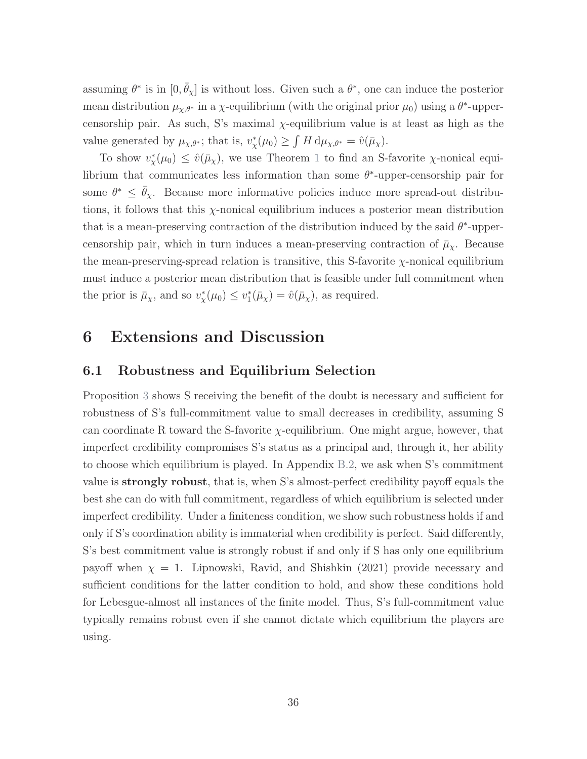assuming $\theta^*$ is in $[0, \bar{\theta}_\chi]$ is without loss. Given such a $\theta^*$, one can induce the posterior mean distribution $\mu_{\chi,\theta^*}$ in a $\chi$-equilibrium (with the original prior $\mu_0$) using a $\theta^*$-upper-censorship pair. As such, S's maximal $\chi$-equilibrium value is at least as high as the value generated by $\mu_{\chi,\theta^*}$; that is, $v^*_\chi(\mu_0) \geq \int H \, \mathrm{d}\mu_{\chi,\theta^*} = \hat{v}(\bar{\mu}_\chi)$.

To show $v^*_\chi(\mu_0) \leq \hat{v}(\bar{\mu}_\chi)$, we use Theorem 1 to find an S-favorite $\chi$-nonical equilibrium that communicates less information than some $\theta^*$-upper-censorship pair for some $\theta^* \leq \bar{\theta}_\chi$. Because more informative policies induce more spread-out distributions, it follows that this $\chi$-nonical equilibrium induces a posterior mean distribution that is a mean-preserving contraction of the distribution induced by the said $\theta^*$-upper-censorship pair, which in turn induces a mean-preserving contraction of $\bar{\mu}_\chi$. Because the mean-preserving-spread relation is transitive, this S-favorite $\chi$-nonical equilibrium must induce a posterior mean distribution that is feasible under full commitment when the prior is $\bar{\mu}_\chi$, and so $v^*_\chi(\mu_0) \leq v^*_1(\bar{\mu}_\chi) = \hat{v}(\bar{\mu}_\chi)$, as required.

# 6 Extensions and Discussion

## 6.1 Robustness and Equilibrium Selection

Proposition 3 shows S receiving the benefit of the doubt is necessary and sufficient for robustness of S's full-commitment value to small decreases in credibility, assuming S can coordinate R toward the S-favorite $\chi$-equilibrium. One might argue, however, that imperfect credibility compromises S's status as a principal and, through it, her ability to choose which equilibrium is played. In Appendix B.2, we ask when S's commitment value is **strongly robust**, that is, when S's almost-perfect credibility payoff equals the best she can do with full commitment, regardless of which equilibrium is selected under imperfect credibility. Under a finiteness condition, we show such robustness holds if and only if S's coordination ability is immaterial when credibility is perfect. Said differently, S's best commitment value is strongly robust if and only if S has only one equilibrium payoff when $\chi = 1$. Lipnowski, Ravid, and Shishkin (2021) provide necessary and sufficient conditions for the latter condition to hold, and show these conditions hold for Lebesgue-almost all instances of the finite model. Thus, S's full-commitment value typically remains robust even if she cannot dictate which equilibrium the players are using.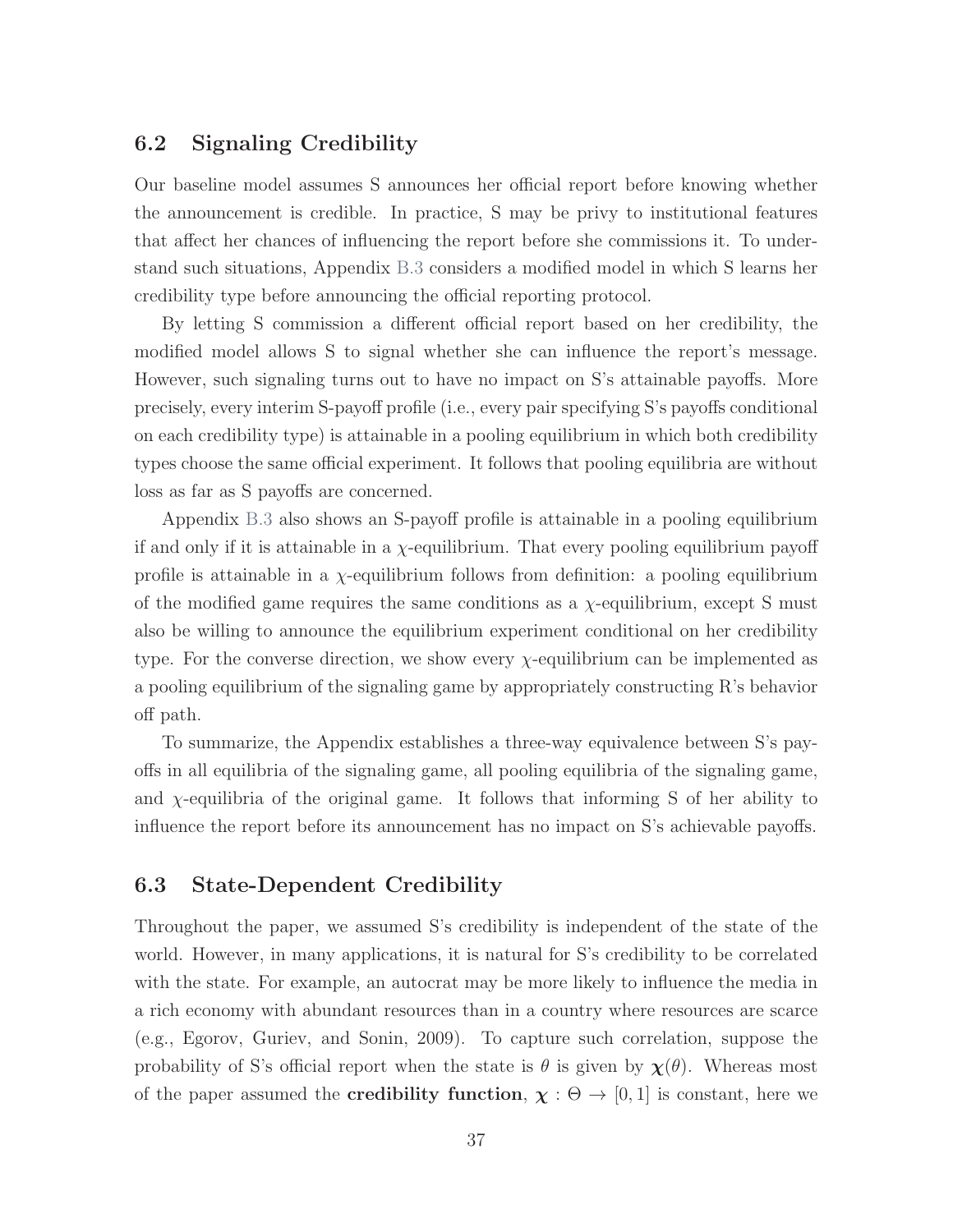### 6.2 Signaling Credibility

Our baseline model assumes S announces her official report before knowing whether the announcement is credible. In practice, S may be privy to institutional features that affect her chances of influencing the report before she commissions it. To understand such situations, Appendix B.3 considers a modified model in which S learns her credibility type before announcing the official reporting protocol.

By letting S commission a different official report based on her credibility, the modified model allows S to signal whether she can influence the report's message. However, such signaling turns out to have no impact on S's attainable payoffs. More precisely, every interim S-payoff profile (i.e., every pair specifying S's payoffs conditional on each credibility type) is attainable in a pooling equilibrium in which both credibility types choose the same official experiment. It follows that pooling equilibria are without loss as far as S payoffs are concerned.

Appendix B.3 also shows an S-payoff profile is attainable in a pooling equilibrium if and only if it is attainable in a $\chi$-equilibrium. That every pooling equilibrium payoff profile is attainable in a $\chi$-equilibrium follows from definition: a pooling equilibrium of the modified game requires the same conditions as a $\chi$-equilibrium, except S must also be willing to announce the equilibrium experiment conditional on her credibility type. For the converse direction, we show every $\chi$-equilibrium can be implemented as a pooling equilibrium of the signaling game by appropriately constructing R's behavior off path.

To summarize, the Appendix establishes a three-way equivalence between S's payoffs in all equilibria of the signaling game, all pooling equilibria of the signaling game, and $\chi$-equilibria of the original game. It follows that informing S of her ability to influence the report before its announcement has no impact on S's achievable payoffs.

### 6.3 State-Dependent Credibility

Throughout the paper, we assumed S's credibility is independent of the state of the world. However, in many applications, it is natural for S's credibility to be correlated with the state. For example, an autocrat may be more likely to influence the media in a rich economy with abundant resources than in a country where resources are scarce (e.g., Egorov, Guriev, and Sonin, 2009). To capture such correlation, suppose the probability of S's official report when the state is $\theta$ is given by $\boldsymbol{\chi}(\theta)$. Whereas most of the paper assumed the **credibility function**, $\boldsymbol{\chi} : \Theta \to [0, 1]$ is constant, here we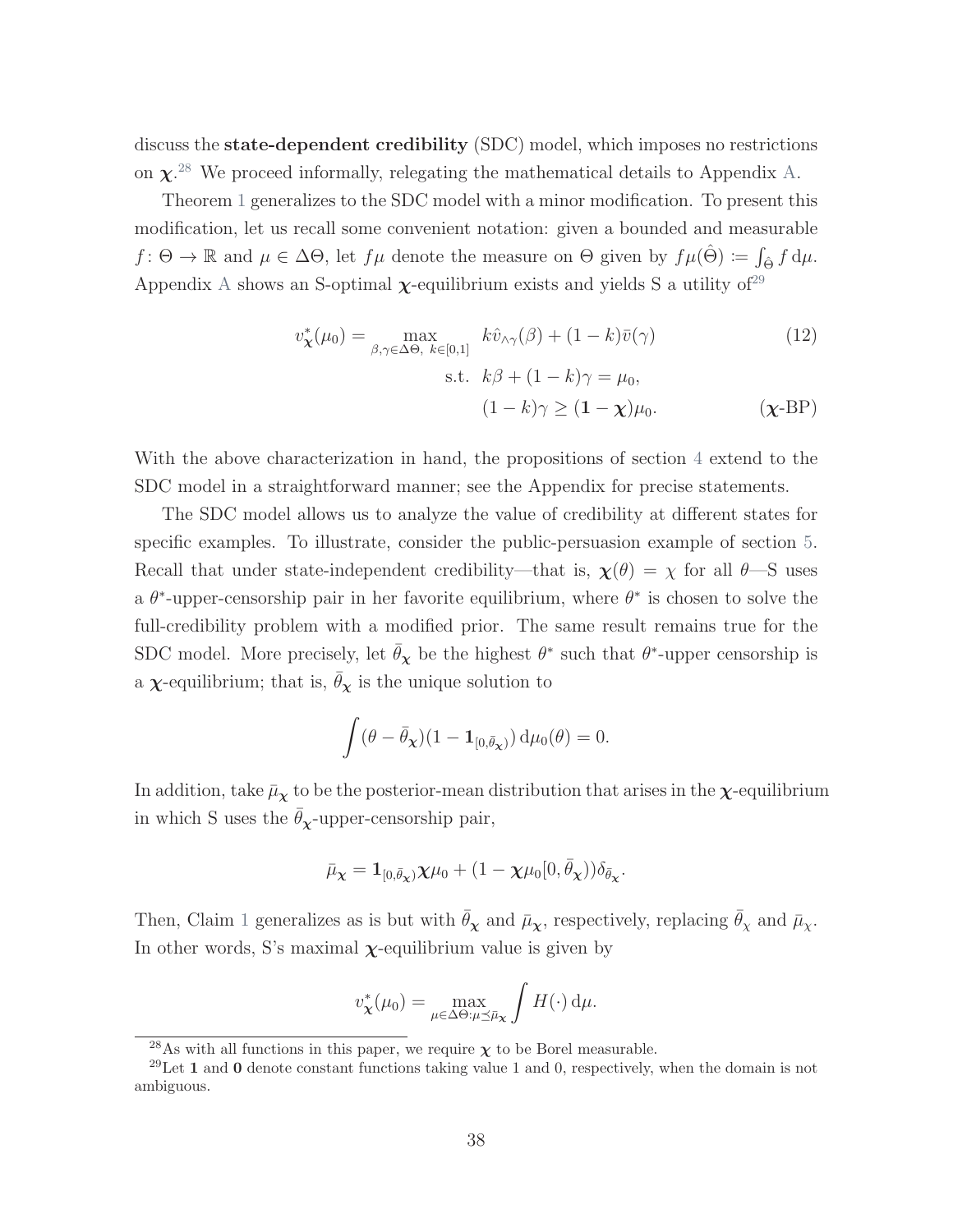discuss the **state-dependent credibility** (SDC) model, which imposes no restrictions on $\boldsymbol{\chi}$.[28] We proceed informally, relegating the mathematical details to Appendix A.

Theorem 1 generalizes to the SDC model with a minor modification. To present this modification, let us recall some convenient notation: given a bounded and measurable $f\colon \Theta \to \mathbb{R}$ and $\mu \in \Delta\Theta$, let $f\mu$ denote the measure on $\Theta$ given by $f\mu(\hat{\Theta}) := \int_{\hat{\Theta}} f \, \mathrm{d}\mu$. Appendix A shows an S-optimal $\boldsymbol{\chi}$-equilibrium exists and yields S a utility of[29]

$$
\begin{aligned}
v^*_{\boldsymbol{\chi}}(\mu_0) = \max_{\beta,\gamma\in\Delta\Theta,\ k\in[0,1]} \quad & k\hat{v}_{\wedge\gamma}(\beta) + (1-k)\bar{v}(\gamma) && (12)\\
\text{s.t.} \quad & k\beta + (1-k)\gamma = \mu_0, \\
& (1-k)\gamma \geq (\mathbf{1}-\boldsymbol{\chi})\mu_0. && (\boldsymbol{\chi}\text{-BP})
\end{aligned}
$$

With the above characterization in hand, the propositions of section 4 extend to the SDC model in a straightforward manner; see the Appendix for precise statements.

The SDC model allows us to analyze the value of credibility at different states for specific examples. To illustrate, consider the public-persuasion example of section 5. Recall that under state-independent credibility—that is, $\boldsymbol{\chi}(\theta) = \chi$ for all $\theta$—S uses a $\theta^*$-upper-censorship pair in her favorite equilibrium, where $\theta^*$ is chosen to solve the full-credibility problem with a modified prior. The same result remains true for the SDC model. More precisely, let $\bar{\theta}_{\boldsymbol{\chi}}$ be the highest $\theta^*$ such that $\theta^*$-upper censorship is a $\boldsymbol{\chi}$-equilibrium; that is, $\bar{\theta}_{\boldsymbol{\chi}}$ is the unique solution to

$$
\int (\theta - \bar{\theta}_{\boldsymbol{\chi}})(1 - \mathbf{1}_{[0,\bar{\theta}_{\boldsymbol{\chi}})}) \, \mathrm{d}\mu_0(\theta) = 0.
$$

In addition, take $\bar{\mu}_{\boldsymbol{\chi}}$ to be the posterior-mean distribution that arises in the $\boldsymbol{\chi}$-equilibrium in which S uses the $\bar{\theta}_{\boldsymbol{\chi}}$-upper-censorship pair,

$$
\bar{\mu}_{\boldsymbol{\chi}} = \mathbf{1}_{[0,\bar{\theta}_{\boldsymbol{\chi}})}\boldsymbol{\chi}\mu_0 + (1 - \boldsymbol{\chi}\mu_0[0,\bar{\theta}_{\boldsymbol{\chi}}))\delta_{\bar{\theta}_{\boldsymbol{\chi}}}.
$$

Then, Claim 1 generalizes as is but with $\bar{\theta}_{\boldsymbol{\chi}}$ and $\bar{\mu}_{\boldsymbol{\chi}}$, respectively, replacing $\bar{\theta}_{\chi}$ and $\bar{\mu}_{\chi}$. In other words, S's maximal $\boldsymbol{\chi}$-equilibrium value is given by

$$
v^*_{\boldsymbol{\chi}}(\mu_0) = \max_{\mu\in\Delta\Theta:\mu\preceq\bar{\mu}_{\boldsymbol{\chi}}} \int H(\cdot)\, \mathrm{d}\mu.
$$

[28] As with all functions in this paper, we require $\boldsymbol{\chi}$ to be Borel measurable.

[29] Let $\mathbf{1}$ and $\mathbf{0}$ denote constant functions taking value 1 and 0, respectively, when the domain is not ambiguous.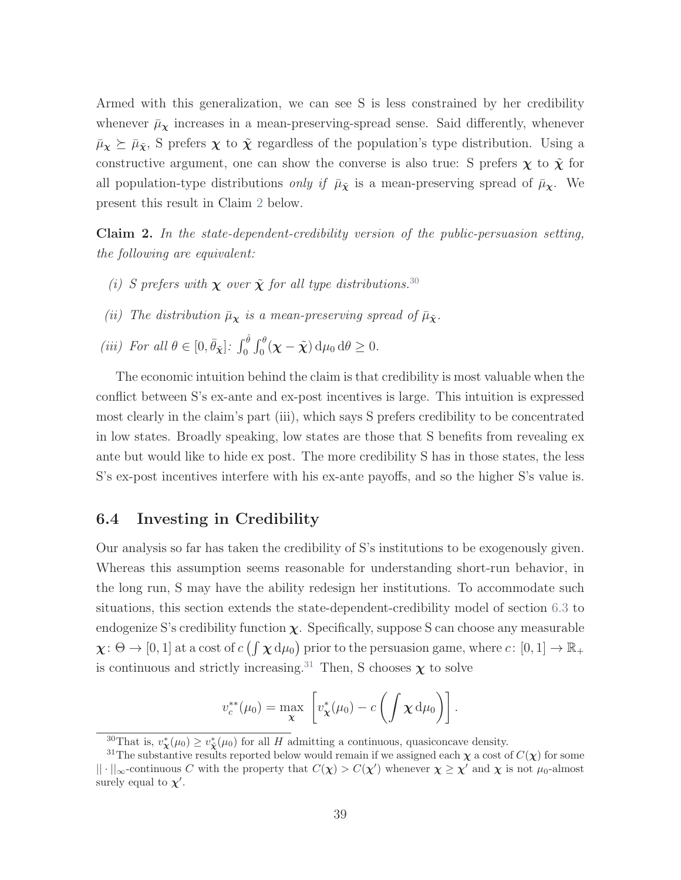Armed with this generalization, we can see S is less constrained by her credibility whenever $\bar{\mu}_{\boldsymbol{\chi}}$ increases in a mean-preserving-spread sense. Said differently, whenever $\bar{\mu}_{\boldsymbol{\chi}} \succeq \bar{\mu}_{\tilde{\boldsymbol{\chi}}}$, S prefers $\boldsymbol{\chi}$ to $\tilde{\boldsymbol{\chi}}$ regardless of the population's type distribution. Using a constructive argument, one can show the converse is also true: S prefers $\boldsymbol{\chi}$ to $\tilde{\boldsymbol{\chi}}$ for all population-type distributions *only if* $\bar{\mu}_{\tilde{\boldsymbol{\chi}}}$ is a mean-preserving spread of $\bar{\mu}_{\boldsymbol{\chi}}$. We present this result in Claim 2 below.

**Claim 2.** *In the state-dependent-credibility version of the public-persuasion setting, the following are equivalent:*

*(i) S prefers with $\boldsymbol{\chi}$ over $\tilde{\boldsymbol{\chi}}$ for all type distributions.*[30]

*(ii) The distribution $\bar{\mu}_{\boldsymbol{\chi}}$ is a mean-preserving spread of $\bar{\mu}_{\tilde{\boldsymbol{\chi}}}$.*

*(iii) For all $\theta \in [0, \bar{\theta}_{\tilde{\boldsymbol{\chi}}}]$: $\int_0^{\hat{\theta}} \int_0^{\theta} (\boldsymbol{\chi} - \tilde{\boldsymbol{\chi}}) \, \mathrm{d}\mu_0 \, \mathrm{d}\theta \geq 0$.*

The economic intuition behind the claim is that credibility is most valuable when the conflict between S's ex-ante and ex-post incentives is large. This intuition is expressed most clearly in the claim's part (iii), which says S prefers credibility to be concentrated in low states. Broadly speaking, low states are those that S benefits from revealing ex ante but would like to hide ex post. The more credibility S has in those states, the less S's ex-post incentives interfere with his ex-ante payoffs, and so the higher S's value is.

## 6.4 Investing in Credibility

Our analysis so far has taken the credibility of S's institutions to be exogenously given. Whereas this assumption seems reasonable for understanding short-run behavior, in the long run, S may have the ability redesign her institutions. To accommodate such situations, this section extends the state-dependent-credibility model of section 6.3 to endogenize S's credibility function $\boldsymbol{\chi}$. Specifically, suppose S can choose any measurable $\boldsymbol{\chi} \colon \Theta \to [0, 1]$ at a cost of $c\left(\int \boldsymbol{\chi} \, \mathrm{d}\mu_0\right)$ prior to the persuasion game, where $c \colon [0, 1] \to \mathbb{R}_+$ is continuous and strictly increasing.[31] Then, S chooses $\boldsymbol{\chi}$ to solve

$$v_c^{**}(\mu_0) = \max_{\boldsymbol{\chi}} \left[ v_{\boldsymbol{\chi}}^*(\mu_0) - c\left(\int \boldsymbol{\chi} \, \mathrm{d}\mu_0\right) \right].$$

[30] That is, $v_{\boldsymbol{\chi}}^*(\mu_0) \geq v_{\tilde{\boldsymbol{\chi}}}^*(\mu_0)$ for all $H$ admitting a continuous, quasiconcave density.

[31] The substantive results reported below would remain if we assigned each $\boldsymbol{\chi}$ a cost of $C(\boldsymbol{\chi})$ for some $|| \cdot ||_\infty$-continuous $C$ with the property that $C(\boldsymbol{\chi}) > C(\boldsymbol{\chi}')$ whenever $\boldsymbol{\chi} \geq \boldsymbol{\chi}'$ and $\boldsymbol{\chi}$ is not $\mu_0$-almost surely equal to $\boldsymbol{\chi}'$.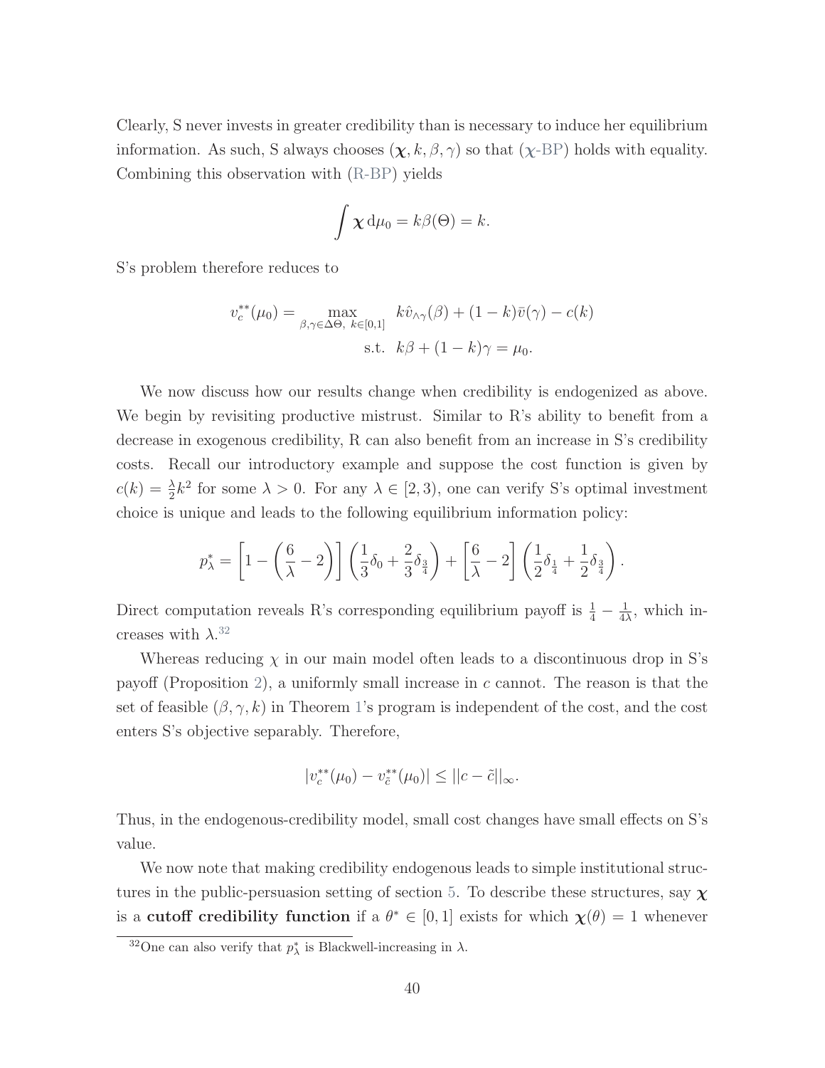Clearly, S never invests in greater credibility than is necessary to induce her equilibrium information. As such, S always chooses $(\boldsymbol{\chi}, k, \beta, \gamma)$ so that ($\boldsymbol{\chi}$-BP) holds with equality. Combining this observation with (R-BP) yields

$$\int \boldsymbol{\chi} \, \mathrm{d}\mu_0 = k\beta(\Theta) = k.$$

S's problem therefore reduces to

$$\begin{aligned} v_c^{**}(\mu_0) = \max_{\beta, \gamma \in \Delta\Theta, \; k \in [0,1]} \quad & k\hat{v}_{\wedge\gamma}(\beta) + (1-k)\bar{v}(\gamma) - c(k) \\ \text{s.t.} \quad & k\beta + (1-k)\gamma = \mu_0. \end{aligned}$$

We now discuss how our results change when credibility is endogenized as above. We begin by revisiting productive mistrust. Similar to R's ability to benefit from a decrease in exogenous credibility, R can also benefit from an increase in S's credibility costs. Recall our introductory example and suppose the cost function is given by $c(k) = \frac{\lambda}{2}k^2$ for some $\lambda > 0$. For any $\lambda \in [2, 3)$, one can verify S's optimal investment choice is unique and leads to the following equilibrium information policy:

$$p_\lambda^* = \left[1 - \left(\frac{6}{\lambda} - 2\right)\right]\left(\frac{1}{3}\delta_0 + \frac{2}{3}\delta_{\frac{3}{4}}\right) + \left[\frac{6}{\lambda} - 2\right]\left(\frac{1}{2}\delta_{\frac{1}{4}} + \frac{1}{2}\delta_{\frac{3}{4}}\right).$$

Direct computation reveals R's corresponding equilibrium payoff is $\frac{1}{4} - \frac{1}{4\lambda}$, which increases with $\lambda$.[32]

Whereas reducing $\chi$ in our main model often leads to a discontinuous drop in S's payoff (Proposition 2), a uniformly small increase in $c$ cannot. The reason is that the set of feasible $(\beta, \gamma, k)$ in Theorem 1's program is independent of the cost, and the cost enters S's objective separably. Therefore,

$$|v_c^{**}(\mu_0) - v_{\tilde{c}}^{**}(\mu_0)| \leq ||c - \tilde{c}||_\infty.$$

Thus, in the endogenous-credibility model, small cost changes have small effects on S's value.

We now note that making credibility endogenous leads to simple institutional structures in the public-persuasion setting of section 5. To describe these structures, say $\boldsymbol{\chi}$ is a **cutoff credibility function** if a $\theta^* \in [0, 1]$ exists for which $\boldsymbol{\chi}(\theta) = 1$ whenever

[32] One can also verify that $p_\lambda^*$ is Blackwell-increasing in $\lambda$.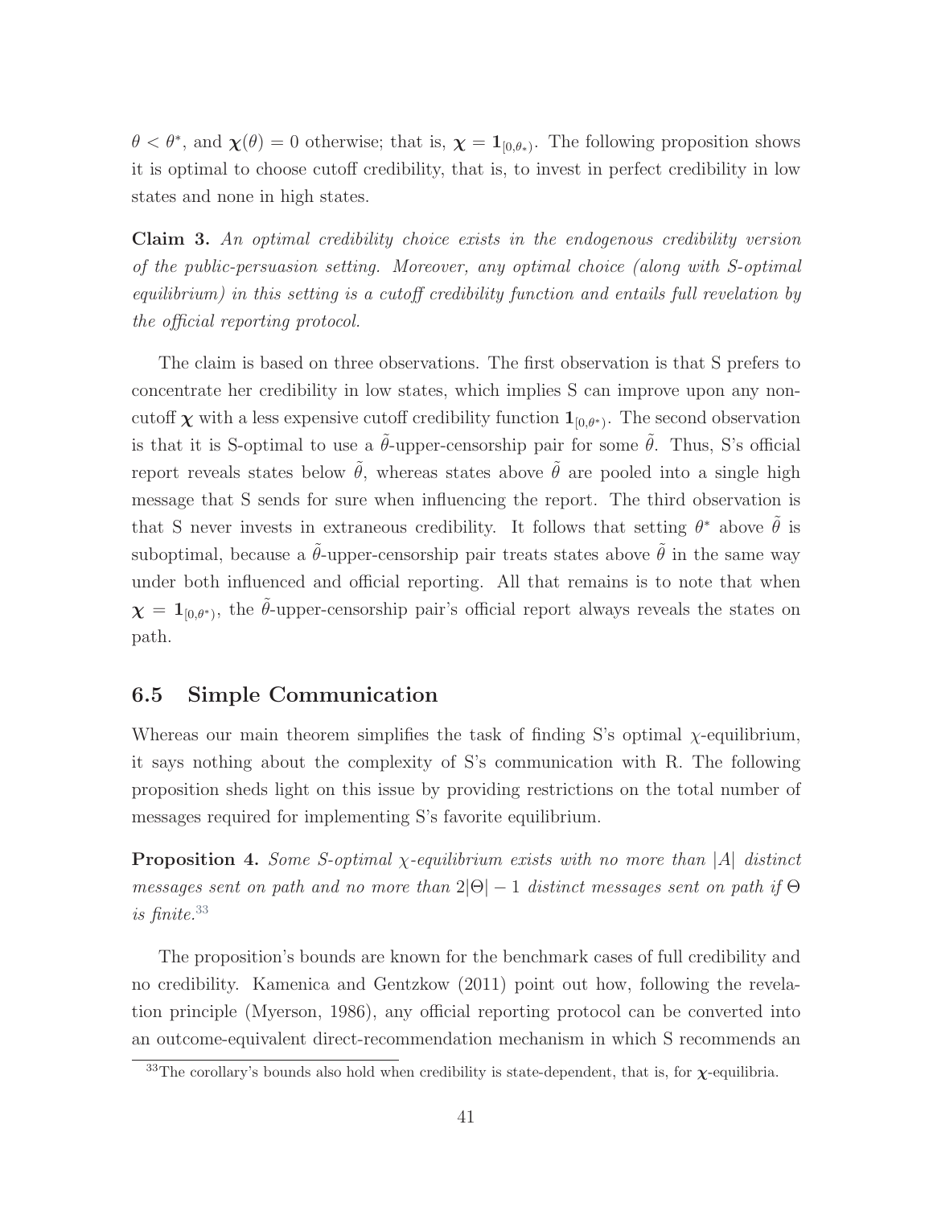$\theta < \theta^*$, and $\boldsymbol{\chi}(\theta) = 0$ otherwise; that is, $\boldsymbol{\chi} = \mathbf{1}_{[0,\theta_*)}$. The following proposition shows it is optimal to choose cutoff credibility, that is, to invest in perfect credibility in low states and none in high states.

**Claim 3.** *An optimal credibility choice exists in the endogenous credibility version of the public-persuasion setting. Moreover, any optimal choice (along with S-optimal equilibrium) in this setting is a cutoff credibility function and entails full revelation by the official reporting protocol.*

The claim is based on three observations. The first observation is that S prefers to concentrate her credibility in low states, which implies S can improve upon any non-cutoff $\boldsymbol{\chi}$ with a less expensive cutoff credibility function $\mathbf{1}_{[0,\theta^*)}$. The second observation is that it is S-optimal to use a $\tilde{\theta}$-upper-censorship pair for some $\tilde{\theta}$. Thus, S's official report reveals states below $\tilde{\theta}$, whereas states above $\tilde{\theta}$ are pooled into a single high message that S sends for sure when influencing the report. The third observation is that S never invests in extraneous credibility. It follows that setting $\theta^*$ above $\tilde{\theta}$ is suboptimal, because a $\tilde{\theta}$-upper-censorship pair treats states above $\tilde{\theta}$ in the same way under both influenced and official reporting. All that remains is to note that when $\boldsymbol{\chi} = \mathbf{1}_{[0,\theta^*)}$, the $\tilde{\theta}$-upper-censorship pair's official report always reveals the states on path.

## 6.5 Simple Communication

Whereas our main theorem simplifies the task of finding S's optimal $\chi$-equilibrium, it says nothing about the complexity of S's communication with R. The following proposition sheds light on this issue by providing restrictions on the total number of messages required for implementing S's favorite equilibrium.

**Proposition 4.** *Some S-optimal $\chi$-equilibrium exists with no more than $|A|$ distinct messages sent on path and no more than $2|\Theta| - 1$ distinct messages sent on path if $\Theta$ is finite.*[33]

The proposition's bounds are known for the benchmark cases of full credibility and no credibility. Kamenica and Gentzkow (2011) point out how, following the revelation principle (Myerson, 1986), any official reporting protocol can be converted into an outcome-equivalent direct-recommendation mechanism in which S recommends an

[33] The corollary's bounds also hold when credibility is state-dependent, that is, for $\boldsymbol{\chi}$-equilibria.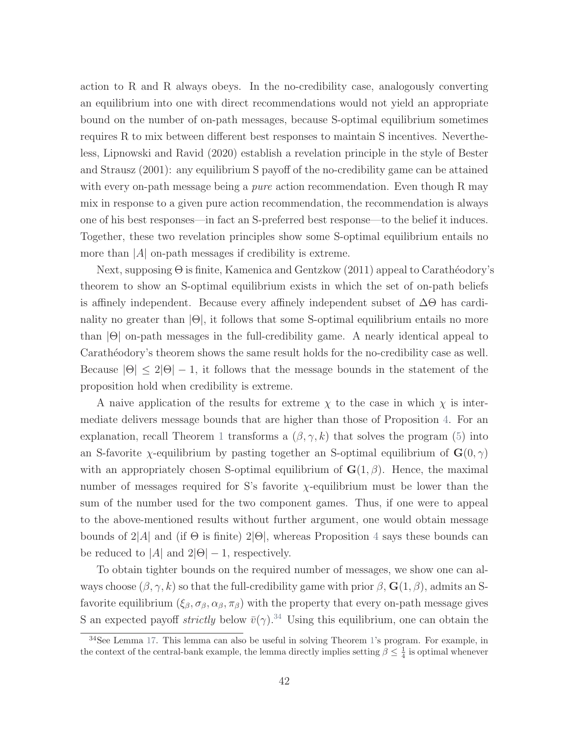action to R and R always obeys. In the no-credibility case, analogously converting an equilibrium into one with direct recommendations would not yield an appropriate bound on the number of on-path messages, because S-optimal equilibrium sometimes requires R to mix between different best responses to maintain S incentives. Nevertheless, Lipnowski and Ravid (2020) establish a revelation principle in the style of Bester and Strausz (2001): any equilibrium S payoff of the no-credibility game can be attained with every on-path message being a *pure* action recommendation. Even though R may mix in response to a given pure action recommendation, the recommendation is always one of his best responses—in fact an S-preferred best response—to the belief it induces. Together, these two revelation principles show some S-optimal equilibrium entails no more than $|A|$ on-path messages if credibility is extreme.

Next, supposing $\Theta$ is finite, Kamenica and Gentzkow (2011) appeal to Carathéodory's theorem to show an S-optimal equilibrium exists in which the set of on-path beliefs is affinely independent. Because every affinely independent subset of $\Delta\Theta$ has cardinality no greater than $|\Theta|$, it follows that some S-optimal equilibrium entails no more than $|\Theta|$ on-path messages in the full-credibility game. A nearly identical appeal to Carathéodory's theorem shows the same result holds for the no-credibility case as well. Because $|\Theta| \leq 2|\Theta| - 1$, it follows that the message bounds in the statement of the proposition hold when credibility is extreme.

A naive application of the results for extreme $\chi$ to the case in which $\chi$ is intermediate delivers message bounds that are higher than those of Proposition 4. For an explanation, recall Theorem 1 transforms a $(\beta, \gamma, k)$ that solves the program (5) into an S-favorite $\chi$-equilibrium by pasting together an S-optimal equilibrium of $\mathbf{G}(0, \gamma)$ with an appropriately chosen S-optimal equilibrium of $\mathbf{G}(1, \beta)$. Hence, the maximal number of messages required for S's favorite $\chi$-equilibrium must be lower than the sum of the number used for the two component games. Thus, if one were to appeal to the above-mentioned results without further argument, one would obtain message bounds of $2|A|$ and (if $\Theta$ is finite) $2|\Theta|$, whereas Proposition 4 says these bounds can be reduced to $|A|$ and $2|\Theta| - 1$, respectively.

To obtain tighter bounds on the required number of messages, we show one can always choose $(\beta, \gamma, k)$ so that the full-credibility game with prior $\beta$, $\mathbf{G}(1, \beta)$, admits an S-favorite equilibrium $(\xi_\beta, \sigma_\beta, \alpha_\beta, \pi_\beta)$ with the property that every on-path message gives S an expected payoff *strictly* below $\bar{v}(\gamma)$.[34] Using this equilibrium, one can obtain the

[34]See Lemma 17. This lemma can also be useful in solving Theorem 1's program. For example, in the context of the central-bank example, the lemma directly implies setting $\beta \leq \frac{1}{4}$ is optimal whenever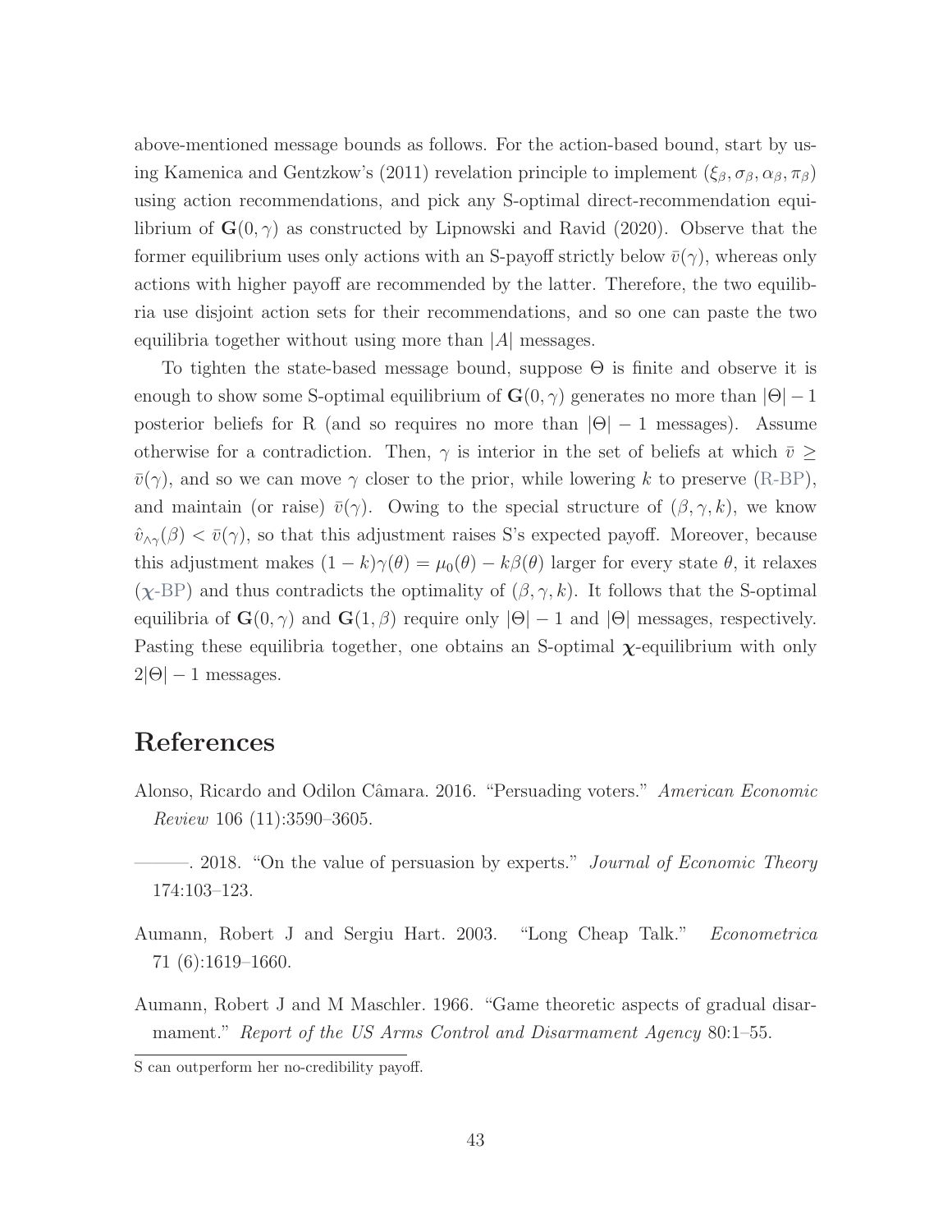above-mentioned message bounds as follows. For the action-based bound, start by using Kamenica and Gentzkow's (2011) revelation principle to implement $(\xi_\beta, \sigma_\beta, \alpha_\beta, \pi_\beta)$ using action recommendations, and pick any S-optimal direct-recommendation equilibrium of $\mathbf{G}(0, \gamma)$ as constructed by Lipnowski and Ravid (2020). Observe that the former equilibrium uses only actions with an S-payoff strictly below $\bar{v}(\gamma)$, whereas only actions with higher payoff are recommended by the latter. Therefore, the two equilibria use disjoint action sets for their recommendations, and so one can paste the two equilibria together without using more than $|A|$ messages.

To tighten the state-based message bound, suppose $\Theta$ is finite and observe it is enough to show some S-optimal equilibrium of $\mathbf{G}(0, \gamma)$ generates no more than $|\Theta| - 1$ posterior beliefs for R (and so requires no more than $|\Theta| - 1$ messages). Assume otherwise for a contradiction. Then, $\gamma$ is interior in the set of beliefs at which $\bar{v} \geq \bar{v}(\gamma)$, and so we can move $\gamma$ closer to the prior, while lowering $k$ to preserve (R-BP), and maintain (or raise) $\bar{v}(\gamma)$. Owing to the special structure of $(\beta, \gamma, k)$, we know $\hat{v}_{\wedge\gamma}(\beta) < \bar{v}(\gamma)$, so that this adjustment raises S's expected payoff. Moreover, because this adjustment makes $(1 - k)\gamma(\theta) = \mu_0(\theta) - k\beta(\theta)$ larger for every state $\theta$, it relaxes ($\boldsymbol{\chi}$-BP) and thus contradicts the optimality of $(\beta, \gamma, k)$. It follows that the S-optimal equilibria of $\mathbf{G}(0, \gamma)$ and $\mathbf{G}(1, \beta)$ require only $|\Theta| - 1$ and $|\Theta|$ messages, respectively. Pasting these equilibria together, one obtains an S-optimal $\boldsymbol{\chi}$-equilibrium with only $2|\Theta| - 1$ messages.

# References

Alonso, Ricardo and Odilon Câmara. 2016. "Persuading voters." *American Economic Review* 106 (11):3590–3605.

———. 2018. "On the value of persuasion by experts." *Journal of Economic Theory* 174:103–123.

Aumann, Robert J and Sergiu Hart. 2003. "Long Cheap Talk." *Econometrica* 71 (6):1619–1660.

Aumann, Robert J and M Maschler. 1966. "Game theoretic aspects of gradual disarmament." *Report of the US Arms Control and Disarmament Agency* 80:1–55.

S can outperform her no-credibility payoff.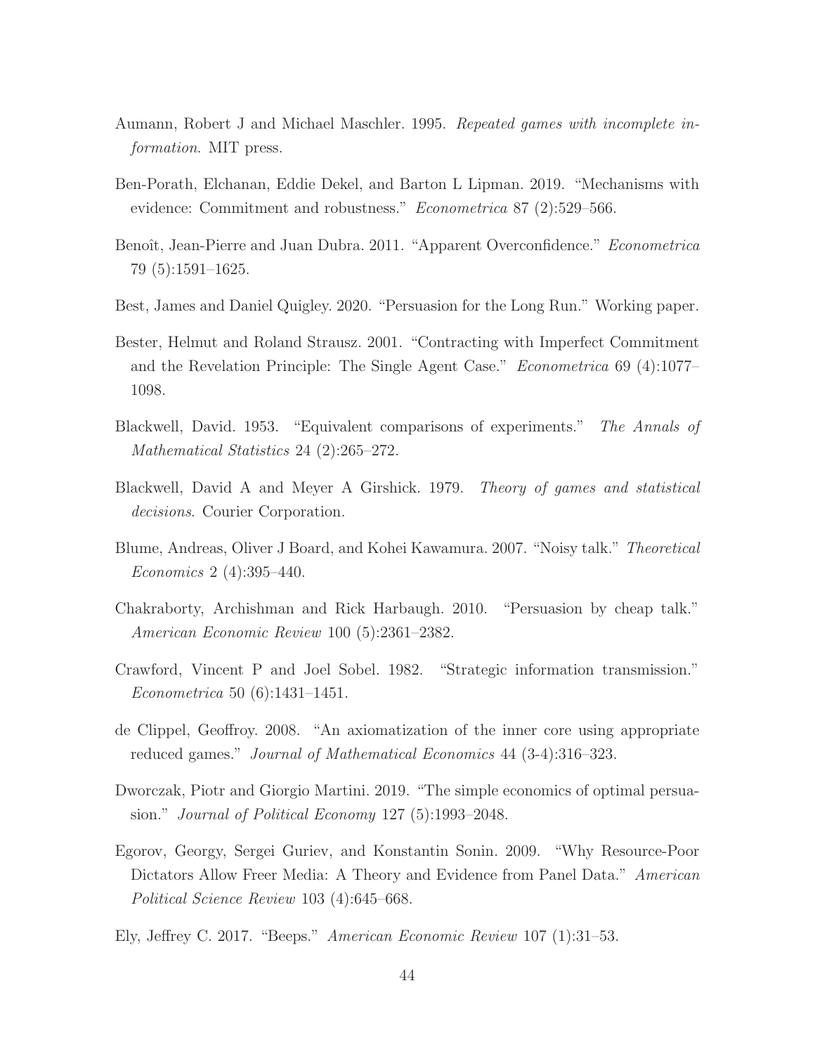Aumann, Robert J and Michael Maschler. 1995. *Repeated games with incomplete information*. MIT press.

Ben-Porath, Elchanan, Eddie Dekel, and Barton L Lipman. 2019. "Mechanisms with evidence: Commitment and robustness." *Econometrica* 87 (2):529–566.

Benoît, Jean-Pierre and Juan Dubra. 2011. "Apparent Overconfidence." *Econometrica* 79 (5):1591–1625.

Best, James and Daniel Quigley. 2020. "Persuasion for the Long Run." Working paper.

Bester, Helmut and Roland Strausz. 2001. "Contracting with Imperfect Commitment and the Revelation Principle: The Single Agent Case." *Econometrica* 69 (4):1077–1098.

Blackwell, David. 1953. "Equivalent comparisons of experiments." *The Annals of Mathematical Statistics* 24 (2):265–272.

Blackwell, David A and Meyer A Girshick. 1979. *Theory of games and statistical decisions*. Courier Corporation.

Blume, Andreas, Oliver J Board, and Kohei Kawamura. 2007. "Noisy talk." *Theoretical Economics* 2 (4):395–440.

Chakraborty, Archishman and Rick Harbaugh. 2010. "Persuasion by cheap talk." *American Economic Review* 100 (5):2361–2382.

Crawford, Vincent P and Joel Sobel. 1982. "Strategic information transmission." *Econometrica* 50 (6):1431–1451.

de Clippel, Geoffroy. 2008. "An axiomatization of the inner core using appropriate reduced games." *Journal of Mathematical Economics* 44 (3-4):316–323.

Dworczak, Piotr and Giorgio Martini. 2019. "The simple economics of optimal persuasion." *Journal of Political Economy* 127 (5):1993–2048.

Egorov, Georgy, Sergei Guriev, and Konstantin Sonin. 2009. "Why Resource-Poor Dictators Allow Freer Media: A Theory and Evidence from Panel Data." *American Political Science Review* 103 (4):645–668.

Ely, Jeffrey C. 2017. "Beeps." *American Economic Review* 107 (1):31–53.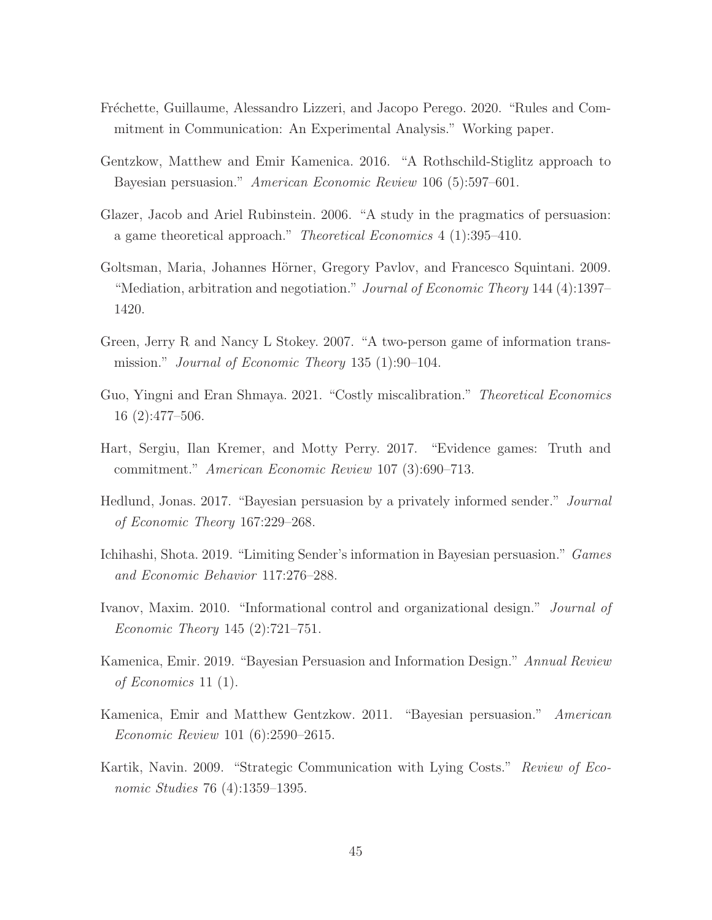Fréchette, Guillaume, Alessandro Lizzeri, and Jacopo Perego. 2020. "Rules and Commitment in Communication: An Experimental Analysis." Working paper.

Gentzkow, Matthew and Emir Kamenica. 2016. "A Rothschild-Stiglitz approach to Bayesian persuasion." *American Economic Review* 106 (5):597–601.

Glazer, Jacob and Ariel Rubinstein. 2006. "A study in the pragmatics of persuasion: a game theoretical approach." *Theoretical Economics* 4 (1):395–410.

Goltsman, Maria, Johannes Hörner, Gregory Pavlov, and Francesco Squintani. 2009. "Mediation, arbitration and negotiation." *Journal of Economic Theory* 144 (4):1397–1420.

Green, Jerry R and Nancy L Stokey. 2007. "A two-person game of information transmission." *Journal of Economic Theory* 135 (1):90–104.

Guo, Yingni and Eran Shmaya. 2021. "Costly miscalibration." *Theoretical Economics* 16 (2):477–506.

Hart, Sergiu, Ilan Kremer, and Motty Perry. 2017. "Evidence games: Truth and commitment." *American Economic Review* 107 (3):690–713.

Hedlund, Jonas. 2017. "Bayesian persuasion by a privately informed sender." *Journal of Economic Theory* 167:229–268.

Ichihashi, Shota. 2019. "Limiting Sender's information in Bayesian persuasion." *Games and Economic Behavior* 117:276–288.

Ivanov, Maxim. 2010. "Informational control and organizational design." *Journal of Economic Theory* 145 (2):721–751.

Kamenica, Emir. 2019. "Bayesian Persuasion and Information Design." *Annual Review of Economics* 11 (1).

Kamenica, Emir and Matthew Gentzkow. 2011. "Bayesian persuasion." *American Economic Review* 101 (6):2590–2615.

Kartik, Navin. 2009. "Strategic Communication with Lying Costs." *Review of Economic Studies* 76 (4):1359–1395.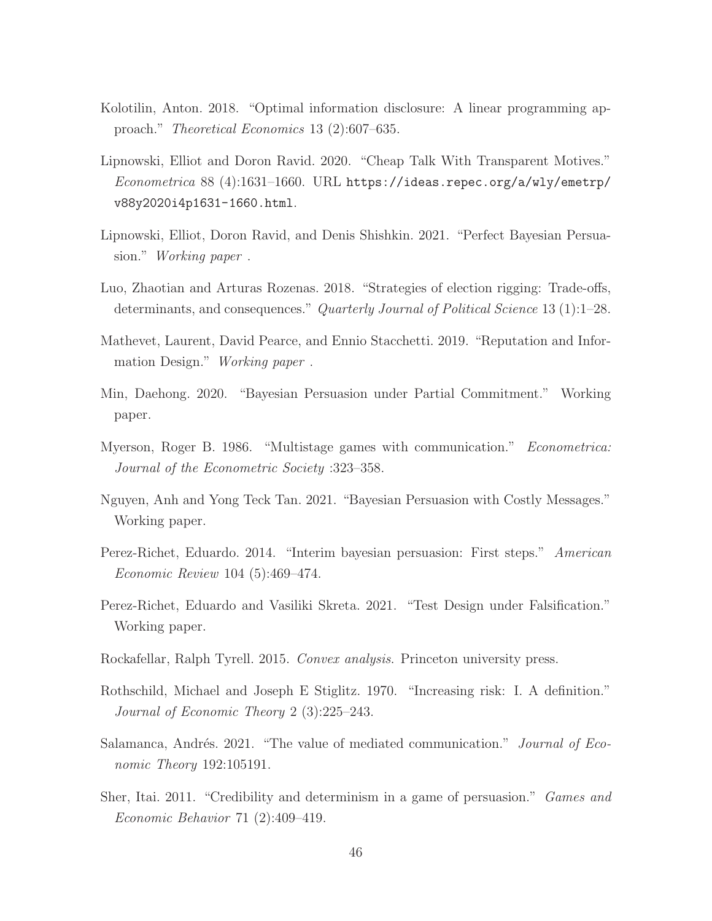Kolotilin, Anton. 2018. "Optimal information disclosure: A linear programming approach." *Theoretical Economics* 13 (2):607–635.

Lipnowski, Elliot and Doron Ravid. 2020. "Cheap Talk With Transparent Motives." *Econometrica* 88 (4):1631–1660. URL `https://ideas.repec.org/a/wly/emetrp/v88y2020i4p1631-1660.html`.

Lipnowski, Elliot, Doron Ravid, and Denis Shishkin. 2021. "Perfect Bayesian Persuasion." *Working paper* .

Luo, Zhaotian and Arturas Rozenas. 2018. "Strategies of election rigging: Trade-offs, determinants, and consequences." *Quarterly Journal of Political Science* 13 (1):1–28.

Mathevet, Laurent, David Pearce, and Ennio Stacchetti. 2019. "Reputation and Information Design." *Working paper* .

Min, Daehong. 2020. "Bayesian Persuasion under Partial Commitment." Working paper.

Myerson, Roger B. 1986. "Multistage games with communication." *Econometrica: Journal of the Econometric Society* :323–358.

Nguyen, Anh and Yong Teck Tan. 2021. "Bayesian Persuasion with Costly Messages." Working paper.

Perez-Richet, Eduardo. 2014. "Interim bayesian persuasion: First steps." *American Economic Review* 104 (5):469–474.

Perez-Richet, Eduardo and Vasiliki Skreta. 2021. "Test Design under Falsification." Working paper.

Rockafellar, Ralph Tyrell. 2015. *Convex analysis*. Princeton university press.

Rothschild, Michael and Joseph E Stiglitz. 1970. "Increasing risk: I. A definition." *Journal of Economic Theory* 2 (3):225–243.

Salamanca, Andrés. 2021. "The value of mediated communication." *Journal of Economic Theory* 192:105191.

Sher, Itai. 2011. "Credibility and determinism in a game of persuasion." *Games and Economic Behavior* 71 (2):409–419.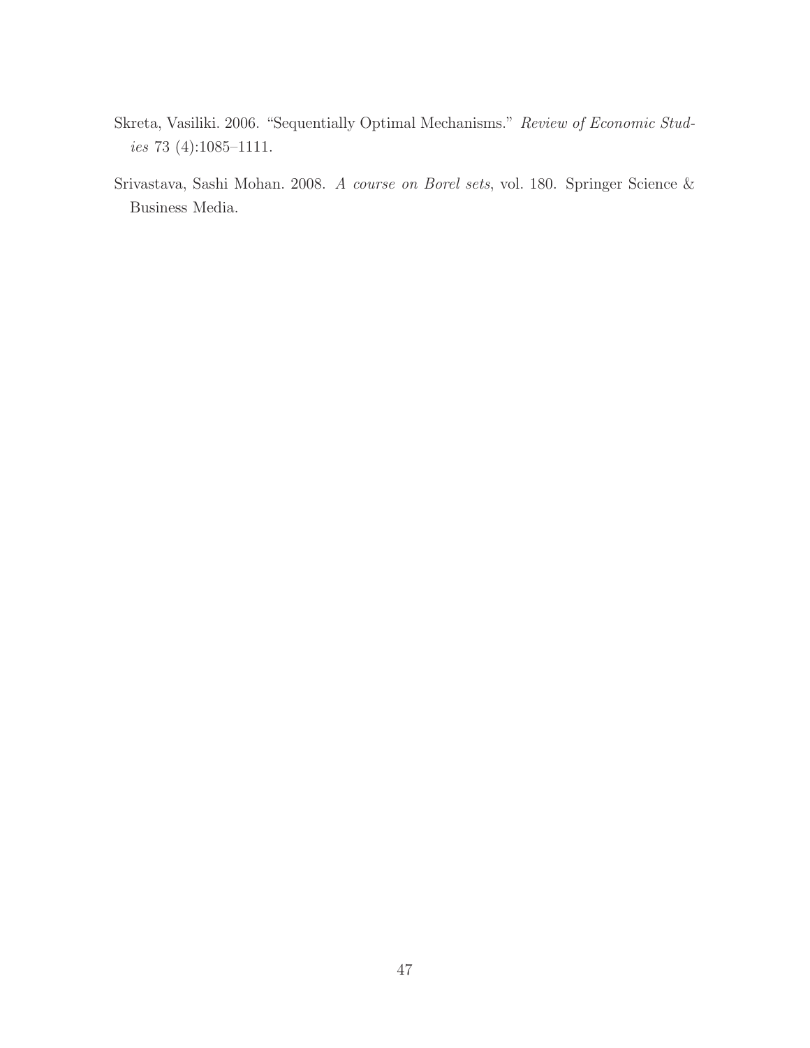Skreta, Vasiliki. 2006. "Sequentially Optimal Mechanisms." *Review of Economic Studies* 73 (4):1085–1111.

Srivastava, Sashi Mohan. 2008. *A course on Borel sets*, vol. 180. Springer Science & Business Media.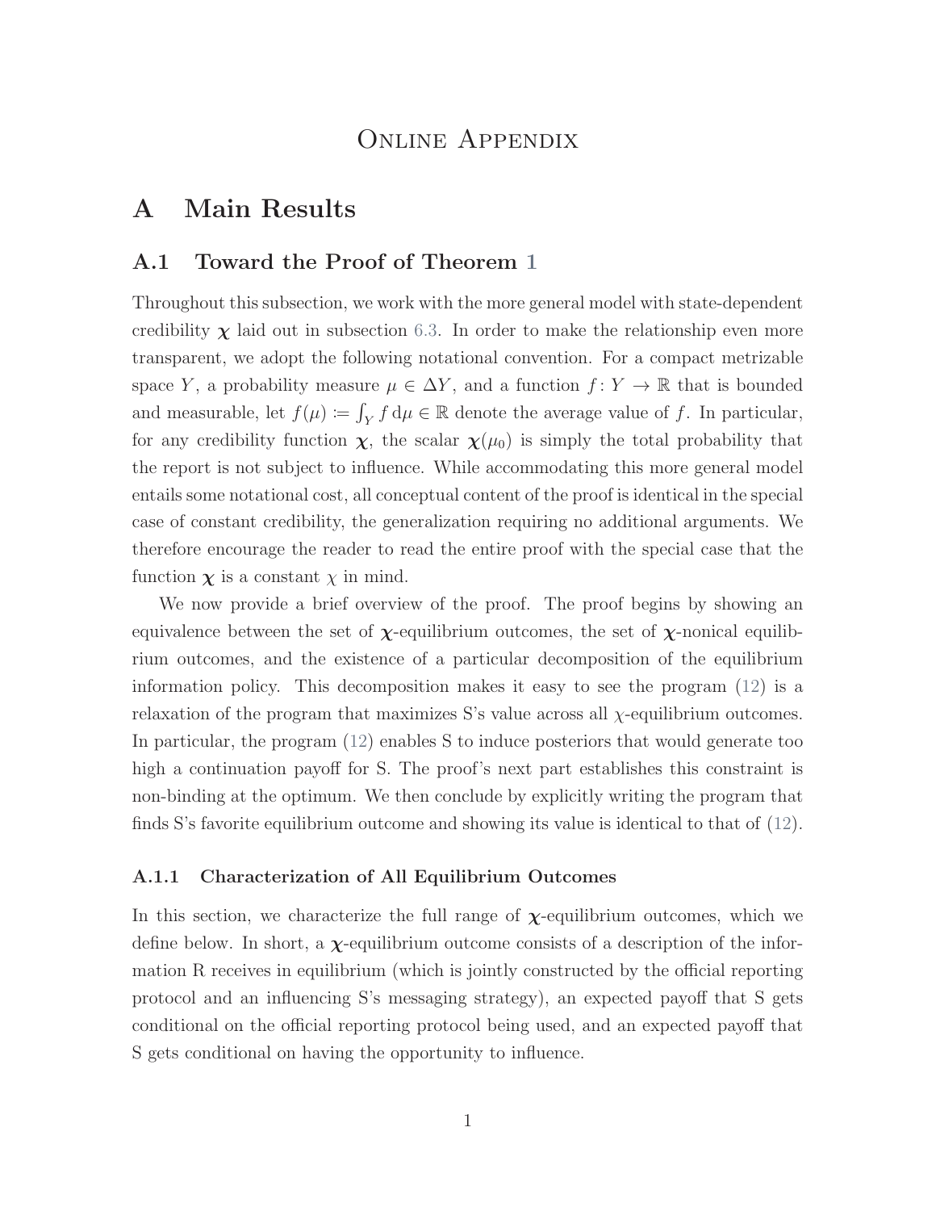# Online Appendix

# A Main Results

## A.1 Toward the Proof of Theorem 1

Throughout this subsection, we work with the more general model with state-dependent credibility $\boldsymbol{\chi}$ laid out in subsection 6.3. In order to make the relationship even more transparent, we adopt the following notational convention. For a compact metrizable space $Y$, a probability measure $\mu \in \Delta Y$, and a function $f\colon Y \to \mathbb{R}$ that is bounded and measurable, let $f(\mu) \coloneqq \int_Y f \,\mathrm{d}\mu \in \mathbb{R}$ denote the average value of $f$. In particular, for any credibility function $\boldsymbol{\chi}$, the scalar $\boldsymbol{\chi}(\mu_0)$ is simply the total probability that the report is not subject to influence. While accommodating this more general model entails some notational cost, all conceptual content of the proof is identical in the special case of constant credibility, the generalization requiring no additional arguments. We therefore encourage the reader to read the entire proof with the special case that the function $\boldsymbol{\chi}$ is a constant $\chi$ in mind.

We now provide a brief overview of the proof. The proof begins by showing an equivalence between the set of $\boldsymbol{\chi}$-equilibrium outcomes, the set of $\boldsymbol{\chi}$-nonical equilibrium outcomes, and the existence of a particular decomposition of the equilibrium information policy. This decomposition makes it easy to see the program (12) is a relaxation of the program that maximizes S's value across all $\chi$-equilibrium outcomes. In particular, the program (12) enables S to induce posteriors that would generate too high a continuation payoff for S. The proof's next part establishes this constraint is non-binding at the optimum. We then conclude by explicitly writing the program that finds S's favorite equilibrium outcome and showing its value is identical to that of (12).

### A.1.1 Characterization of All Equilibrium Outcomes

In this section, we characterize the full range of $\boldsymbol{\chi}$-equilibrium outcomes, which we define below. In short, a $\boldsymbol{\chi}$-equilibrium outcome consists of a description of the information R receives in equilibrium (which is jointly constructed by the official reporting protocol and an influencing S's messaging strategy), an expected payoff that S gets conditional on the official reporting protocol being used, and an expected payoff that S gets conditional on having the opportunity to influence.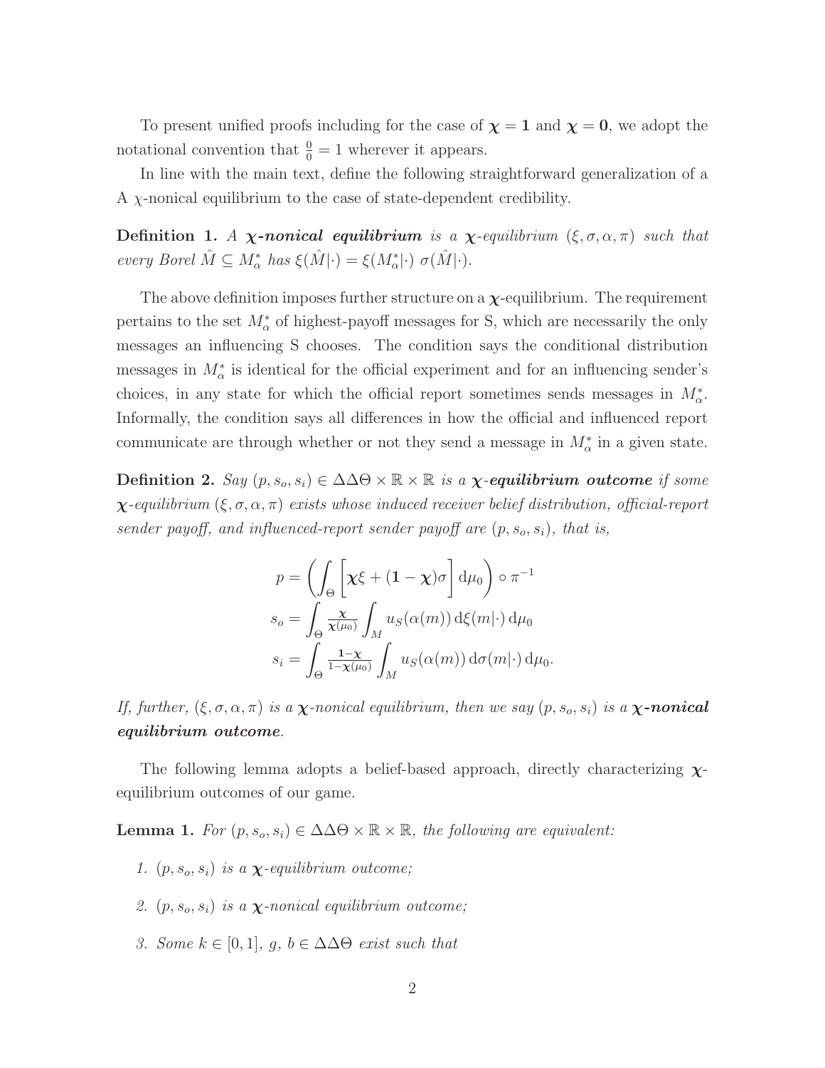To present unified proofs including for the case of $\boldsymbol{\chi} = \mathbf{1}$ and $\boldsymbol{\chi} = \mathbf{0}$, we adopt the notational convention that $\frac{0}{0} = 1$ wherever it appears.

In line with the main text, define the following straightforward generalization of a A $\chi$-nonical equilibrium to the case of state-dependent credibility.

**Definition 1.** *A* ***$\boldsymbol{\chi}$-nonical equilibrium*** *is a $\boldsymbol{\chi}$-equilibrium $(\xi, \sigma, \alpha, \pi)$ such that every Borel $\hat{M} \subseteq M^*_\alpha$ has $\xi(\hat{M}|\cdot) = \xi(M^*_\alpha|\cdot)\ \sigma(\hat{M}|\cdot)$.*

The above definition imposes further structure on a $\boldsymbol{\chi}$-equilibrium. The requirement pertains to the set $M^*_\alpha$ of highest-payoff messages for S, which are necessarily the only messages an influencing S chooses. The condition says the conditional distribution messages in $M^*_\alpha$ is identical for the official experiment and for an influencing sender's choices, in any state for which the official report sometimes sends messages in $M^*_\alpha$. Informally, the condition says all differences in how the official and influenced report communicate are through whether or not they send a message in $M^*_\alpha$ in a given state.

**Definition 2.** *Say $(p, s_o, s_i) \in \Delta\Delta\Theta \times \mathbb{R} \times \mathbb{R}$ is a* ***$\boldsymbol{\chi}$-equilibrium outcome*** *if some $\boldsymbol{\chi}$-equilibrium $(\xi, \sigma, \alpha, \pi)$ exists whose induced receiver belief distribution, official-report sender payoff, and influenced-report sender payoff are $(p, s_o, s_i)$, that is,*

$$p = \left( \int_\Theta \left[ \boldsymbol{\chi}\xi + (\mathbf{1} - \boldsymbol{\chi})\sigma \right] \mathrm{d}\mu_0 \right) \circ \pi^{-1}$$

$$s_o = \int_\Theta \frac{\boldsymbol{\chi}}{\boldsymbol{\chi}(\mu_0)} \int_M u_S(\alpha(m)) \,\mathrm{d}\xi(m|\cdot) \,\mathrm{d}\mu_0$$

$$s_i = \int_\Theta \frac{\mathbf{1} - \boldsymbol{\chi}}{1 - \boldsymbol{\chi}(\mu_0)} \int_M u_S(\alpha(m)) \,\mathrm{d}\sigma(m|\cdot) \,\mathrm{d}\mu_0.$$

*If, further, $(\xi, \sigma, \alpha, \pi)$ is a $\boldsymbol{\chi}$-nonical equilibrium, then we say $(p, s_o, s_i)$ is a* ***$\boldsymbol{\chi}$-nonical equilibrium outcome****.*

The following lemma adopts a belief-based approach, directly characterizing $\boldsymbol{\chi}$-equilibrium outcomes of our game.

**Lemma 1.** *For $(p, s_o, s_i) \in \Delta\Delta\Theta \times \mathbb{R} \times \mathbb{R}$, the following are equivalent:*

1. *$(p, s_o, s_i)$ is a $\boldsymbol{\chi}$-equilibrium outcome;*
2. *$(p, s_o, s_i)$ is a $\boldsymbol{\chi}$-nonical equilibrium outcome;*
3. *Some $k \in [0, 1]$, $g$, $b \in \Delta\Delta\Theta$ exist such that*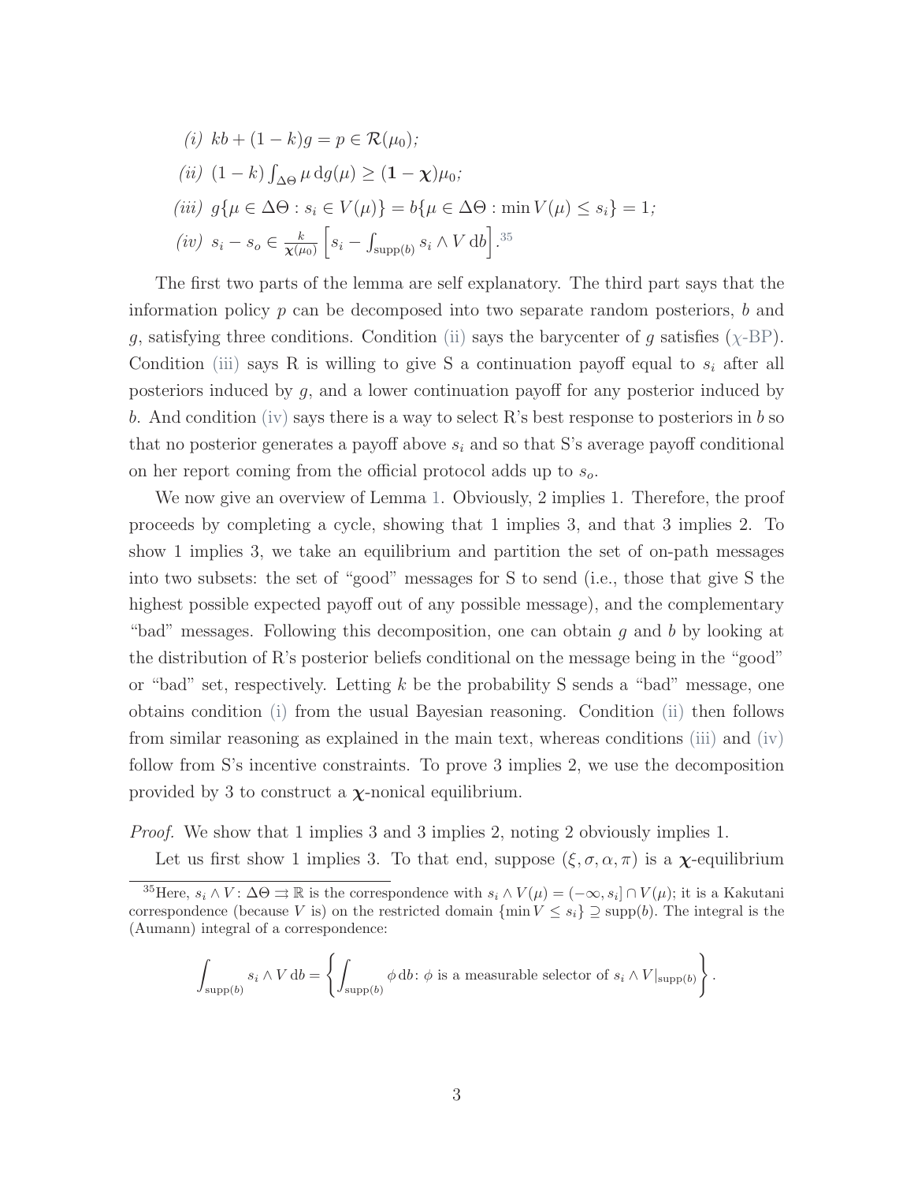*(i)* $kb + (1-k)g = p \in \mathcal{R}(\mu_0)$;

*(ii)* $(1-k)\int_{\Delta\Theta} \mu \, \mathrm{d}g(\mu) \geq (\mathbf{1}-\boldsymbol{\chi})\mu_0$;

*(iii)* $g\{\mu \in \Delta\Theta : s_i \in V(\mu)\} = b\{\mu \in \Delta\Theta : \min V(\mu) \leq s_i\} = 1$;

*(iv)* $s_i - s_o \in \frac{k}{\boldsymbol{\chi}(\mu_0)}\left[s_i - \int_{\mathrm{supp}(b)} s_i \wedge V \, \mathrm{d}b\right]$.[35]

The first two parts of the lemma are self explanatory. The third part says that the information policy $p$ can be decomposed into two separate random posteriors, $b$ and $g$, satisfying three conditions. Condition (ii) says the barycenter of $g$ satisfies ($\chi$-BP). Condition (iii) says R is willing to give S a continuation payoff equal to $s_i$ after all posteriors induced by $g$, and a lower continuation payoff for any posterior induced by $b$. And condition (iv) says there is a way to select R's best response to posteriors in $b$ so that no posterior generates a payoff above $s_i$ and so that S's average payoff conditional on her report coming from the official protocol adds up to $s_o$.

We now give an overview of Lemma 1. Obviously, 2 implies 1. Therefore, the proof proceeds by completing a cycle, showing that 1 implies 3, and that 3 implies 2. To show 1 implies 3, we take an equilibrium and partition the set of on-path messages into two subsets: the set of "good" messages for S to send (i.e., those that give S the highest possible expected payoff out of any possible message), and the complementary "bad" messages. Following this decomposition, one can obtain $g$ and $b$ by looking at the distribution of R's posterior beliefs conditional on the message being in the "good" or "bad" set, respectively. Letting $k$ be the probability S sends a "bad" message, one obtains condition (i) from the usual Bayesian reasoning. Condition (ii) then follows from similar reasoning as explained in the main text, whereas conditions (iii) and (iv) follow from S's incentive constraints. To prove 3 implies 2, we use the decomposition provided by 3 to construct a $\boldsymbol{\chi}$-nonical equilibrium.

*Proof.* We show that 1 implies 3 and 3 implies 2, noting 2 obviously implies 1.

Let us first show 1 implies 3. To that end, suppose $(\xi, \sigma, \alpha, \pi)$ is a $\boldsymbol{\chi}$-equilibrium

---

[35] Here, $s_i \wedge V : \Delta\Theta \rightrightarrows \mathbb{R}$ is the correspondence with $s_i \wedge V(\mu) = (-\infty, s_i] \cap V(\mu)$; it is a Kakutani correspondence (because $V$ is) on the restricted domain $\{\min V \leq s_i\} \supseteq \mathrm{supp}(b)$. The integral is the (Aumann) integral of a correspondence:

$$\int_{\mathrm{supp}(b)} s_i \wedge V \, \mathrm{d}b = \left\{ \int_{\mathrm{supp}(b)} \phi \, \mathrm{d}b \colon \phi \text{ is a measurable selector of } s_i \wedge V|_{\mathrm{supp}(b)} \right\}.$$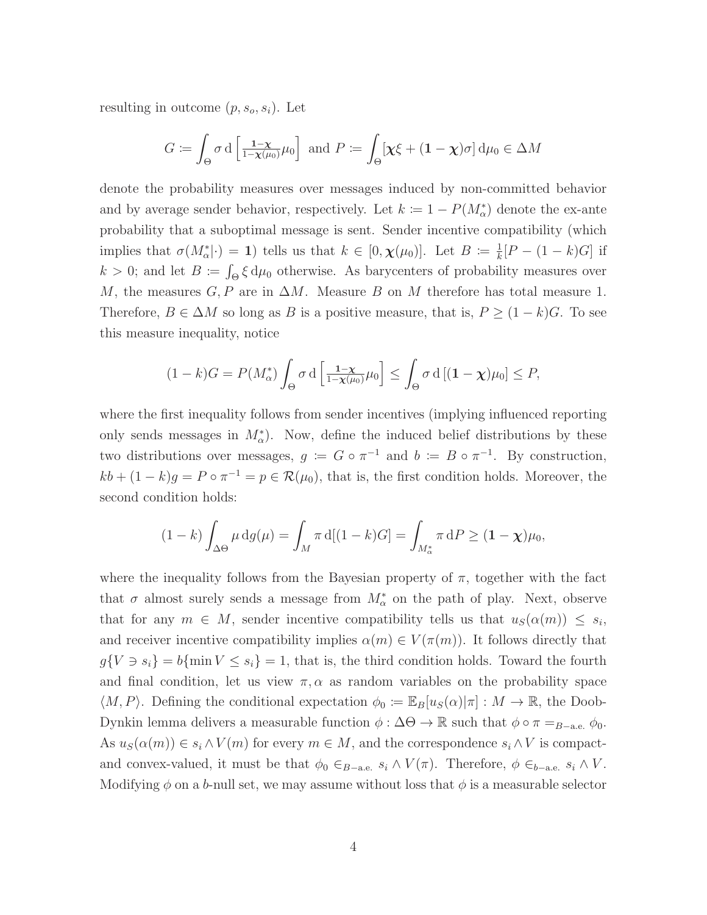resulting in outcome $(p, s_o, s_i)$. Let

$$G := \int_\Theta \sigma \, \mathrm{d}\left[\tfrac{\mathbf{1}-\boldsymbol{\chi}}{1-\boldsymbol{\chi}(\mu_0)}\mu_0\right] \text{ and } P := \int_\Theta [\boldsymbol{\chi}\xi + (\mathbf{1}-\boldsymbol{\chi})\sigma] \, \mathrm{d}\mu_0 \in \Delta M$$

denote the probability measures over messages induced by non-committed behavior and by average sender behavior, respectively. Let $k := 1 - P(M_\alpha^*)$ denote the ex-ante probability that a suboptimal message is sent. Sender incentive compatibility (which implies that $\sigma(M_\alpha^*|\cdot) = \mathbf{1}$) tells us that $k \in [0, \boldsymbol{\chi}(\mu_0)]$. Let $B := \frac{1}{k}[P - (1-k)G]$ if $k > 0$; and let $B := \int_\Theta \xi \, \mathrm{d}\mu_0$ otherwise. As barycenters of probability measures over $M$, the measures $G, P$ are in $\Delta M$. Measure $B$ on $M$ therefore has total measure 1. Therefore, $B \in \Delta M$ so long as $B$ is a positive measure, that is, $P \geq (1-k)G$. To see this measure inequality, notice

$$(1-k)G = P(M_\alpha^*) \int_\Theta \sigma \, \mathrm{d}\left[\tfrac{\mathbf{1}-\boldsymbol{\chi}}{1-\boldsymbol{\chi}(\mu_0)}\mu_0\right] \leq \int_\Theta \sigma \, \mathrm{d}\left[(\mathbf{1}-\boldsymbol{\chi})\mu_0\right] \leq P,$$

where the first inequality follows from sender incentives (implying influenced reporting only sends messages in $M_\alpha^*$). Now, define the induced belief distributions by these two distributions over messages, $g := G \circ \pi^{-1}$ and $b := B \circ \pi^{-1}$. By construction, $kb + (1-k)g = P \circ \pi^{-1} = p \in \mathcal{R}(\mu_0)$, that is, the first condition holds. Moreover, the second condition holds:

$$(1-k)\int_{\Delta\Theta} \mu \, \mathrm{d}g(\mu) = \int_M \pi \, \mathrm{d}[(1-k)G] = \int_{M_\alpha^*} \pi \, \mathrm{d}P \geq (\mathbf{1}-\boldsymbol{\chi})\mu_0,$$

where the inequality follows from the Bayesian property of $\pi$, together with the fact that $\sigma$ almost surely sends a message from $M_\alpha^*$ on the path of play. Next, observe that for any $m \in M$, sender incentive compatibility tells us that $u_S(\alpha(m)) \leq s_i$, and receiver incentive compatibility implies $\alpha(m) \in V(\pi(m))$. It follows directly that $g\{V \ni s_i\} = b\{\min V \leq s_i\} = 1$, that is, the third condition holds. Toward the fourth and final condition, let us view $\pi, \alpha$ as random variables on the probability space $\langle M, P\rangle$. Defining the conditional expectation $\phi_0 := \mathbb{E}_B[u_S(\alpha)|\pi] : M \to \mathbb{R}$, the Doob-Dynkin lemma delivers a measurable function $\phi : \Delta\Theta \to \mathbb{R}$ such that $\phi \circ \pi =_{B\text{-a.e.}} \phi_0$. As $u_S(\alpha(m)) \in s_i \wedge V(m)$ for every $m \in M$, and the correspondence $s_i \wedge V$ is compact- and convex-valued, it must be that $\phi_0 \in_{B\text{-a.e.}} s_i \wedge V(\pi)$. Therefore, $\phi \in_{b\text{-a.e.}} s_i \wedge V$. Modifying $\phi$ on a $b$-null set, we may assume without loss that $\phi$ is a measurable selector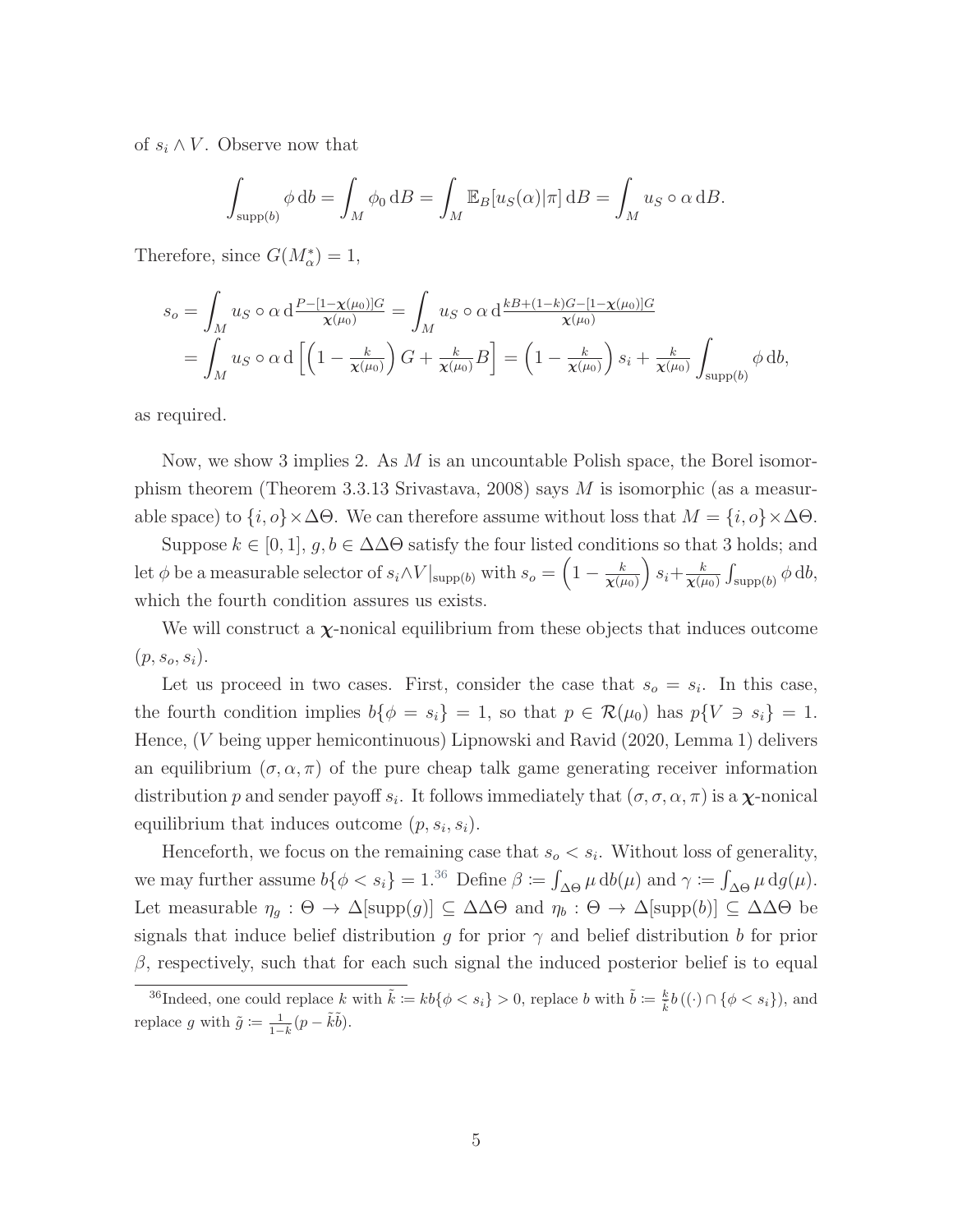of $s_i \wedge V$. Observe now that

$$\int_{\text{supp}(b)} \phi \, \mathrm{d}b = \int_M \phi_0 \, \mathrm{d}B = \int_M \mathbb{E}_B[u_S(\alpha)|\pi] \, \mathrm{d}B = \int_M u_S \circ \alpha \, \mathrm{d}B.$$

Therefore, since $G(M_\alpha^*) = 1$,

$$\begin{aligned} s_o &= \int_M u_S \circ \alpha \, \mathrm{d}\tfrac{P - [1-\boldsymbol{\chi}(\mu_0)]G}{\boldsymbol{\chi}(\mu_0)} = \int_M u_S \circ \alpha \, \mathrm{d}\tfrac{kB + (1-k)G - [1-\boldsymbol{\chi}(\mu_0)]G}{\boldsymbol{\chi}(\mu_0)} \\ &= \int_M u_S \circ \alpha \, \mathrm{d}\left[\left(1 - \tfrac{k}{\boldsymbol{\chi}(\mu_0)}\right) G + \tfrac{k}{\boldsymbol{\chi}(\mu_0)} B\right] = \left(1 - \tfrac{k}{\boldsymbol{\chi}(\mu_0)}\right) s_i + \tfrac{k}{\boldsymbol{\chi}(\mu_0)} \int_{\text{supp}(b)} \phi \, \mathrm{d}b, \end{aligned}$$

as required.

Now, we show 3 implies 2. As $M$ is an uncountable Polish space, the Borel isomorphism theorem (Theorem 3.3.13 Srivastava, 2008) says $M$ is isomorphic (as a measurable space) to $\{i, o\} \times \Delta\Theta$. We can therefore assume without loss that $M = \{i, o\} \times \Delta\Theta$.

Suppose $k \in [0, 1]$, $g, b \in \Delta\Delta\Theta$ satisfy the four listed conditions so that 3 holds; and let $\phi$ be a measurable selector of $s_i \wedge V|_{\text{supp}(b)}$ with $s_o = \left(1 - \frac{k}{\boldsymbol{\chi}(\mu_0)}\right) s_i + \frac{k}{\boldsymbol{\chi}(\mu_0)} \int_{\text{supp}(b)} \phi \, \mathrm{d}b$, which the fourth condition assures us exists.

We will construct a $\boldsymbol{\chi}$-nonical equilibrium from these objects that induces outcome $(p, s_o, s_i)$.

Let us proceed in two cases. First, consider the case that $s_o = s_i$. In this case, the fourth condition implies $b\{\phi = s_i\} = 1$, so that $p \in \mathcal{R}(\mu_0)$ has $p\{V \ni s_i\} = 1$. Hence, ($V$ being upper hemicontinuous) Lipnowski and Ravid (2020, Lemma 1) delivers an equilibrium $(\sigma, \alpha, \pi)$ of the pure cheap talk game generating receiver information distribution $p$ and sender payoff $s_i$. It follows immediately that $(\sigma, \sigma, \alpha, \pi)$ is a $\boldsymbol{\chi}$-nonical equilibrium that induces outcome $(p, s_i, s_i)$.

Henceforth, we focus on the remaining case that $s_o < s_i$. Without loss of generality, we may further assume $b\{\phi < s_i\} = 1$.[36] Define $\beta := \int_{\Delta\Theta} \mu \, \mathrm{d}b(\mu)$ and $\gamma := \int_{\Delta\Theta} \mu \, \mathrm{d}g(\mu)$. Let measurable $\eta_g : \Theta \to \Delta[\text{supp}(g)] \subseteq \Delta\Delta\Theta$ and $\eta_b : \Theta \to \Delta[\text{supp}(b)] \subseteq \Delta\Delta\Theta$ be signals that induce belief distribution $g$ for prior $\gamma$ and belief distribution $b$ for prior $\beta$, respectively, such that for each such signal the induced posterior belief is to equal

[36] Indeed, one could replace $k$ with $\tilde{k} := kb\{\phi < s_i\} > 0$, replace $b$ with $\tilde{b} := \frac{k}{\tilde{k}} b\left((\cdot) \cap \{\phi < s_i\}\right)$, and replace $g$ with $\tilde{g} := \frac{1}{1-\tilde{k}}(p - \tilde{k}\tilde{b})$.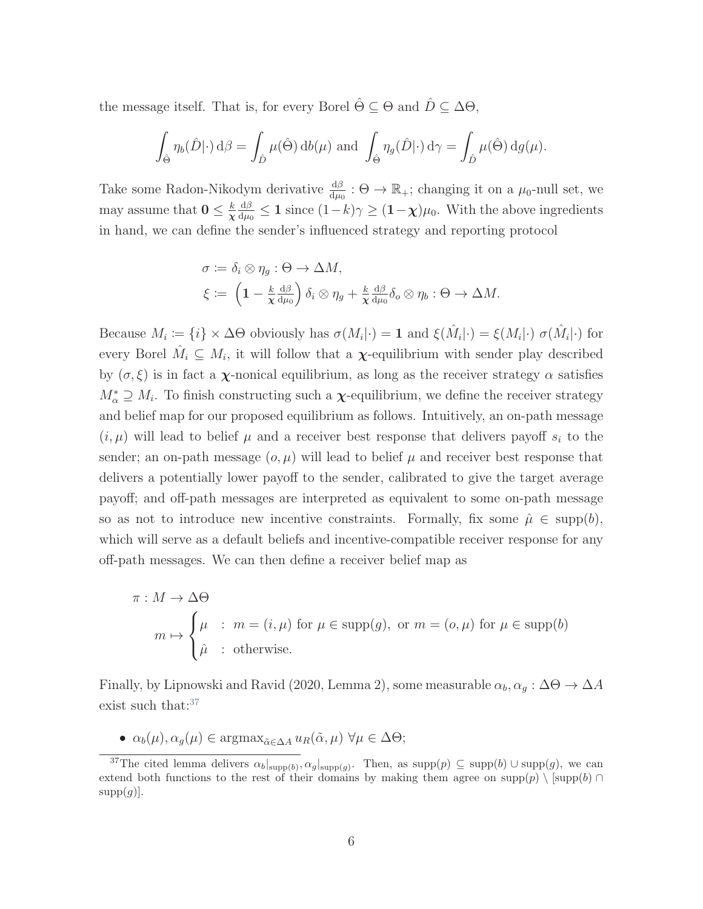the message itself. That is, for every Borel $\hat{\Theta} \subseteq \Theta$ and $\hat{D} \subseteq \Delta\Theta$,

$$\int_{\hat{\Theta}} \eta_b(\hat{D}|\cdot)\,\mathrm{d}\beta = \int_{\hat{D}} \mu(\hat{\Theta})\,\mathrm{d}b(\mu) \text{ and } \int_{\hat{\Theta}} \eta_g(\hat{D}|\cdot)\,\mathrm{d}\gamma = \int_{\hat{D}} \mu(\hat{\Theta})\,\mathrm{d}g(\mu).$$

Take some Radon-Nikodym derivative $\frac{\mathrm{d}\beta}{\mathrm{d}\mu_0} : \Theta \to \mathbb{R}_+$; changing it on a $\mu_0$-null set, we may assume that $\mathbf{0} \leq \frac{k}{\boldsymbol{\chi}} \frac{\mathrm{d}\beta}{\mathrm{d}\mu_0} \leq \mathbf{1}$ since $(1-k)\gamma \geq (\mathbf{1}-\boldsymbol{\chi})\mu_0$. With the above ingredients in hand, we can define the sender's influenced strategy and reporting protocol

$$\begin{aligned}
\sigma &:= \delta_i \otimes \eta_g : \Theta \to \Delta M, \\
\xi &:= \left(\mathbf{1} - \tfrac{k}{\boldsymbol{\chi}} \tfrac{\mathrm{d}\beta}{\mathrm{d}\mu_0}\right) \delta_i \otimes \eta_g + \tfrac{k}{\boldsymbol{\chi}} \tfrac{\mathrm{d}\beta}{\mathrm{d}\mu_0} \delta_o \otimes \eta_b : \Theta \to \Delta M.
\end{aligned}$$

Because $M_i := \{i\} \times \Delta\Theta$ obviously has $\sigma(M_i|\cdot) = \mathbf{1}$ and $\xi(\hat{M}_i|\cdot) = \xi(M_i|\cdot)\ \sigma(\hat{M}_i|\cdot)$ for every Borel $\hat{M}_i \subseteq M_i$, it will follow that a $\boldsymbol{\chi}$-equilibrium with sender play described by $(\sigma, \xi)$ is in fact a $\boldsymbol{\chi}$-nonical equilibrium, as long as the receiver strategy $\alpha$ satisfies $M^*_\alpha \supseteq M_i$. To finish constructing such a $\boldsymbol{\chi}$-equilibrium, we define the receiver strategy and belief map for our proposed equilibrium as follows. Intuitively, an on-path message $(i, \mu)$ will lead to belief $\mu$ and a receiver best response that delivers payoff $s_i$ to the sender; an on-path message $(o, \mu)$ will lead to belief $\mu$ and receiver best response that delivers a potentially lower payoff to the sender, calibrated to give the target average payoff; and off-path messages are interpreted as equivalent to some on-path message so as not to introduce new incentive constraints. Formally, fix some $\hat{\mu} \in \mathrm{supp}(b)$, which will serve as a default beliefs and incentive-compatible receiver response for any off-path messages. We can then define a receiver belief map as

$$\begin{aligned}
\pi &: M \to \Delta\Theta \\
&m \mapsto \begin{cases} \mu & : \ m = (i, \mu) \text{ for } \mu \in \mathrm{supp}(g), \text{ or } m = (o, \mu) \text{ for } \mu \in \mathrm{supp}(b) \\ \hat{\mu} & : \ \text{otherwise.} \end{cases}
\end{aligned}$$

Finally, by Lipnowski and Ravid (2020, Lemma 2), some measurable $\alpha_b, \alpha_g : \Delta\Theta \to \Delta A$ exist such that:[37]

- $\alpha_b(\mu), \alpha_g(\mu) \in \mathrm{argmax}_{\tilde{\alpha} \in \Delta A}\, u_R(\tilde{\alpha}, \mu)\ \forall \mu \in \Delta\Theta$;

[37] The cited lemma delivers $\alpha_b|_{\mathrm{supp}(b)}, \alpha_g|_{\mathrm{supp}(g)}$. Then, as $\mathrm{supp}(p) \subseteq \mathrm{supp}(b) \cup \mathrm{supp}(g)$, we can extend both functions to the rest of their domains by making them agree on $\mathrm{supp}(p) \setminus [\mathrm{supp}(b) \cap \mathrm{supp}(g)]$.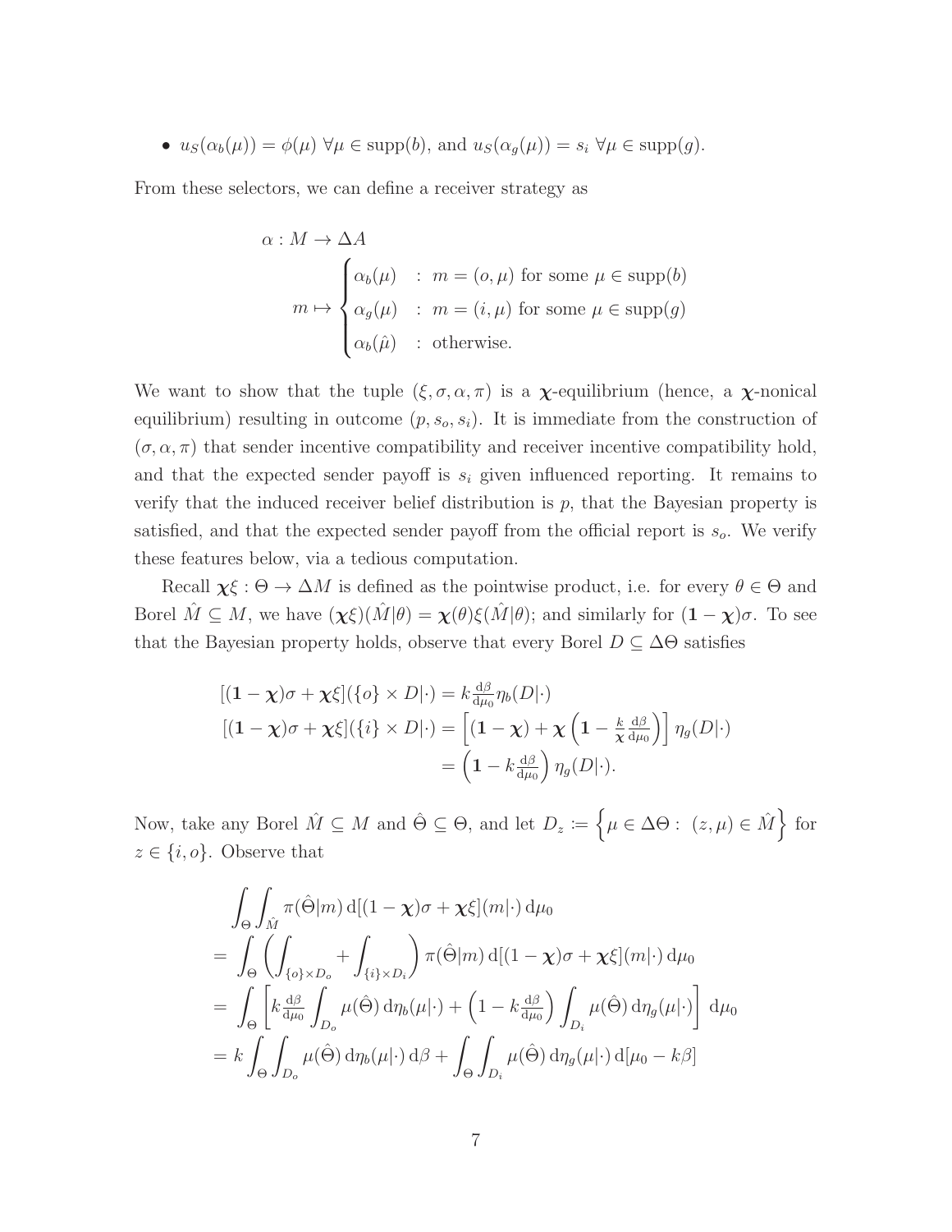- $u_S(\alpha_b(\mu)) = \phi(\mu)\ \forall \mu \in \text{supp}(b)$, and $u_S(\alpha_g(\mu)) = s_i\ \forall \mu \in \text{supp}(g)$.

From these selectors, we can define a receiver strategy as

$$
\begin{aligned}
\alpha : M &\to \Delta A \\
m &\mapsto \begin{cases} \alpha_b(\mu) & : \ m = (o, \mu) \text{ for some } \mu \in \text{supp}(b) \\ \alpha_g(\mu) & : \ m = (i, \mu) \text{ for some } \mu \in \text{supp}(g) \\ \alpha_b(\hat{\mu}) & : \ \text{otherwise.} \end{cases}
\end{aligned}
$$

We want to show that the tuple $(\xi, \sigma, \alpha, \pi)$ is a $\boldsymbol{\chi}$-equilibrium (hence, a $\boldsymbol{\chi}$-nonical equilibrium) resulting in outcome $(p, s_o, s_i)$. It is immediate from the construction of $(\sigma, \alpha, \pi)$ that sender incentive compatibility and receiver incentive compatibility hold, and that the expected sender payoff is $s_i$ given influenced reporting. It remains to verify that the induced receiver belief distribution is $p$, that the Bayesian property is satisfied, and that the expected sender payoff from the official report is $s_o$. We verify these features below, via a tedious computation.

Recall $\boldsymbol{\chi}\xi : \Theta \to \Delta M$ is defined as the pointwise product, i.e. for every $\theta \in \Theta$ and Borel $\hat{M} \subseteq M$, we have $(\boldsymbol{\chi}\xi)(\hat{M}|\theta) = \boldsymbol{\chi}(\theta)\xi(\hat{M}|\theta)$; and similarly for $(\mathbf{1} - \boldsymbol{\chi})\sigma$. To see that the Bayesian property holds, observe that every Borel $D \subseteq \Delta\Theta$ satisfies

$$
\begin{aligned}
[(\mathbf{1} - \boldsymbol{\chi})\sigma + \boldsymbol{\chi}\xi](\{o\} \times D|\cdot) &= k \tfrac{\mathrm{d}\beta}{\mathrm{d}\mu_0} \eta_b(D|\cdot) \\
[(\mathbf{1} - \boldsymbol{\chi})\sigma + \boldsymbol{\chi}\xi](\{i\} \times D|\cdot) &= \left[(\mathbf{1} - \boldsymbol{\chi}) + \boldsymbol{\chi}\left(\mathbf{1} - \tfrac{k}{\boldsymbol{\chi}} \tfrac{\mathrm{d}\beta}{\mathrm{d}\mu_0}\right)\right] \eta_g(D|\cdot) \\
&= \left(\mathbf{1} - k \tfrac{\mathrm{d}\beta}{\mathrm{d}\mu_0}\right) \eta_g(D|\cdot).
\end{aligned}
$$

Now, take any Borel $\hat{M} \subseteq M$ and $\hat{\Theta} \subseteq \Theta$, and let $D_z := \left\{\mu \in \Delta\Theta : \ (z, \mu) \in \hat{M}\right\}$ for $z \in \{i, o\}$. Observe that

$$
\begin{aligned}
&\int_\Theta \int_{\hat{M}} \pi(\hat{\Theta}|m) \, \mathrm{d}[(\mathbf{1} - \boldsymbol{\chi})\sigma + \boldsymbol{\chi}\xi](m|\cdot) \, \mathrm{d}\mu_0 \\
= \ &\int_\Theta \left(\int_{\{o\} \times D_o} + \int_{\{i\} \times D_i}\right) \pi(\hat{\Theta}|m) \, \mathrm{d}[(\mathbf{1} - \boldsymbol{\chi})\sigma + \boldsymbol{\chi}\xi](m|\cdot) \, \mathrm{d}\mu_0 \\
= \ &\int_\Theta \left[k \tfrac{\mathrm{d}\beta}{\mathrm{d}\mu_0} \int_{D_o} \mu(\hat{\Theta}) \, \mathrm{d}\eta_b(\mu|\cdot) + \left(1 - k \tfrac{\mathrm{d}\beta}{\mathrm{d}\mu_0}\right) \int_{D_i} \mu(\hat{\Theta}) \, \mathrm{d}\eta_g(\mu|\cdot)\right] \mathrm{d}\mu_0 \\
= \ &k \int_\Theta \int_{D_o} \mu(\hat{\Theta}) \, \mathrm{d}\eta_b(\mu|\cdot) \, \mathrm{d}\beta + \int_\Theta \int_{D_i} \mu(\hat{\Theta}) \, \mathrm{d}\eta_g(\mu|\cdot) \, \mathrm{d}[\mu_0 - k\beta]
\end{aligned}
$$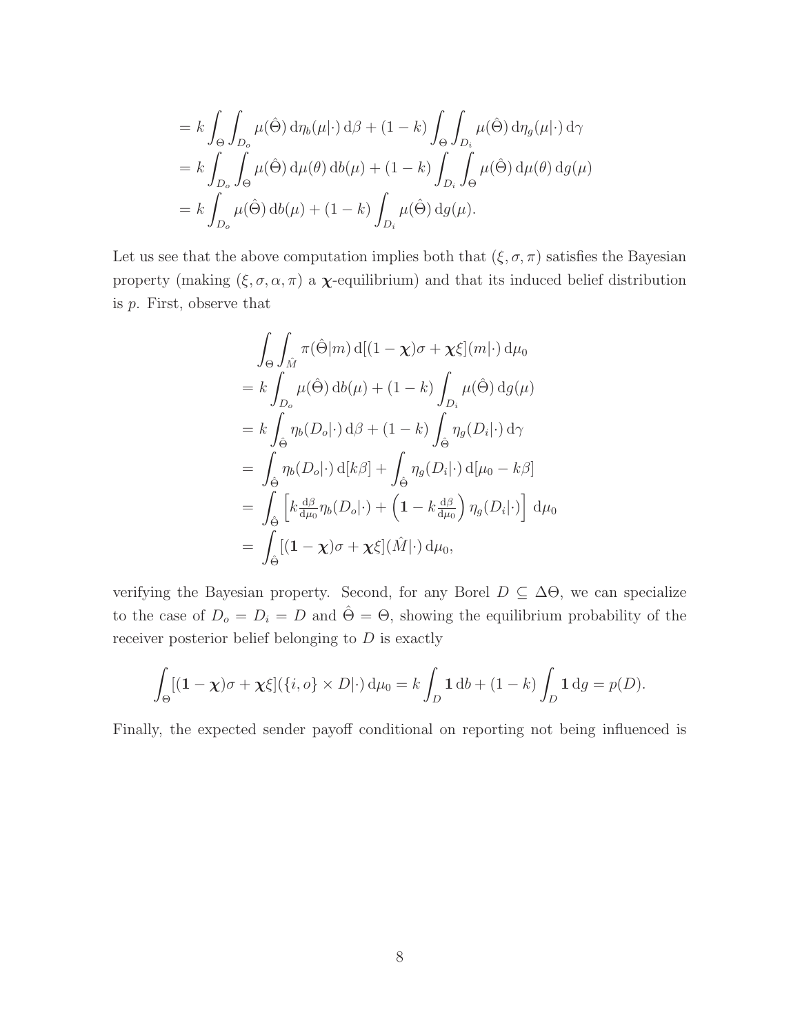$$
\begin{aligned}
&= k \int_\Theta \int_{D_o} \mu(\hat{\Theta}) \, \mathrm{d}\eta_b(\mu|\cdot) \, \mathrm{d}\beta + (1-k) \int_\Theta \int_{D_i} \mu(\hat{\Theta}) \, \mathrm{d}\eta_g(\mu|\cdot) \, \mathrm{d}\gamma \\
&= k \int_{D_o} \int_\Theta \mu(\hat{\Theta}) \, \mathrm{d}\mu(\theta) \, \mathrm{d}b(\mu) + (1-k) \int_{D_i} \int_\Theta \mu(\hat{\Theta}) \, \mathrm{d}\mu(\theta) \, \mathrm{d}g(\mu) \\
&= k \int_{D_o} \mu(\hat{\Theta}) \, \mathrm{d}b(\mu) + (1-k) \int_{D_i} \mu(\hat{\Theta}) \, \mathrm{d}g(\mu).
\end{aligned}
$$

Let us see that the above computation implies both that $(\xi, \sigma, \pi)$ satisfies the Bayesian property (making $(\xi, \sigma, \alpha, \pi)$ a $\boldsymbol{\chi}$-equilibrium) and that its induced belief distribution is $p$. First, observe that

$$
\begin{aligned}
&\int_\Theta \int_{\hat{M}} \pi(\hat{\Theta}|m) \, \mathrm{d}[(1-\boldsymbol{\chi})\sigma + \boldsymbol{\chi}\xi](m|\cdot) \, \mathrm{d}\mu_0 \\
&= k \int_{D_o} \mu(\hat{\Theta}) \, \mathrm{d}b(\mu) + (1-k) \int_{D_i} \mu(\hat{\Theta}) \, \mathrm{d}g(\mu) \\
&= k \int_{\hat{\Theta}} \eta_b(D_o|\cdot) \, \mathrm{d}\beta + (1-k) \int_{\hat{\Theta}} \eta_g(D_i|\cdot) \, \mathrm{d}\gamma \\
&= \int_{\hat{\Theta}} \eta_b(D_o|\cdot) \, \mathrm{d}[k\beta] + \int_{\hat{\Theta}} \eta_g(D_i|\cdot) \, \mathrm{d}[\mu_0 - k\beta] \\
&= \int_{\hat{\Theta}} \left[ k \tfrac{\mathrm{d}\beta}{\mathrm{d}\mu_0} \eta_b(D_o|\cdot) + \left( \mathbf{1} - k \tfrac{\mathrm{d}\beta}{\mathrm{d}\mu_0} \right) \eta_g(D_i|\cdot) \right] \mathrm{d}\mu_0 \\
&= \int_{\hat{\Theta}} [(\mathbf{1} - \boldsymbol{\chi})\sigma + \boldsymbol{\chi}\xi](\hat{M}|\cdot) \, \mathrm{d}\mu_0,
\end{aligned}
$$

verifying the Bayesian property. Second, for any Borel $D \subseteq \Delta\Theta$, we can specialize to the case of $D_o = D_i = D$ and $\hat{\Theta} = \Theta$, showing the equilibrium probability of the receiver posterior belief belonging to $D$ is exactly

$$
\int_\Theta [(\mathbf{1} - \boldsymbol{\chi})\sigma + \boldsymbol{\chi}\xi](\{i, o\} \times D|\cdot) \, \mathrm{d}\mu_0 = k \int_D \mathbf{1} \, \mathrm{d}b + (1-k) \int_D \mathbf{1} \, \mathrm{d}g = p(D).
$$

Finally, the expected sender payoff conditional on reporting not being influenced is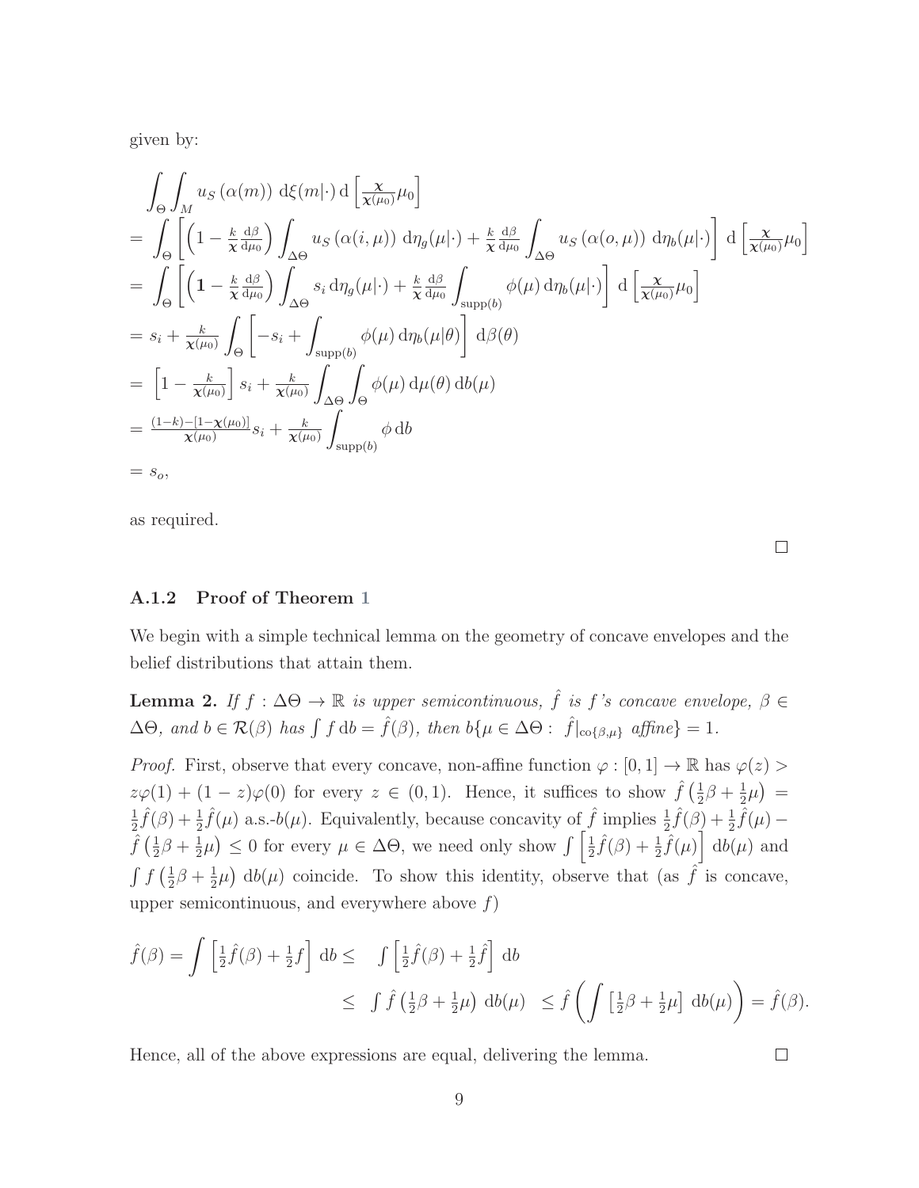given by:

$$
\begin{aligned}
&\int_\Theta \int_M u_S(\alpha(m))\, \mathrm{d}\xi(m|\cdot)\, \mathrm{d}\left[\tfrac{\boldsymbol{\chi}}{\boldsymbol{\chi}(\mu_0)}\mu_0\right] \\
&= \int_\Theta \left[\left(1 - \tfrac{k}{\boldsymbol{\chi}}\tfrac{\mathrm{d}\beta}{\mathrm{d}\mu_0}\right)\int_{\Delta\Theta} u_S(\alpha(i,\mu))\, \mathrm{d}\eta_g(\mu|\cdot) + \tfrac{k}{\boldsymbol{\chi}}\tfrac{\mathrm{d}\beta}{\mathrm{d}\mu_0}\int_{\Delta\Theta} u_S(\alpha(o,\mu))\, \mathrm{d}\eta_b(\mu|\cdot)\right] \mathrm{d}\left[\tfrac{\boldsymbol{\chi}}{\boldsymbol{\chi}(\mu_0)}\mu_0\right] \\
&= \int_\Theta \left[\left(\mathbf{1} - \tfrac{k}{\boldsymbol{\chi}}\tfrac{\mathrm{d}\beta}{\mathrm{d}\mu_0}\right)\int_{\Delta\Theta} s_i\, \mathrm{d}\eta_g(\mu|\cdot) + \tfrac{k}{\boldsymbol{\chi}}\tfrac{\mathrm{d}\beta}{\mathrm{d}\mu_0}\int_{\mathrm{supp}(b)} \phi(\mu)\, \mathrm{d}\eta_b(\mu|\cdot)\right] \mathrm{d}\left[\tfrac{\boldsymbol{\chi}}{\boldsymbol{\chi}(\mu_0)}\mu_0\right] \\
&= s_i + \tfrac{k}{\boldsymbol{\chi}(\mu_0)}\int_\Theta \left[-s_i + \int_{\mathrm{supp}(b)} \phi(\mu)\, \mathrm{d}\eta_b(\mu|\theta)\right] \mathrm{d}\beta(\theta) \\
&= \left[1 - \tfrac{k}{\boldsymbol{\chi}(\mu_0)}\right] s_i + \tfrac{k}{\boldsymbol{\chi}(\mu_0)}\int_{\Delta\Theta}\int_\Theta \phi(\mu)\, \mathrm{d}\mu(\theta)\, \mathrm{d}b(\mu) \\
&= \tfrac{(1-k)-[1-\boldsymbol{\chi}(\mu_0)]}{\boldsymbol{\chi}(\mu_0)} s_i + \tfrac{k}{\boldsymbol{\chi}(\mu_0)}\int_{\mathrm{supp}(b)} \phi\, \mathrm{d}b \\
&= s_o,
\end{aligned}
$$

as required.

□

### A.1.2 Proof of Theorem 1

We begin with a simple technical lemma on the geometry of concave envelopes and the belief distributions that attain them.

**Lemma 2.** *If $f : \Delta\Theta \to \mathbb{R}$ is upper semicontinuous, $\hat{f}$ is $f$'s concave envelope, $\beta \in \Delta\Theta$, and $b \in \mathcal{R}(\beta)$ has $\int f\, \mathrm{d}b = \hat{f}(\beta)$, then $b\{\mu \in \Delta\Theta :\ \hat{f}|_{\mathrm{co}\{\beta,\mu\}} \text{ affine}\} = 1$.*

*Proof.* First, observe that every concave, non-affine function $\varphi : [0,1] \to \mathbb{R}$ has $\varphi(z) > z\varphi(1) + (1-z)\varphi(0)$ for every $z \in (0,1)$. Hence, it suffices to show $\hat{f}\left(\frac{1}{2}\beta + \frac{1}{2}\mu\right) = \frac{1}{2}\hat{f}(\beta) + \frac{1}{2}\hat{f}(\mu)$ a.s.-$b(\mu)$. Equivalently, because concavity of $\hat{f}$ implies $\frac{1}{2}\hat{f}(\beta) + \frac{1}{2}\hat{f}(\mu) - \hat{f}\left(\frac{1}{2}\beta + \frac{1}{2}\mu\right) \leq 0$ for every $\mu \in \Delta\Theta$, we need only show $\int \left[\frac{1}{2}\hat{f}(\beta) + \frac{1}{2}\hat{f}(\mu)\right] \mathrm{d}b(\mu)$ and $\int f\left(\frac{1}{2}\beta + \frac{1}{2}\mu\right) \mathrm{d}b(\mu)$ coincide. To show this identity, observe that (as $\hat{f}$ is concave, upper semicontinuous, and everywhere above $f$)

$$
\begin{aligned}
\hat{f}(\beta) = \int \left[\tfrac{1}{2}\hat{f}(\beta) + \tfrac{1}{2}f\right] \mathrm{d}b \leq\ & \int \left[\tfrac{1}{2}\hat{f}(\beta) + \tfrac{1}{2}\hat{f}\right] \mathrm{d}b \\
\leq\ & \int \hat{f}\left(\tfrac{1}{2}\beta + \tfrac{1}{2}\mu\right) \mathrm{d}b(\mu)\ \leq \hat{f}\left(\int \left[\tfrac{1}{2}\beta + \tfrac{1}{2}\mu\right] \mathrm{d}b(\mu)\right) = \hat{f}(\beta).
\end{aligned}
$$

Hence, all of the above expressions are equal, delivering the lemma.

□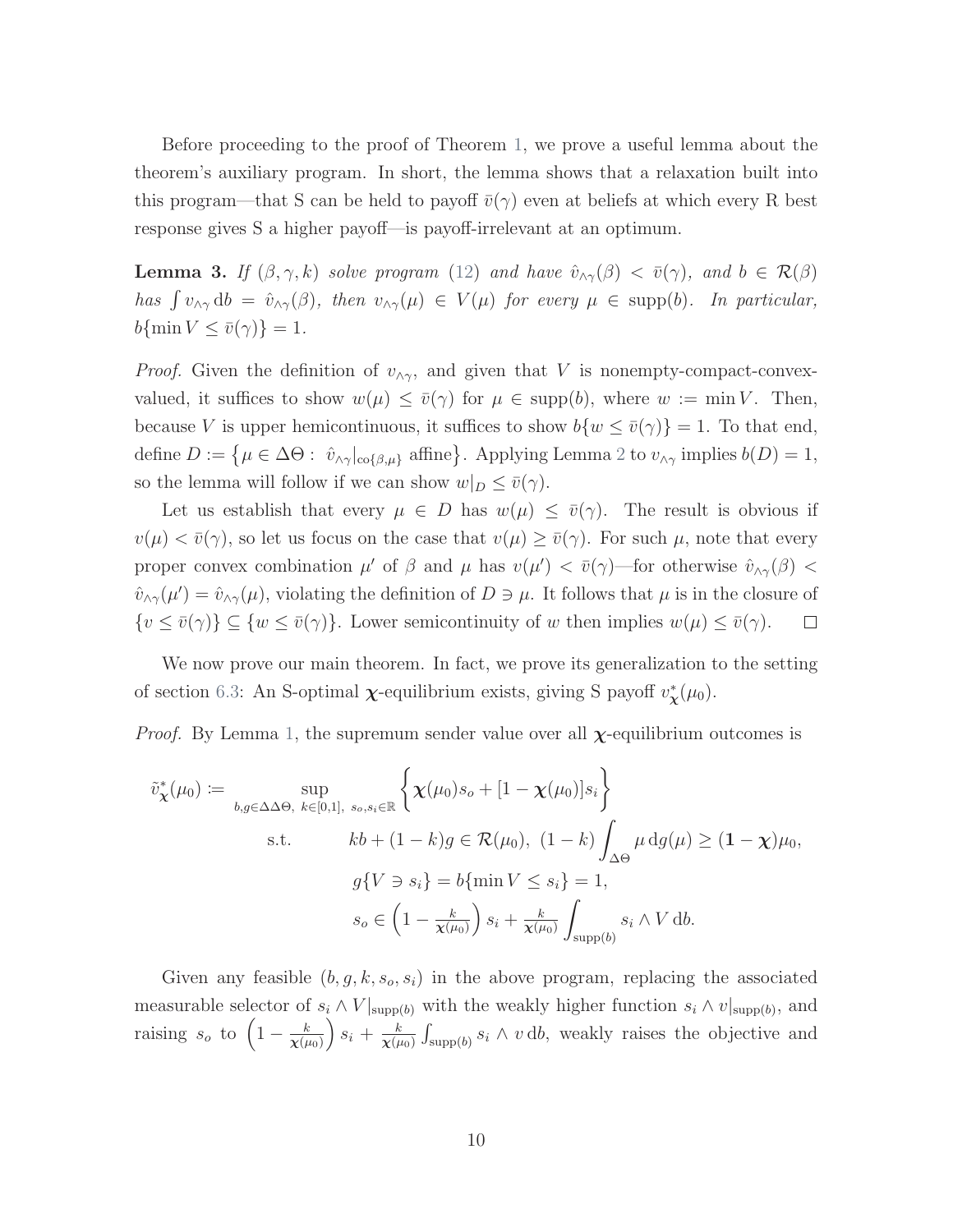Before proceeding to the proof of Theorem 1, we prove a useful lemma about the theorem's auxiliary program. In short, the lemma shows that a relaxation built into this program—that S can be held to payoff $\bar{v}(\gamma)$ even at beliefs at which every R best response gives S a higher payoff—is payoff-irrelevant at an optimum.

**Lemma 3.** *If $(\beta, \gamma, k)$ solve program (12) and have $\hat{v}_{\wedge\gamma}(\beta) < \bar{v}(\gamma)$, and $b \in \mathcal{R}(\beta)$ has $\int v_{\wedge\gamma}\,\mathrm{d}b = \hat{v}_{\wedge\gamma}(\beta)$, then $v_{\wedge\gamma}(\mu) \in V(\mu)$ for every $\mu \in \operatorname{supp}(b)$. In particular, $b\{\min V \leq \bar{v}(\gamma)\} = 1$.*

*Proof.* Given the definition of $v_{\wedge\gamma}$, and given that $V$ is nonempty-compact-convex-valued, it suffices to show $w(\mu) \leq \bar{v}(\gamma)$ for $\mu \in \operatorname{supp}(b)$, where $w := \min V$. Then, because $V$ is upper hemicontinuous, it suffices to show $b\{w \leq \bar{v}(\gamma)\} = 1$. To that end, define $D := \left\{\mu \in \Delta\Theta : \ \hat{v}_{\wedge\gamma}|_{\operatorname{co}\{\beta,\mu\}} \text{ affine}\right\}$. Applying Lemma 2 to $v_{\wedge\gamma}$ implies $b(D) = 1$, so the lemma will follow if we can show $w|_D \leq \bar{v}(\gamma)$.

Let us establish that every $\mu \in D$ has $w(\mu) \leq \bar{v}(\gamma)$. The result is obvious if $v(\mu) < \bar{v}(\gamma)$, so let us focus on the case that $v(\mu) \geq \bar{v}(\gamma)$. For such $\mu$, note that every proper convex combination $\mu'$ of $\beta$ and $\mu$ has $v(\mu') < \bar{v}(\gamma)$—for otherwise $\hat{v}_{\wedge\gamma}(\beta) < \hat{v}_{\wedge\gamma}(\mu') = \hat{v}_{\wedge\gamma}(\mu)$, violating the definition of $D \ni \mu$. It follows that $\mu$ is in the closure of $\{v \leq \bar{v}(\gamma)\} \subseteq \{w \leq \bar{v}(\gamma)\}$. Lower semicontinuity of $w$ then implies $w(\mu) \leq \bar{v}(\gamma)$. $\square$

We now prove our main theorem. In fact, we prove its generalization to the setting of section 6.3: An S-optimal $\boldsymbol{\chi}$-equilibrium exists, giving S payoff $v^*_{\boldsymbol{\chi}}(\mu_0)$.

*Proof.* By Lemma 1, the supremum sender value over all $\boldsymbol{\chi}$-equilibrium outcomes is

$$
\begin{aligned}
\tilde{v}^*_{\boldsymbol{\chi}}(\mu_0) := \sup_{b,g \in \Delta\Delta\Theta,\ k \in [0,1],\ s_o, s_i \in \mathbb{R}} & \left\{ \boldsymbol{\chi}(\mu_0) s_o + [1 - \boldsymbol{\chi}(\mu_0)] s_i \right\} \\
\text{s.t.} \qquad & kb + (1-k)g \in \mathcal{R}(\mu_0),\ (1-k)\int_{\Delta\Theta} \mu \,\mathrm{d}g(\mu) \geq (\mathbf{1} - \boldsymbol{\chi})\mu_0, \\
& g\{V \ni s_i\} = b\{\min V \leq s_i\} = 1, \\
& s_o \in \left(1 - \tfrac{k}{\boldsymbol{\chi}(\mu_0)}\right) s_i + \tfrac{k}{\boldsymbol{\chi}(\mu_0)} \int_{\operatorname{supp}(b)} s_i \wedge V \,\mathrm{d}b.
\end{aligned}
$$

Given any feasible $(b, g, k, s_o, s_i)$ in the above program, replacing the associated measurable selector of $s_i \wedge V|_{\operatorname{supp}(b)}$ with the weakly higher function $s_i \wedge v|_{\operatorname{supp}(b)}$, and raising $s_o$ to $\left(1 - \frac{k}{\boldsymbol{\chi}(\mu_0)}\right) s_i + \frac{k}{\boldsymbol{\chi}(\mu_0)} \int_{\operatorname{supp}(b)} s_i \wedge v \,\mathrm{d}b$, weakly raises the objective and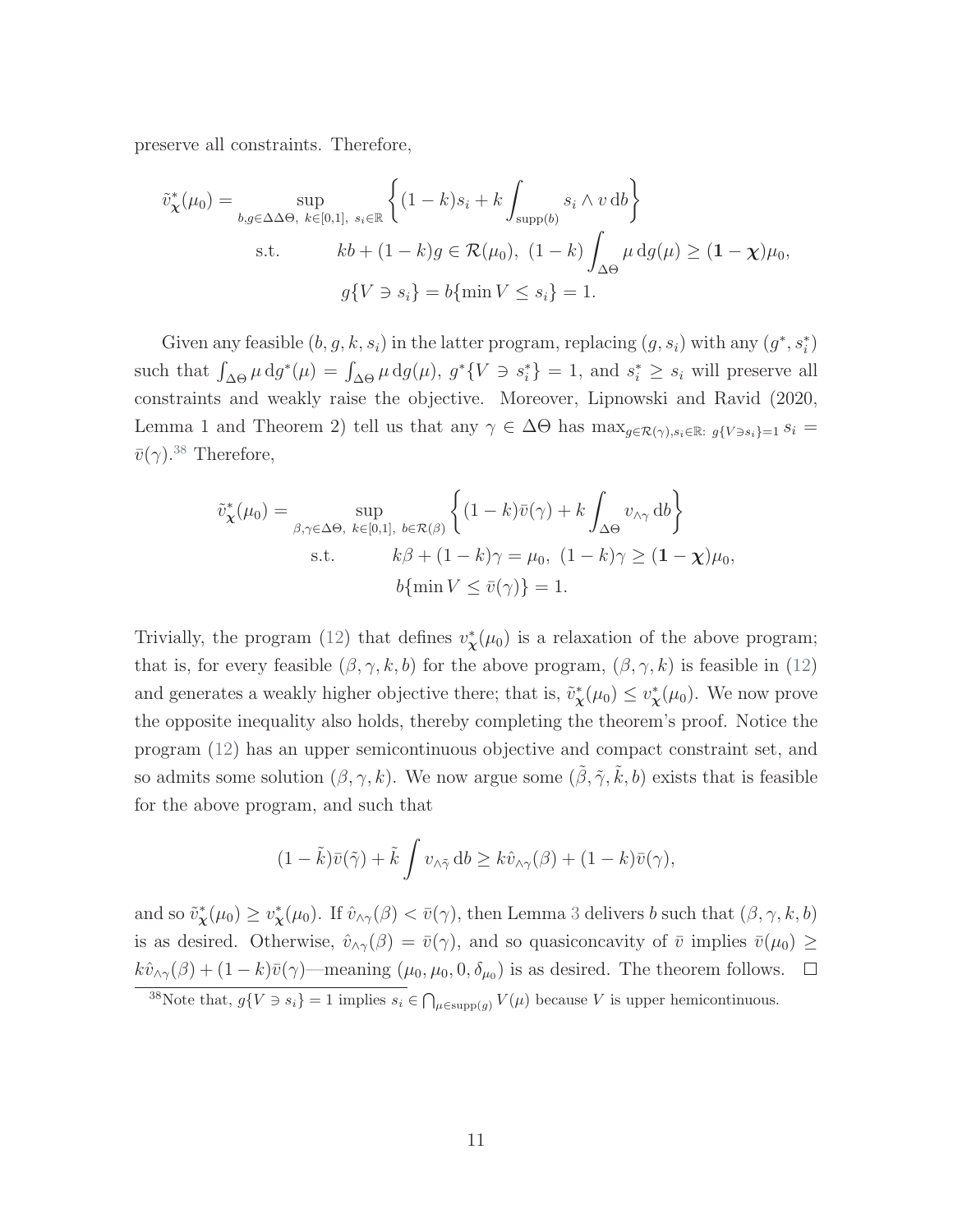preserve all constraints. Therefore,

$$
\begin{aligned}
\tilde{v}^*_{\boldsymbol{\chi}}(\mu_0) = & \sup_{b,g\in\Delta\Delta\Theta,\ k\in[0,1],\ s_i\in\mathbb{R}} \left\{(1-k)s_i + k\int_{\mathrm{supp}(b)} s_i \wedge v \,\mathrm{d}b\right\} \\
& \text{s.t.} \qquad kb + (1-k)g \in \mathcal{R}(\mu_0),\ (1-k)\int_{\Delta\Theta} \mu \,\mathrm{d}g(\mu) \geq (\mathbf{1}-\boldsymbol{\chi})\mu_0, \\
& \qquad\qquad g\{V \ni s_i\} = b\{\min V \leq s_i\} = 1.
\end{aligned}
$$

Given any feasible $(b, g, k, s_i)$ in the latter program, replacing $(g, s_i)$ with any $(g^*, s_i^*)$ such that $\int_{\Delta\Theta} \mu \,\mathrm{d}g^*(\mu) = \int_{\Delta\Theta} \mu \,\mathrm{d}g(\mu)$, $g^*\{V \ni s_i^*\} = 1$, and $s_i^* \geq s_i$ will preserve all constraints and weakly raise the objective. Moreover, Lipnowski and Ravid (2020, Lemma 1 and Theorem 2) tell us that any $\gamma \in \Delta\Theta$ has $\max_{g\in\mathcal{R}(\gamma), s_i\in\mathbb{R}:\ g\{V\ni s_i\}=1} s_i = \bar{v}(\gamma)$.[38] Therefore,

$$
\begin{aligned}
\tilde{v}^*_{\boldsymbol{\chi}}(\mu_0) = & \sup_{\beta,\gamma\in\Delta\Theta,\ k\in[0,1],\ b\in\mathcal{R}(\beta)} \left\{(1-k)\bar{v}(\gamma) + k\int_{\Delta\Theta} v_{\wedge\gamma} \,\mathrm{d}b\right\} \\
& \text{s.t.} \qquad k\beta + (1-k)\gamma = \mu_0,\ (1-k)\gamma \geq (\mathbf{1}-\boldsymbol{\chi})\mu_0, \\
& \qquad\qquad b\{\min V \leq \bar{v}(\gamma)\} = 1.
\end{aligned}
$$

Trivially, the program (12) that defines $v^*_{\boldsymbol{\chi}}(\mu_0)$ is a relaxation of the above program; that is, for every feasible $(\beta, \gamma, k, b)$ for the above program, $(\beta, \gamma, k)$ is feasible in (12) and generates a weakly higher objective there; that is, $\tilde{v}^*_{\boldsymbol{\chi}}(\mu_0) \leq v^*_{\boldsymbol{\chi}}(\mu_0)$. We now prove the opposite inequality also holds, thereby completing the theorem's proof. Notice the program (12) has an upper semicontinuous objective and compact constraint set, and so admits some solution $(\beta, \gamma, k)$. We now argue some $(\tilde{\beta}, \tilde{\gamma}, \tilde{k}, b)$ exists that is feasible for the above program, and such that

$$
(1-\tilde{k})\bar{v}(\tilde{\gamma}) + \tilde{k}\int v_{\wedge\tilde{\gamma}} \,\mathrm{d}b \geq k\hat{v}_{\wedge\gamma}(\beta) + (1-k)\bar{v}(\gamma),
$$

and so $\tilde{v}^*_{\boldsymbol{\chi}}(\mu_0) \geq v^*_{\boldsymbol{\chi}}(\mu_0)$. If $\hat{v}_{\wedge\gamma}(\beta) < \bar{v}(\gamma)$, then Lemma 3 delivers $b$ such that $(\beta, \gamma, k, b)$ is as desired. Otherwise, $\hat{v}_{\wedge\gamma}(\beta) = \bar{v}(\gamma)$, and so quasiconcavity of $\bar{v}$ implies $\bar{v}(\mu_0) \geq k\hat{v}_{\wedge\gamma}(\beta) + (1-k)\bar{v}(\gamma)$—meaning $(\mu_0, \mu_0, 0, \delta_{\mu_0})$ is as desired. The theorem follows. $\square$

[38] Note that, $g\{V \ni s_i\} = 1$ implies $s_i \in \bigcap_{\mu\in\mathrm{supp}(g)} V(\mu)$ because $V$ is upper hemicontinuous.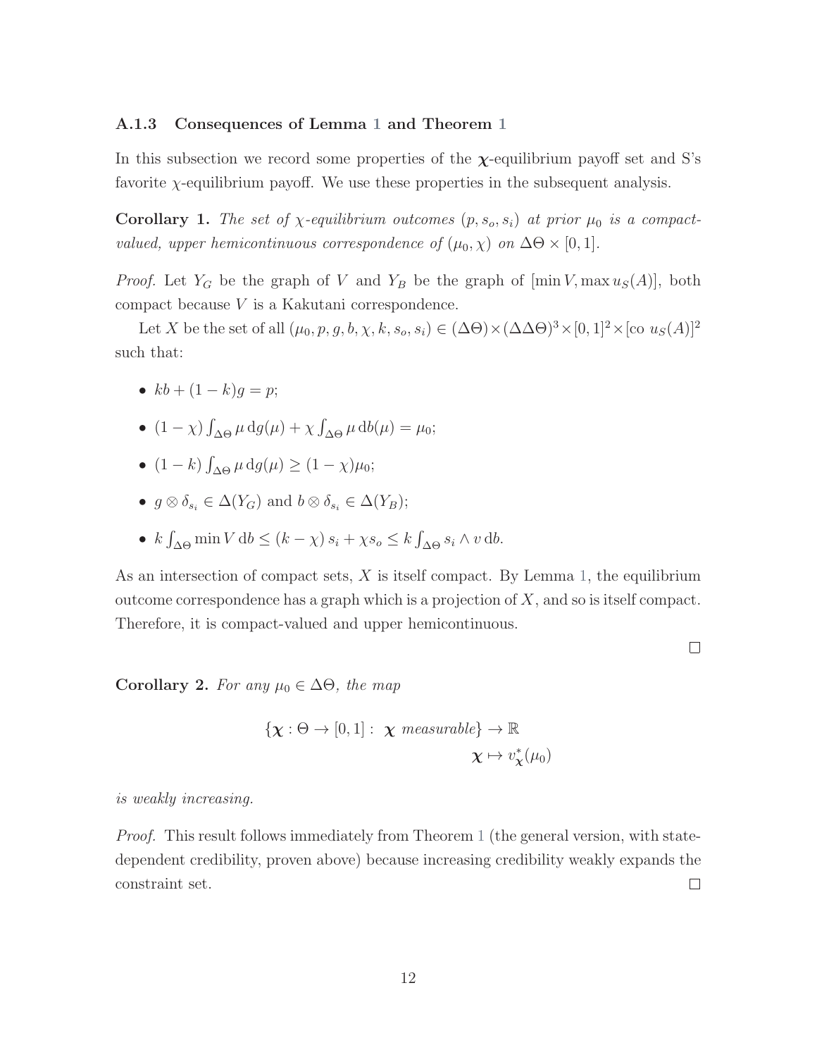### A.1.3 Consequences of Lemma 1 and Theorem 1

In this subsection we record some properties of the $\boldsymbol{\chi}$-equilibrium payoff set and S's favorite $\chi$-equilibrium payoff. We use these properties in the subsequent analysis.

**Corollary 1.** *The set of $\chi$-equilibrium outcomes $(p, s_o, s_i)$ at prior $\mu_0$ is a compact-valued, upper hemicontinuous correspondence of $(\mu_0, \chi)$ on $\Delta\Theta \times [0,1]$.*

*Proof.* Let $Y_G$ be the graph of $V$ and $Y_B$ be the graph of $[\min V, \max u_S(A)]$, both compact because $V$ is a Kakutani correspondence.

Let $X$ be the set of all $(\mu_0, p, g, b, \chi, k, s_o, s_i) \in (\Delta\Theta) \times (\Delta\Delta\Theta)^3 \times [0,1]^2 \times [\text{co } u_S(A)]^2$ such that:

- $kb + (1-k)g = p$;
- $(1-\chi)\int_{\Delta\Theta} \mu \, \mathrm{d}g(\mu) + \chi \int_{\Delta\Theta} \mu \, \mathrm{d}b(\mu) = \mu_0$;
- $(1-k)\int_{\Delta\Theta} \mu \, \mathrm{d}g(\mu) \geq (1-\chi)\mu_0$;
- $g \otimes \delta_{s_i} \in \Delta(Y_G)$ and $b \otimes \delta_{s_i} \in \Delta(Y_B)$;
- $k \int_{\Delta\Theta} \min V \, \mathrm{d}b \leq (k-\chi)\, s_i + \chi s_o \leq k \int_{\Delta\Theta} s_i \wedge v \, \mathrm{d}b$.

As an intersection of compact sets, $X$ is itself compact. By Lemma 1, the equilibrium outcome correspondence has a graph which is a projection of $X$, and so is itself compact. Therefore, it is compact-valued and upper hemicontinuous.

$\square$

**Corollary 2.** *For any $\mu_0 \in \Delta\Theta$, the map*

$$\{\boldsymbol{\chi} : \Theta \to [0,1] : \ \boldsymbol{\chi} \text{ measurable}\} \to \mathbb{R}$$
$$\boldsymbol{\chi} \mapsto v^*_{\boldsymbol{\chi}}(\mu_0)$$

*is weakly increasing.*

*Proof.* This result follows immediately from Theorem 1 (the general version, with state-dependent credibility, proven above) because increasing credibility weakly expands the constraint set. $\square$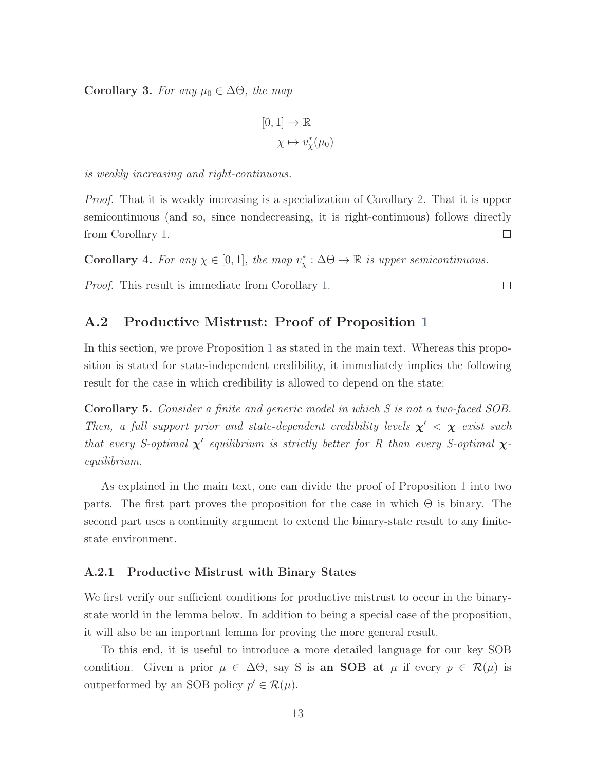**Corollary 3.** *For any $\mu_0 \in \Delta\Theta$, the map*

$$
\begin{aligned}
[0,1] &\to \mathbb{R} \\
\chi &\mapsto v^*_\chi(\mu_0)
\end{aligned}
$$

*is weakly increasing and right-continuous.*

*Proof.* That it is weakly increasing is a specialization of Corollary 2. That it is upper semicontinuous (and so, since nondecreasing, it is right-continuous) follows directly from Corollary 1. □

**Corollary 4.** *For any $\chi \in [0,1]$, the map $v^*_\chi : \Delta\Theta \to \mathbb{R}$ is upper semicontinuous.*

*Proof.* This result is immediate from Corollary 1. □

## A.2 Productive Mistrust: Proof of Proposition 1

In this section, we prove Proposition 1 as stated in the main text. Whereas this proposition is stated for state-independent credibility, it immediately implies the following result for the case in which credibility is allowed to depend on the state:

**Corollary 5.** *Consider a finite and generic model in which S is not a two-faced SOB. Then, a full support prior and state-dependent credibility levels $\boldsymbol{\chi}' < \boldsymbol{\chi}$ exist such that every S-optimal $\boldsymbol{\chi}'$ equilibrium is strictly better for R than every S-optimal $\boldsymbol{\chi}$-equilibrium.*

As explained in the main text, one can divide the proof of Proposition 1 into two parts. The first part proves the proposition for the case in which $\Theta$ is binary. The second part uses a continuity argument to extend the binary-state result to any finite-state environment.

### A.2.1 Productive Mistrust with Binary States

We first verify our sufficient conditions for productive mistrust to occur in the binary-state world in the lemma below. In addition to being a special case of the proposition, it will also be an important lemma for proving the more general result.

To this end, it is useful to introduce a more detailed language for our key SOB condition. Given a prior $\mu \in \Delta\Theta$, say S is **an SOB at** $\mu$ if every $p \in \mathcal{R}(\mu)$ is outperformed by an SOB policy $p' \in \mathcal{R}(\mu)$.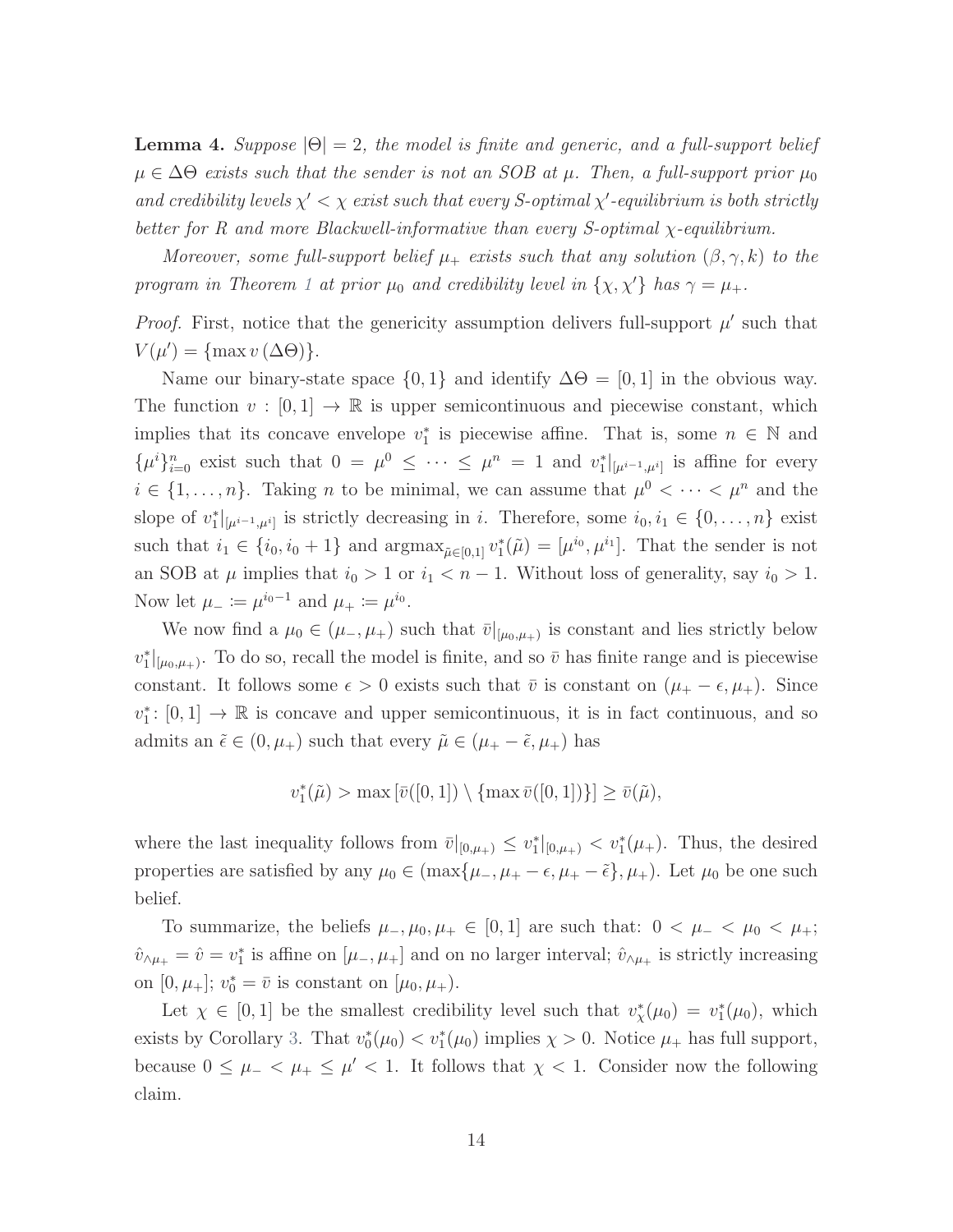**Lemma 4.** *Suppose $|\Theta| = 2$, the model is finite and generic, and a full-support belief $\mu \in \Delta\Theta$ exists such that the sender is not an SOB at $\mu$. Then, a full-support prior $\mu_0$ and credibility levels $\chi' < \chi$ exist such that every S-optimal $\chi'$-equilibrium is both strictly better for R and more Blackwell-informative than every S-optimal $\chi$-equilibrium.*

*Moreover, some full-support belief $\mu_+$ exists such that any solution $(\beta, \gamma, k)$ to the program in Theorem 1 at prior $\mu_0$ and credibility level in $\{\chi, \chi'\}$ has $\gamma = \mu_+$.*

*Proof.* First, notice that the genericity assumption delivers full-support $\mu'$ such that $V(\mu') = \{\max v(\Delta\Theta)\}$.

Name our binary-state space $\{0, 1\}$ and identify $\Delta\Theta = [0, 1]$ in the obvious way. The function $v : [0, 1] \to \mathbb{R}$ is upper semicontinuous and piecewise constant, which implies that its concave envelope $v_1^*$ is piecewise affine. That is, some $n \in \mathbb{N}$ and $\{\mu^i\}_{i=0}^n$ exist such that $0 = \mu^0 \leq \cdots \leq \mu^n = 1$ and $v_1^*|_{[\mu^{i-1}, \mu^i]}$ is affine for every $i \in \{1, \ldots, n\}$. Taking $n$ to be minimal, we can assume that $\mu^0 < \cdots < \mu^n$ and the slope of $v_1^*|_{[\mu^{i-1}, \mu^i]}$ is strictly decreasing in $i$. Therefore, some $i_0, i_1 \in \{0, \ldots, n\}$ exist such that $i_1 \in \{i_0, i_0 + 1\}$ and $\text{argmax}_{\tilde{\mu} \in [0,1]} v_1^*(\tilde{\mu}) = [\mu^{i_0}, \mu^{i_1}]$. That the sender is not an SOB at $\mu$ implies that $i_0 > 1$ or $i_1 < n - 1$. Without loss of generality, say $i_0 > 1$. Now let $\mu_- := \mu^{i_0 - 1}$ and $\mu_+ := \mu^{i_0}$.

We now find a $\mu_0 \in (\mu_-, \mu_+)$ such that $\bar{v}|_{[\mu_0, \mu_+)}$ is constant and lies strictly below $v_1^*|_{[\mu_0, \mu_+)}$. To do so, recall the model is finite, and so $\bar{v}$ has finite range and is piecewise constant. It follows some $\epsilon > 0$ exists such that $\bar{v}$ is constant on $(\mu_+ - \epsilon, \mu_+)$. Since $v_1^* \colon [0, 1] \to \mathbb{R}$ is concave and upper semicontinuous, it is in fact continuous, and so admits an $\tilde{\epsilon} \in (0, \mu_+)$ such that every $\tilde{\mu} \in (\mu_+ - \tilde{\epsilon}, \mu_+)$ has

$$v_1^*(\tilde{\mu}) > \max [\bar{v}([0, 1]) \setminus \{\max \bar{v}([0, 1])\}] \geq \bar{v}(\tilde{\mu}),$$

where the last inequality follows from $\bar{v}|_{[0, \mu_+)} \leq v_1^*|_{[0, \mu_+)} < v_1^*(\mu_+)$. Thus, the desired properties are satisfied by any $\mu_0 \in (\max\{\mu_-, \mu_+ - \epsilon, \mu_+ - \tilde{\epsilon}\}, \mu_+)$. Let $\mu_0$ be one such belief.

To summarize, the beliefs $\mu_-, \mu_0, \mu_+ \in [0, 1]$ are such that: $0 < \mu_- < \mu_0 < \mu_+$; $\hat{v}_{\wedge \mu_+} = \hat{v} = v_1^*$ is affine on $[\mu_-, \mu_+]$ and on no larger interval; $\hat{v}_{\wedge \mu_+}$ is strictly increasing on $[0, \mu_+]$; $v_0^* = \bar{v}$ is constant on $[\mu_0, \mu_+)$.

Let $\chi \in [0, 1]$ be the smallest credibility level such that $v_\chi^*(\mu_0) = v_1^*(\mu_0)$, which exists by Corollary 3. That $v_0^*(\mu_0) < v_1^*(\mu_0)$ implies $\chi > 0$. Notice $\mu_+$ has full support, because $0 \leq \mu_- < \mu_+ \leq \mu' < 1$. It follows that $\chi < 1$. Consider now the following claim.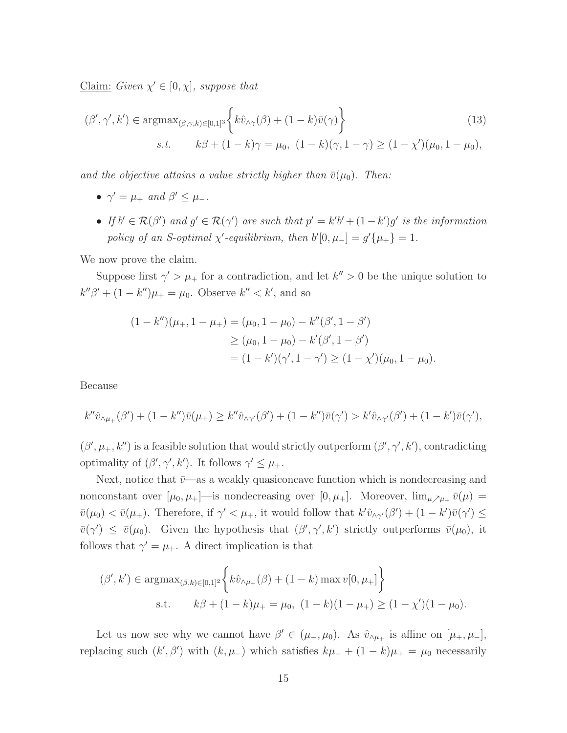<u>Claim:</u> *Given $\chi' \in [0, \chi]$, suppose that*

$$
\begin{aligned}
(\beta', \gamma', k') \in \operatorname{argmax}_{(\beta,\gamma,k)\in[0,1]^3} & \left\{ k\hat{v}_{\wedge\gamma}(\beta) + (1-k)\bar{v}(\gamma) \right\} \\
s.t. \qquad & k\beta + (1-k)\gamma = \mu_0,\ (1-k)(\gamma, 1-\gamma) \geq (1-\chi')(\mu_0, 1-\mu_0),
\end{aligned} \tag{13}
$$

*and the objective attains a value strictly higher than $\bar{v}(\mu_0)$. Then:*

- *$\gamma' = \mu_+$ and $\beta' \leq \mu_-$.*
- *If $b' \in \mathcal{R}(\beta')$ and $g' \in \mathcal{R}(\gamma')$ are such that $p' = k'b' + (1-k')g'$ is the information policy of an S-optimal $\chi'$-equilibrium, then $b'[0, \mu_-] = g'\{\mu_+\} = 1$.*

We now prove the claim.

Suppose first $\gamma' > \mu_+$ for a contradiction, and let $k'' > 0$ be the unique solution to $k''\beta' + (1-k'')\mu_+ = \mu_0$. Observe $k'' < k'$, and so

$$
\begin{aligned}
(1-k'')(\mu_+, 1-\mu_+) &= (\mu_0, 1-\mu_0) - k''(\beta', 1-\beta') \\
&\geq (\mu_0, 1-\mu_0) - k'(\beta', 1-\beta') \\
&= (1-k')(\gamma', 1-\gamma') \geq (1-\chi')(\mu_0, 1-\mu_0).
\end{aligned}
$$

Because

$$
k''\hat{v}_{\wedge\mu_+}(\beta') + (1-k'')\bar{v}(\mu_+) \geq k''\hat{v}_{\wedge\gamma'}(\beta') + (1-k'')\bar{v}(\gamma') > k'\hat{v}_{\wedge\gamma'}(\beta') + (1-k')\bar{v}(\gamma'),
$$

$(\beta', \mu_+, k'')$ is a feasible solution that would strictly outperform $(\beta', \gamma', k')$, contradicting optimality of $(\beta', \gamma', k')$. It follows $\gamma' \leq \mu_+$.

Next, notice that $\bar{v}$—as a weakly quasiconcave function which is nondecreasing and nonconstant over $[\mu_0, \mu_+]$—is nondecreasing over $[0, \mu_+]$. Moreover, $\lim_{\mu \nearrow \mu_+} \bar{v}(\mu) = \bar{v}(\mu_0) < \bar{v}(\mu_+)$. Therefore, if $\gamma' < \mu_+$, it would follow that $k'\hat{v}_{\wedge\gamma'}(\beta') + (1-k')\bar{v}(\gamma') \leq \bar{v}(\gamma') \leq \bar{v}(\mu_0)$. Given the hypothesis that $(\beta', \gamma', k')$ strictly outperforms $\bar{v}(\mu_0)$, it follows that $\gamma' = \mu_+$. A direct implication is that

$$
\begin{aligned}
(\beta', k') \in \operatorname{argmax}_{(\beta,k)\in[0,1]^2} & \left\{ k\hat{v}_{\wedge\mu_+}(\beta) + (1-k)\max v[0, \mu_+] \right\} \\
\text{s.t.} \qquad & k\beta + (1-k)\mu_+ = \mu_0,\ (1-k)(1-\mu_+) \geq (1-\chi')(1-\mu_0).
\end{aligned}
$$

Let us now see why we cannot have $\beta' \in (\mu_-, \mu_0)$. As $\hat{v}_{\wedge\mu_+}$ is affine on $[\mu_+, \mu_-]$, replacing such $(k', \beta')$ with $(k, \mu_-)$ which satisfies $k\mu_- + (1-k)\mu_+ = \mu_0$ necessarily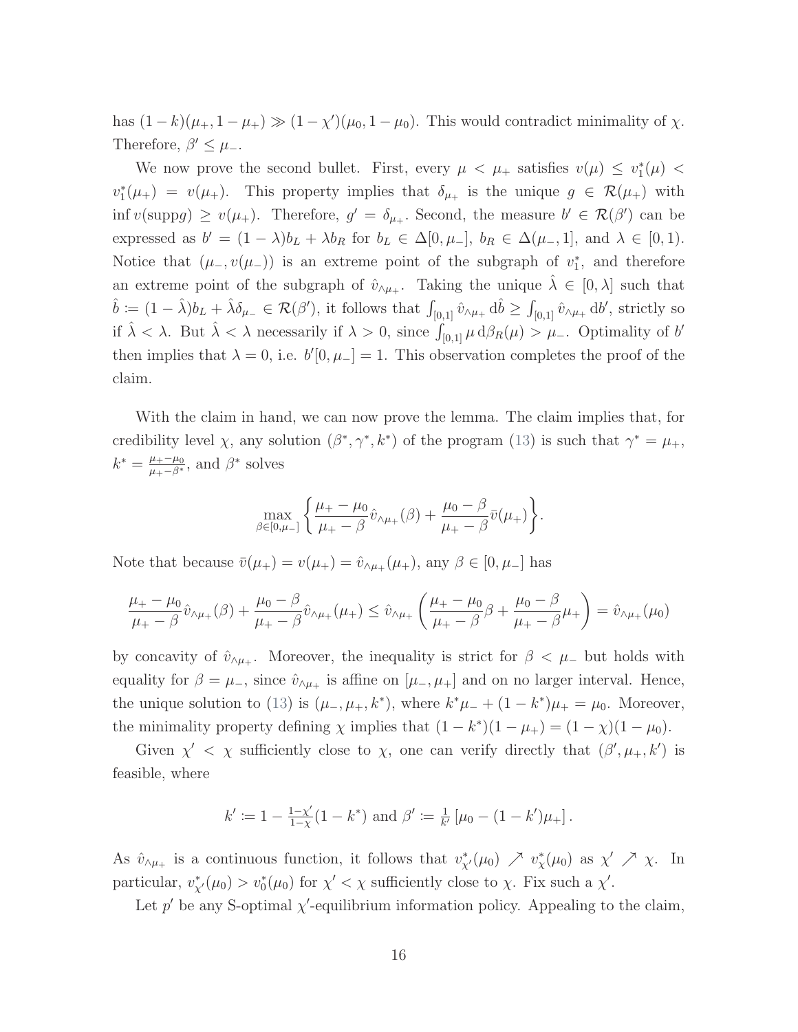has $(1-k)(\mu_+, 1-\mu_+) \gg (1-\chi')(\mu_0, 1-\mu_0)$. This would contradict minimality of $\chi$. Therefore, $\beta' \leq \mu_-$.

We now prove the second bullet. First, every $\mu < \mu_+$ satisfies $v(\mu) \leq v_1^*(\mu) < v_1^*(\mu_+) = v(\mu_+)$. This property implies that $\delta_{\mu_+}$ is the unique $g \in \mathcal{R}(\mu_+)$ with $\inf v(\text{supp}g) \geq v(\mu_+)$. Therefore, $g' = \delta_{\mu_+}$. Second, the measure $b' \in \mathcal{R}(\beta')$ can be expressed as $b' = (1-\lambda)b_L + \lambda b_R$ for $b_L \in \Delta[0, \mu_-]$, $b_R \in \Delta(\mu_-, 1]$, and $\lambda \in [0, 1)$. Notice that $(\mu_-, v(\mu_-))$ is an extreme point of the subgraph of $v_1^*$, and therefore an extreme point of the subgraph of $\hat{v}_{\wedge\mu_+}$. Taking the unique $\hat{\lambda} \in [0, \lambda]$ such that $\hat{b} := (1-\hat{\lambda})b_L + \hat{\lambda}\delta_{\mu_-} \in \mathcal{R}(\beta')$, it follows that $\int_{[0,1]} \hat{v}_{\wedge\mu_+} \, d\hat{b} \geq \int_{[0,1]} \hat{v}_{\wedge\mu_+} \, db'$, strictly so if $\hat{\lambda} < \lambda$. But $\hat{\lambda} < \lambda$ necessarily if $\lambda > 0$, since $\int_{[0,1]} \mu \, d\beta_R(\mu) > \mu_-$. Optimality of $b'$ then implies that $\lambda = 0$, i.e. $b'[0, \mu_-] = 1$. This observation completes the proof of the claim.

With the claim in hand, we can now prove the lemma. The claim implies that, for credibility level $\chi$, any solution $(\beta^*, \gamma^*, k^*)$ of the program (13) is such that $\gamma^* = \mu_+$, $k^* = \frac{\mu_+ - \mu_0}{\mu_+ - \beta^*}$, and $\beta^*$ solves

$$\max_{\beta \in [0, \mu_-]} \left\{ \frac{\mu_+ - \mu_0}{\mu_+ - \beta} \hat{v}_{\wedge\mu_+}(\beta) + \frac{\mu_0 - \beta}{\mu_+ - \beta} \bar{v}(\mu_+) \right\}.$$

Note that because $\bar{v}(\mu_+) = v(\mu_+) = \hat{v}_{\wedge\mu_+}(\mu_+)$, any $\beta \in [0, \mu_-]$ has

$$\frac{\mu_+ - \mu_0}{\mu_+ - \beta} \hat{v}_{\wedge\mu_+}(\beta) + \frac{\mu_0 - \beta}{\mu_+ - \beta} \hat{v}_{\wedge\mu_+}(\mu_+) \leq \hat{v}_{\wedge\mu_+}\left( \frac{\mu_+ - \mu_0}{\mu_+ - \beta}\beta + \frac{\mu_0 - \beta}{\mu_+ - \beta}\mu_+ \right) = \hat{v}_{\wedge\mu_+}(\mu_0)$$

by concavity of $\hat{v}_{\wedge\mu_+}$. Moreover, the inequality is strict for $\beta < \mu_-$ but holds with equality for $\beta = \mu_-$, since $\hat{v}_{\wedge\mu_+}$ is affine on $[\mu_-, \mu_+]$ and on no larger interval. Hence, the unique solution to (13) is $(\mu_-, \mu_+, k^*)$, where $k^*\mu_- + (1-k^*)\mu_+ = \mu_0$. Moreover, the minimality property defining $\chi$ implies that $(1-k^*)(1-\mu_+) = (1-\chi)(1-\mu_0)$.

Given $\chi' < \chi$ sufficiently close to $\chi$, one can verify directly that $(\beta', \mu_+, k')$ is feasible, where

$$k' := 1 - \tfrac{1-\chi'}{1-\chi}(1-k^*) \text{ and } \beta' := \tfrac{1}{k'}\left[\mu_0 - (1-k')\mu_+\right].$$

As $\hat{v}_{\wedge\mu_+}$ is a continuous function, it follows that $v_{\chi'}^*(\mu_0) \nearrow v_\chi^*(\mu_0)$ as $\chi' \nearrow \chi$. In particular, $v_{\chi'}^*(\mu_0) > v_0^*(\mu_0)$ for $\chi' < \chi$ sufficiently close to $\chi$. Fix such a $\chi'$.

Let $p'$ be any S-optimal $\chi'$-equilibrium information policy. Appealing to the claim,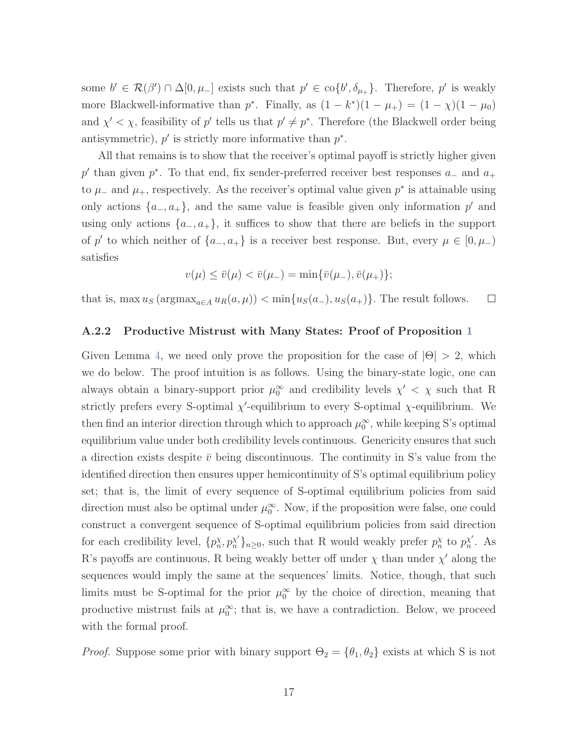some $b' \in \mathcal{R}(\beta') \cap \Delta[0, \mu_-]$ exists such that $p' \in \text{co}\{b', \delta_{\mu_+}\}$. Therefore, $p'$ is weakly more Blackwell-informative than $p^*$. Finally, as $(1 - k^*)(1 - \mu_+) = (1 - \chi)(1 - \mu_0)$ and $\chi' < \chi$, feasibility of $p'$ tells us that $p' \neq p^*$. Therefore (the Blackwell order being antisymmetric), $p'$ is strictly more informative than $p^*$.

All that remains is to show that the receiver's optimal payoff is strictly higher given $p'$ than given $p^*$. To that end, fix sender-preferred receiver best responses $a_-$ and $a_+$ to $\mu_-$ and $\mu_+$, respectively. As the receiver's optimal value given $p^*$ is attainable using only actions $\{a_-, a_+\}$, and the same value is feasible given only information $p'$ and using only actions $\{a_-, a_+\}$, it suffices to show that there are beliefs in the support of $p'$ to which neither of $\{a_-, a_+\}$ is a receiver best response. But, every $\mu \in [0, \mu_-)$ satisfies

$$v(\mu) \leq \bar{v}(\mu) < \bar{v}(\mu_-) = \min\{\bar{v}(\mu_-), \bar{v}(\mu_+)\};$$

that is, $\max u_S\left(\text{argmax}_{a \in A}\, u_R(a, \mu)\right) < \min\{u_S(a_-), u_S(a_+)\}$. The result follows. $\square$

### A.2.2 Productive Mistrust with Many States: Proof of Proposition 1

Given Lemma 4, we need only prove the proposition for the case of $|\Theta| > 2$, which we do below. The proof intuition is as follows. Using the binary-state logic, one can always obtain a binary-support prior $\mu_0^\infty$ and credibility levels $\chi' < \chi$ such that R strictly prefers every S-optimal $\chi'$-equilibrium to every S-optimal $\chi$-equilibrium. We then find an interior direction through which to approach $\mu_0^\infty$, while keeping S's optimal equilibrium value under both credibility levels continuous. Genericity ensures that such a direction exists despite $\bar{v}$ being discontinuous. The continuity in S's value from the identified direction then ensures upper hemicontinuity of S's optimal equilibrium policy set; that is, the limit of every sequence of S-optimal equilibrium policies from said direction must also be optimal under $\mu_0^\infty$. Now, if the proposition were false, one could construct a convergent sequence of S-optimal equilibrium policies from said direction for each credibility level, $\{p_n^\chi, p_n^{\chi'}\}_{n \geq 0}$, such that R would weakly prefer $p_n^\chi$ to $p_n^{\chi'}$. As R's payoffs are continuous, R being weakly better off under $\chi$ than under $\chi'$ along the sequences would imply the same at the sequences' limits. Notice, though, that such limits must be S-optimal for the prior $\mu_0^\infty$ by the choice of direction, meaning that productive mistrust fails at $\mu_0^\infty$; that is, we have a contradiction. Below, we proceed with the formal proof.

*Proof.* Suppose some prior with binary support $\Theta_2 = \{\theta_1, \theta_2\}$ exists at which S is not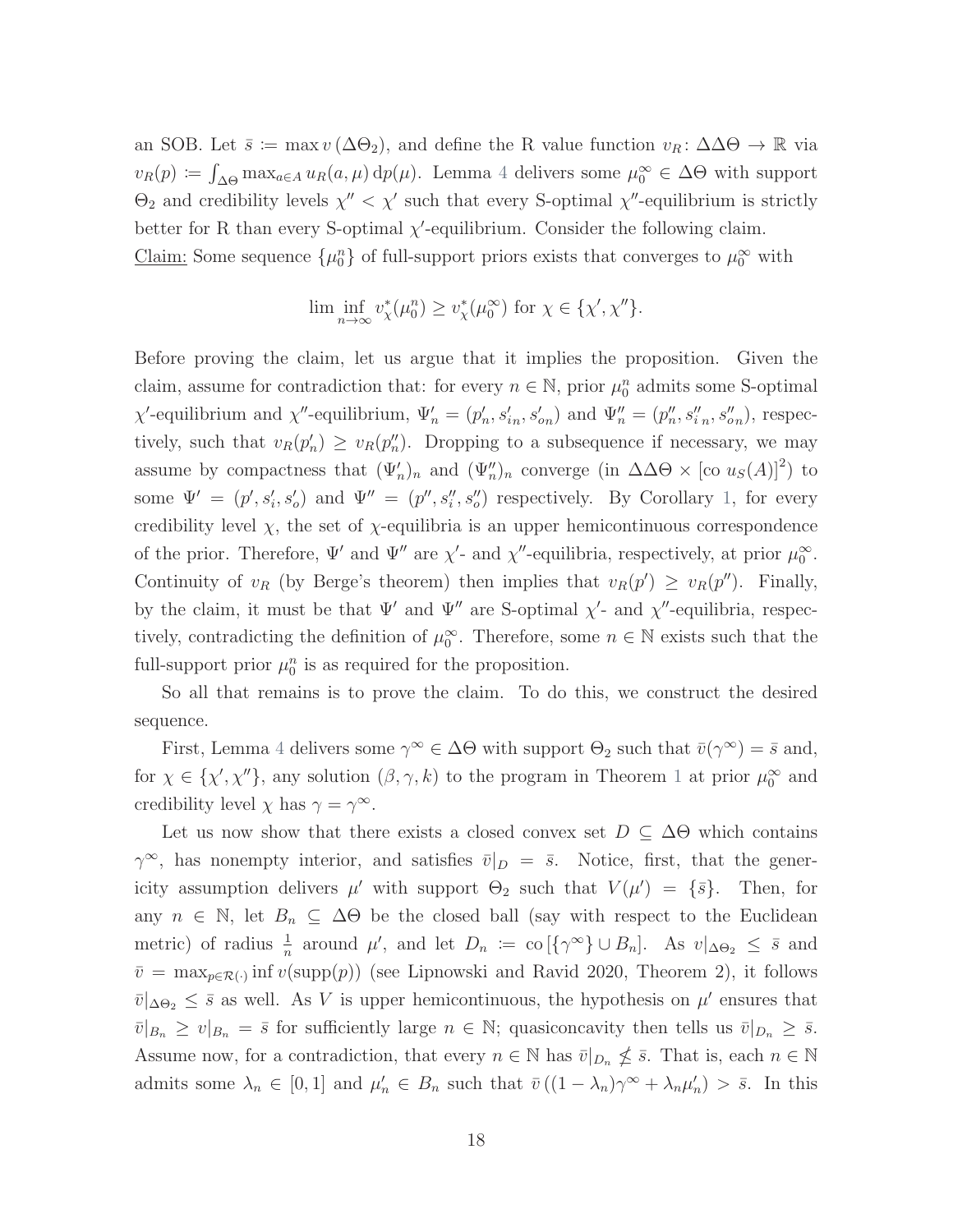an SOB. Let $\bar{s} := \max v(\Delta\Theta_2)$, and define the R value function $v_R \colon \Delta\Delta\Theta \to \mathbb{R}$ via $v_R(p) := \int_{\Delta\Theta} \max_{a \in A} u_R(a, \mu)\, \mathrm{d}p(\mu)$. Lemma 4 delivers some $\mu_0^\infty \in \Delta\Theta$ with support $\Theta_2$ and credibility levels $\chi'' < \chi'$ such that every S-optimal $\chi''$-equilibrium is strictly better for R than every S-optimal $\chi'$-equilibrium. Consider the following claim.

Claim: Some sequence $\{\mu_0^n\}$ of full-support priors exists that converges to $\mu_0^\infty$ with

$$\liminf_{n \to \infty} v_\chi^*(\mu_0^n) \geq v_\chi^*(\mu_0^\infty) \text{ for } \chi \in \{\chi', \chi''\}.$$

Before proving the claim, let us argue that it implies the proposition. Given the claim, assume for contradiction that: for every $n \in \mathbb{N}$, prior $\mu_0^n$ admits some S-optimal $\chi'$-equilibrium and $\chi''$-equilibrium, $\Psi_n' = (p_n', s_{in}', s_{on}')$ and $\Psi_n'' = (p_n'', s_{i\,n}'', s_{on}'')$, respectively, such that $v_R(p_n') \geq v_R(p_n'')$. Dropping to a subsequence if necessary, we may assume by compactness that $(\Psi_n')_n$ and $(\Psi_n'')_n$ converge (in $\Delta\Delta\Theta \times [\mathrm{co}\, u_S(A)]^2$) to some $\Psi' = (p', s_i', s_o')$ and $\Psi'' = (p'', s_i'', s_o'')$ respectively. By Corollary 1, for every credibility level $\chi$, the set of $\chi$-equilibria is an upper hemicontinuous correspondence of the prior. Therefore, $\Psi'$ and $\Psi''$ are $\chi'$- and $\chi''$-equilibria, respectively, at prior $\mu_0^\infty$. Continuity of $v_R$ (by Berge's theorem) then implies that $v_R(p') \geq v_R(p'')$. Finally, by the claim, it must be that $\Psi'$ and $\Psi''$ are S-optimal $\chi'$- and $\chi''$-equilibria, respectively, contradicting the definition of $\mu_0^\infty$. Therefore, some $n \in \mathbb{N}$ exists such that the full-support prior $\mu_0^n$ is as required for the proposition.

So all that remains is to prove the claim. To do this, we construct the desired sequence.

First, Lemma 4 delivers some $\gamma^\infty \in \Delta\Theta$ with support $\Theta_2$ such that $\bar{v}(\gamma^\infty) = \bar{s}$ and, for $\chi \in \{\chi', \chi''\}$, any solution $(\beta, \gamma, k)$ to the program in Theorem 1 at prior $\mu_0^\infty$ and credibility level $\chi$ has $\gamma = \gamma^\infty$.

Let us now show that there exists a closed convex set $D \subseteq \Delta\Theta$ which contains $\gamma^\infty$, has nonempty interior, and satisfies $\bar{v}|_D = \bar{s}$. Notice, first, that the genericity assumption delivers $\mu'$ with support $\Theta_2$ such that $V(\mu') = \{\bar{s}\}$. Then, for any $n \in \mathbb{N}$, let $B_n \subseteq \Delta\Theta$ be the closed ball (say with respect to the Euclidean metric) of radius $\frac{1}{n}$ around $\mu'$, and let $D_n := \mathrm{co}\left[\{\gamma^\infty\} \cup B_n\right]$. As $v|_{\Delta\Theta_2} \leq \bar{s}$ and $\bar{v} = \max_{p \in \mathcal{R}(\cdot)} \inf v(\mathrm{supp}(p))$ (see Lipnowski and Ravid 2020, Theorem 2), it follows $\bar{v}|_{\Delta\Theta_2} \leq \bar{s}$ as well. As $V$ is upper hemicontinuous, the hypothesis on $\mu'$ ensures that $\bar{v}|_{B_n} \geq v|_{B_n} = \bar{s}$ for sufficiently large $n \in \mathbb{N}$; quasiconcavity then tells us $\bar{v}|_{D_n} \geq \bar{s}$. Assume now, for a contradiction, that every $n \in \mathbb{N}$ has $\bar{v}|_{D_n} \not\leq \bar{s}$. That is, each $n \in \mathbb{N}$ admits some $\lambda_n \in [0, 1]$ and $\mu_n' \in B_n$ such that $\bar{v}\left((1 - \lambda_n)\gamma^\infty + \lambda_n \mu_n'\right) > \bar{s}$. In this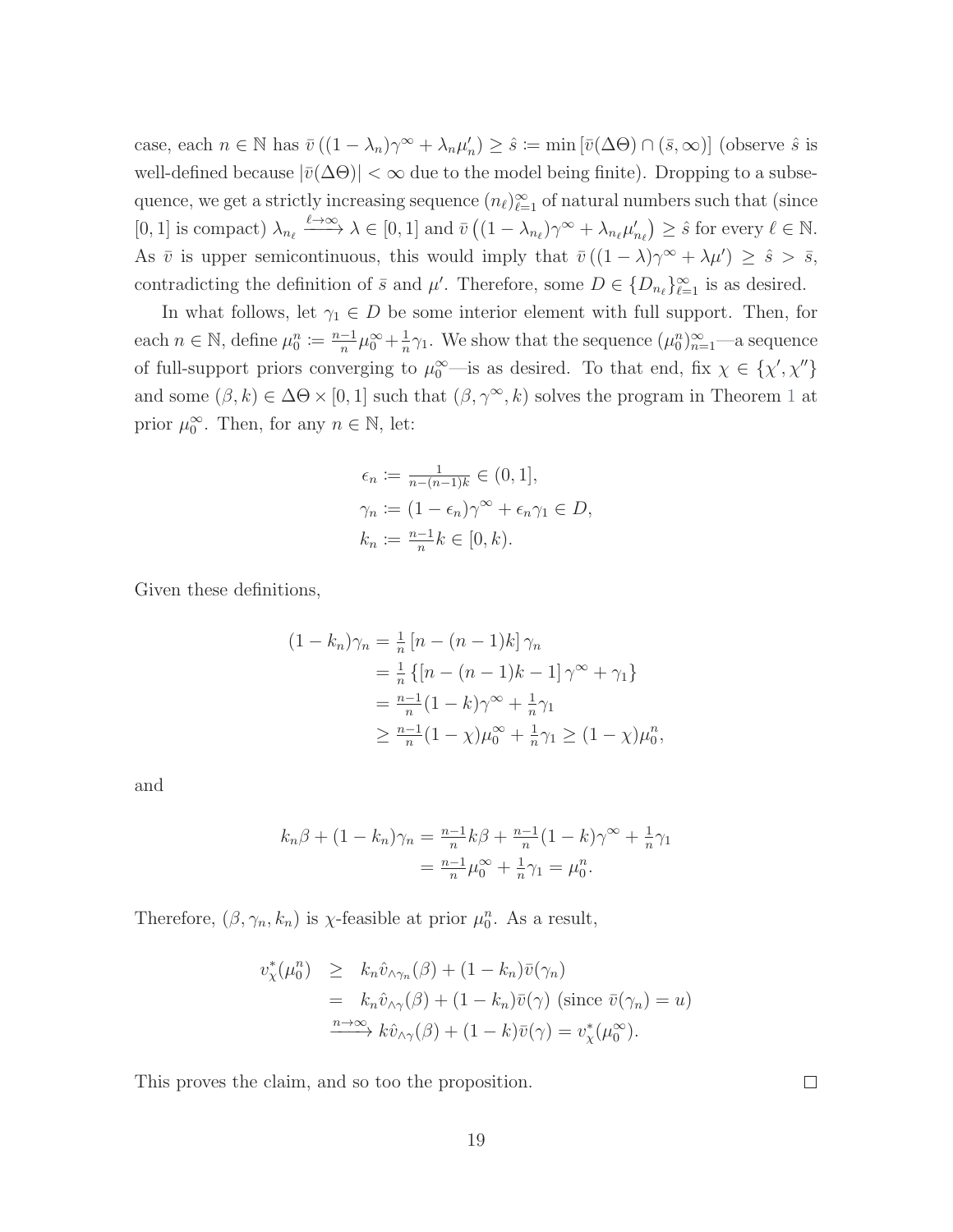case, each $n \in \mathbb{N}$ has $\bar{v}\left((1-\lambda_n)\gamma^\infty + \lambda_n \mu'_n\right) \geq \hat{s} := \min\left[\bar{v}(\Delta\Theta) \cap (\bar{s}, \infty)\right]$ (observe $\hat{s}$ is well-defined because $|\bar{v}(\Delta\Theta)| < \infty$ due to the model being finite). Dropping to a subsequence, we get a strictly increasing sequence $(n_\ell)_{\ell=1}^\infty$ of natural numbers such that (since $[0,1]$ is compact) $\lambda_{n_\ell} \xrightarrow{\ell\to\infty} \lambda \in [0,1]$ and $\bar{v}\left((1-\lambda_{n_\ell})\gamma^\infty + \lambda_{n_\ell}\mu'_{n_\ell}\right) \geq \hat{s}$ for every $\ell \in \mathbb{N}$. As $\bar{v}$ is upper semicontinuous, this would imply that $\bar{v}\left((1-\lambda)\gamma^\infty + \lambda\mu'\right) \geq \hat{s} > \bar{s}$, contradicting the definition of $\bar{s}$ and $\mu'$. Therefore, some $D \in \{D_{n_\ell}\}_{\ell=1}^\infty$ is as desired.

In what follows, let $\gamma_1 \in D$ be some interior element with full support. Then, for each $n \in \mathbb{N}$, define $\mu_0^n := \frac{n-1}{n}\mu_0^\infty + \frac{1}{n}\gamma_1$. We show that the sequence $(\mu_0^n)_{n=1}^\infty$—a sequence of full-support priors converging to $\mu_0^\infty$—is as desired. To that end, fix $\chi \in \{\chi', \chi''\}$ and some $(\beta, k) \in \Delta\Theta \times [0,1]$ such that $(\beta, \gamma^\infty, k)$ solves the program in Theorem 1 at prior $\mu_0^\infty$. Then, for any $n \in \mathbb{N}$, let:

$$
\begin{aligned}
\epsilon_n &:= \tfrac{1}{n-(n-1)k} \in (0,1], \\
\gamma_n &:= (1-\epsilon_n)\gamma^\infty + \epsilon_n\gamma_1 \in D, \\
k_n &:= \tfrac{n-1}{n}k \in [0,k).
\end{aligned}
$$

Given these definitions,

$$
\begin{aligned}
(1-k_n)\gamma_n &= \tfrac{1}{n}\left[n-(n-1)k\right]\gamma_n \\
&= \tfrac{1}{n}\left\{\left[n-(n-1)k-1\right]\gamma^\infty + \gamma_1\right\} \\
&= \tfrac{n-1}{n}(1-k)\gamma^\infty + \tfrac{1}{n}\gamma_1 \\
&\geq \tfrac{n-1}{n}(1-\chi)\mu_0^\infty + \tfrac{1}{n}\gamma_1 \geq (1-\chi)\mu_0^n,
\end{aligned}
$$

and

$$
\begin{aligned}
k_n\beta + (1-k_n)\gamma_n &= \tfrac{n-1}{n}k\beta + \tfrac{n-1}{n}(1-k)\gamma^\infty + \tfrac{1}{n}\gamma_1 \\
&= \tfrac{n-1}{n}\mu_0^\infty + \tfrac{1}{n}\gamma_1 = \mu_0^n.
\end{aligned}
$$

Therefore, $(\beta, \gamma_n, k_n)$ is $\chi$-feasible at prior $\mu_0^n$. As a result,

$$
\begin{aligned}
v_\chi^*(\mu_0^n) &\geq k_n\hat{v}_{\wedge\gamma_n}(\beta) + (1-k_n)\bar{v}(\gamma_n) \\
&= k_n\hat{v}_{\wedge\gamma}(\beta) + (1-k_n)\bar{v}(\gamma) \text{ (since } \bar{v}(\gamma_n) = u) \\
&\xrightarrow{n\to\infty} k\hat{v}_{\wedge\gamma}(\beta) + (1-k)\bar{v}(\gamma) = v_\chi^*(\mu_0^\infty).
\end{aligned}
$$

This proves the claim, and so too the proposition. $\square$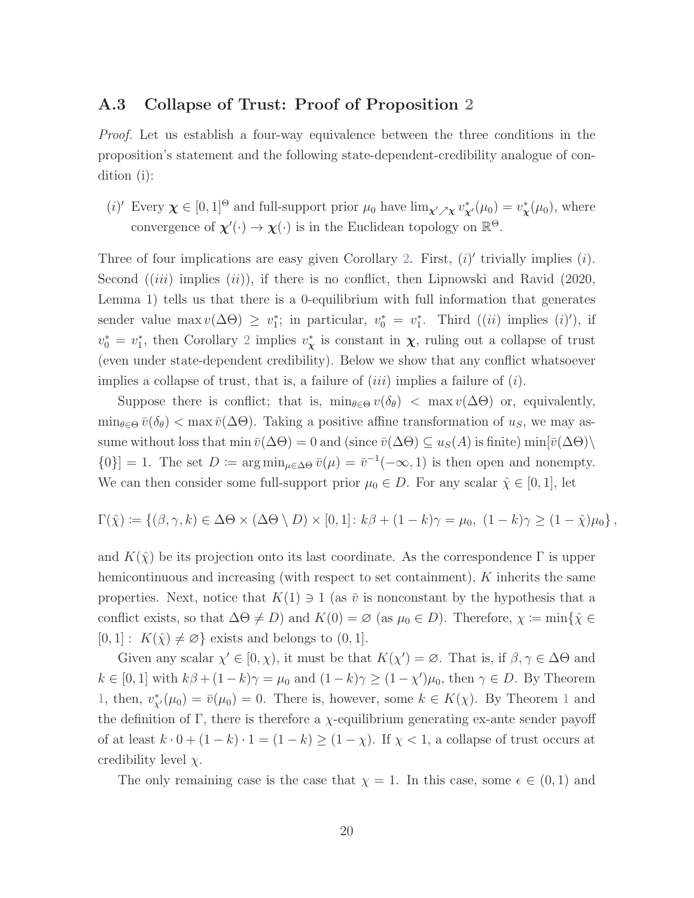### A.3 Collapse of Trust: Proof of Proposition 2

*Proof.* Let us establish a four-way equivalence between the three conditions in the proposition's statement and the following state-dependent-credibility analogue of condition (i):

$(i)'$ Every $\boldsymbol{\chi} \in [0,1]^\Theta$ and full-support prior $\mu_0$ have $\lim_{\boldsymbol{\chi}' \nearrow \boldsymbol{\chi}} v^*_{\boldsymbol{\chi}'}(\mu_0) = v^*_{\boldsymbol{\chi}}(\mu_0)$, where convergence of $\boldsymbol{\chi}'(\cdot) \to \boldsymbol{\chi}(\cdot)$ is in the Euclidean topology on $\mathbb{R}^\Theta$.

Three of four implications are easy given Corollary 2. First, $(i)'$ trivially implies $(i)$. Second ($(iii)$ implies $(ii)$), if there is no conflict, then Lipnowski and Ravid (2020, Lemma 1) tells us that there is a 0-equilibrium with full information that generates sender value $\max v(\Delta\Theta) \geq v^*_1$; in particular, $v^*_0 = v^*_1$. Third ($(ii)$ implies $(i)'$), if $v^*_0 = v^*_1$, then Corollary 2 implies $v^*_{\boldsymbol{\chi}}$ is constant in $\boldsymbol{\chi}$, ruling out a collapse of trust (even under state-dependent credibility). Below we show that any conflict whatsoever implies a collapse of trust, that is, a failure of $(iii)$ implies a failure of $(i)$.

Suppose there is conflict; that is, $\min_{\theta\in\Theta} v(\delta_\theta) < \max v(\Delta\Theta)$ or, equivalently, $\min_{\theta\in\Theta} \bar{v}(\delta_\theta) < \max \bar{v}(\Delta\Theta)$. Taking a positive affine transformation of $u_S$, we may assume without loss that $\min \bar{v}(\Delta\Theta) = 0$ and (since $\bar{v}(\Delta\Theta) \subseteq u_S(A)$ is finite) $\min[\bar{v}(\Delta\Theta)\setminus\{0\}] = 1$. The set $D := \arg\min_{\mu\in\Delta\Theta} \bar{v}(\mu) = \bar{v}^{-1}(-\infty, 1)$ is then open and nonempty. We can then consider some full-support prior $\mu_0 \in D$. For any scalar $\hat{\chi} \in [0,1]$, let

$$\Gamma(\hat{\chi}) := \{(\beta, \gamma, k) \in \Delta\Theta \times (\Delta\Theta \setminus D) \times [0,1] \colon k\beta + (1-k)\gamma = \mu_0,\ (1-k)\gamma \geq (1-\hat{\chi})\mu_0\},$$

and $K(\hat{\chi})$ be its projection onto its last coordinate. As the correspondence $\Gamma$ is upper hemicontinuous and increasing (with respect to set containment), $K$ inherits the same properties. Next, notice that $K(1) \ni 1$ (as $\bar{v}$ is nonconstant by the hypothesis that a conflict exists, so that $\Delta\Theta \neq D$) and $K(0) = \varnothing$ (as $\mu_0 \in D$). Therefore, $\chi := \min\{\hat{\chi} \in [0,1] :\ K(\hat{\chi}) \neq \varnothing\}$ exists and belongs to $(0,1]$.

Given any scalar $\chi' \in [0, \chi)$, it must be that $K(\chi') = \varnothing$. That is, if $\beta, \gamma \in \Delta\Theta$ and $k \in [0,1]$ with $k\beta + (1-k)\gamma = \mu_0$ and $(1-k)\gamma \geq (1-\chi')\mu_0$, then $\gamma \in D$. By Theorem 1, then, $v^*_{\chi'}(\mu_0) = \bar{v}(\mu_0) = 0$. There is, however, some $k \in K(\chi)$. By Theorem 1 and the definition of $\Gamma$, there is therefore a $\chi$-equilibrium generating ex-ante sender payoff of at least $k \cdot 0 + (1-k)\cdot 1 = (1-k) \geq (1-\chi)$. If $\chi < 1$, a collapse of trust occurs at credibility level $\chi$.

The only remaining case is the case that $\chi = 1$. In this case, some $\epsilon \in (0,1)$ and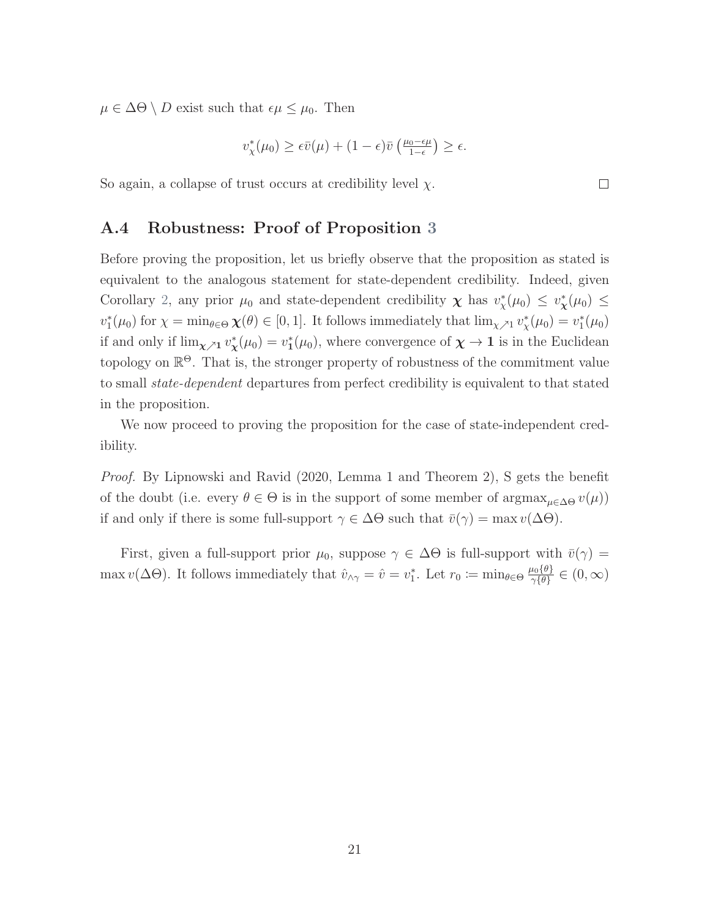$\mu \in \Delta\Theta \setminus D$ exist such that $\epsilon\mu \leq \mu_0$. Then

$$v^*_\chi(\mu_0) \geq \epsilon\bar{v}(\mu) + (1-\epsilon)\bar{v}\left(\tfrac{\mu_0 - \epsilon\mu}{1-\epsilon}\right) \geq \epsilon.$$

So again, a collapse of trust occurs at credibility level $\chi$. ∎

## A.4 Robustness: Proof of Proposition 3

Before proving the proposition, let us briefly observe that the proposition as stated is equivalent to the analogous statement for state-dependent credibility. Indeed, given Corollary 2, any prior $\mu_0$ and state-dependent credibility $\boldsymbol{\chi}$ has $v^*_\chi(\mu_0) \leq v^*_{\boldsymbol{\chi}}(\mu_0) \leq v^*_1(\mu_0)$ for $\chi = \min_{\theta\in\Theta} \boldsymbol{\chi}(\theta) \in [0,1]$. It follows immediately that $\lim_{\chi \nearrow 1} v^*_\chi(\mu_0) = v^*_1(\mu_0)$ if and only if $\lim_{\boldsymbol{\chi} \nearrow \mathbf{1}} v^*_{\boldsymbol{\chi}}(\mu_0) = v^*_{\mathbf{1}}(\mu_0)$, where convergence of $\boldsymbol{\chi} \to \mathbf{1}$ is in the Euclidean topology on $\mathbb{R}^\Theta$. That is, the stronger property of robustness of the commitment value to small *state-dependent* departures from perfect credibility is equivalent to that stated in the proposition.

We now proceed to proving the proposition for the case of state-independent credibility.

*Proof.* By Lipnowski and Ravid (2020, Lemma 1 and Theorem 2), S gets the benefit of the doubt (i.e. every $\theta \in \Theta$ is in the support of some member of $\operatorname{argmax}_{\mu\in\Delta\Theta} v(\mu)$) if and only if there is some full-support $\gamma \in \Delta\Theta$ such that $\bar{v}(\gamma) = \max v(\Delta\Theta)$.

First, given a full-support prior $\mu_0$, suppose $\gamma \in \Delta\Theta$ is full-support with $\bar{v}(\gamma) = \max v(\Delta\Theta)$. It follows immediately that $\hat{v}_{\wedge\gamma} = \hat{v} = v^*_1$. Let $r_0 := \min_{\theta\in\Theta} \frac{\mu_0\{\theta\}}{\gamma\{\theta\}} \in (0,\infty)$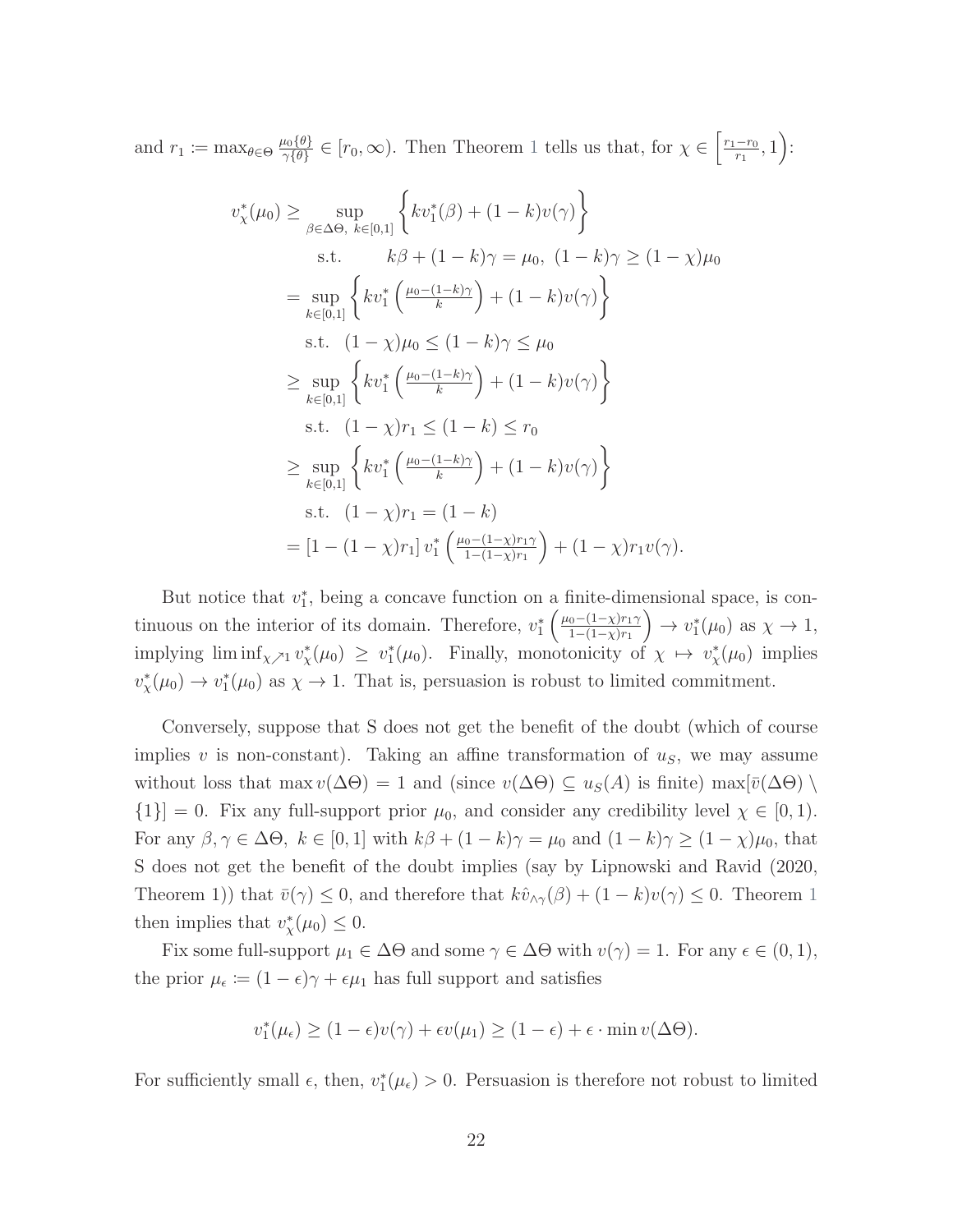and $r_1 := \max_{\theta \in \Theta} \frac{\mu_0\{\theta\}}{\gamma\{\theta\}} \in [r_0, \infty)$. Then Theorem 1 tells us that, for $\chi \in \left[\frac{r_1 - r_0}{r_1}, 1\right)$:

$$
\begin{aligned}
v_\chi^*(\mu_0) \geq & \sup_{\beta \in \Delta\Theta,\ k \in [0,1]} \left\{ k v_1^*(\beta) + (1-k) v(\gamma) \right\} \\
& \quad \text{s.t.} \quad k\beta + (1-k)\gamma = \mu_0,\ (1-k)\gamma \geq (1-\chi)\mu_0 \\
= & \sup_{k \in [0,1]} \left\{ k v_1^* \left( \tfrac{\mu_0 - (1-k)\gamma}{k} \right) + (1-k) v(\gamma) \right\} \\
& \quad \text{s.t.} \quad (1-\chi)\mu_0 \leq (1-k)\gamma \leq \mu_0 \\
\geq & \sup_{k \in [0,1]} \left\{ k v_1^* \left( \tfrac{\mu_0 - (1-k)\gamma}{k} \right) + (1-k) v(\gamma) \right\} \\
& \quad \text{s.t.} \quad (1-\chi) r_1 \leq (1-k) \leq r_0 \\
\geq & \sup_{k \in [0,1]} \left\{ k v_1^* \left( \tfrac{\mu_0 - (1-k)\gamma}{k} \right) + (1-k) v(\gamma) \right\} \\
& \quad \text{s.t.} \quad (1-\chi) r_1 = (1-k) \\
= & \left[1 - (1-\chi) r_1\right] v_1^* \left( \tfrac{\mu_0 - (1-\chi) r_1 \gamma}{1 - (1-\chi) r_1} \right) + (1-\chi) r_1 v(\gamma).
\end{aligned}
$$

But notice that $v_1^*$, being a concave function on a finite-dimensional space, is continuous on the interior of its domain. Therefore, $v_1^* \left( \frac{\mu_0 - (1-\chi) r_1 \gamma}{1 - (1-\chi) r_1} \right) \to v_1^*(\mu_0)$ as $\chi \to 1$, implying $\liminf_{\chi \nearrow 1} v_\chi^*(\mu_0) \geq v_1^*(\mu_0)$. Finally, monotonicity of $\chi \mapsto v_\chi^*(\mu_0)$ implies $v_\chi^*(\mu_0) \to v_1^*(\mu_0)$ as $\chi \to 1$. That is, persuasion is robust to limited commitment.

Conversely, suppose that S does not get the benefit of the doubt (which of course implies $v$ is non-constant). Taking an affine transformation of $u_S$, we may assume without loss that $\max v(\Delta\Theta) = 1$ and (since $v(\Delta\Theta) \subseteq u_S(A)$ is finite) $\max[\bar{v}(\Delta\Theta) \setminus \{1\}] = 0$. Fix any full-support prior $\mu_0$, and consider any credibility level $\chi \in [0, 1)$. For any $\beta, \gamma \in \Delta\Theta,\ k \in [0,1]$ with $k\beta + (1-k)\gamma = \mu_0$ and $(1-k)\gamma \geq (1-\chi)\mu_0$, that S does not get the benefit of the doubt implies (say by Lipnowski and Ravid (2020, Theorem 1)) that $\bar{v}(\gamma) \leq 0$, and therefore that $k\hat{v}_{\wedge\gamma}(\beta) + (1-k)v(\gamma) \leq 0$. Theorem 1 then implies that $v_\chi^*(\mu_0) \leq 0$.

Fix some full-support $\mu_1 \in \Delta\Theta$ and some $\gamma \in \Delta\Theta$ with $v(\gamma) = 1$. For any $\epsilon \in (0,1)$, the prior $\mu_\epsilon := (1-\epsilon)\gamma + \epsilon\mu_1$ has full support and satisfies

$$
v_1^*(\mu_\epsilon) \geq (1-\epsilon)v(\gamma) + \epsilon v(\mu_1) \geq (1-\epsilon) + \epsilon \cdot \min v(\Delta\Theta).
$$

For sufficiently small $\epsilon$, then, $v_1^*(\mu_\epsilon) > 0$. Persuasion is therefore not robust to limited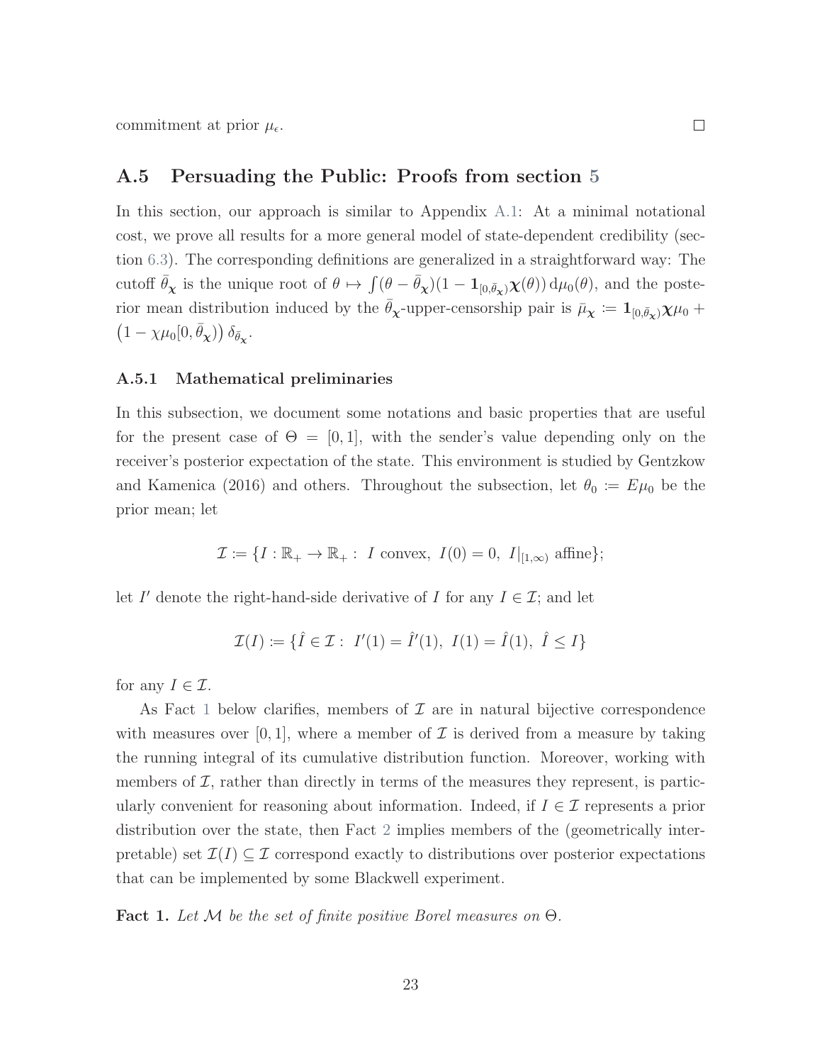commitment at prior $\mu_\epsilon$. □

### A.5 Persuading the Public: Proofs from section 5

In this section, our approach is similar to Appendix A.1: At a minimal notational cost, we prove all results for a more general model of state-dependent credibility (section 6.3). The corresponding definitions are generalized in a straightforward way: The cutoff $\bar{\theta}_{\boldsymbol{\chi}}$ is the unique root of $\theta \mapsto \int(\theta - \bar{\theta}_{\boldsymbol{\chi}})(1 - \mathbf{1}_{[0,\bar{\theta}_{\boldsymbol{\chi}})}\boldsymbol{\chi}(\theta))\,\mathrm{d}\mu_0(\theta)$, and the posterior mean distribution induced by the $\bar{\theta}_{\boldsymbol{\chi}}$-upper-censorship pair is $\bar{\mu}_{\boldsymbol{\chi}} := \mathbf{1}_{[0,\bar{\theta}_{\boldsymbol{\chi}})}\boldsymbol{\chi}\mu_0 + \left(1 - \chi\mu_0[0,\bar{\theta}_{\boldsymbol{\chi}})\right)\delta_{\bar{\theta}_{\boldsymbol{\chi}}}$.

#### A.5.1 Mathematical preliminaries

In this subsection, we document some notations and basic properties that are useful for the present case of $\Theta = [0,1]$, with the sender's value depending only on the receiver's posterior expectation of the state. This environment is studied by Gentzkow and Kamenica (2016) and others. Throughout the subsection, let $\theta_0 := E\mu_0$ be the prior mean; let

$$\mathcal{I} := \{I : \mathbb{R}_+ \to \mathbb{R}_+ :\ I \text{ convex},\ I(0) = 0,\ I|_{[1,\infty)} \text{ affine}\};$$

let $I'$ denote the right-hand-side derivative of $I$ for any $I \in \mathcal{I}$; and let

$$\mathcal{I}(I) := \{\hat{I} \in \mathcal{I} :\ I'(1) = \hat{I}'(1),\ I(1) = \hat{I}(1),\ \hat{I} \leq I\}$$

for any $I \in \mathcal{I}$.

As Fact 1 below clarifies, members of $\mathcal{I}$ are in natural bijective correspondence with measures over $[0,1]$, where a member of $\mathcal{I}$ is derived from a measure by taking the running integral of its cumulative distribution function. Moreover, working with members of $\mathcal{I}$, rather than directly in terms of the measures they represent, is particularly convenient for reasoning about information. Indeed, if $I \in \mathcal{I}$ represents a prior distribution over the state, then Fact 2 implies members of the (geometrically interpretable) set $\mathcal{I}(I) \subseteq \mathcal{I}$ correspond exactly to distributions over posterior expectations that can be implemented by some Blackwell experiment.

**Fact 1.** *Let $\mathcal{M}$ be the set of finite positive Borel measures on $\Theta$.*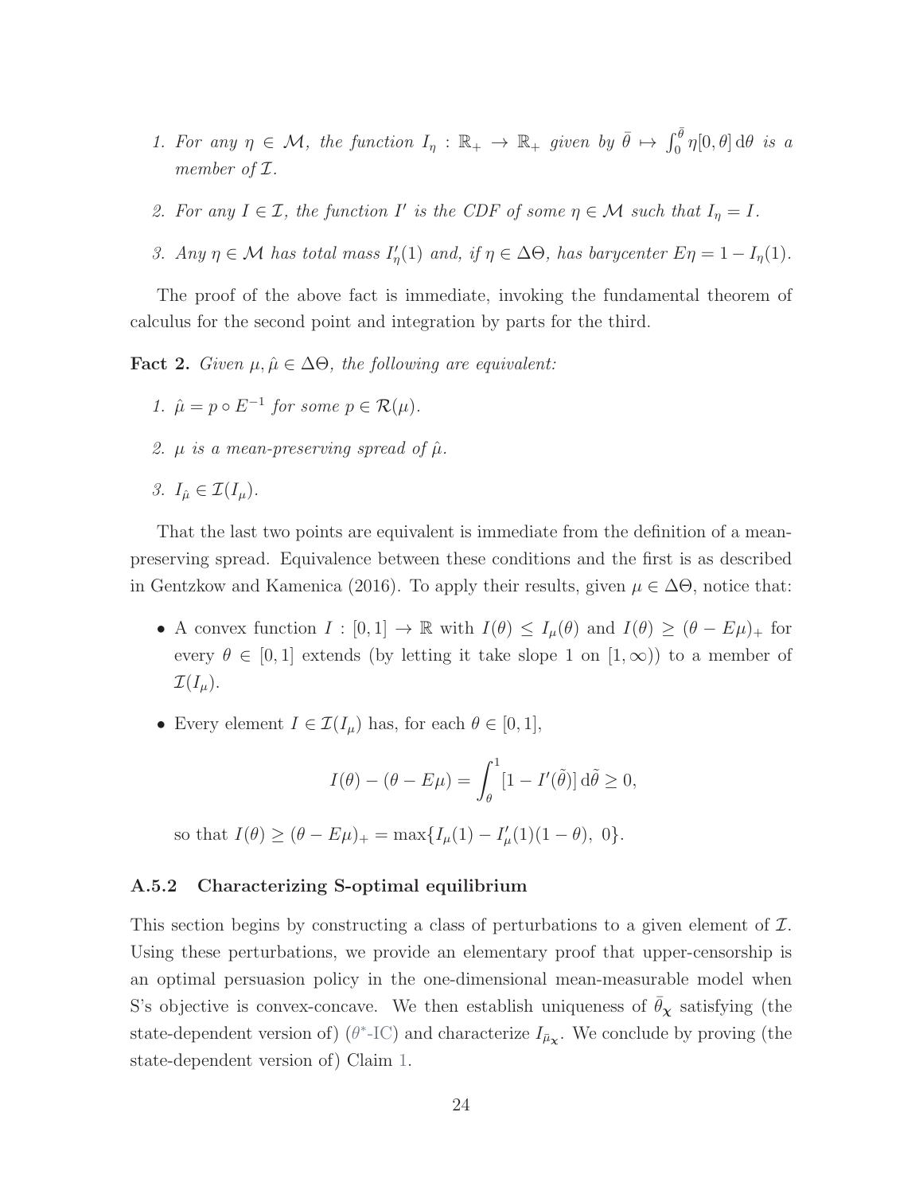1. *For any $\eta \in \mathcal{M}$, the function $I_\eta : \mathbb{R}_+ \to \mathbb{R}_+$ given by $\bar{\theta} \mapsto \int_0^{\bar{\theta}} \eta[0, \theta]\, \mathrm{d}\theta$ is a member of $\mathcal{I}$.*

2. *For any $I \in \mathcal{I}$, the function $I'$ is the CDF of some $\eta \in \mathcal{M}$ such that $I_\eta = I$.*

3. *Any $\eta \in \mathcal{M}$ has total mass $I'_\eta(1)$ and, if $\eta \in \Delta\Theta$, has barycenter $E\eta = 1 - I_\eta(1)$.*

The proof of the above fact is immediate, invoking the fundamental theorem of calculus for the second point and integration by parts for the third.

**Fact 2.** *Given $\mu, \hat{\mu} \in \Delta\Theta$, the following are equivalent:*

1. *$\hat{\mu} = p \circ E^{-1}$ for some $p \in \mathcal{R}(\mu)$.*

2. *$\mu$ is a mean-preserving spread of $\hat{\mu}$.*

3. *$I_{\hat{\mu}} \in \mathcal{I}(I_\mu)$.*

That the last two points are equivalent is immediate from the definition of a mean-preserving spread. Equivalence between these conditions and the first is as described in Gentzkow and Kamenica (2016). To apply their results, given $\mu \in \Delta\Theta$, notice that:

- A convex function $I : [0, 1] \to \mathbb{R}$ with $I(\theta) \leq I_\mu(\theta)$ and $I(\theta) \geq (\theta - E\mu)_+$ for every $\theta \in [0, 1]$ extends (by letting it take slope 1 on $[1, \infty)$) to a member of $\mathcal{I}(I_\mu)$.

- Every element $I \in \mathcal{I}(I_\mu)$ has, for each $\theta \in [0, 1]$,

$$I(\theta) - (\theta - E\mu) = \int_\theta^1 [1 - I'(\tilde{\theta})]\, \mathrm{d}\tilde{\theta} \geq 0,$$

  so that $I(\theta) \geq (\theta - E\mu)_+ = \max\{I_\mu(1) - I'_\mu(1)(1 - \theta),\ 0\}$.

### A.5.2 Characterizing S-optimal equilibrium

This section begins by constructing a class of perturbations to a given element of $\mathcal{I}$. Using these perturbations, we provide an elementary proof that upper-censorship is an optimal persuasion policy in the one-dimensional mean-measurable model when S's objective is convex-concave. We then establish uniqueness of $\bar{\theta}_{\boldsymbol{\chi}}$ satisfying (the state-dependent version of) ($\theta^*$-IC) and characterize $I_{\bar{\mu}_{\boldsymbol{\chi}}}$. We conclude by proving (the state-dependent version of) Claim 1.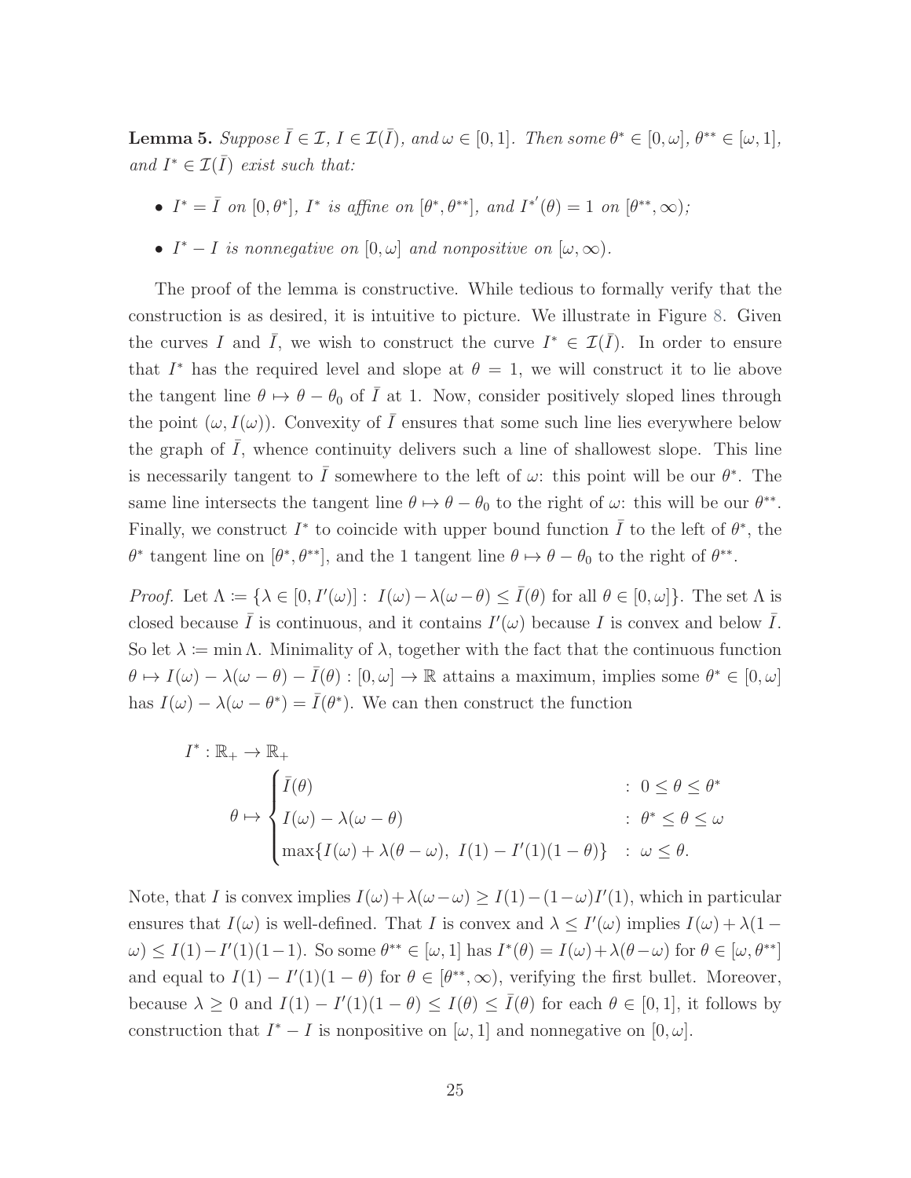**Lemma 5.** *Suppose $\bar{I} \in \mathcal{I}$, $I \in \mathcal{I}(\bar{I})$, and $\omega \in [0,1]$. Then some $\theta^* \in [0,\omega]$, $\theta^{**} \in [\omega, 1]$, and $I^* \in \mathcal{I}(\bar{I})$ exist such that:*

- *$I^* = \bar{I}$ on $[0, \theta^*]$, $I^*$ is affine on $[\theta^*, \theta^{**}]$, and $I^{*'}(\theta) = 1$ on $[\theta^{**}, \infty)$;*
- *$I^* - I$ is nonnegative on $[0, \omega]$ and nonpositive on $[\omega, \infty)$.*

The proof of the lemma is constructive. While tedious to formally verify that the construction is as desired, it is intuitive to picture. We illustrate in Figure 8. Given the curves $I$ and $\bar{I}$, we wish to construct the curve $I^* \in \mathcal{I}(\bar{I})$. In order to ensure that $I^*$ has the required level and slope at $\theta = 1$, we will construct it to lie above the tangent line $\theta \mapsto \theta - \theta_0$ of $\bar{I}$ at 1. Now, consider positively sloped lines through the point $(\omega, I(\omega))$. Convexity of $\bar{I}$ ensures that some such line lies everywhere below the graph of $\bar{I}$, whence continuity delivers such a line of shallowest slope. This line is necessarily tangent to $\bar{I}$ somewhere to the left of $\omega$: this point will be our $\theta^*$. The same line intersects the tangent line $\theta \mapsto \theta - \theta_0$ to the right of $\omega$: this will be our $\theta^{**}$. Finally, we construct $I^*$ to coincide with upper bound function $\bar{I}$ to the left of $\theta^*$, the $\theta^*$ tangent line on $[\theta^*, \theta^{**}]$, and the 1 tangent line $\theta \mapsto \theta - \theta_0$ to the right of $\theta^{**}$.

*Proof.* Let $\Lambda := \{\lambda \in [0, I'(\omega)] : \; I(\omega) - \lambda(\omega - \theta) \leq \bar{I}(\theta) \text{ for all } \theta \in [0, \omega]\}$. The set $\Lambda$ is closed because $\bar{I}$ is continuous, and it contains $I'(\omega)$ because $I$ is convex and below $\bar{I}$. So let $\lambda := \min \Lambda$. Minimality of $\lambda$, together with the fact that the continuous function $\theta \mapsto I(\omega) - \lambda(\omega - \theta) - \bar{I}(\theta) : [0, \omega] \to \mathbb{R}$ attains a maximum, implies some $\theta^* \in [0, \omega]$ has $I(\omega) - \lambda(\omega - \theta^*) = \bar{I}(\theta^*)$. We can then construct the function

$$
\begin{aligned}
I^* &: \mathbb{R}_+ \to \mathbb{R}_+ \\
\theta &\mapsto \begin{cases} \bar{I}(\theta) & : \; 0 \leq \theta \leq \theta^* \\ I(\omega) - \lambda(\omega - \theta) & : \; \theta^* \leq \theta \leq \omega \\ \max\{I(\omega) + \lambda(\theta - \omega), \; I(1) - I'(1)(1 - \theta)\} & : \; \omega \leq \theta. \end{cases}
\end{aligned}
$$

Note, that $I$ is convex implies $I(\omega) + \lambda(\omega - \omega) \geq I(1) - (1 - \omega)I'(1)$, which in particular ensures that $I(\omega)$ is well-defined. That $I$ is convex and $\lambda \leq I'(\omega)$ implies $I(\omega) + \lambda(1 - \omega) \leq I(1) - I'(1)(1 - 1)$. So some $\theta^{**} \in [\omega, 1]$ has $I^*(\theta) = I(\omega) + \lambda(\theta - \omega)$ for $\theta \in [\omega, \theta^{**}]$ and equal to $I(1) - I'(1)(1 - \theta)$ for $\theta \in [\theta^{**}, \infty)$, verifying the first bullet. Moreover, because $\lambda \geq 0$ and $I(1) - I'(1)(1 - \theta) \leq I(\theta) \leq \bar{I}(\theta)$ for each $\theta \in [0, 1]$, it follows by construction that $I^* - I$ is nonpositive on $[\omega, 1]$ and nonnegative on $[0, \omega]$.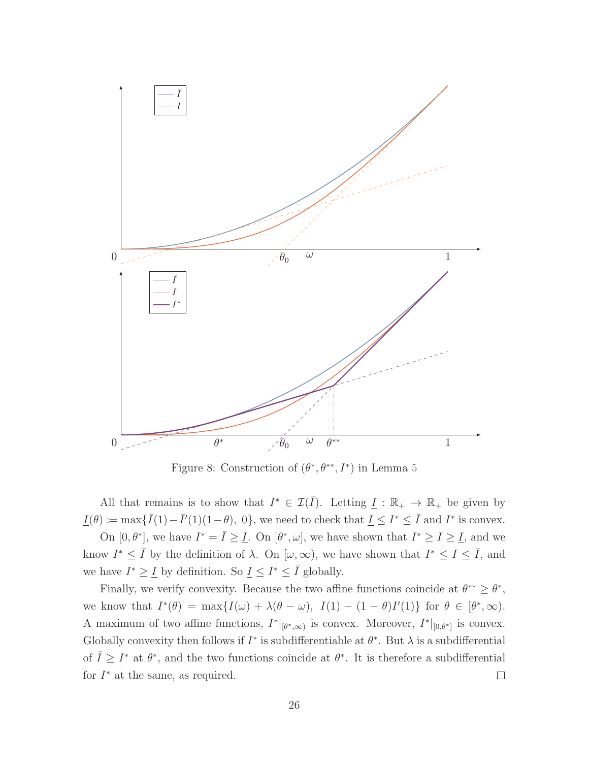Figure 8: Construction of $(\theta^*, \theta^{**}, I^*)$ in Lemma 5

All that remains is to show that $I^* \in \mathcal{I}(\bar{I})$. Letting $\underline{I} : \mathbb{R}_+ \to \mathbb{R}_+$ be given by $\underline{I}(\theta) := \max\{\bar{I}(1) - \bar{I}'(1)(1-\theta),\ 0\}$, we need to check that $\underline{I} \leq I^* \leq \bar{I}$ and $I^*$ is convex.

On $[0, \theta^*]$, we have $I^* = \bar{I} \geq \underline{I}$. On $[\theta^*, \omega]$, we have shown that $I^* \geq I \geq \underline{I}$, and we know $I^* \leq \bar{I}$ by the definition of $\lambda$. On $[\omega, \infty)$, we have shown that $I^* \leq I \leq \bar{I}$, and we have $I^* \geq \underline{I}$ by definition. So $\underline{I} \leq I^* \leq \bar{I}$ globally.

Finally, we verify convexity. Because the two affine functions coincide at $\theta^{**} \geq \theta^*$, we know that $I^*(\theta) = \max\{I(\omega) + \lambda(\theta - \omega),\ I(1) - (1-\theta)I'(1)\}$ for $\theta \in [\theta^*, \infty)$. A maximum of two affine functions, $I^*|_{[\theta^*,\infty)}$ is convex. Moreover, $I^*|_{[0,\theta^*]}$ is convex. Globally convexity then follows if $I^*$ is subdifferentiable at $\theta^*$. But $\lambda$ is a subdifferential of $\bar{I} \geq I^*$ at $\theta^*$, and the two functions coincide at $\theta^*$. It is therefore a subdifferential for $I^*$ at the same, as required. $\square$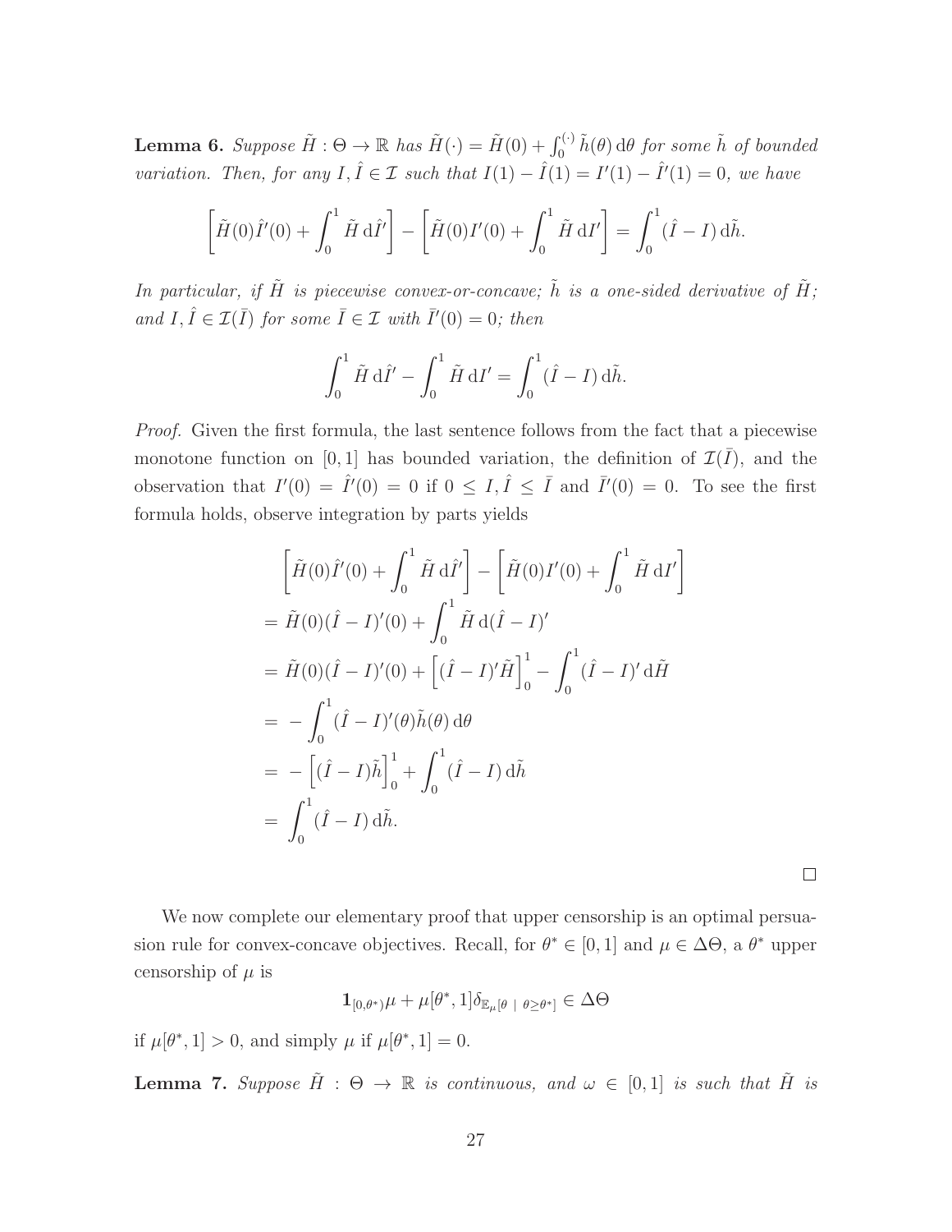**Lemma 6.** *Suppose $\tilde{H} : \Theta \to \mathbb{R}$ has $\tilde{H}(\cdot) = \tilde{H}(0) + \int_0^{(\cdot)} \tilde{h}(\theta)\,\mathrm{d}\theta$ for some $\tilde{h}$ of bounded variation. Then, for any $I, \hat{I} \in \mathcal{I}$ such that $I(1) - \hat{I}(1) = I'(1) - \hat{I}'(1) = 0$, we have*

$$\left[\tilde{H}(0)\hat{I}'(0) + \int_0^1 \tilde{H}\,\mathrm{d}\hat{I}'\right] - \left[\tilde{H}(0)I'(0) + \int_0^1 \tilde{H}\,\mathrm{d}I'\right] = \int_0^1 (\hat{I} - I)\,\mathrm{d}\tilde{h}.$$

*In particular, if $\tilde{H}$ is piecewise convex-or-concave; $\tilde{h}$ is a one-sided derivative of $\tilde{H}$; and $I, \hat{I} \in \mathcal{I}(\bar{I})$ for some $\bar{I} \in \mathcal{I}$ with $\bar{I}'(0) = 0$; then*

$$\int_0^1 \tilde{H}\,\mathrm{d}\hat{I}' - \int_0^1 \tilde{H}\,\mathrm{d}I' = \int_0^1 (\hat{I} - I)\,\mathrm{d}\tilde{h}.$$

*Proof.* Given the first formula, the last sentence follows from the fact that a piecewise monotone function on $[0,1]$ has bounded variation, the definition of $\mathcal{I}(\bar{I})$, and the observation that $I'(0) = \hat{I}'(0) = 0$ if $0 \leq I, \hat{I} \leq \bar{I}$ and $\bar{I}'(0) = 0$. To see the first formula holds, observe integration by parts yields

$$\begin{aligned}
&\left[\tilde{H}(0)\hat{I}'(0) + \int_0^1 \tilde{H}\,\mathrm{d}\hat{I}'\right] - \left[\tilde{H}(0)I'(0) + \int_0^1 \tilde{H}\,\mathrm{d}I'\right] \\
&= \tilde{H}(0)(\hat{I} - I)'(0) + \int_0^1 \tilde{H}\,\mathrm{d}(\hat{I} - I)' \\
&= \tilde{H}(0)(\hat{I} - I)'(0) + \left[(\hat{I} - I)'\tilde{H}\right]_0^1 - \int_0^1 (\hat{I} - I)'\,\mathrm{d}\tilde{H} \\
&= -\int_0^1 (\hat{I} - I)'(\theta)\tilde{h}(\theta)\,\mathrm{d}\theta \\
&= -\left[(\hat{I} - I)\tilde{h}\right]_0^1 + \int_0^1 (\hat{I} - I)\,\mathrm{d}\tilde{h} \\
&= \int_0^1 (\hat{I} - I)\,\mathrm{d}\tilde{h}.
\end{aligned}$$

□

We now complete our elementary proof that upper censorship is an optimal persuasion rule for convex-concave objectives. Recall, for $\theta^* \in [0,1]$ and $\mu \in \Delta\Theta$, a $\theta^*$ upper censorship of $\mu$ is

$$\mathbf{1}_{[0,\theta^*)}\mu + \mu[\theta^*, 1]\delta_{\mathbb{E}_\mu[\theta \mid \theta \geq \theta^*]} \in \Delta\Theta$$

if $\mu[\theta^*, 1] > 0$, and simply $\mu$ if $\mu[\theta^*, 1] = 0$.

**Lemma 7.** *Suppose $\tilde{H} : \Theta \to \mathbb{R}$ is continuous, and $\omega \in [0,1]$ is such that $\tilde{H}$ is*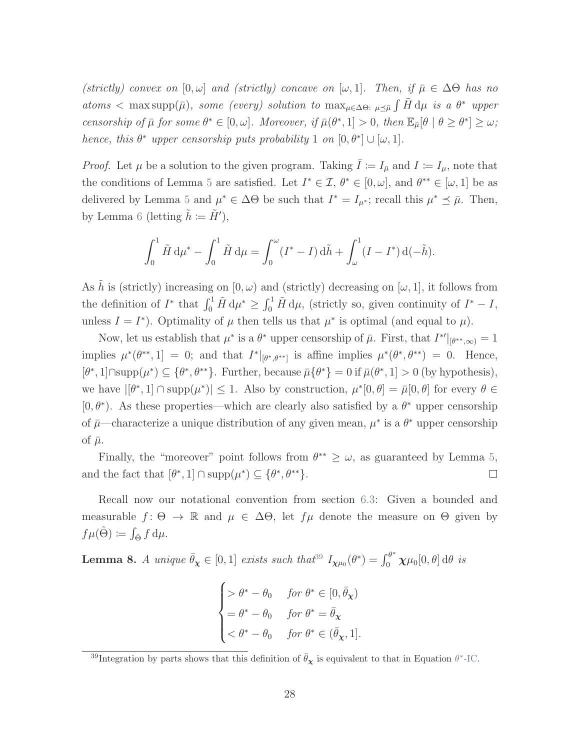*(strictly) convex on $[0,\omega]$ and (strictly) concave on $[\omega,1]$. Then, if $\bar{\mu} \in \Delta\Theta$ has no atoms $< \max \operatorname{supp}(\bar{\mu})$, some (every) solution to $\max_{\mu\in\Delta\Theta:\ \mu\preceq\bar{\mu}} \int \tilde{H}\,\mathrm{d}\mu$ is a $\theta^*$ upper censorship of $\bar{\mu}$ for some $\theta^* \in [0,\omega]$. Moreover, if $\bar{\mu}(\theta^*,1] > 0$, then $\mathbb{E}_{\bar{\mu}}[\theta \mid \theta \geq \theta^*] \geq \omega$; hence, this $\theta^*$ upper censorship puts probability 1 on $[0,\theta^*] \cup [\omega,1]$.*

*Proof.* Let $\mu$ be a solution to the given program. Taking $\bar{I} := I_{\bar{\mu}}$ and $I := I_\mu$, note that the conditions of Lemma 5 are satisfied. Let $I^* \in \mathcal{I}$, $\theta^* \in [0,\omega]$, and $\theta^{**} \in [\omega,1]$ be as delivered by Lemma 5 and $\mu^* \in \Delta\Theta$ be such that $I^* = I_{\mu^*}$; recall this $\mu^* \preceq \bar{\mu}$. Then, by Lemma 6 (letting $\tilde{h} := \tilde{H}'$),

$$\int_0^1 \tilde{H}\,\mathrm{d}\mu^* - \int_0^1 \tilde{H}\,\mathrm{d}\mu = \int_0^\omega (I^* - I)\,\mathrm{d}\tilde{h} + \int_\omega^1 (I - I^*)\,\mathrm{d}(-\tilde{h}).$$

As $\tilde{h}$ is (strictly) increasing on $[0,\omega)$ and (strictly) decreasing on $[\omega,1]$, it follows from the definition of $I^*$ that $\int_0^1 \tilde{H}\,\mathrm{d}\mu^* \geq \int_0^1 \tilde{H}\,\mathrm{d}\mu$, (strictly so, given continuity of $I^* - I$, unless $I = I^*$). Optimality of $\mu$ then tells us that $\mu^*$ is optimal (and equal to $\mu$).

Now, let us establish that $\mu^*$ is a $\theta^*$ upper censorship of $\bar{\mu}$. First, that $I^{*\prime}|_{[\theta^{**},\infty)} = 1$ implies $\mu^*(\theta^{**},1] = 0$; and that $I^*|_{[\theta^*,\theta^{**}]}$ is affine implies $\mu^*(\theta^*,\theta^{**}) = 0$. Hence, $[\theta^*,1] \cap \operatorname{supp}(\mu^*) \subseteq \{\theta^*,\theta^{**}\}$. Further, because $\bar{\mu}\{\theta^*\} = 0$ if $\bar{\mu}(\theta^*,1] > 0$ (by hypothesis), we have $|[\theta^*,1] \cap \operatorname{supp}(\mu^*)| \leq 1$. Also by construction, $\mu^*[0,\theta] = \bar{\mu}[0,\theta]$ for every $\theta \in [0,\theta^*)$. As these properties—which are clearly also satisfied by a $\theta^*$ upper censorship of $\bar{\mu}$—characterize a unique distribution of any given mean, $\mu^*$ is a $\theta^*$ upper censorship of $\bar{\mu}$.

Finally, the "moreover" point follows from $\theta^{**} \geq \omega$, as guaranteed by Lemma 5, and the fact that $[\theta^*,1] \cap \operatorname{supp}(\mu^*) \subseteq \{\theta^*,\theta^{**}\}$. $\square$

Recall now our notational convention from section 6.3: Given a bounded and measurable $f\colon \Theta \to \mathbb{R}$ and $\mu \in \Delta\Theta$, let $f\mu$ denote the measure on $\Theta$ given by $f\mu(\hat{\Theta}) := \int_{\hat{\Theta}} f\,\mathrm{d}\mu$.

**Lemma 8.** *A unique $\bar{\theta}_{\boldsymbol{\chi}} \in [0,1]$ exists such that*[39] *$I_{\boldsymbol{\chi}\mu_0}(\theta^*) = \int_0^{\theta^*} \boldsymbol{\chi}\mu_0[0,\theta]\,\mathrm{d}\theta$ is*

$$\begin{cases} > \theta^* - \theta_0 & \text{for } \theta^* \in [0,\bar{\theta}_{\boldsymbol{\chi}}) \\ = \theta^* - \theta_0 & \text{for } \theta^* = \bar{\theta}_{\boldsymbol{\chi}} \\ < \theta^* - \theta_0 & \text{for } \theta^* \in (\bar{\theta}_{\boldsymbol{\chi}},1]. \end{cases}$$

[39] Integration by parts shows that this definition of $\bar{\theta}_{\boldsymbol{\chi}}$ is equivalent to that in Equation $\theta^*$-IC.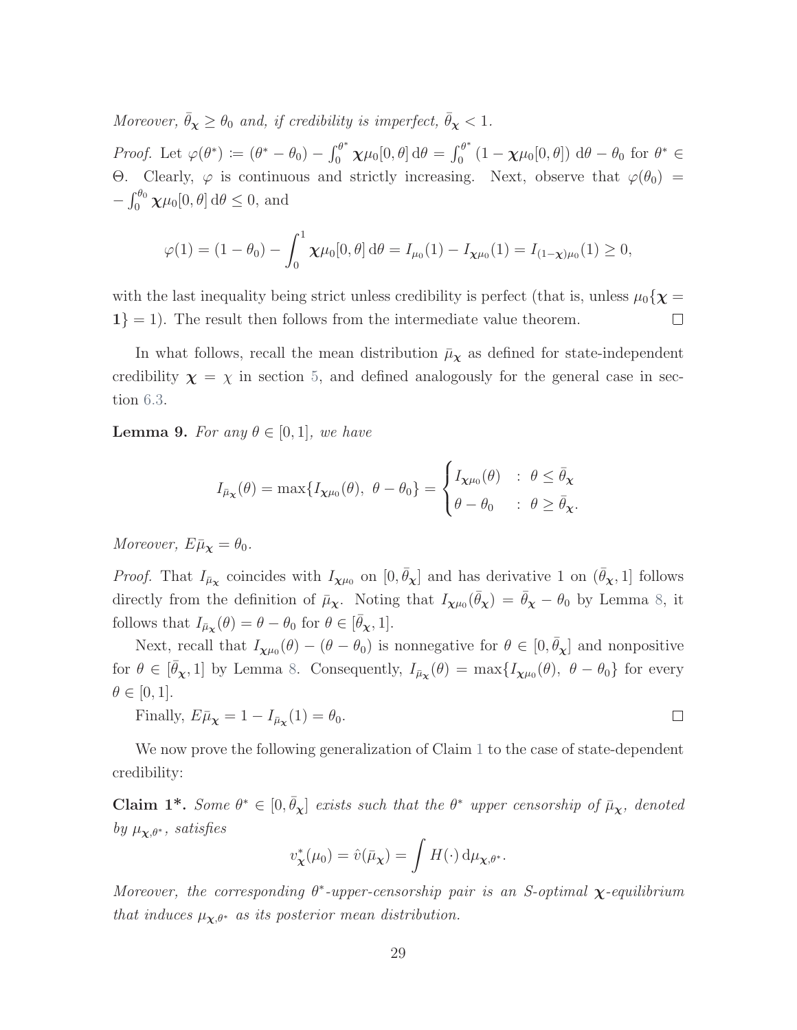*Moreover, $\bar{\theta}_{\boldsymbol{\chi}} \geq \theta_0$ and, if credibility is imperfect, $\bar{\theta}_{\boldsymbol{\chi}} < 1$.*

*Proof.* Let $\varphi(\theta^*) := (\theta^* - \theta_0) - \int_0^{\theta^*} \boldsymbol{\chi}\mu_0[0,\theta]\,\mathrm{d}\theta = \int_0^{\theta^*} (1 - \boldsymbol{\chi}\mu_0[0,\theta])\,\mathrm{d}\theta - \theta_0$ for $\theta^* \in \Theta$. Clearly, $\varphi$ is continuous and strictly increasing. Next, observe that $\varphi(\theta_0) = -\int_0^{\theta_0} \boldsymbol{\chi}\mu_0[0,\theta]\,\mathrm{d}\theta \leq 0$, and

$$\varphi(1) = (1 - \theta_0) - \int_0^1 \boldsymbol{\chi}\mu_0[0,\theta]\,\mathrm{d}\theta = I_{\mu_0}(1) - I_{\boldsymbol{\chi}\mu_0}(1) = I_{(1-\boldsymbol{\chi})\mu_0}(1) \geq 0,$$

with the last inequality being strict unless credibility is perfect (that is, unless $\mu_0\{\boldsymbol{\chi} = \mathbf{1}\} = 1$). The result then follows from the intermediate value theorem. $\square$

In what follows, recall the mean distribution $\bar{\mu}_{\boldsymbol{\chi}}$ as defined for state-independent credibility $\boldsymbol{\chi} = \chi$ in section 5, and defined analogously for the general case in section 6.3.

**Lemma 9.** *For any $\theta \in [0,1]$, we have*

$$I_{\bar{\mu}_{\boldsymbol{\chi}}}(\theta) = \max\{I_{\boldsymbol{\chi}\mu_0}(\theta),\ \theta - \theta_0\} = \begin{cases} I_{\boldsymbol{\chi}\mu_0}(\theta) & : \ \theta \leq \bar{\theta}_{\boldsymbol{\chi}} \\ \theta - \theta_0 & : \ \theta \geq \bar{\theta}_{\boldsymbol{\chi}}. \end{cases}$$

*Moreover, $E\bar{\mu}_{\boldsymbol{\chi}} = \theta_0$.*

*Proof.* That $I_{\bar{\mu}_{\boldsymbol{\chi}}}$ coincides with $I_{\boldsymbol{\chi}\mu_0}$ on $[0, \bar{\theta}_{\boldsymbol{\chi}}]$ and has derivative 1 on $(\bar{\theta}_{\boldsymbol{\chi}}, 1]$ follows directly from the definition of $\bar{\mu}_{\boldsymbol{\chi}}$. Noting that $I_{\boldsymbol{\chi}\mu_0}(\bar{\theta}_{\boldsymbol{\chi}}) = \bar{\theta}_{\boldsymbol{\chi}} - \theta_0$ by Lemma 8, it follows that $I_{\bar{\mu}_{\boldsymbol{\chi}}}(\theta) = \theta - \theta_0$ for $\theta \in [\bar{\theta}_{\boldsymbol{\chi}}, 1]$.

Next, recall that $I_{\boldsymbol{\chi}\mu_0}(\theta) - (\theta - \theta_0)$ is nonnegative for $\theta \in [0, \bar{\theta}_{\boldsymbol{\chi}}]$ and nonpositive for $\theta \in [\bar{\theta}_{\boldsymbol{\chi}}, 1]$ by Lemma 8. Consequently, $I_{\bar{\mu}_{\boldsymbol{\chi}}}(\theta) = \max\{I_{\boldsymbol{\chi}\mu_0}(\theta),\ \theta - \theta_0\}$ for every $\theta \in [0,1]$.

Finally, $E\bar{\mu}_{\boldsymbol{\chi}} = 1 - I_{\bar{\mu}_{\boldsymbol{\chi}}}(1) = \theta_0$. $\square$

We now prove the following generalization of Claim 1 to the case of state-dependent credibility:

**Claim 1\*.** *Some $\theta^* \in [0, \bar{\theta}_{\boldsymbol{\chi}}]$ exists such that the $\theta^*$ upper censorship of $\bar{\mu}_{\boldsymbol{\chi}}$, denoted by $\mu_{\boldsymbol{\chi},\theta^*}$, satisfies*

$$v^*_{\boldsymbol{\chi}}(\mu_0) = \hat{v}(\bar{\mu}_{\boldsymbol{\chi}}) = \int H(\cdot)\,\mathrm{d}\mu_{\boldsymbol{\chi},\theta^*}.$$

*Moreover, the corresponding $\theta^*$-upper-censorship pair is an S-optimal $\boldsymbol{\chi}$-equilibrium that induces $\mu_{\boldsymbol{\chi},\theta^*}$ as its posterior mean distribution.*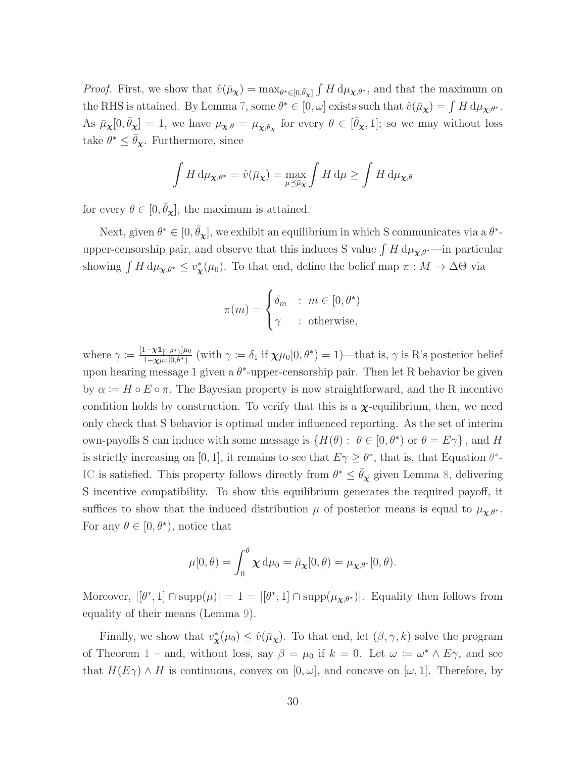*Proof.* First, we show that $\hat{v}(\bar{\mu}_{\boldsymbol{\chi}}) = \max_{\theta^* \in [0,\bar{\theta}_{\boldsymbol{\chi}}]} \int H \, \mathrm{d}\mu_{\boldsymbol{\chi},\theta^*}$, and that the maximum on the RHS is attained. By Lemma 7, some $\theta^* \in [0, \omega]$ exists such that $\hat{v}(\bar{\mu}_{\boldsymbol{\chi}}) = \int H \, \mathrm{d}\mu_{\boldsymbol{\chi},\theta^*}$. As $\bar{\mu}_{\boldsymbol{\chi}}[0, \bar{\theta}_{\boldsymbol{\chi}}] = 1$, we have $\mu_{\boldsymbol{\chi},\theta} = \mu_{\boldsymbol{\chi},\bar{\theta}_{\boldsymbol{\chi}}}$ for every $\theta \in [\bar{\theta}_{\boldsymbol{\chi}}, 1]$; so we may without loss take $\theta^* \leq \bar{\theta}_{\boldsymbol{\chi}}$. Furthermore, since

$$\int H \, \mathrm{d}\mu_{\boldsymbol{\chi},\theta^*} = \hat{v}(\bar{\mu}_{\boldsymbol{\chi}}) = \max_{\mu \preceq \bar{\mu}_{\boldsymbol{\chi}}} \int H \, \mathrm{d}\mu \geq \int H \, \mathrm{d}\mu_{\boldsymbol{\chi},\theta}$$

for every $\theta \in [0, \bar{\theta}_{\boldsymbol{\chi}}]$, the maximum is attained.

Next, given $\theta^* \in [0, \bar{\theta}_{\boldsymbol{\chi}}]$, we exhibit an equilibrium in which S communicates via a $\theta^*$-upper-censorship pair, and observe that this induces S value $\int H \, \mathrm{d}\mu_{\boldsymbol{\chi},\theta^*}$—in particular showing $\int H \, \mathrm{d}\mu_{\boldsymbol{\chi},\theta^*} \leq v^*_{\boldsymbol{\chi}}(\mu_0)$. To that end, define the belief map $\pi : M \to \Delta\Theta$ via

$$\pi(m) = \begin{cases} \delta_m & : \ m \in [0, \theta^*) \\ \gamma & : \ \text{otherwise,} \end{cases}$$

where $\gamma := \frac{[1-\boldsymbol{\chi}\mathbf{1}_{[0,\theta^*)}]\mu_0}{1-\boldsymbol{\chi}\mu_0[0,\theta^*)}$ (with $\gamma := \delta_1$ if $\boldsymbol{\chi}\mu_0[0, \theta^*) = 1$)—that is, $\gamma$ is R's posterior belief upon hearing message 1 given a $\theta^*$-upper-censorship pair. Then let R behavior be given by $\alpha := H \circ E \circ \pi$. The Bayesian property is now straightforward, and the R incentive condition holds by construction. To verify that this is a $\boldsymbol{\chi}$-equilibrium, then, we need only check that S behavior is optimal under influenced reporting. As the set of interim own-payoffs S can induce with some message is $\{H(\theta) : \ \theta \in [0, \theta^*) \text{ or } \theta = E\gamma\}$, and $H$ is strictly increasing on $[0, 1]$, it remains to see that $E\gamma \geq \theta^*$, that is, that Equation $\theta^*$-IC is satisfied. This property follows directly from $\theta^* \leq \bar{\theta}_{\boldsymbol{\chi}}$ given Lemma 8, delivering S incentive compatibility. To show this equilibrium generates the required payoff, it suffices to show that the induced distribution $\mu$ of posterior means is equal to $\mu_{\boldsymbol{\chi},\theta^*}$. For any $\theta \in [0, \theta^*)$, notice that

$$\mu[0, \theta) = \int_0^{\theta} \boldsymbol{\chi} \, \mathrm{d}\mu_0 = \bar{\mu}_{\boldsymbol{\chi}}[0, \theta) = \mu_{\boldsymbol{\chi},\theta^*}[0, \theta).$$

Moreover, $|[\theta^*, 1] \cap \mathrm{supp}(\mu)| = 1 = |[\theta^*, 1] \cap \mathrm{supp}(\mu_{\boldsymbol{\chi},\theta^*})|$. Equality then follows from equality of their means (Lemma 9).

Finally, we show that $v^*_{\boldsymbol{\chi}}(\mu_0) \leq \hat{v}(\bar{\mu}_{\boldsymbol{\chi}})$. To that end, let $(\beta, \gamma, k)$ solve the program of Theorem 1 – and, without loss, say $\beta = \mu_0$ if $k = 0$. Let $\omega := \omega^* \wedge E\gamma$, and see that $H(E\gamma) \wedge H$ is continuous, convex on $[0, \omega]$, and concave on $[\omega, 1]$. Therefore, by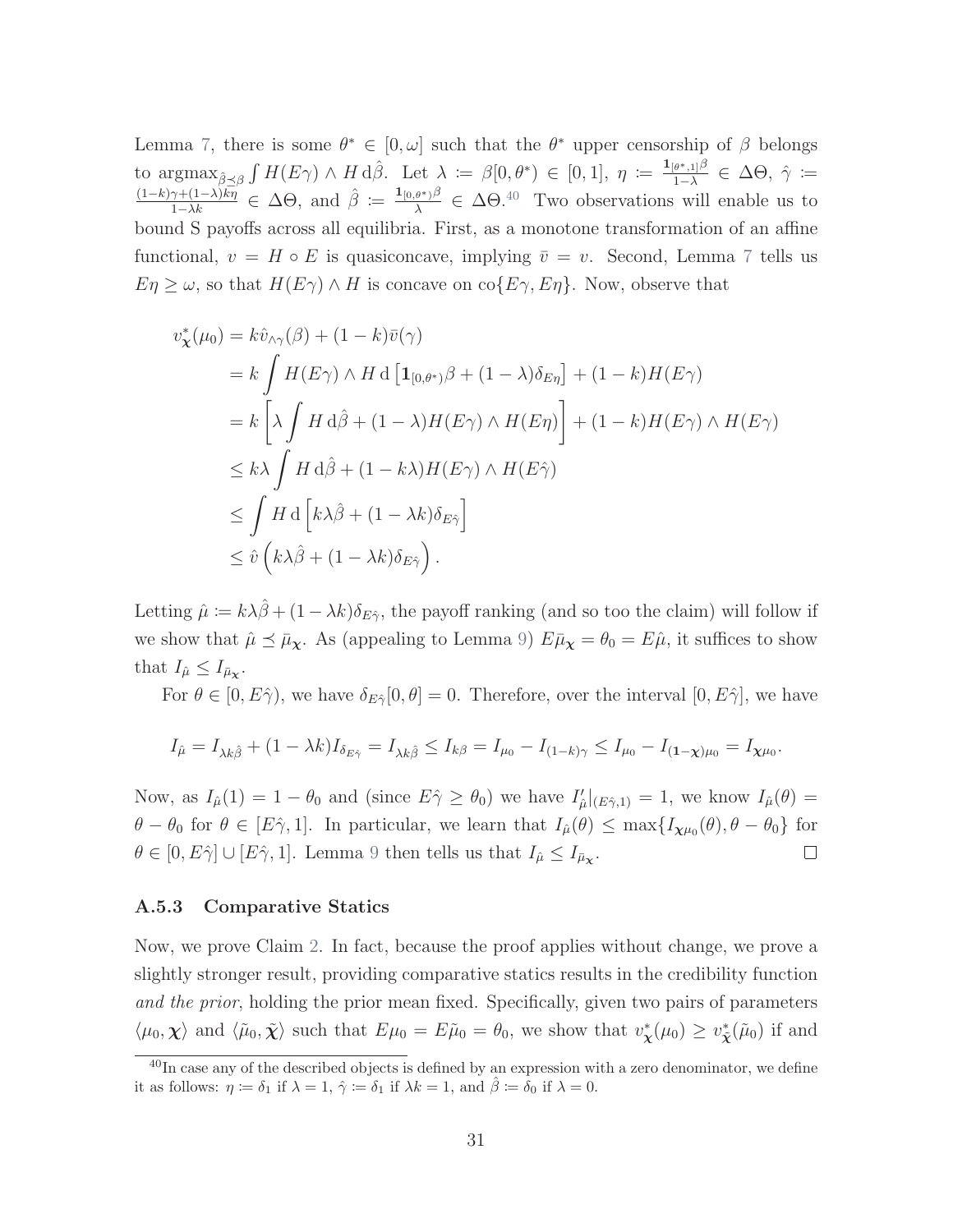Lemma 7, there is some $\theta^* \in [0, \omega]$ such that the $\theta^*$ upper censorship of $\beta$ belongs to $\text{argmax}_{\hat{\beta} \preceq \beta} \int H(E\gamma) \wedge H \, \mathrm{d}\hat{\beta}$. Let $\lambda := \beta[0, \theta^*) \in [0,1]$, $\eta := \frac{\mathbf{1}_{[\theta^*,1]}\beta}{1-\lambda} \in \Delta\Theta$, $\hat{\gamma} := \frac{(1-k)\gamma + (1-\lambda)k\eta}{1-\lambda k} \in \Delta\Theta$, and $\hat{\beta} := \frac{\mathbf{1}_{[0,\theta^*)}\beta}{\lambda} \in \Delta\Theta$.[40] Two observations will enable us to bound S payoffs across all equilibria. First, as a monotone transformation of an affine functional, $v = H \circ E$ is quasiconcave, implying $\bar{v} = v$. Second, Lemma 7 tells us $E\eta \geq \omega$, so that $H(E\gamma) \wedge H$ is concave on $\text{co}\{E\gamma, E\eta\}$. Now, observe that

$$
\begin{aligned}
v^*_{\boldsymbol{\chi}}(\mu_0) &= k\hat{v}_{\wedge\gamma}(\beta) + (1-k)\bar{v}(\gamma) \\
&= k \int H(E\gamma) \wedge H \, \mathrm{d}\left[\mathbf{1}_{[0,\theta^*)}\beta + (1-\lambda)\delta_{E\eta}\right] + (1-k)H(E\gamma) \\
&= k\left[\lambda \int H \, \mathrm{d}\hat{\beta} + (1-\lambda)H(E\gamma) \wedge H(E\eta)\right] + (1-k)H(E\gamma) \wedge H(E\gamma) \\
&\leq k\lambda \int H \, \mathrm{d}\hat{\beta} + (1-k\lambda)H(E\gamma) \wedge H(E\hat{\gamma}) \\
&\leq \int H \, \mathrm{d}\left[k\lambda\hat{\beta} + (1-\lambda k)\delta_{E\hat{\gamma}}\right] \\
&\leq \hat{v}\left(k\lambda\hat{\beta} + (1-\lambda k)\delta_{E\hat{\gamma}}\right).
\end{aligned}
$$

Letting $\hat{\mu} := k\lambda\hat{\beta} + (1-\lambda k)\delta_{E\hat{\gamma}}$, the payoff ranking (and so too the claim) will follow if we show that $\hat{\mu} \preceq \bar{\mu}_{\boldsymbol{\chi}}$. As (appealing to Lemma 9) $E\bar{\mu}_{\boldsymbol{\chi}} = \theta_0 = E\hat{\mu}$, it suffices to show that $I_{\hat{\mu}} \leq I_{\bar{\mu}_{\boldsymbol{\chi}}}$.

For $\theta \in [0, E\hat{\gamma})$, we have $\delta_{E\hat{\gamma}}[0, \theta] = 0$. Therefore, over the interval $[0, E\hat{\gamma}]$, we have

$$
I_{\hat{\mu}} = I_{\lambda k\hat{\beta}} + (1-\lambda k)I_{\delta_{E\hat{\gamma}}} = I_{\lambda k\hat{\beta}} \leq I_{k\beta} = I_{\mu_0} - I_{(1-k)\gamma} \leq I_{\mu_0} - I_{(\mathbf{1}-\boldsymbol{\chi})\mu_0} = I_{\boldsymbol{\chi}\mu_0}.
$$

Now, as $I_{\hat{\mu}}(1) = 1 - \theta_0$ and (since $E\hat{\gamma} \geq \theta_0$) we have $I'_{\hat{\mu}}|_{(E\hat{\gamma},1)} = 1$, we know $I_{\hat{\mu}}(\theta) = \theta - \theta_0$ for $\theta \in [E\hat{\gamma}, 1]$. In particular, we learn that $I_{\hat{\mu}}(\theta) \leq \max\{I_{\boldsymbol{\chi}\mu_0}(\theta), \theta - \theta_0\}$ for $\theta \in [0, E\hat{\gamma}] \cup [E\hat{\gamma}, 1]$. Lemma 9 then tells us that $I_{\hat{\mu}} \leq I_{\bar{\mu}_{\boldsymbol{\chi}}}$. $\square$

### A.5.3 Comparative Statics

Now, we prove Claim 2. In fact, because the proof applies without change, we prove a slightly stronger result, providing comparative statics results in the credibility function *and the prior*, holding the prior mean fixed. Specifically, given two pairs of parameters $\langle \mu_0, \boldsymbol{\chi} \rangle$ and $\langle \tilde{\mu}_0, \tilde{\boldsymbol{\chi}} \rangle$ such that $E\mu_0 = E\tilde{\mu}_0 = \theta_0$, we show that $v^*_{\boldsymbol{\chi}}(\mu_0) \geq v^*_{\tilde{\boldsymbol{\chi}}}(\tilde{\mu}_0)$ if and

[40] In case any of the described objects is defined by an expression with a zero denominator, we define it as follows: $\eta := \delta_1$ if $\lambda = 1$, $\hat{\gamma} := \delta_1$ if $\lambda k = 1$, and $\hat{\beta} := \delta_0$ if $\lambda = 0$.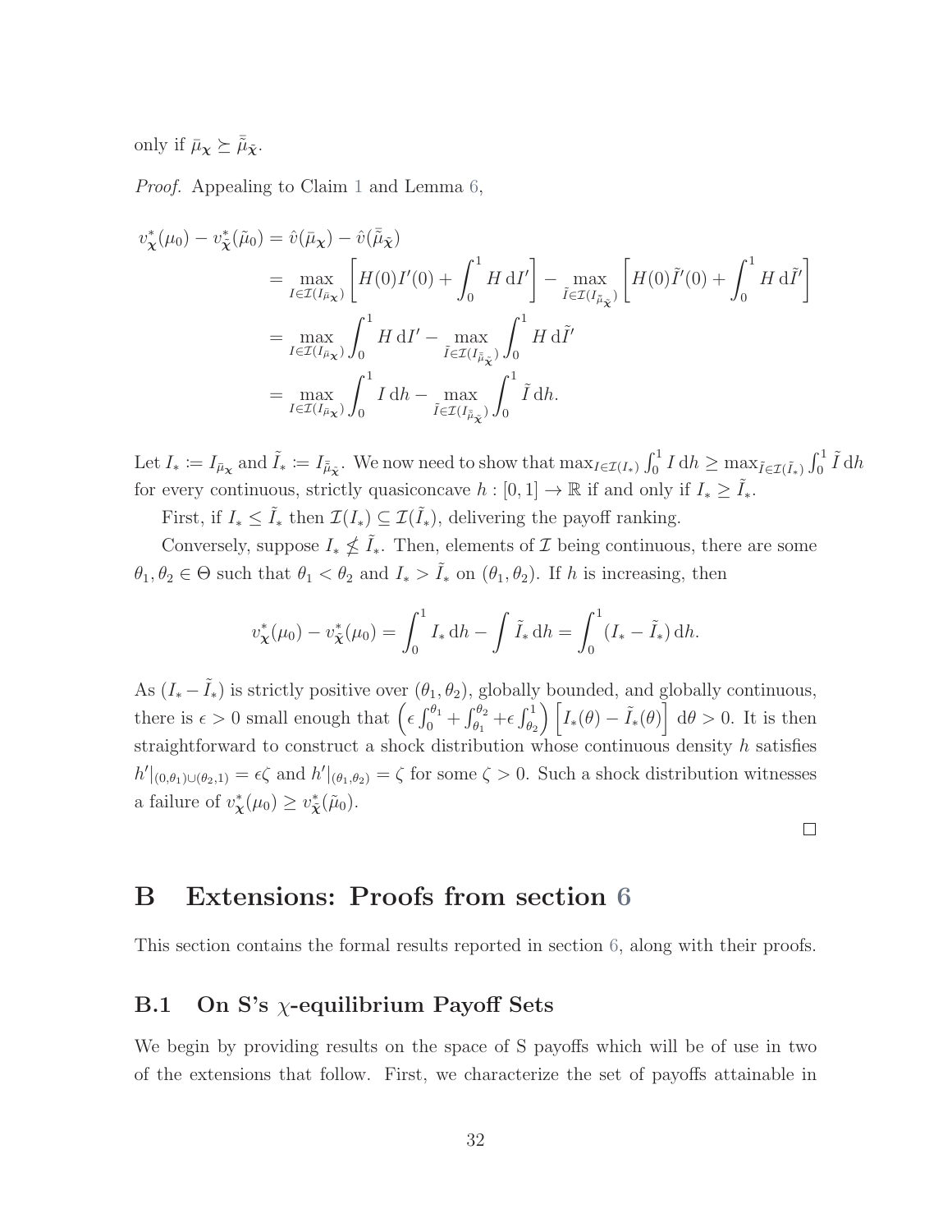only if $\bar{\mu}_{\boldsymbol{\chi}} \succeq \bar{\tilde{\mu}}_{\tilde{\boldsymbol{\chi}}}$.

*Proof.* Appealing to Claim 1 and Lemma 6,

$$
\begin{aligned}
v^*_{\boldsymbol{\chi}}(\mu_0) - v^*_{\tilde{\boldsymbol{\chi}}}(\tilde{\mu}_0) &= \hat{v}(\bar{\mu}_{\boldsymbol{\chi}}) - \hat{v}(\bar{\tilde{\mu}}_{\tilde{\boldsymbol{\chi}}}) \\
&= \max_{I \in \mathcal{I}(I_{\bar{\mu}_{\boldsymbol{\chi}}})} \left[ H(0)I'(0) + \int_0^1 H \, \mathrm{d}I' \right] - \max_{\tilde{I} \in \mathcal{I}(I_{\bar{\tilde{\mu}}_{\tilde{\boldsymbol{\chi}}}})} \left[ H(0)\tilde{I}'(0) + \int_0^1 H \, \mathrm{d}\tilde{I}' \right] \\
&= \max_{I \in \mathcal{I}(I_{\bar{\mu}_{\boldsymbol{\chi}}})} \int_0^1 H \, \mathrm{d}I' - \max_{\tilde{I} \in \mathcal{I}(I_{\bar{\tilde{\mu}}_{\tilde{\boldsymbol{\chi}}}})} \int_0^1 H \, \mathrm{d}\tilde{I}' \\
&= \max_{I \in \mathcal{I}(I_{\bar{\mu}_{\boldsymbol{\chi}}})} \int_0^1 I \, \mathrm{d}h - \max_{\tilde{I} \in \mathcal{I}(I_{\bar{\tilde{\mu}}_{\tilde{\boldsymbol{\chi}}}})} \int_0^1 \tilde{I} \, \mathrm{d}h.
\end{aligned}
$$

Let $I_* := I_{\bar{\mu}_{\boldsymbol{\chi}}}$ and $\tilde{I}_* := I_{\bar{\tilde{\mu}}_{\tilde{\boldsymbol{\chi}}}}$. We now need to show that $\max_{I \in \mathcal{I}(I_*)} \int_0^1 I \, \mathrm{d}h \geq \max_{\tilde{I} \in \mathcal{I}(\tilde{I}_*)} \int_0^1 \tilde{I} \, \mathrm{d}h$ for every continuous, strictly quasiconcave $h : [0,1] \to \mathbb{R}$ if and only if $I_* \geq \tilde{I}_*$.

First, if $I_* \leq \tilde{I}_*$ then $\mathcal{I}(I_*) \subseteq \mathcal{I}(\tilde{I}_*)$, delivering the payoff ranking.

Conversely, suppose $I_* \not\leq \tilde{I}_*$. Then, elements of $\mathcal{I}$ being continuous, there are some $\theta_1, \theta_2 \in \Theta$ such that $\theta_1 < \theta_2$ and $I_* > \tilde{I}_*$ on $(\theta_1, \theta_2)$. If $h$ is increasing, then

$$
v^*_{\boldsymbol{\chi}}(\mu_0) - v^*_{\tilde{\boldsymbol{\chi}}}(\mu_0) = \int_0^1 I_* \, \mathrm{d}h - \int \tilde{I}_* \, \mathrm{d}h = \int_0^1 (I_* - \tilde{I}_*) \, \mathrm{d}h.
$$

As $(I_* - \tilde{I}_*)$ is strictly positive over $(\theta_1, \theta_2)$, globally bounded, and globally continuous, there is $\epsilon > 0$ small enough that $\left( \epsilon \int_0^{\theta_1} + \int_{\theta_1}^{\theta_2} + \epsilon \int_{\theta_2}^1 \right) \left[ I_*(\theta) - \tilde{I}_*(\theta) \right] \, \mathrm{d}\theta > 0$. It is then straightforward to construct a shock distribution whose continuous density $h$ satisfies $h'|_{(0,\theta_1)\cup(\theta_2,1)} = \epsilon\zeta$ and $h'|_{(\theta_1,\theta_2)} = \zeta$ for some $\zeta > 0$. Such a shock distribution witnesses a failure of $v^*_{\boldsymbol{\chi}}(\mu_0) \geq v^*_{\tilde{\boldsymbol{\chi}}}(\tilde{\mu}_0)$. □

# B Extensions: Proofs from section 6

This section contains the formal results reported in section 6, along with their proofs.

## B.1 On S's $\chi$-equilibrium Payoff Sets

We begin by providing results on the space of S payoffs which will be of use in two of the extensions that follow. First, we characterize the set of payoffs attainable in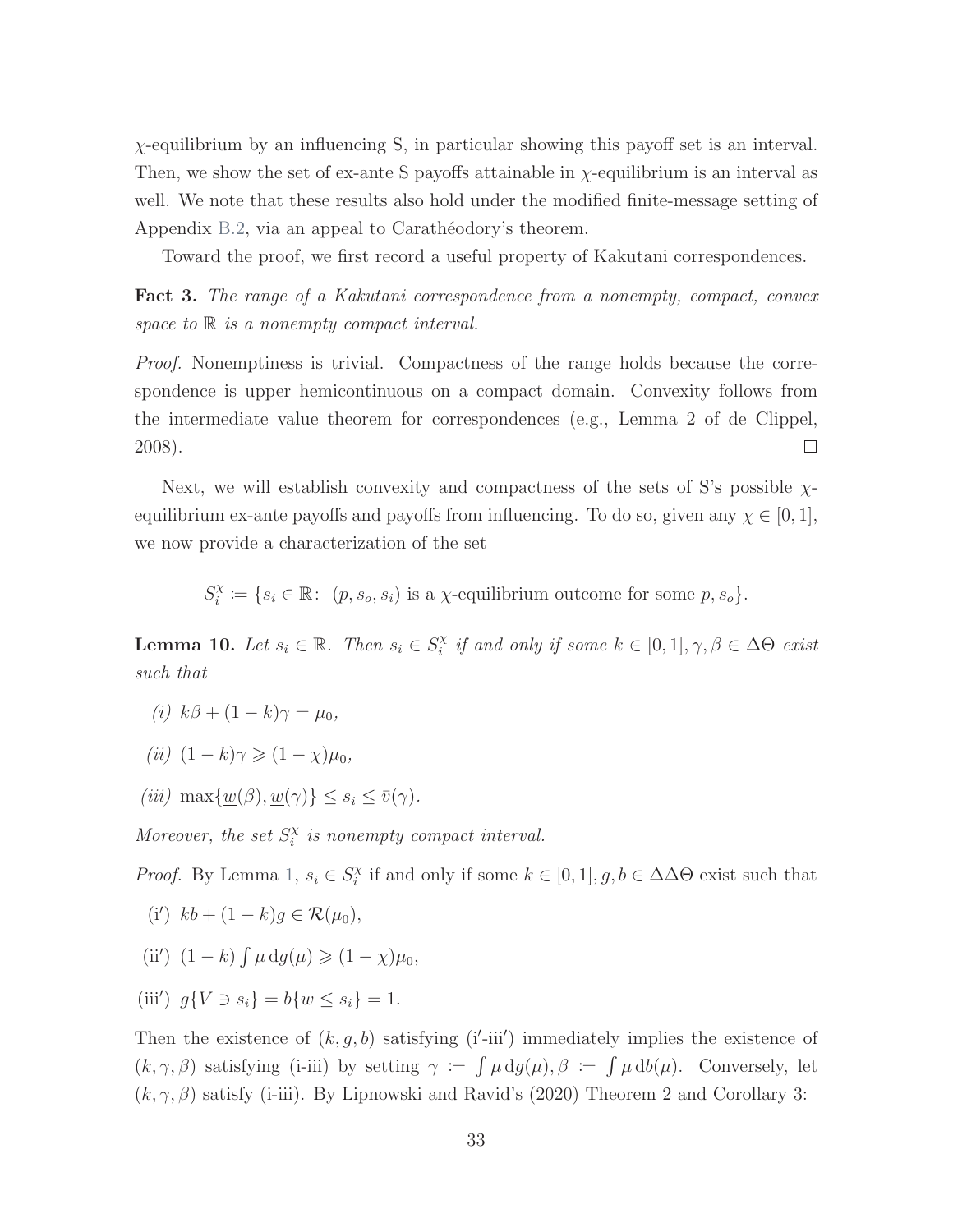$\chi$-equilibrium by an influencing S, in particular showing this payoff set is an interval. Then, we show the set of ex-ante S payoffs attainable in $\chi$-equilibrium is an interval as well. We note that these results also hold under the modified finite-message setting of Appendix B.2, via an appeal to Carathéodory's theorem.

Toward the proof, we first record a useful property of Kakutani correspondences.

**Fact 3.** *The range of a Kakutani correspondence from a nonempty, compact, convex space to $\mathbb{R}$ is a nonempty compact interval.*

*Proof.* Nonemptiness is trivial. Compactness of the range holds because the correspondence is upper hemicontinuous on a compact domain. Convexity follows from the intermediate value theorem for correspondences (e.g., Lemma 2 of de Clippel, 2008). □

Next, we will establish convexity and compactness of the sets of S's possible $\chi$-equilibrium ex-ante payoffs and payoffs from influencing. To do so, given any $\chi \in [0, 1]$, we now provide a characterization of the set

$$S_i^\chi := \{s_i \in \mathbb{R} \colon \ (p, s_o, s_i) \text{ is a } \chi\text{-equilibrium outcome for some } p, s_o\}.$$

**Lemma 10.** *Let $s_i \in \mathbb{R}$. Then $s_i \in S_i^\chi$ if and only if some $k \in [0, 1], \gamma, \beta \in \Delta\Theta$ exist such that*

*(i)* $k\beta + (1 - k)\gamma = \mu_0$,

*(ii)* $(1 - k)\gamma \geqslant (1 - \chi)\mu_0$,

*(iii)* $\max\{\underline{w}(\beta), \underline{w}(\gamma)\} \leq s_i \leq \bar{v}(\gamma)$.

*Moreover, the set $S_i^\chi$ is nonempty compact interval.*

*Proof.* By Lemma 1, $s_i \in S_i^\chi$ if and only if some $k \in [0, 1], g, b \in \Delta\Delta\Theta$ exist such that

(i′) $kb + (1 - k)g \in \mathcal{R}(\mu_0)$,

(ii′) $(1 - k) \int \mu \, \mathrm{d}g(\mu) \geqslant (1 - \chi)\mu_0$,

(iii′) $g\{V \ni s_i\} = b\{w \leq s_i\} = 1$.

Then the existence of $(k, g, b)$ satisfying (i′-iii′) immediately implies the existence of $(k, \gamma, \beta)$ satisfying (i-iii) by setting $\gamma := \int \mu \, \mathrm{d}g(\mu), \beta := \int \mu \, \mathrm{d}b(\mu)$. Conversely, let $(k, \gamma, \beta)$ satisfy (i-iii). By Lipnowski and Ravid's (2020) Theorem 2 and Corollary 3: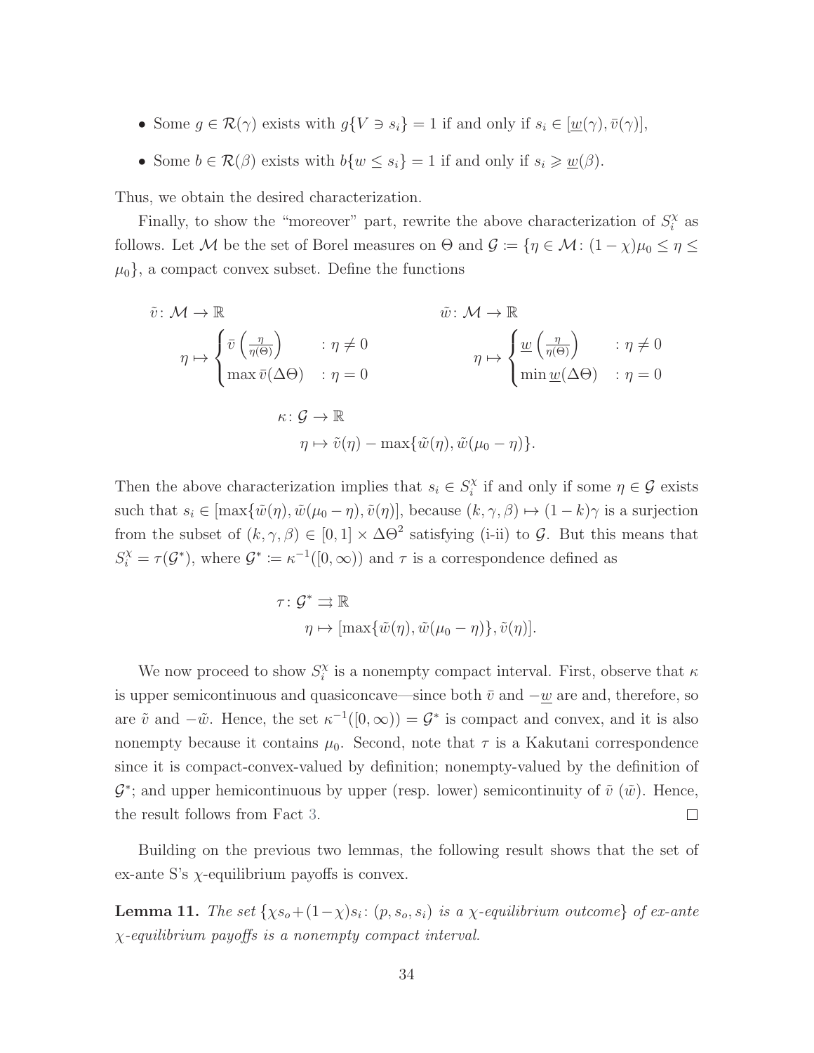- Some $g \in \mathcal{R}(\gamma)$ exists with $g\{V \ni s_i\} = 1$ if and only if $s_i \in [\underline{w}(\gamma), \bar{v}(\gamma)]$,
- Some $b \in \mathcal{R}(\beta)$ exists with $b\{w \leq s_i\} = 1$ if and only if $s_i \geqslant \underline{w}(\beta)$.

Thus, we obtain the desired characterization.

Finally, to show the "moreover" part, rewrite the above characterization of $S_i^\chi$ as follows. Let $\mathcal{M}$ be the set of Borel measures on $\Theta$ and $\mathcal{G} := \{\eta \in \mathcal{M} \colon (1-\chi)\mu_0 \leq \eta \leq \mu_0\}$, a compact convex subset. Define the functions

$$
\begin{aligned}
\tilde{v} \colon \mathcal{M} &\to \mathbb{R} & \qquad \tilde{w} \colon \mathcal{M} &\to \mathbb{R} \\
\eta &\mapsto \begin{cases} \bar{v}\left(\frac{\eta}{\eta(\Theta)}\right) & : \eta \neq 0 \\ \max \bar{v}(\Delta\Theta) & : \eta = 0 \end{cases} & \qquad \eta &\mapsto \begin{cases} \underline{w}\left(\frac{\eta}{\eta(\Theta)}\right) & : \eta \neq 0 \\ \min \underline{w}(\Delta\Theta) & : \eta = 0 \end{cases}
\end{aligned}
$$

$$
\begin{aligned}
\kappa \colon \mathcal{G} &\to \mathbb{R} \\
\eta &\mapsto \tilde{v}(\eta) - \max\{\tilde{w}(\eta), \tilde{w}(\mu_0 - \eta)\}.
\end{aligned}
$$

Then the above characterization implies that $s_i \in S_i^\chi$ if and only if some $\eta \in \mathcal{G}$ exists such that $s_i \in [\max\{\tilde{w}(\eta), \tilde{w}(\mu_0 - \eta), \tilde{v}(\eta)]$, because $(k, \gamma, \beta) \mapsto (1-k)\gamma$ is a surjection from the subset of $(k, \gamma, \beta) \in [0,1] \times \Delta\Theta^2$ satisfying (i-ii) to $\mathcal{G}$. But this means that $S_i^\chi = \tau(\mathcal{G}^*)$, where $\mathcal{G}^* := \kappa^{-1}([0, \infty))$ and $\tau$ is a correspondence defined as

$$
\begin{aligned}
\tau \colon \mathcal{G}^* &\rightrightarrows \mathbb{R} \\
\eta &\mapsto [\max\{\tilde{w}(\eta), \tilde{w}(\mu_0 - \eta)\}, \tilde{v}(\eta)].
\end{aligned}
$$

We now proceed to show $S_i^\chi$ is a nonempty compact interval. First, observe that $\kappa$ is upper semicontinuous and quasiconcave—since both $\bar{v}$ and $-\underline{w}$ are and, therefore, so are $\tilde{v}$ and $-\tilde{w}$. Hence, the set $\kappa^{-1}([0, \infty)) = \mathcal{G}^*$ is compact and convex, and it is also nonempty because it contains $\mu_0$. Second, note that $\tau$ is a Kakutani correspondence since it is compact-convex-valued by definition; nonempty-valued by the definition of $\mathcal{G}^*$; and upper hemicontinuous by upper (resp. lower) semicontinuity of $\tilde{v}$ ($\tilde{w}$). Hence, the result follows from Fact 3. $\square$

Building on the previous two lemmas, the following result shows that the set of ex-ante S's $\chi$-equilibrium payoffs is convex.

**Lemma 11.** *The set $\{\chi s_o + (1-\chi)s_i \colon (p, s_o, s_i)$ is a $\chi$-equilibrium outcome$\}$ of ex-ante $\chi$-equilibrium payoffs is a nonempty compact interval.*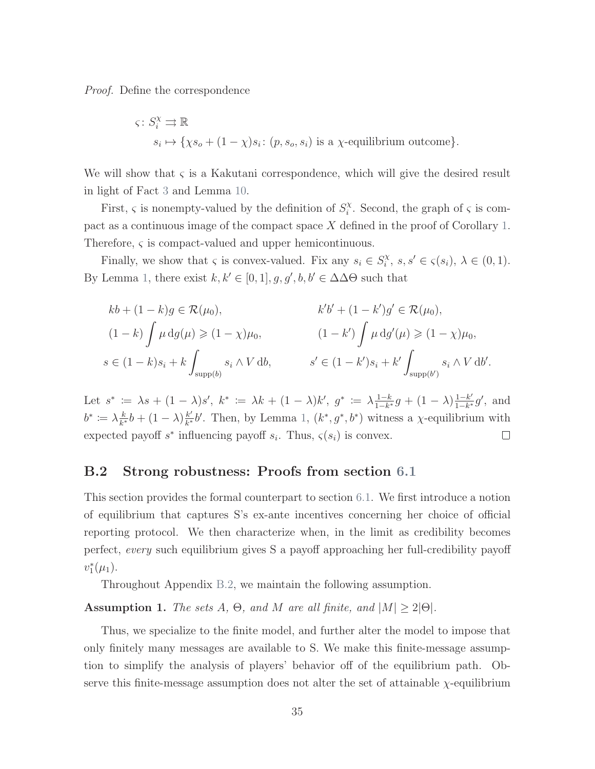*Proof.* Define the correspondence

$$\varsigma\colon S_i^\chi \rightrightarrows \mathbb{R}$$
$$s_i \mapsto \{\chi s_o + (1-\chi)s_i \colon (p, s_o, s_i) \text{ is a } \chi\text{-equilibrium outcome}\}.$$

We will show that $\varsigma$ is a Kakutani correspondence, which will give the desired result in light of Fact 3 and Lemma 10.

First, $\varsigma$ is nonempty-valued by the definition of $S_i^\chi$. Second, the graph of $\varsigma$ is compact as a continuous image of the compact space $X$ defined in the proof of Corollary 1. Therefore, $\varsigma$ is compact-valued and upper hemicontinuous.

Finally, we show that $\varsigma$ is convex-valued. Fix any $s_i \in S_i^\chi$, $s, s' \in \varsigma(s_i)$, $\lambda \in (0,1)$. By Lemma 1, there exist $k, k' \in [0,1], g, g', b, b' \in \Delta\Delta\Theta$ such that

$$kb + (1-k)g \in \mathcal{R}(\mu_0), \qquad k'b' + (1-k')g' \in \mathcal{R}(\mu_0),$$

$$(1-k)\int \mu \, \mathrm{d}g(\mu) \geqslant (1-\chi)\mu_0, \qquad (1-k')\int \mu \, \mathrm{d}g'(\mu) \geqslant (1-\chi)\mu_0,$$

$$s \in (1-k)s_i + k\int_{\text{supp}(b)} s_i \wedge V \, \mathrm{d}b, \qquad s' \in (1-k')s_i + k'\int_{\text{supp}(b')} s_i \wedge V \, \mathrm{d}b'.$$

Let $s^* := \lambda s + (1-\lambda)s'$, $k^* := \lambda k + (1-\lambda)k'$, $g^* := \lambda \frac{1-k}{1-k^*} g + (1-\lambda)\frac{1-k'}{1-k^*} g'$, and $b^* := \lambda \frac{k}{k^*} b + (1-\lambda)\frac{k'}{k^*} b'$. Then, by Lemma 1, $(k^*, g^*, b^*)$ witness a $\chi$-equilibrium with expected payoff $s^*$ influencing payoff $s_i$. Thus, $\varsigma(s_i)$ is convex. $\square$

## B.2 Strong robustness: Proofs from section 6.1

This section provides the formal counterpart to section 6.1. We first introduce a notion of equilibrium that captures S's ex-ante incentives concerning her choice of official reporting protocol. We then characterize when, in the limit as credibility becomes perfect, *every* such equilibrium gives S a payoff approaching her full-credibility payoff $v_1^*(\mu_1)$.

Throughout Appendix B.2, we maintain the following assumption.

**Assumption 1.** *The sets $A$, $\Theta$, and $M$ are all finite, and $|M| \geq 2|\Theta|$.*

Thus, we specialize to the finite model, and further alter the model to impose that only finitely many messages are available to S. We make this finite-message assumption to simplify the analysis of players' behavior off of the equilibrium path. Observe this finite-message assumption does not alter the set of attainable $\chi$-equilibrium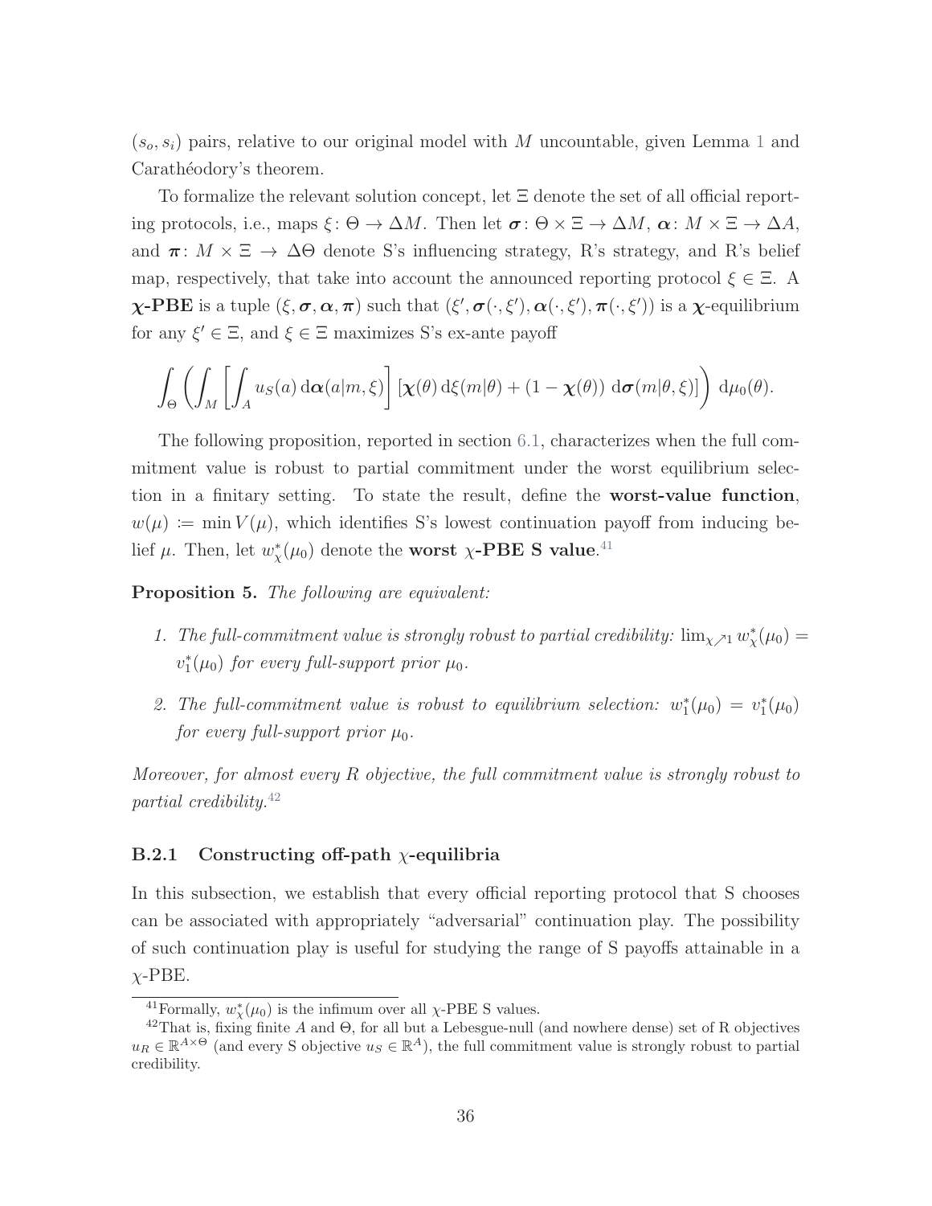$(s_o, s_i)$ pairs, relative to our original model with $M$ uncountable, given Lemma 1 and Carathéodory's theorem.

To formalize the relevant solution concept, let $\Xi$ denote the set of all official reporting protocols, i.e., maps $\xi \colon \Theta \to \Delta M$. Then let $\boldsymbol{\sigma} \colon \Theta \times \Xi \to \Delta M$, $\boldsymbol{\alpha} \colon M \times \Xi \to \Delta A$, and $\boldsymbol{\pi} \colon M \times \Xi \to \Delta\Theta$ denote S's influencing strategy, R's strategy, and R's belief map, respectively, that take into account the announced reporting protocol $\xi \in \Xi$. A **$\boldsymbol{\chi}$-PBE** is a tuple $(\xi, \boldsymbol{\sigma}, \boldsymbol{\alpha}, \boldsymbol{\pi})$ such that $(\xi', \boldsymbol{\sigma}(\cdot, \xi'), \boldsymbol{\alpha}(\cdot, \xi'), \boldsymbol{\pi}(\cdot, \xi'))$ is a $\boldsymbol{\chi}$-equilibrium for any $\xi' \in \Xi$, and $\xi \in \Xi$ maximizes S's ex-ante payoff

$$\int_\Theta \left( \int_M \left[ \int_A u_S(a) \, \mathrm{d}\boldsymbol{\alpha}(a|m,\xi) \right] \left[ \boldsymbol{\chi}(\theta) \, \mathrm{d}\xi(m|\theta) + (1 - \boldsymbol{\chi}(\theta)) \, \mathrm{d}\boldsymbol{\sigma}(m|\theta,\xi) \right] \right) \mathrm{d}\mu_0(\theta).$$

The following proposition, reported in section 6.1, characterizes when the full commitment value is robust to partial commitment under the worst equilibrium selection in a finitary setting. To state the result, define the **worst-value function**, $w(\mu) \coloneqq \min V(\mu)$, which identifies S's lowest continuation payoff from inducing belief $\mu$. Then, let $w^*_\chi(\mu_0)$ denote the **worst $\chi$-PBE S value**.[41]

**Proposition 5.** *The following are equivalent:*

1. *The full-commitment value is strongly robust to partial credibility:* $\lim_{\chi \nearrow 1} w^*_\chi(\mu_0) = v^*_1(\mu_0)$ *for every full-support prior* $\mu_0$.
2. *The full-commitment value is robust to equilibrium selection:* $w^*_1(\mu_0) = v^*_1(\mu_0)$ *for every full-support prior* $\mu_0$.

*Moreover, for almost every R objective, the full commitment value is strongly robust to partial credibility.*[42]

### B.2.1 Constructing off-path $\chi$-equilibria

In this subsection, we establish that every official reporting protocol that S chooses can be associated with appropriately "adversarial" continuation play. The possibility of such continuation play is useful for studying the range of S payoffs attainable in a $\chi$-PBE.

---

[41] Formally, $w^*_\chi(\mu_0)$ is the infimum over all $\chi$-PBE S values.

[42] That is, fixing finite $A$ and $\Theta$, for all but a Lebesgue-null (and nowhere dense) set of R objectives $u_R \in \mathbb{R}^{A \times \Theta}$ (and every S objective $u_S \in \mathbb{R}^A$), the full commitment value is strongly robust to partial credibility.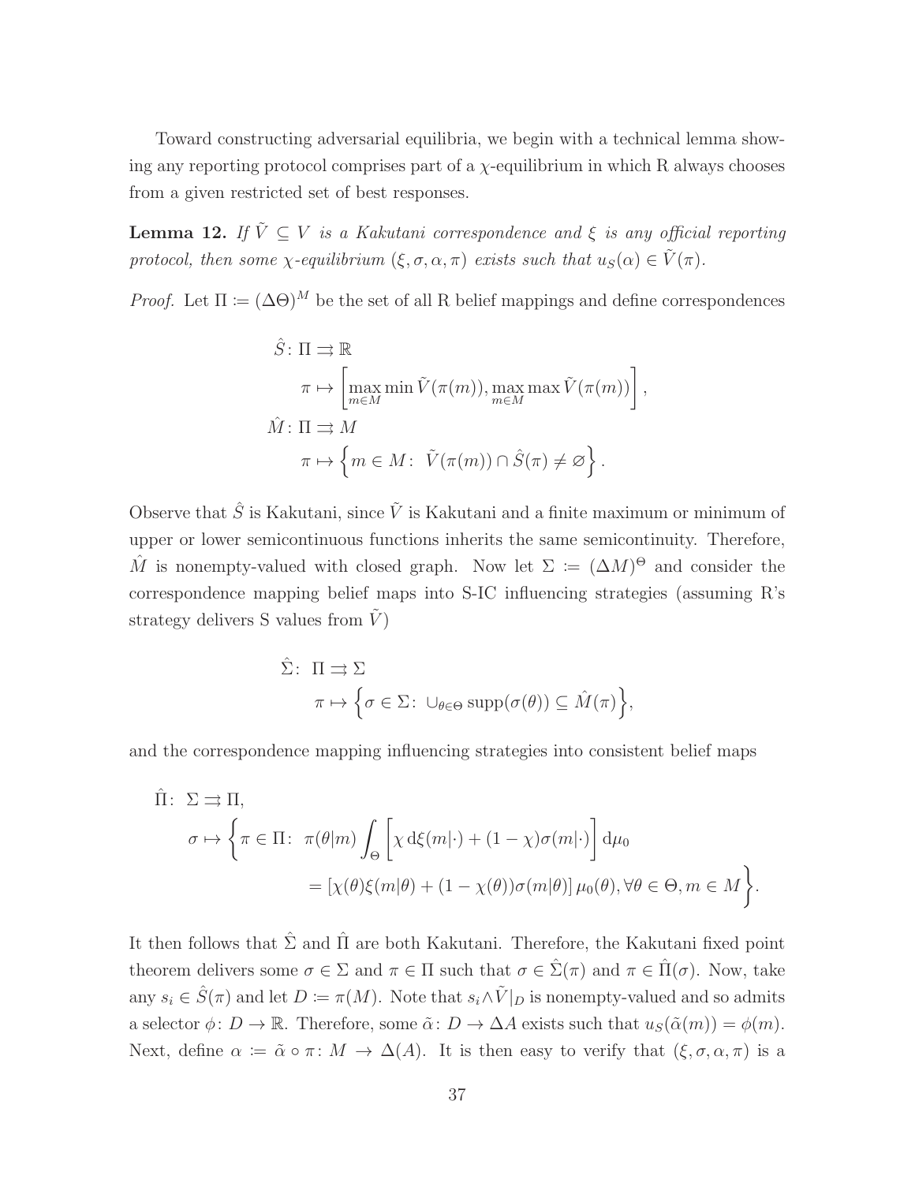Toward constructing adversarial equilibria, we begin with a technical lemma showing any reporting protocol comprises part of a $\chi$-equilibrium in which R always chooses from a given restricted set of best responses.

**Lemma 12.** *If $\tilde{V} \subseteq V$ is a Kakutani correspondence and $\xi$ is any official reporting protocol, then some $\chi$-equilibrium $(\xi, \sigma, \alpha, \pi)$ exists such that $u_S(\alpha) \in \tilde{V}(\pi)$.*

*Proof.* Let $\Pi := (\Delta\Theta)^M$ be the set of all R belief mappings and define correspondences

$$
\begin{aligned}
\hat{S} &\colon \Pi \rightrightarrows \mathbb{R} \\
&\quad \pi \mapsto \left[\max_{m \in M} \min \tilde{V}(\pi(m)), \max_{m \in M} \max \tilde{V}(\pi(m))\right], \\
\hat{M} &\colon \Pi \rightrightarrows M \\
&\quad \pi \mapsto \left\{ m \in M \colon\ \tilde{V}(\pi(m)) \cap \hat{S}(\pi) \neq \varnothing \right\}.
\end{aligned}
$$

Observe that $\hat{S}$ is Kakutani, since $\tilde{V}$ is Kakutani and a finite maximum or minimum of upper or lower semicontinuous functions inherits the same semicontinuity. Therefore, $\hat{M}$ is nonempty-valued with closed graph. Now let $\Sigma := (\Delta M)^\Theta$ and consider the correspondence mapping belief maps into S-IC influencing strategies (assuming R's strategy delivers S values from $\tilde{V}$)

$$
\begin{aligned}
\hat{\Sigma} \colon\ & \Pi \rightrightarrows \Sigma \\
& \pi \mapsto \left\{ \sigma \in \Sigma \colon\ \cup_{\theta \in \Theta} \operatorname{supp}(\sigma(\theta)) \subseteq \hat{M}(\pi) \right\},
\end{aligned}
$$

and the correspondence mapping influencing strategies into consistent belief maps

$$
\begin{aligned}
\hat{\Pi} \colon\ & \Sigma \rightrightarrows \Pi, \\
& \sigma \mapsto \Bigg\{ \pi \in \Pi \colon\ \pi(\theta|m) \int_\Theta \left[ \chi \, \mathrm{d}\xi(m|\cdot) + (1-\chi)\sigma(m|\cdot) \right] \mathrm{d}\mu_0 \\
& \qquad\qquad = \left[\chi(\theta)\xi(m|\theta) + (1-\chi(\theta))\sigma(m|\theta)\right]\mu_0(\theta), \forall \theta \in \Theta, m \in M \Bigg\}.
\end{aligned}
$$

It then follows that $\hat{\Sigma}$ and $\hat{\Pi}$ are both Kakutani. Therefore, the Kakutani fixed point theorem delivers some $\sigma \in \Sigma$ and $\pi \in \Pi$ such that $\sigma \in \hat{\Sigma}(\pi)$ and $\pi \in \hat{\Pi}(\sigma)$. Now, take any $s_i \in \hat{S}(\pi)$ and let $D := \pi(M)$. Note that $s_i \wedge \tilde{V}|_D$ is nonempty-valued and so admits a selector $\phi \colon D \to \mathbb{R}$. Therefore, some $\tilde{\alpha} \colon D \to \Delta A$ exists such that $u_S(\tilde{\alpha}(m)) = \phi(m)$. Next, define $\alpha := \tilde{\alpha} \circ \pi \colon M \to \Delta(A)$. It is then easy to verify that $(\xi, \sigma, \alpha, \pi)$ is a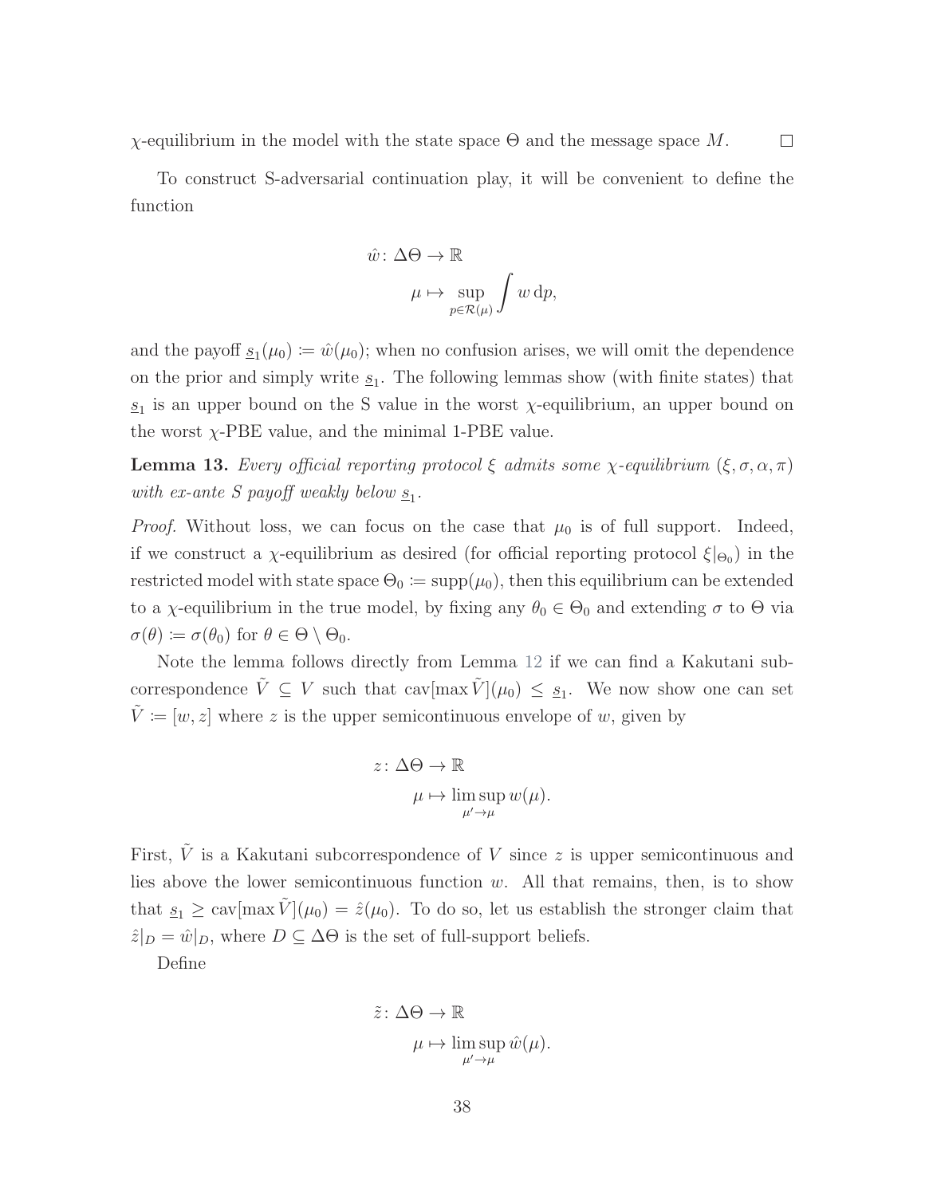$\chi$-equilibrium in the model with the state space $\Theta$ and the message space $M$. $\square$

To construct S-adversarial continuation play, it will be convenient to define the function

$$
\begin{aligned}
\hat{w}\colon \Delta\Theta &\to \mathbb{R} \\
\mu &\mapsto \sup_{p \in \mathcal{R}(\mu)} \int w \, \mathrm{d}p,
\end{aligned}
$$

and the payoff $\underline{s}_1(\mu_0) \coloneqq \hat{w}(\mu_0)$; when no confusion arises, we will omit the dependence on the prior and simply write $\underline{s}_1$. The following lemmas show (with finite states) that $\underline{s}_1$ is an upper bound on the S value in the worst $\chi$-equilibrium, an upper bound on the worst $\chi$-PBE value, and the minimal 1-PBE value.

**Lemma 13.** *Every official reporting protocol $\xi$ admits some $\chi$-equilibrium $(\xi, \sigma, \alpha, \pi)$ with ex-ante S payoff weakly below $\underline{s}_1$.*

*Proof.* Without loss, we can focus on the case that $\mu_0$ is of full support. Indeed, if we construct a $\chi$-equilibrium as desired (for official reporting protocol $\xi|_{\Theta_0}$) in the restricted model with state space $\Theta_0 \coloneqq \text{supp}(\mu_0)$, then this equilibrium can be extended to a $\chi$-equilibrium in the true model, by fixing any $\theta_0 \in \Theta_0$ and extending $\sigma$ to $\Theta$ via $\sigma(\theta) \coloneqq \sigma(\theta_0)$ for $\theta \in \Theta \setminus \Theta_0$.

Note the lemma follows directly from Lemma 12 if we can find a Kakutani sub-correspondence $\tilde{V} \subseteq V$ such that $\text{cav}[\max \tilde{V}](\mu_0) \leq \underline{s}_1$. We now show one can set $\tilde{V} \coloneqq [w, z]$ where $z$ is the upper semicontinuous envelope of $w$, given by

$$
\begin{aligned}
z\colon \Delta\Theta &\to \mathbb{R} \\
\mu &\mapsto \limsup_{\mu' \to \mu} w(\mu).
\end{aligned}
$$

First, $\tilde{V}$ is a Kakutani subcorrespondence of $V$ since $z$ is upper semicontinuous and lies above the lower semicontinuous function $w$. All that remains, then, is to show that $\underline{s}_1 \geq \text{cav}[\max \tilde{V}](\mu_0) = \hat{z}(\mu_0)$. To do so, let us establish the stronger claim that $\hat{z}|_D = \hat{w}|_D$, where $D \subseteq \Delta\Theta$ is the set of full-support beliefs.

Define

$$
\begin{aligned}
\tilde{z}\colon \Delta\Theta &\to \mathbb{R} \\
\mu &\mapsto \limsup_{\mu' \to \mu} \hat{w}(\mu).
\end{aligned}
$$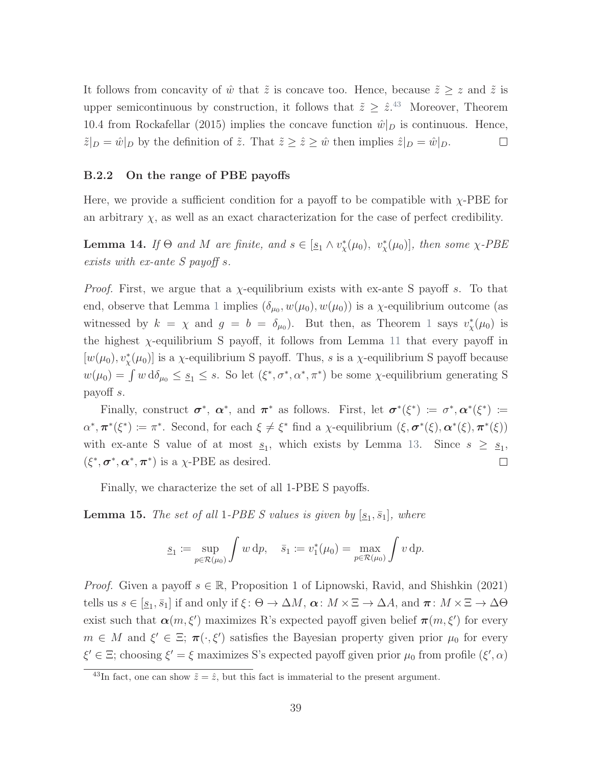It follows from concavity of $\hat{w}$ that $\tilde{z}$ is concave too. Hence, because $\tilde{z} \geq z$ and $\tilde{z}$ is upper semicontinuous by construction, it follows that $\tilde{z} \geq \hat{z}$.[43] Moreover, Theorem 10.4 from Rockafellar (2015) implies the concave function $\hat{w}|_D$ is continuous. Hence, $\tilde{z}|_D = \hat{w}|_D$ by the definition of $\tilde{z}$. That $\tilde{z} \geq \hat{z} \geq \hat{w}$ then implies $\hat{z}|_D = \hat{w}|_D$. □

### B.2.2 On the range of PBE payoffs

Here, we provide a sufficient condition for a payoff to be compatible with $\chi$-PBE for an arbitrary $\chi$, as well as an exact characterization for the case of perfect credibility.

**Lemma 14.** *If $\Theta$ and $M$ are finite, and $s \in [\underline{s}_1 \wedge v^*_\chi(\mu_0),\ v^*_\chi(\mu_0)]$, then some $\chi$-PBE exists with ex-ante S payoff $s$.*

*Proof.* First, we argue that a $\chi$-equilibrium exists with ex-ante S payoff $s$. To that end, observe that Lemma 1 implies $(\delta_{\mu_0}, w(\mu_0), w(\mu_0))$ is a $\chi$-equilibrium outcome (as witnessed by $k = \chi$ and $g = b = \delta_{\mu_0}$). But then, as Theorem 1 says $v^*_\chi(\mu_0)$ is the highest $\chi$-equilibrium S payoff, it follows from Lemma 11 that every payoff in $[w(\mu_0), v^*_\chi(\mu_0)]$ is a $\chi$-equilibrium S payoff. Thus, $s$ is a $\chi$-equilibrium S payoff because $w(\mu_0) = \int w \, \mathrm{d}\delta_{\mu_0} \leq \underline{s}_1 \leq s$. So let $(\xi^*, \sigma^*, \alpha^*, \pi^*)$ be some $\chi$-equilibrium generating S payoff $s$.

Finally, construct $\boldsymbol{\sigma}^*$, $\boldsymbol{\alpha}^*$, and $\boldsymbol{\pi}^*$ as follows. First, let $\boldsymbol{\sigma}^*(\xi^*) := \sigma^*, \boldsymbol{\alpha}^*(\xi^*) := \alpha^*, \boldsymbol{\pi}^*(\xi^*) := \pi^*$. Second, for each $\xi \neq \xi^*$ find a $\chi$-equilibrium $(\xi, \boldsymbol{\sigma}^*(\xi), \boldsymbol{\alpha}^*(\xi), \boldsymbol{\pi}^*(\xi))$ with ex-ante S value of at most $\underline{s}_1$, which exists by Lemma 13. Since $s \geq \underline{s}_1$, $(\xi^*, \boldsymbol{\sigma}^*, \boldsymbol{\alpha}^*, \boldsymbol{\pi}^*)$ is a $\chi$-PBE as desired. □

Finally, we characterize the set of all 1-PBE S payoffs.

**Lemma 15.** *The set of all 1-PBE S values is given by $[\underline{s}_1, \bar{s}_1]$, where*

$$\underline{s}_1 := \sup_{p \in \mathcal{R}(\mu_0)} \int w \, \mathrm{d}p, \quad \bar{s}_1 := v^*_1(\mu_0) = \max_{p \in \mathcal{R}(\mu_0)} \int v \, \mathrm{d}p.$$

*Proof.* Given a payoff $s \in \mathbb{R}$, Proposition 1 of Lipnowski, Ravid, and Shishkin (2021) tells us $s \in [\underline{s}_1, \bar{s}_1]$ if and only if $\xi \colon \Theta \to \Delta M$, $\boldsymbol{\alpha} \colon M \times \Xi \to \Delta A$, and $\boldsymbol{\pi} \colon M \times \Xi \to \Delta\Theta$ exist such that $\boldsymbol{\alpha}(m, \xi')$ maximizes R's expected payoff given belief $\boldsymbol{\pi}(m, \xi')$ for every $m \in M$ and $\xi' \in \Xi$; $\boldsymbol{\pi}(\cdot, \xi')$ satisfies the Bayesian property given prior $\mu_0$ for every $\xi' \in \Xi$; choosing $\xi' = \xi$ maximizes S's expected payoff given prior $\mu_0$ from profile $(\xi', \alpha)$

[43] In fact, one can show $\tilde{z} = \hat{z}$, but this fact is immaterial to the present argument.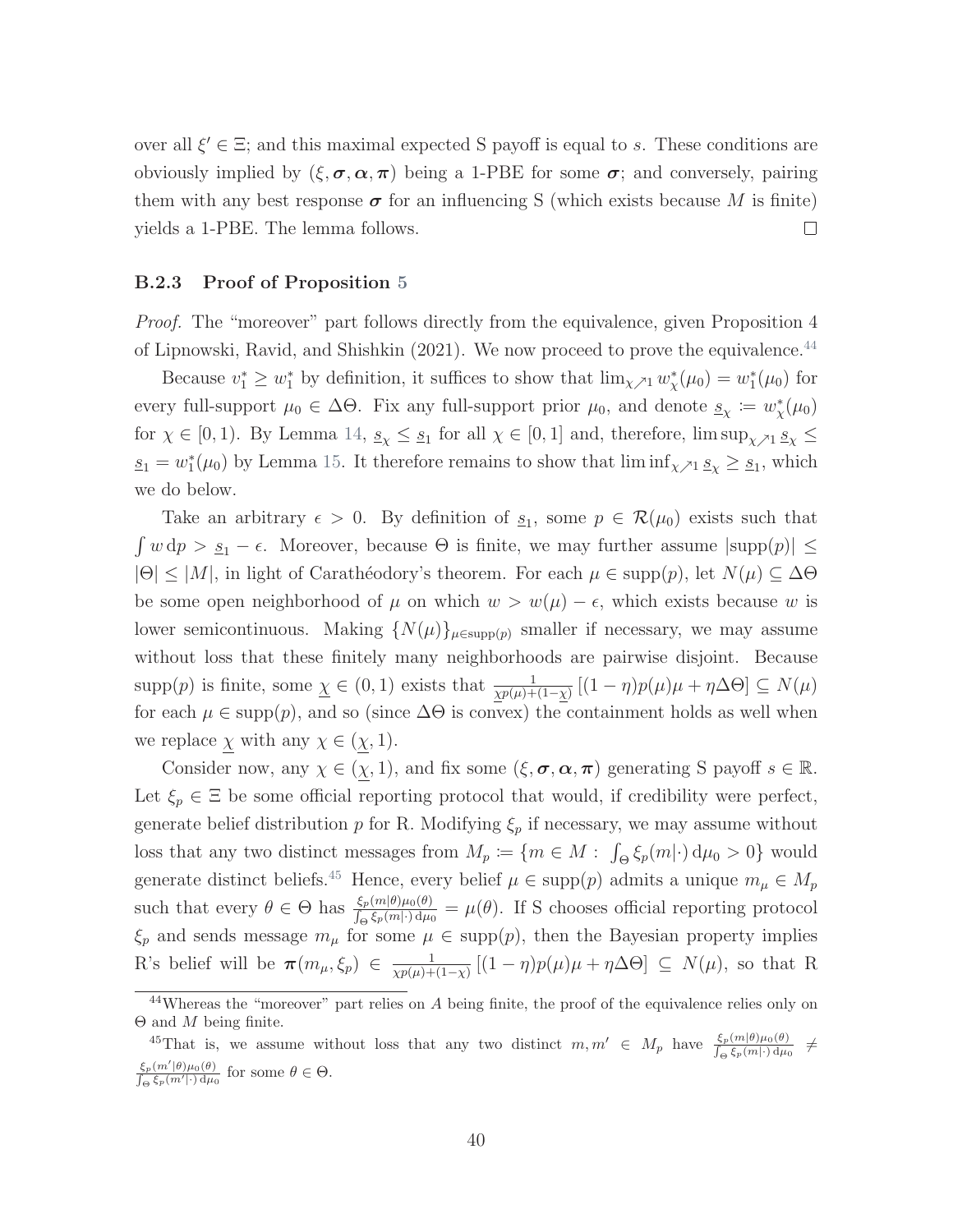over all $\xi' \in \Xi$; and this maximal expected S payoff is equal to $s$. These conditions are obviously implied by $(\xi, \boldsymbol{\sigma}, \boldsymbol{\alpha}, \boldsymbol{\pi})$ being a 1-PBE for some $\boldsymbol{\sigma}$; and conversely, pairing them with any best response $\boldsymbol{\sigma}$ for an influencing S (which exists because $M$ is finite) yields a 1-PBE. The lemma follows. $\square$

### B.2.3 Proof of Proposition 5

*Proof.* The "moreover" part follows directly from the equivalence, given Proposition 4 of Lipnowski, Ravid, and Shishkin (2021). We now proceed to prove the equivalence.[44]

Because $v_1^* \geq w_1^*$ by definition, it suffices to show that $\lim_{\chi \nearrow 1} w_\chi^*(\mu_0) = w_1^*(\mu_0)$ for every full-support $\mu_0 \in \Delta\Theta$. Fix any full-support prior $\mu_0$, and denote $\underline{s}_\chi := w_\chi^*(\mu_0)$ for $\chi \in [0, 1)$. By Lemma 14, $\underline{s}_\chi \leq \underline{s}_1$ for all $\chi \in [0, 1]$ and, therefore, $\limsup_{\chi \nearrow 1} \underline{s}_\chi \leq \underline{s}_1 = w_1^*(\mu_0)$ by Lemma 15. It therefore remains to show that $\liminf_{\chi \nearrow 1} \underline{s}_\chi \geq \underline{s}_1$, which we do below.

Take an arbitrary $\epsilon > 0$. By definition of $\underline{s}_1$, some $p \in \mathcal{R}(\mu_0)$ exists such that $\int w \, \mathrm{d}p > \underline{s}_1 - \epsilon$. Moreover, because $\Theta$ is finite, we may further assume $|\mathrm{supp}(p)| \leq |\Theta| \leq |M|$, in light of Carathéodory's theorem. For each $\mu \in \mathrm{supp}(p)$, let $N(\mu) \subseteq \Delta\Theta$ be some open neighborhood of $\mu$ on which $w > w(\mu) - \epsilon$, which exists because $w$ is lower semicontinuous. Making $\{N(\mu)\}_{\mu \in \mathrm{supp}(p)}$ smaller if necessary, we may assume without loss that these finitely many neighborhoods are pairwise disjoint. Because $\mathrm{supp}(p)$ is finite, some $\underline{\chi} \in (0, 1)$ exists that $\frac{1}{\underline{\chi} p(\mu) + (1 - \underline{\chi})} [(1 - \eta) p(\mu) \mu + \eta \Delta\Theta] \subseteq N(\mu)$ for each $\mu \in \mathrm{supp}(p)$, and so (since $\Delta\Theta$ is convex) the containment holds as well when we replace $\underline{\chi}$ with any $\chi \in (\underline{\chi}, 1)$.

Consider now, any $\chi \in (\underline{\chi}, 1)$, and fix some $(\xi, \boldsymbol{\sigma}, \boldsymbol{\alpha}, \boldsymbol{\pi})$ generating S payoff $s \in \mathbb{R}$. Let $\xi_p \in \Xi$ be some official reporting protocol that would, if credibility were perfect, generate belief distribution $p$ for R. Modifying $\xi_p$ if necessary, we may assume without loss that any two distinct messages from $M_p := \{m \in M : \int_\Theta \xi_p(m|\cdot) \, \mathrm{d}\mu_0 > 0\}$ would generate distinct beliefs.[45] Hence, every belief $\mu \in \mathrm{supp}(p)$ admits a unique $m_\mu \in M_p$ such that every $\theta \in \Theta$ has $\frac{\xi_p(m|\theta)\mu_0(\theta)}{\int_\Theta \xi_p(m|\cdot) \, \mathrm{d}\mu_0} = \mu(\theta)$. If S chooses official reporting protocol $\xi_p$ and sends message $m_\mu$ for some $\mu \in \mathrm{supp}(p)$, then the Bayesian property implies R's belief will be $\boldsymbol{\pi}(m_\mu, \xi_p) \in \frac{1}{\chi p(\mu) + (1 - \chi)} [(1 - \eta) p(\mu) \mu + \eta \Delta\Theta] \subseteq N(\mu)$, so that R

[44] Whereas the "moreover" part relies on $A$ being finite, the proof of the equivalence relies only on $\Theta$ and $M$ being finite.

[45] That is, we assume without loss that any two distinct $m, m' \in M_p$ have $\frac{\xi_p(m|\theta)\mu_0(\theta)}{\int_\Theta \xi_p(m|\cdot) \, \mathrm{d}\mu_0} \neq \frac{\xi_p(m'|\theta)\mu_0(\theta)}{\int_\Theta \xi_p(m'|\cdot) \, \mathrm{d}\mu_0}$ for some $\theta \in \Theta$.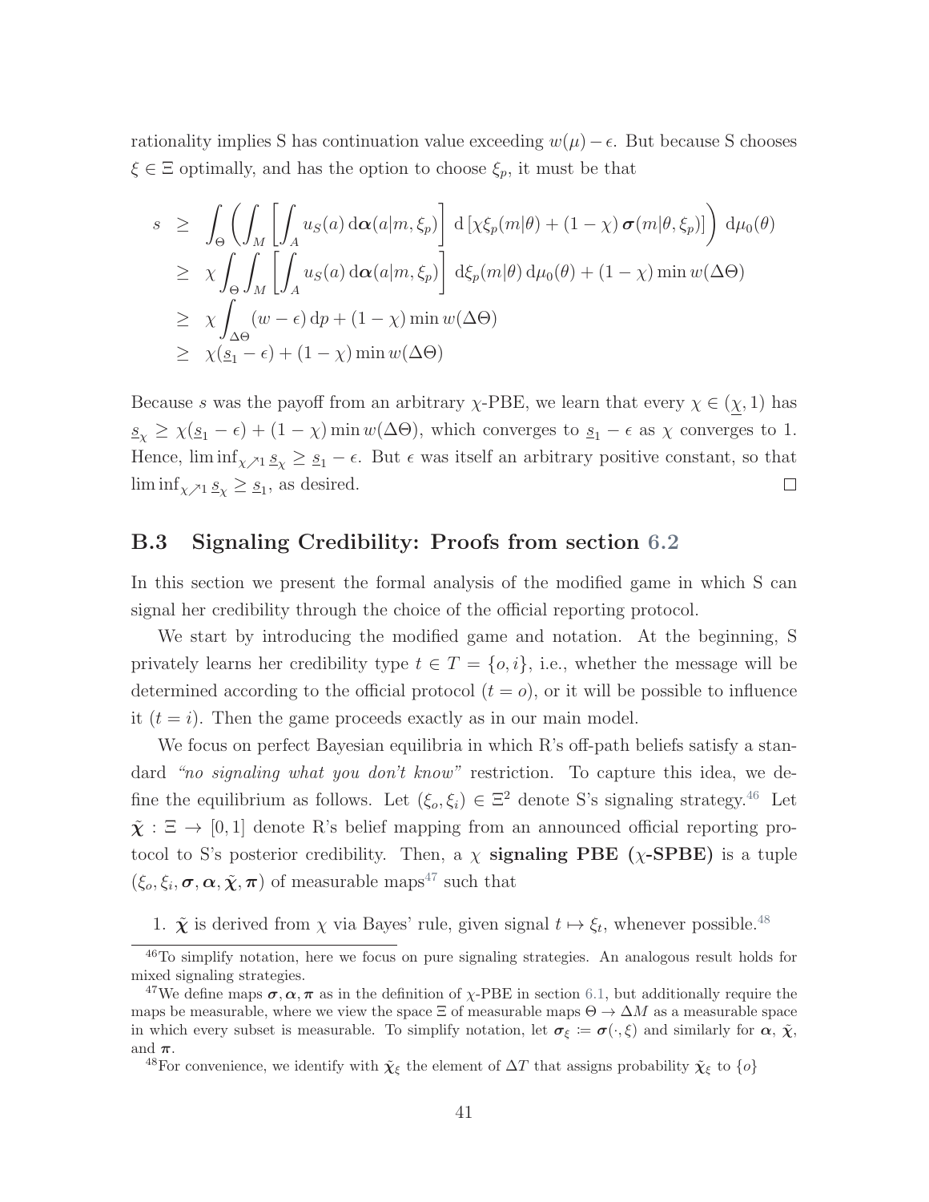rationality implies S has continuation value exceeding $w(\mu) - \epsilon$. But because S chooses $\xi \in \Xi$ optimally, and has the option to choose $\xi_p$, it must be that

$$
\begin{aligned}
s &\geq \int_\Theta \left( \int_M \left[ \int_A u_S(a) \, \mathrm{d}\boldsymbol{\alpha}(a|m, \xi_p) \right] \, \mathrm{d}\left[ \chi \xi_p(m|\theta) + (1-\chi) \, \boldsymbol{\sigma}(m|\theta, \xi_p) \right] \right) \, \mathrm{d}\mu_0(\theta) \\
&\geq \chi \int_\Theta \int_M \left[ \int_A u_S(a) \, \mathrm{d}\boldsymbol{\alpha}(a|m, \xi_p) \right] \, \mathrm{d}\xi_p(m|\theta) \, \mathrm{d}\mu_0(\theta) + (1-\chi) \min w(\Delta\Theta) \\
&\geq \chi \int_{\Delta\Theta} (w - \epsilon) \, \mathrm{d}p + (1-\chi) \min w(\Delta\Theta) \\
&\geq \chi(\underline{s}_1 - \epsilon) + (1-\chi) \min w(\Delta\Theta)
\end{aligned}
$$

Because $s$ was the payoff from an arbitrary $\chi$-PBE, we learn that every $\chi \in (\underline{\chi}, 1)$ has $\underline{s}_\chi \geq \chi(\underline{s}_1 - \epsilon) + (1-\chi) \min w(\Delta\Theta)$, which converges to $\underline{s}_1 - \epsilon$ as $\chi$ converges to 1. Hence, $\liminf_{\chi \nearrow 1} \underline{s}_\chi \geq \underline{s}_1 - \epsilon$. But $\epsilon$ was itself an arbitrary positive constant, so that $\liminf_{\chi \nearrow 1} \underline{s}_\chi \geq \underline{s}_1$, as desired. $\square$

## B.3 Signaling Credibility: Proofs from section 6.2

In this section we present the formal analysis of the modified game in which S can signal her credibility through the choice of the official reporting protocol.

We start by introducing the modified game and notation. At the beginning, S privately learns her credibility type $t \in T = \{o, i\}$, i.e., whether the message will be determined according to the official protocol ($t = o$), or it will be possible to influence it ($t = i$). Then the game proceeds exactly as in our main model.

We focus on perfect Bayesian equilibria in which R's off-path beliefs satisfy a standard *"no signaling what you don't know"* restriction. To capture this idea, we define the equilibrium as follows. Let $(\xi_o, \xi_i) \in \Xi^2$ denote S's signaling strategy.[46] Let $\tilde{\boldsymbol{\chi}} : \Xi \to [0, 1]$ denote R's belief mapping from an announced official reporting protocol to S's posterior credibility. Then, a $\chi$ **signaling PBE ($\chi$-SPBE)** is a tuple $(\xi_o, \xi_i, \boldsymbol{\sigma}, \boldsymbol{\alpha}, \tilde{\boldsymbol{\chi}}, \boldsymbol{\pi})$ of measurable maps[47] such that

1. $\tilde{\boldsymbol{\chi}}$ is derived from $\chi$ via Bayes' rule, given signal $t \mapsto \xi_t$, whenever possible.[48]

[46] To simplify notation, here we focus on pure signaling strategies. An analogous result holds for mixed signaling strategies.

[47] We define maps $\boldsymbol{\sigma}, \boldsymbol{\alpha}, \boldsymbol{\pi}$ as in the definition of $\chi$-PBE in section 6.1, but additionally require the maps be measurable, where we view the space $\Xi$ of measurable maps $\Theta \to \Delta M$ as a measurable space in which every subset is measurable. To simplify notation, let $\boldsymbol{\sigma}_\xi := \boldsymbol{\sigma}(\cdot, \xi)$ and similarly for $\boldsymbol{\alpha}$, $\tilde{\boldsymbol{\chi}}$, and $\boldsymbol{\pi}$.

[48] For convenience, we identify with $\tilde{\boldsymbol{\chi}}_\xi$ the element of $\Delta T$ that assigns probability $\tilde{\boldsymbol{\chi}}_\xi$ to $\{o\}$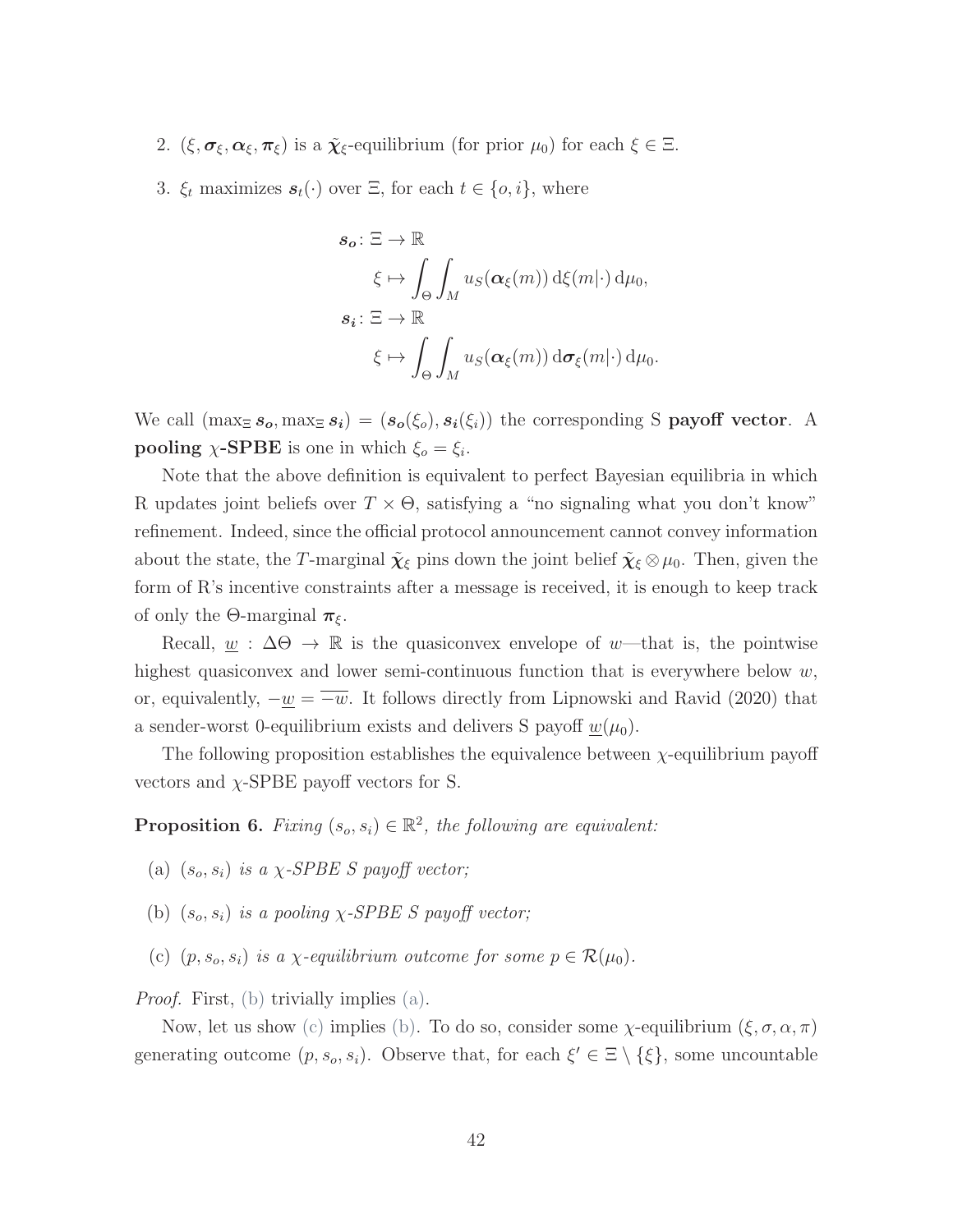2. $(\xi, \boldsymbol{\sigma}_\xi, \boldsymbol{\alpha}_\xi, \boldsymbol{\pi}_\xi)$ is a $\tilde{\boldsymbol{\chi}}_\xi$-equilibrium (for prior $\mu_0$) for each $\xi \in \Xi$.

3. $\xi_t$ maximizes $\boldsymbol{s}_t(\cdot)$ over $\Xi$, for each $t \in \{o, i\}$, where

$$
\begin{aligned}
\boldsymbol{s_o} &\colon \Xi \to \mathbb{R} \\
&\quad \xi \mapsto \int_\Theta \int_M u_S(\boldsymbol{\alpha}_\xi(m)) \, \mathrm{d}\xi(m|\cdot) \, \mathrm{d}\mu_0, \\
\boldsymbol{s_i} &\colon \Xi \to \mathbb{R} \\
&\quad \xi \mapsto \int_\Theta \int_M u_S(\boldsymbol{\alpha}_\xi(m)) \, \mathrm{d}\boldsymbol{\sigma}_\xi(m|\cdot) \, \mathrm{d}\mu_0.
\end{aligned}
$$

We call $(\max_\Xi \boldsymbol{s_o}, \max_\Xi \boldsymbol{s_i}) = (\boldsymbol{s_o}(\xi_o), \boldsymbol{s_i}(\xi_i))$ the corresponding S **payoff vector**. A **pooling $\chi$-SPBE** is one in which $\xi_o = \xi_i$.

Note that the above definition is equivalent to perfect Bayesian equilibria in which R updates joint beliefs over $T \times \Theta$, satisfying a "no signaling what you don't know" refinement. Indeed, since the official protocol announcement cannot convey information about the state, the $T$-marginal $\tilde{\boldsymbol{\chi}}_\xi$ pins down the joint belief $\tilde{\boldsymbol{\chi}}_\xi \otimes \mu_0$. Then, given the form of R's incentive constraints after a message is received, it is enough to keep track of only the $\Theta$-marginal $\boldsymbol{\pi}_\xi$.

Recall, $\underline{w} : \Delta\Theta \to \mathbb{R}$ is the quasiconvex envelope of $w$—that is, the pointwise highest quasiconvex and lower semi-continuous function that is everywhere below $w$, or, equivalently, $-\underline{w} = \overline{-w}$. It follows directly from Lipnowski and Ravid (2020) that a sender-worst 0-equilibrium exists and delivers S payoff $\underline{w}(\mu_0)$.

The following proposition establishes the equivalence between $\chi$-equilibrium payoff vectors and $\chi$-SPBE payoff vectors for S.

**Proposition 6.** *Fixing $(s_o, s_i) \in \mathbb{R}^2$, the following are equivalent:*

(a) *$(s_o, s_i)$ is a $\chi$-SPBE S payoff vector;*

(b) *$(s_o, s_i)$ is a pooling $\chi$-SPBE S payoff vector;*

(c) *$(p, s_o, s_i)$ is a $\chi$-equilibrium outcome for some $p \in \mathcal{R}(\mu_0)$.*

*Proof.* First, (b) trivially implies (a).

Now, let us show (c) implies (b). To do so, consider some $\chi$-equilibrium $(\xi, \sigma, \alpha, \pi)$ generating outcome $(p, s_o, s_i)$. Observe that, for each $\xi' \in \Xi \setminus \{\xi\}$, some uncountable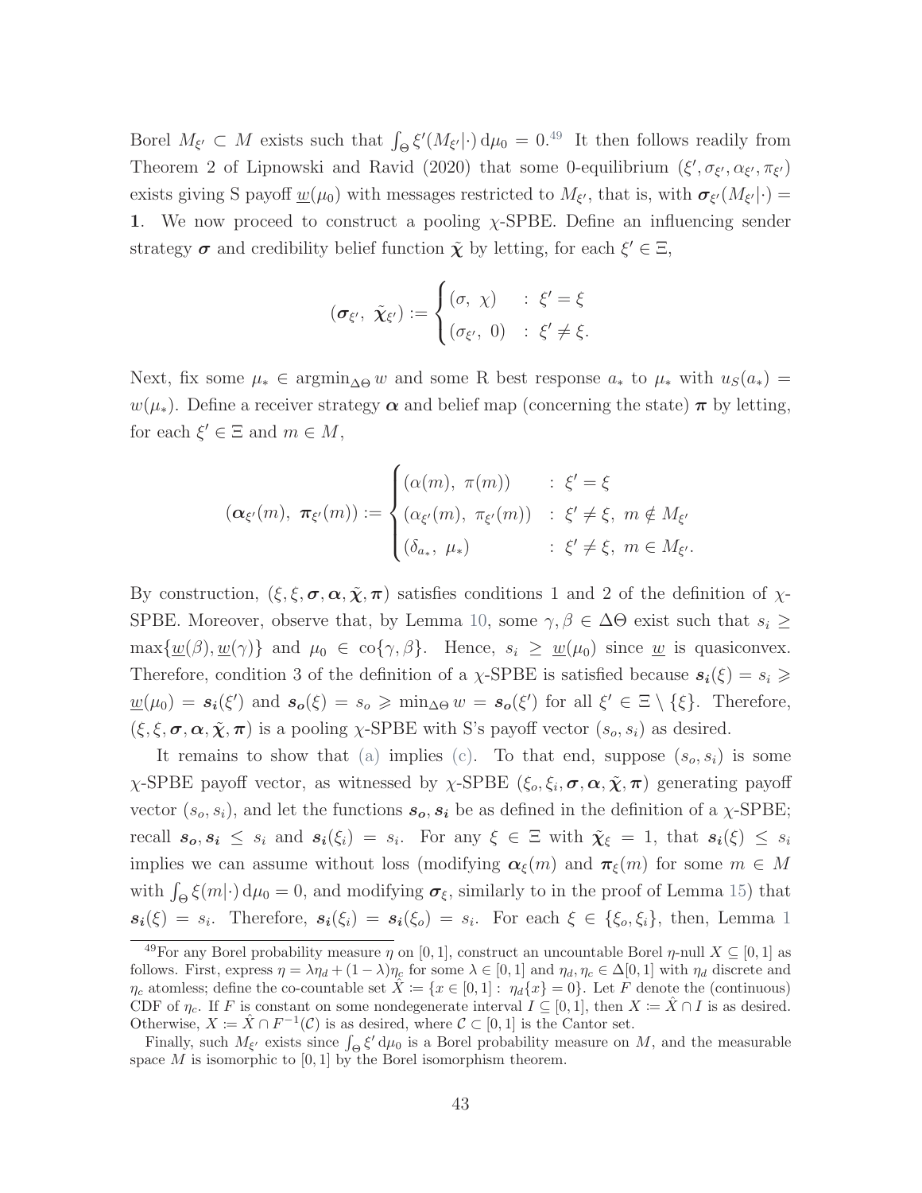Borel $M_{\xi'} \subset M$ exists such that $\int_\Theta \xi'(M_{\xi'}|\cdot)\,\mathrm{d}\mu_0 = 0$.[49] It then follows readily from Theorem 2 of Lipnowski and Ravid (2020) that some 0-equilibrium $(\xi', \sigma_{\xi'}, \alpha_{\xi'}, \pi_{\xi'})$ exists giving S payoff $\underline{w}(\mu_0)$ with messages restricted to $M_{\xi'}$, that is, with $\boldsymbol{\sigma}_{\xi'}(M_{\xi'}|\cdot) = \mathbf{1}$. We now proceed to construct a pooling $\chi$-SPBE. Define an influencing sender strategy $\boldsymbol{\sigma}$ and credibility belief function $\tilde{\boldsymbol{\chi}}$ by letting, for each $\xi' \in \Xi$,

$$(\boldsymbol{\sigma}_{\xi'},\ \tilde{\boldsymbol{\chi}}_{\xi'}) := \begin{cases} (\sigma,\ \chi) & :\ \xi' = \xi \\ (\sigma_{\xi'},\ 0) & :\ \xi' \neq \xi. \end{cases}$$

Next, fix some $\mu_* \in \operatorname{argmin}_{\Delta\Theta} w$ and some R best response $a_*$ to $\mu_*$ with $u_S(a_*) = w(\mu_*)$. Define a receiver strategy $\boldsymbol{\alpha}$ and belief map (concerning the state) $\boldsymbol{\pi}$ by letting, for each $\xi' \in \Xi$ and $m \in M$,

$$(\boldsymbol{\alpha}_{\xi'}(m),\ \boldsymbol{\pi}_{\xi'}(m)) := \begin{cases} (\alpha(m),\ \pi(m)) & :\ \xi' = \xi \\ (\alpha_{\xi'}(m),\ \pi_{\xi'}(m)) & :\ \xi' \neq \xi,\ m \notin M_{\xi'} \\ (\delta_{a_*},\ \mu_*) & :\ \xi' \neq \xi,\ m \in M_{\xi'}. \end{cases}$$

By construction, $(\xi, \xi, \boldsymbol{\sigma}, \boldsymbol{\alpha}, \tilde{\boldsymbol{\chi}}, \boldsymbol{\pi})$ satisfies conditions 1 and 2 of the definition of $\chi$-SPBE. Moreover, observe that, by Lemma 10, some $\gamma, \beta \in \Delta\Theta$ exist such that $s_i \geq \max\{\underline{w}(\beta), \underline{w}(\gamma)\}$ and $\mu_0 \in \operatorname{co}\{\gamma, \beta\}$. Hence, $s_i \geq \underline{w}(\mu_0)$ since $\underline{w}$ is quasiconvex. Therefore, condition 3 of the definition of a $\chi$-SPBE is satisfied because $\boldsymbol{s_i}(\xi) = s_i \geqslant \underline{w}(\mu_0) = \boldsymbol{s_i}(\xi')$ and $\boldsymbol{s_o}(\xi) = s_o \geqslant \min_{\Delta\Theta} w = \boldsymbol{s_o}(\xi')$ for all $\xi' \in \Xi \setminus \{\xi\}$. Therefore, $(\xi, \xi, \boldsymbol{\sigma}, \boldsymbol{\alpha}, \tilde{\boldsymbol{\chi}}, \boldsymbol{\pi})$ is a pooling $\chi$-SPBE with S's payoff vector $(s_o, s_i)$ as desired.

It remains to show that (a) implies (c). To that end, suppose $(s_o, s_i)$ is some $\chi$-SPBE payoff vector, as witnessed by $\chi$-SPBE $(\xi_o, \xi_i, \boldsymbol{\sigma}, \boldsymbol{\alpha}, \tilde{\boldsymbol{\chi}}, \boldsymbol{\pi})$ generating payoff vector $(s_o, s_i)$, and let the functions $\boldsymbol{s_o}, \boldsymbol{s_i}$ be as defined in the definition of a $\chi$-SPBE; recall $\boldsymbol{s_o}, \boldsymbol{s_i} \leq s_i$ and $\boldsymbol{s_i}(\xi_i) = s_i$. For any $\xi \in \Xi$ with $\tilde{\boldsymbol{\chi}}_\xi = 1$, that $\boldsymbol{s_i}(\xi) \leq s_i$ implies we can assume without loss (modifying $\boldsymbol{\alpha}_\xi(m)$ and $\boldsymbol{\pi}_\xi(m)$ for some $m \in M$ with $\int_\Theta \xi(m|\cdot)\,\mathrm{d}\mu_0 = 0$, and modifying $\boldsymbol{\sigma}_\xi$, similarly to in the proof of Lemma 15) that $\boldsymbol{s_i}(\xi) = s_i$. Therefore, $\boldsymbol{s_i}(\xi_i) = \boldsymbol{s_i}(\xi_o) = s_i$. For each $\xi \in \{\xi_o, \xi_i\}$, then, Lemma 1

---

[49] For any Borel probability measure $\eta$ on $[0,1]$, construct an uncountable Borel $\eta$-null $X \subseteq [0,1]$ as follows. First, express $\eta = \lambda\eta_d + (1-\lambda)\eta_c$ for some $\lambda \in [0,1]$ and $\eta_d, \eta_c \in \Delta[0,1]$ with $\eta_d$ discrete and $\eta_c$ atomless; define the co-countable set $\hat{X} := \{x \in [0,1] :\ \eta_d\{x\} = 0\}$. Let $F$ denote the (continuous) CDF of $\eta_c$. If $F$ is constant on some nondegenerate interval $I \subseteq [0,1]$, then $X := \hat{X} \cap I$ is as desired. Otherwise, $X := \hat{X} \cap F^{-1}(\mathcal{C})$ is as desired, where $\mathcal{C} \subset [0,1]$ is the Cantor set.

Finally, such $M_{\xi'}$ exists since $\int_\Theta \xi'\,\mathrm{d}\mu_0$ is a Borel probability measure on $M$, and the measurable space $M$ is isomorphic to $[0,1]$ by the Borel isomorphism theorem.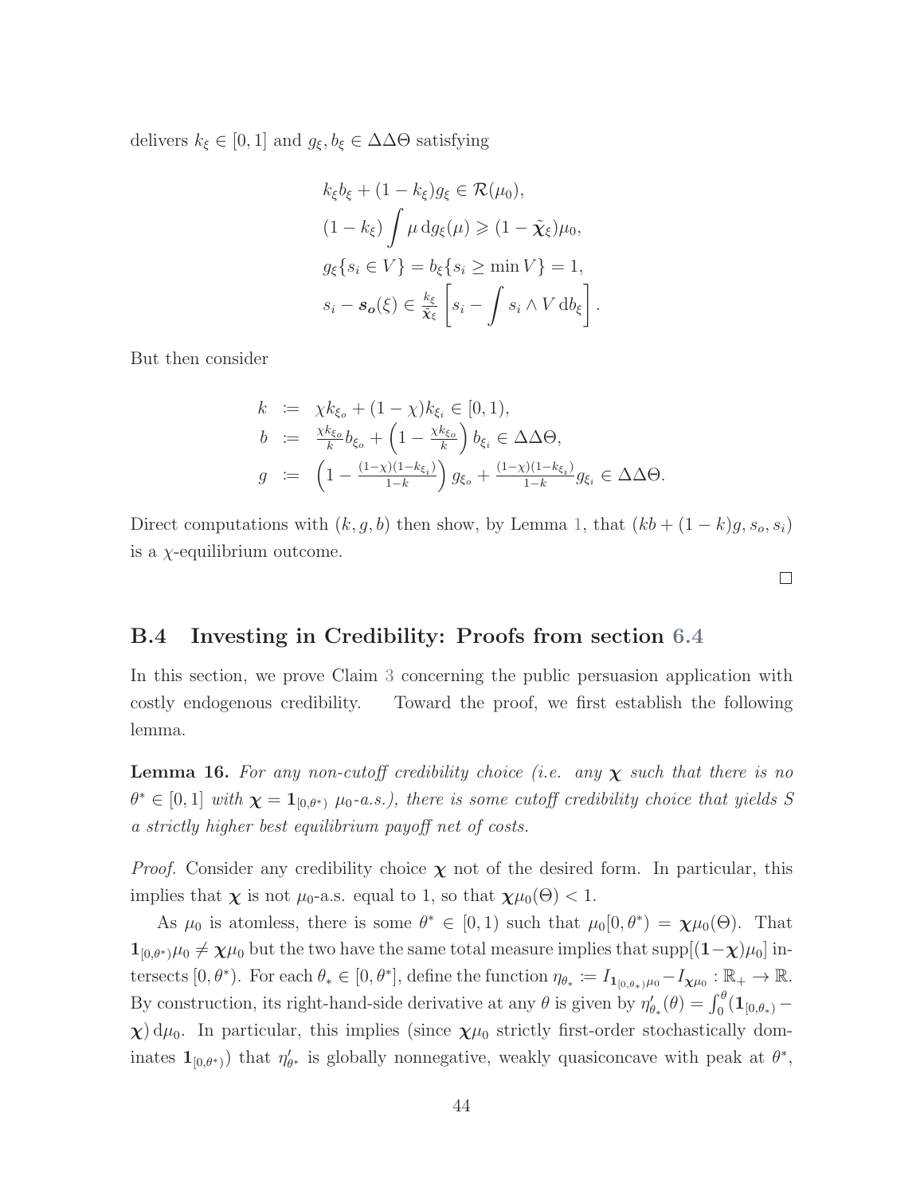delivers $k_\xi \in [0,1]$ and $g_\xi, b_\xi \in \Delta\Delta\Theta$ satisfying

$$
\begin{aligned}
&k_\xi b_\xi + (1-k_\xi) g_\xi \in \mathcal{R}(\mu_0), \\
&(1-k_\xi) \int \mu \, \mathrm{d}g_\xi(\mu) \geqslant (1-\tilde{\boldsymbol{\chi}}_\xi)\mu_0, \\
&g_\xi\{s_i \in V\} = b_\xi\{s_i \geq \min V\} = 1, \\
&s_i - \boldsymbol{s_o}(\xi) \in \tfrac{k_\xi}{\tilde{\boldsymbol{\chi}}_\xi} \left[ s_i - \int s_i \wedge V \, \mathrm{d}b_\xi \right].
\end{aligned}
$$

But then consider

$$
\begin{aligned}
k &:= \chi k_{\xi_o} + (1-\chi) k_{\xi_i} \in [0,1), \\
b &:= \tfrac{\chi k_{\xi_o}}{k} b_{\xi_o} + \left(1 - \tfrac{\chi k_{\xi_o}}{k}\right) b_{\xi_i} \in \Delta\Delta\Theta, \\
g &:= \left(1 - \tfrac{(1-\chi)(1-k_{\xi_i})}{1-k}\right) g_{\xi_o} + \tfrac{(1-\chi)(1-k_{\xi_i})}{1-k} g_{\xi_i} \in \Delta\Delta\Theta.
\end{aligned}
$$

Direct computations with $(k, g, b)$ then show, by Lemma 1, that $(kb + (1-k)g, s_o, s_i)$ is a $\chi$-equilibrium outcome.

□

## B.4 Investing in Credibility: Proofs from section 6.4

In this section, we prove Claim 3 concerning the public persuasion application with costly endogenous credibility. Toward the proof, we first establish the following lemma.

**Lemma 16.** *For any non-cutoff credibility choice (i.e. any $\boldsymbol{\chi}$ such that there is no $\theta^* \in [0,1]$ with $\boldsymbol{\chi} = \mathbf{1}_{[0,\theta^*)}$ $\mu_0$-a.s.), there is some cutoff credibility choice that yields S a strictly higher best equilibrium payoff net of costs.*

*Proof.* Consider any credibility choice $\boldsymbol{\chi}$ not of the desired form. In particular, this implies that $\boldsymbol{\chi}$ is not $\mu_0$-a.s. equal to 1, so that $\boldsymbol{\chi}\mu_0(\Theta) < 1$.

As $\mu_0$ is atomless, there is some $\theta^* \in [0,1)$ such that $\mu_0[0,\theta^*) = \boldsymbol{\chi}\mu_0(\Theta)$. That $\mathbf{1}_{[0,\theta^*)}\mu_0 \neq \boldsymbol{\chi}\mu_0$ but the two have the same total measure implies that $\mathrm{supp}[(\mathbf{1}-\boldsymbol{\chi})\mu_0]$ intersects $[0,\theta^*)$. For each $\theta_* \in [0,\theta^*]$, define the function $\eta_{\theta_*} := I_{\mathbf{1}_{[0,\theta_*)}\mu_0} - I_{\boldsymbol{\chi}\mu_0} : \mathbb{R}_+ \to \mathbb{R}$. By construction, its right-hand-side derivative at any $\theta$ is given by $\eta'_{\theta_*}(\theta) = \int_0^\theta (\mathbf{1}_{[0,\theta_*)} - \boldsymbol{\chi}) \, \mathrm{d}\mu_0$. In particular, this implies (since $\boldsymbol{\chi}\mu_0$ strictly first-order stochastically dominates $\mathbf{1}_{[0,\theta^*)}$) that $\eta'_{\theta^*}$ is globally nonnegative, weakly quasiconcave with peak at $\theta^*$,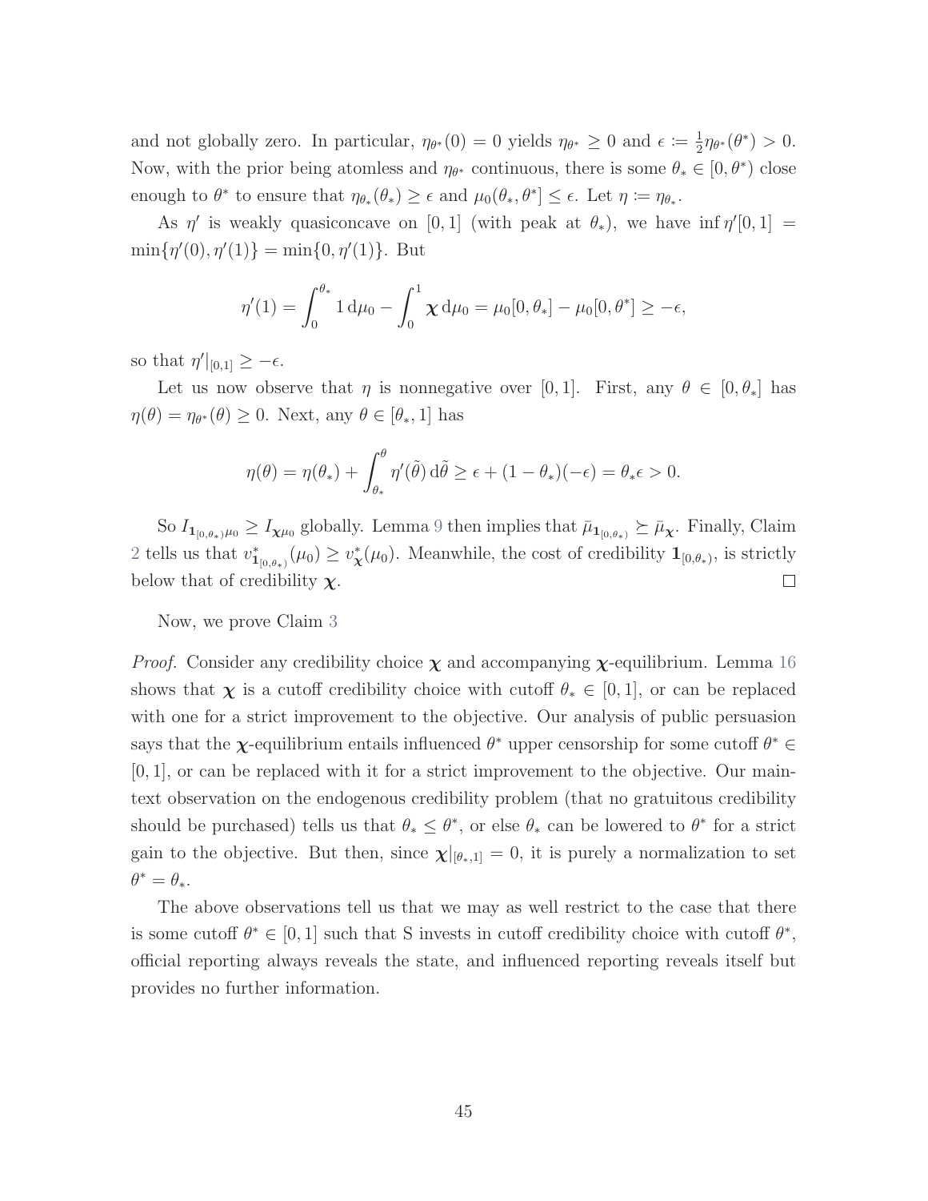and not globally zero. In particular, $\eta_{\theta^*}(0) = 0$ yields $\eta_{\theta^*} \geq 0$ and $\epsilon := \frac{1}{2}\eta_{\theta^*}(\theta^*) > 0$. Now, with the prior being atomless and $\eta_{\theta^*}$ continuous, there is some $\theta_* \in [0, \theta^*)$ close enough to $\theta^*$ to ensure that $\eta_{\theta_*}(\theta_*) \geq \epsilon$ and $\mu_0(\theta_*, \theta^*] \leq \epsilon$. Let $\eta := \eta_{\theta_*}$.

As $\eta'$ is weakly quasiconcave on $[0,1]$ (with peak at $\theta_*$), we have $\inf \eta'[0,1] = \min\{\eta'(0), \eta'(1)\} = \min\{0, \eta'(1)\}$. But

$$\eta'(1) = \int_0^{\theta_*} 1 \, \mathrm{d}\mu_0 - \int_0^1 \boldsymbol{\chi} \, \mathrm{d}\mu_0 = \mu_0[0, \theta_*] - \mu_0[0, \theta^*] \geq -\epsilon,$$

so that $\eta'|_{[0,1]} \geq -\epsilon$.

Let us now observe that $\eta$ is nonnegative over $[0,1]$. First, any $\theta \in [0, \theta_*]$ has $\eta(\theta) = \eta_{\theta^*}(\theta) \geq 0$. Next, any $\theta \in [\theta_*, 1]$ has

$$\eta(\theta) = \eta(\theta_*) + \int_{\theta_*}^{\theta} \eta'(\tilde{\theta}) \, \mathrm{d}\tilde{\theta} \geq \epsilon + (1 - \theta_*)(-\epsilon) = \theta_* \epsilon > 0.$$

So $I_{\mathbf{1}_{[0,\theta_*)}\mu_0} \geq I_{\boldsymbol{\chi}\mu_0}$ globally. Lemma 9 then implies that $\bar{\mu}_{\mathbf{1}_{[0,\theta_*)}} \succeq \bar{\mu}_{\boldsymbol{\chi}}$. Finally, Claim 2 tells us that $v^*_{\mathbf{1}_{[0,\theta_*)}}(\mu_0) \geq v^*_{\boldsymbol{\chi}}(\mu_0)$. Meanwhile, the cost of credibility $\mathbf{1}_{[0,\theta_*)}$, is strictly below that of credibility $\boldsymbol{\chi}$. □

Now, we prove Claim 3

*Proof.* Consider any credibility choice $\boldsymbol{\chi}$ and accompanying $\boldsymbol{\chi}$-equilibrium. Lemma 16 shows that $\boldsymbol{\chi}$ is a cutoff credibility choice with cutoff $\theta_* \in [0,1]$, or can be replaced with one for a strict improvement to the objective. Our analysis of public persuasion says that the $\boldsymbol{\chi}$-equilibrium entails influenced $\theta^*$ upper censorship for some cutoff $\theta^* \in [0,1]$, or can be replaced with it for a strict improvement to the objective. Our main-text observation on the endogenous credibility problem (that no gratuitous credibility should be purchased) tells us that $\theta_* \leq \theta^*$, or else $\theta_*$ can be lowered to $\theta^*$ for a strict gain to the objective. But then, since $\boldsymbol{\chi}|_{[\theta_*,1]} = 0$, it is purely a normalization to set $\theta^* = \theta_*$.

The above observations tell us that we may as well restrict to the case that there is some cutoff $\theta^* \in [0,1]$ such that S invests in cutoff credibility choice with cutoff $\theta^*$, official reporting always reveals the state, and influenced reporting reveals itself but provides no further information.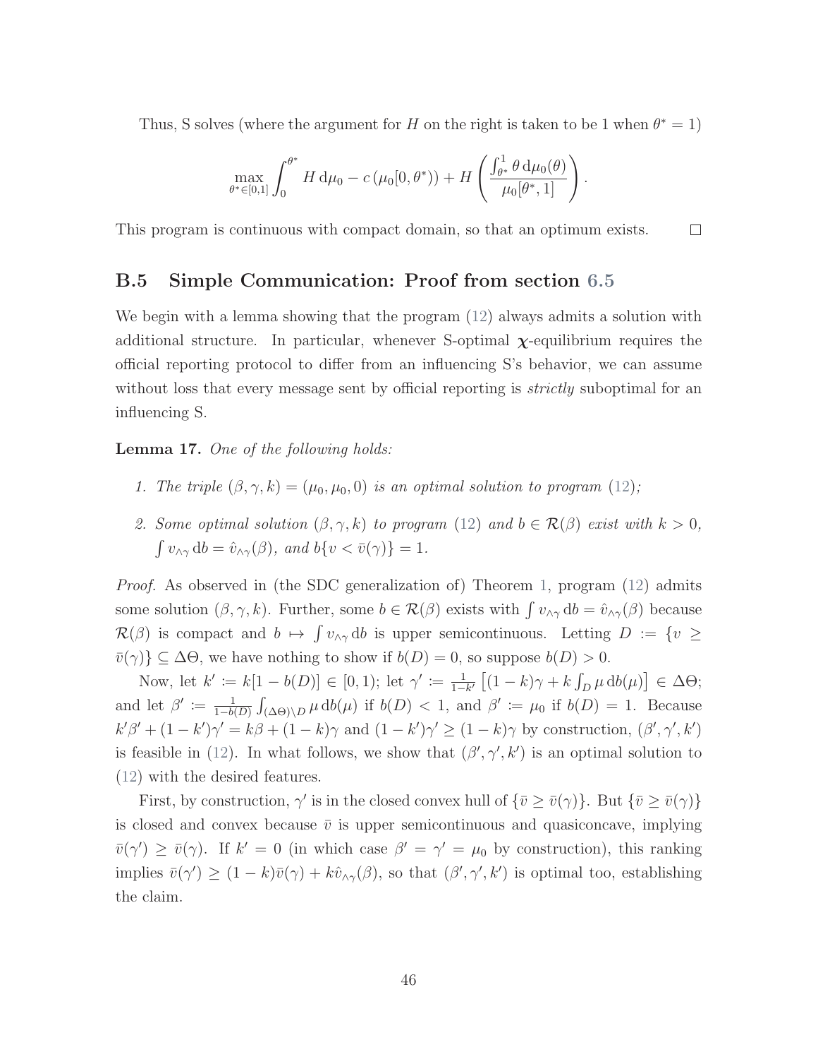Thus, S solves (where the argument for $H$ on the right is taken to be 1 when $\theta^* = 1$)

$$\max_{\theta^* \in [0,1]} \int_0^{\theta^*} H \, \mathrm{d}\mu_0 - c\left(\mu_0[0, \theta^*)\right) + H\left(\frac{\int_{\theta^*}^1 \theta \, \mathrm{d}\mu_0(\theta)}{\mu_0[\theta^*, 1]}\right).$$

This program is continuous with compact domain, so that an optimum exists. $\square$

## B.5 Simple Communication: Proof from section 6.5

We begin with a lemma showing that the program (12) always admits a solution with additional structure. In particular, whenever S-optimal $\boldsymbol{\chi}$-equilibrium requires the official reporting protocol to differ from an influencing S's behavior, we can assume without loss that every message sent by official reporting is *strictly* suboptimal for an influencing S.

**Lemma 17.** *One of the following holds:*

1. *The triple $(\beta, \gamma, k) = (\mu_0, \mu_0, 0)$ is an optimal solution to program (12);*
2. *Some optimal solution $(\beta, \gamma, k)$ to program (12) and $b \in \mathcal{R}(\beta)$ exist with $k > 0$, $\int v_{\wedge\gamma} \, \mathrm{d}b = \hat{v}_{\wedge\gamma}(\beta)$, and $b\{v < \bar{v}(\gamma)\} = 1$.*

*Proof.* As observed in (the SDC generalization of) Theorem 1, program (12) admits some solution $(\beta, \gamma, k)$. Further, some $b \in \mathcal{R}(\beta)$ exists with $\int v_{\wedge\gamma} \, \mathrm{d}b = \hat{v}_{\wedge\gamma}(\beta)$ because $\mathcal{R}(\beta)$ is compact and $b \mapsto \int v_{\wedge\gamma} \, \mathrm{d}b$ is upper semicontinuous. Letting $D := \{v \geq \bar{v}(\gamma)\} \subseteq \Delta\Theta$, we have nothing to show if $b(D) = 0$, so suppose $b(D) > 0$.

Now, let $k' := k[1 - b(D)] \in [0, 1)$; let $\gamma' := \frac{1}{1-k'}\left[(1-k)\gamma + k \int_D \mu \, \mathrm{d}b(\mu)\right] \in \Delta\Theta$; and let $\beta' := \frac{1}{1-b(D)} \int_{(\Delta\Theta)\setminus D} \mu \, \mathrm{d}b(\mu)$ if $b(D) < 1$, and $\beta' := \mu_0$ if $b(D) = 1$. Because $k'\beta' + (1-k')\gamma' = k\beta + (1-k)\gamma$ and $(1-k')\gamma' \geq (1-k)\gamma$ by construction, $(\beta', \gamma', k')$ is feasible in (12). In what follows, we show that $(\beta', \gamma', k')$ is an optimal solution to (12) with the desired features.

First, by construction, $\gamma'$ is in the closed convex hull of $\{\bar{v} \geq \bar{v}(\gamma)\}$. But $\{\bar{v} \geq \bar{v}(\gamma)\}$ is closed and convex because $\bar{v}$ is upper semicontinuous and quasiconcave, implying $\bar{v}(\gamma') \geq \bar{v}(\gamma)$. If $k' = 0$ (in which case $\beta' = \gamma' = \mu_0$ by construction), this ranking implies $\bar{v}(\gamma') \geq (1-k)\bar{v}(\gamma) + k\hat{v}_{\wedge\gamma}(\beta)$, so that $(\beta', \gamma', k')$ is optimal too, establishing the claim.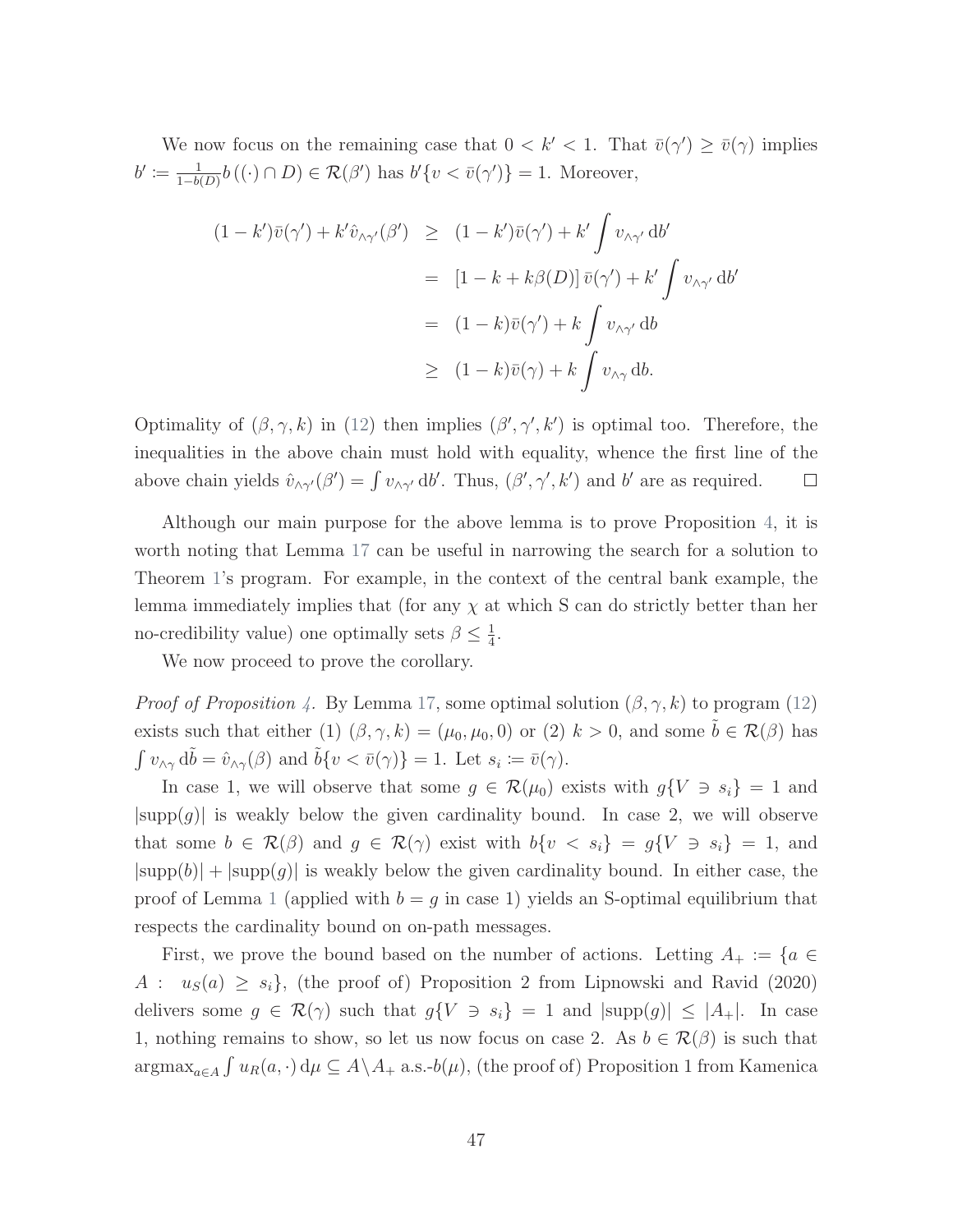We now focus on the remaining case that $0 < k' < 1$. That $\bar{v}(\gamma') \geq \bar{v}(\gamma)$ implies $b' := \frac{1}{1-b(D)} b\left((\cdot) \cap D\right) \in \mathcal{R}(\beta')$ has $b'\{v < \bar{v}(\gamma')\} = 1$. Moreover,

$$
\begin{aligned}
(1-k')\bar{v}(\gamma') + k'\hat{v}_{\wedge\gamma'}(\beta') &\geq (1-k')\bar{v}(\gamma') + k' \int v_{\wedge\gamma'} \, \mathrm{d}b' \\
&= \left[1 - k + k\beta(D)\right] \bar{v}(\gamma') + k' \int v_{\wedge\gamma'} \, \mathrm{d}b' \\
&= (1-k)\bar{v}(\gamma') + k \int v_{\wedge\gamma'} \, \mathrm{d}b \\
&\geq (1-k)\bar{v}(\gamma) + k \int v_{\wedge\gamma} \, \mathrm{d}b.
\end{aligned}
$$

Optimality of $(\beta, \gamma, k)$ in (12) then implies $(\beta', \gamma', k')$ is optimal too. Therefore, the inequalities in the above chain must hold with equality, whence the first line of the above chain yields $\hat{v}_{\wedge\gamma'}(\beta') = \int v_{\wedge\gamma'} \, \mathrm{d}b'$. Thus, $(\beta', \gamma', k')$ and $b'$ are as required. $\square$

Although our main purpose for the above lemma is to prove Proposition 4, it is worth noting that Lemma 17 can be useful in narrowing the search for a solution to Theorem 1's program. For example, in the context of the central bank example, the lemma immediately implies that (for any $\chi$ at which S can do strictly better than her no-credibility value) one optimally sets $\beta \leq \frac{1}{4}$.

We now proceed to prove the corollary.

*Proof of Proposition 4.* By Lemma 17, some optimal solution $(\beta, \gamma, k)$ to program (12) exists such that either (1) $(\beta, \gamma, k) = (\mu_0, \mu_0, 0)$ or (2) $k > 0$, and some $\tilde{b} \in \mathcal{R}(\beta)$ has $\int v_{\wedge\gamma} \, \mathrm{d}\tilde{b} = \hat{v}_{\wedge\gamma}(\beta)$ and $\tilde{b}\{v < \bar{v}(\gamma)\} = 1$. Let $s_i := \bar{v}(\gamma)$.

In case 1, we will observe that some $g \in \mathcal{R}(\mu_0)$ exists with $g\{V \ni s_i\} = 1$ and $|\mathrm{supp}(g)|$ is weakly below the given cardinality bound. In case 2, we will observe that some $b \in \mathcal{R}(\beta)$ and $g \in \mathcal{R}(\gamma)$ exist with $b\{v < s_i\} = g\{V \ni s_i\} = 1$, and $|\mathrm{supp}(b)| + |\mathrm{supp}(g)|$ is weakly below the given cardinality bound. In either case, the proof of Lemma 1 (applied with $b = g$ in case 1) yields an S-optimal equilibrium that respects the cardinality bound on on-path messages.

First, we prove the bound based on the number of actions. Letting $A_+ := \{a \in A : \ u_S(a) \geq s_i\}$, (the proof of) Proposition 2 from Lipnowski and Ravid (2020) delivers some $g \in \mathcal{R}(\gamma)$ such that $g\{V \ni s_i\} = 1$ and $|\mathrm{supp}(g)| \leq |A_+|$. In case 1, nothing remains to show, so let us now focus on case 2. As $b \in \mathcal{R}(\beta)$ is such that $\mathrm{argmax}_{a\in A} \int u_R(a, \cdot) \, \mathrm{d}\mu \subseteq A \backslash A_+$ a.s.-$b(\mu)$, (the proof of) Proposition 1 from Kamenica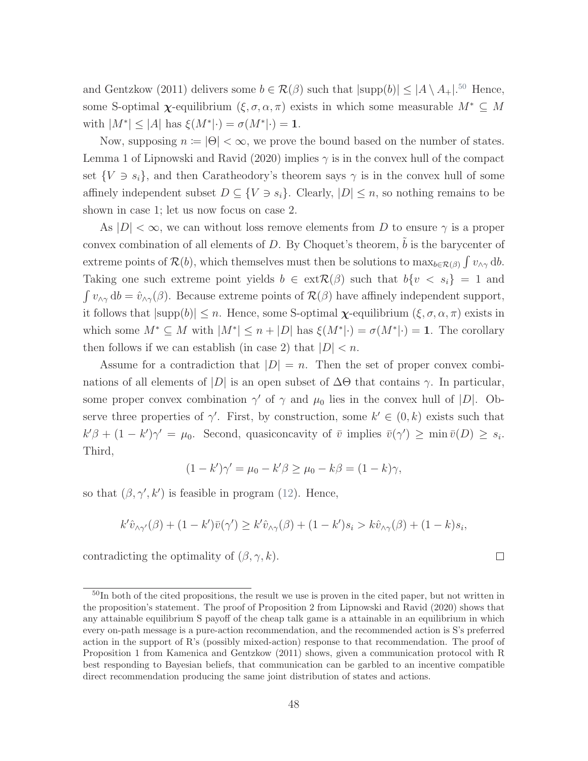and Gentzkow (2011) delivers some $b \in \mathcal{R}(\beta)$ such that $|\text{supp}(b)| \leq |A \setminus A_+|$.[50] Hence, some S-optimal $\boldsymbol{\chi}$-equilibrium $(\xi, \sigma, \alpha, \pi)$ exists in which some measurable $M^* \subseteq M$ with $|M^*| \leq |A|$ has $\xi(M^*|\cdot) = \sigma(M^*|\cdot) = \mathbf{1}$.

Now, supposing $n \coloneqq |\Theta| < \infty$, we prove the bound based on the number of states. Lemma 1 of Lipnowski and Ravid (2020) implies $\gamma$ is in the convex hull of the compact set $\{V \ni s_i\}$, and then Caratheodory's theorem says $\gamma$ is in the convex hull of some affinely independent subset $D \subseteq \{V \ni s_i\}$. Clearly, $|D| \leq n$, so nothing remains to be shown in case 1; let us now focus on case 2.

As $|D| < \infty$, we can without loss remove elements from $D$ to ensure $\gamma$ is a proper convex combination of all elements of $D$. By Choquet's theorem, $\tilde{b}$ is the barycenter of extreme points of $\mathcal{R}(b)$, which themselves must then be solutions to $\max_{b \in \mathcal{R}(\beta)} \int v_{\wedge\gamma} \, \mathrm{d}b$. Taking one such extreme point yields $b \in \text{ext}\mathcal{R}(\beta)$ such that $b\{v < s_i\} = 1$ and $\int v_{\wedge\gamma} \, \mathrm{d}b = \hat{v}_{\wedge\gamma}(\beta)$. Because extreme points of $\mathcal{R}(\beta)$ have affinely independent support, it follows that $|\text{supp}(b)| \leq n$. Hence, some S-optimal $\boldsymbol{\chi}$-equilibrium $(\xi, \sigma, \alpha, \pi)$ exists in which some $M^* \subseteq M$ with $|M^*| \leq n + |D|$ has $\xi(M^*|\cdot) = \sigma(M^*|\cdot) = \mathbf{1}$. The corollary then follows if we can establish (in case 2) that $|D| < n$.

Assume for a contradiction that $|D| = n$. Then the set of proper convex combinations of all elements of $|D|$ is an open subset of $\Delta\Theta$ that contains $\gamma$. In particular, some proper convex combination $\gamma'$ of $\gamma$ and $\mu_0$ lies in the convex hull of $|D|$. Observe three properties of $\gamma'$. First, by construction, some $k' \in (0, k)$ exists such that $k'\beta + (1 - k')\gamma' = \mu_0$. Second, quasiconcavity of $\bar{v}$ implies $\bar{v}(\gamma') \geq \min \bar{v}(D) \geq s_i$. Third,

$$(1 - k')\gamma' = \mu_0 - k'\beta \geq \mu_0 - k\beta = (1 - k)\gamma,$$

so that $(\beta, \gamma', k')$ is feasible in program (12). Hence,

$$k'\hat{v}_{\wedge\gamma'}(\beta) + (1 - k')\bar{v}(\gamma') \geq k'\hat{v}_{\wedge\gamma}(\beta) + (1 - k')s_i > k\hat{v}_{\wedge\gamma}(\beta) + (1 - k)s_i,$$

contradicting the optimality of $(\beta, \gamma, k)$. $\square$

[50] In both of the cited propositions, the result we use is proven in the cited paper, but not written in the proposition's statement. The proof of Proposition 2 from Lipnowski and Ravid (2020) shows that any attainable equilibrium S payoff of the cheap talk game is a attainable in an equilibrium in which every on-path message is a pure-action recommendation, and the recommended action is S's preferred action in the support of R's (possibly mixed-action) response to that recommendation. The proof of Proposition 1 from Kamenica and Gentzkow (2011) shows, given a communication protocol with R best responding to Bayesian beliefs, that communication can be garbled to an incentive compatible direct recommendation producing the same joint distribution of states and actions.